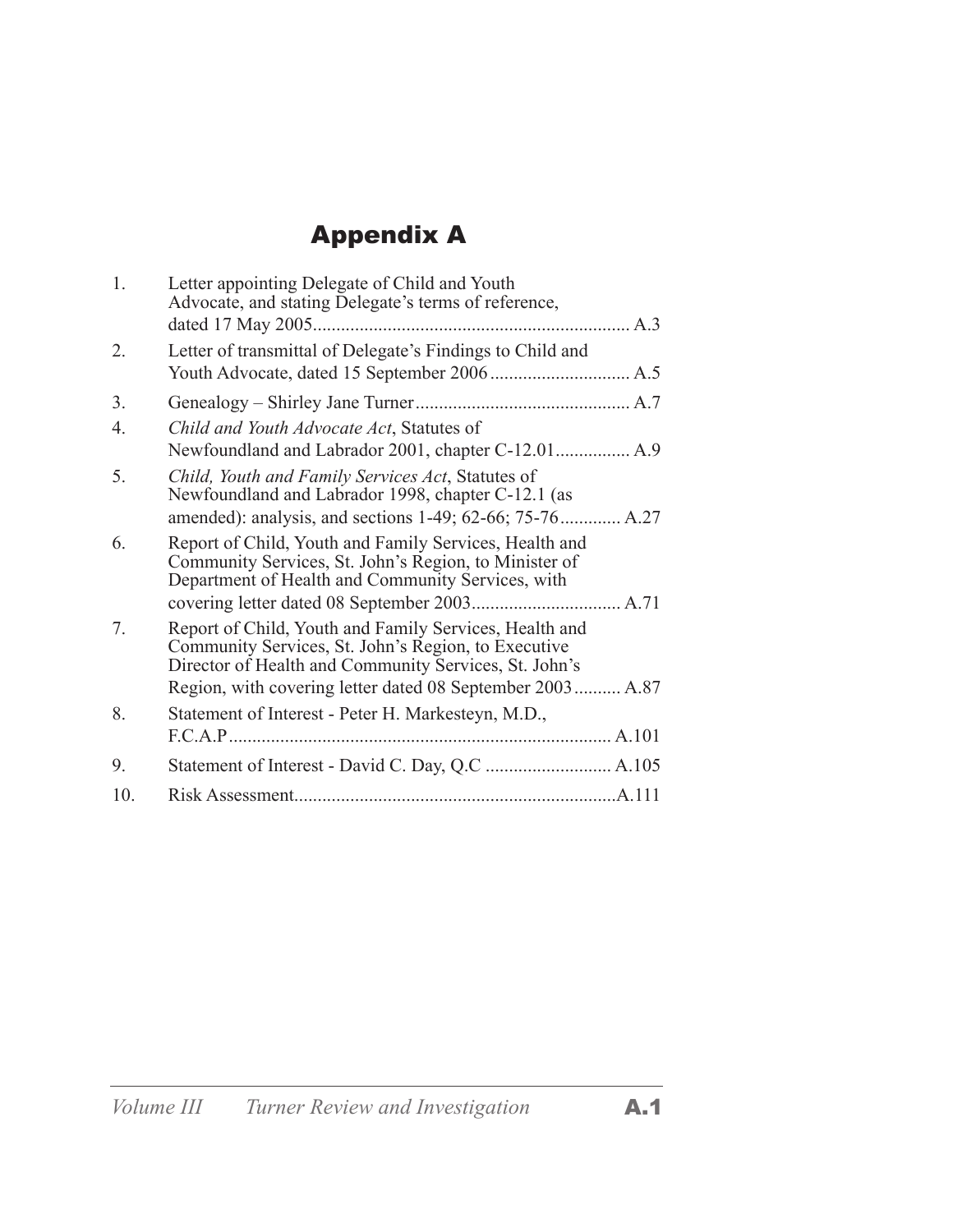# Appendix A

1. Letter appointing Delegate of Child and Youth Advocate, and stating Delegate's terms of reference, dated 17 May 2005 .................... A.3
2. Letter of transmittal of Delegate's Findings to Child and Youth Advocate, dated 15 September 2006 .................... A.5
3. Genealogy – Shirley Jane Turner .................... A.7
4. *Child and Youth Advocate Act*, Statutes of Newfoundland and Labrador 2001, chapter C-12.01 .................... A.9
5. *Child, Youth and Family Services Act*, Statutes of Newfoundland and Labrador 1998, chapter C-12.1 (as amended): analysis, and sections 1-49; 62-66; 75-76 .................... A.27
6. Report of Child, Youth and Family Services, Health and Community Services, St. John's Region, to Minister of Department of Health and Community Services, with covering letter dated 08 September 2003 .................... A.71
7. Report of Child, Youth and Family Services, Health and Community Services, St. John's Region, to Executive Director of Health and Community Services, St. John's Region, with covering letter dated 08 September 2003 .................... A.87
8. Statement of Interest - Peter H. Markesteyn, M.D., F.C.A.P .................... A.101
9. Statement of Interest - David C. Day, Q.C .................... A.105
10. Risk Assessment .................... A.111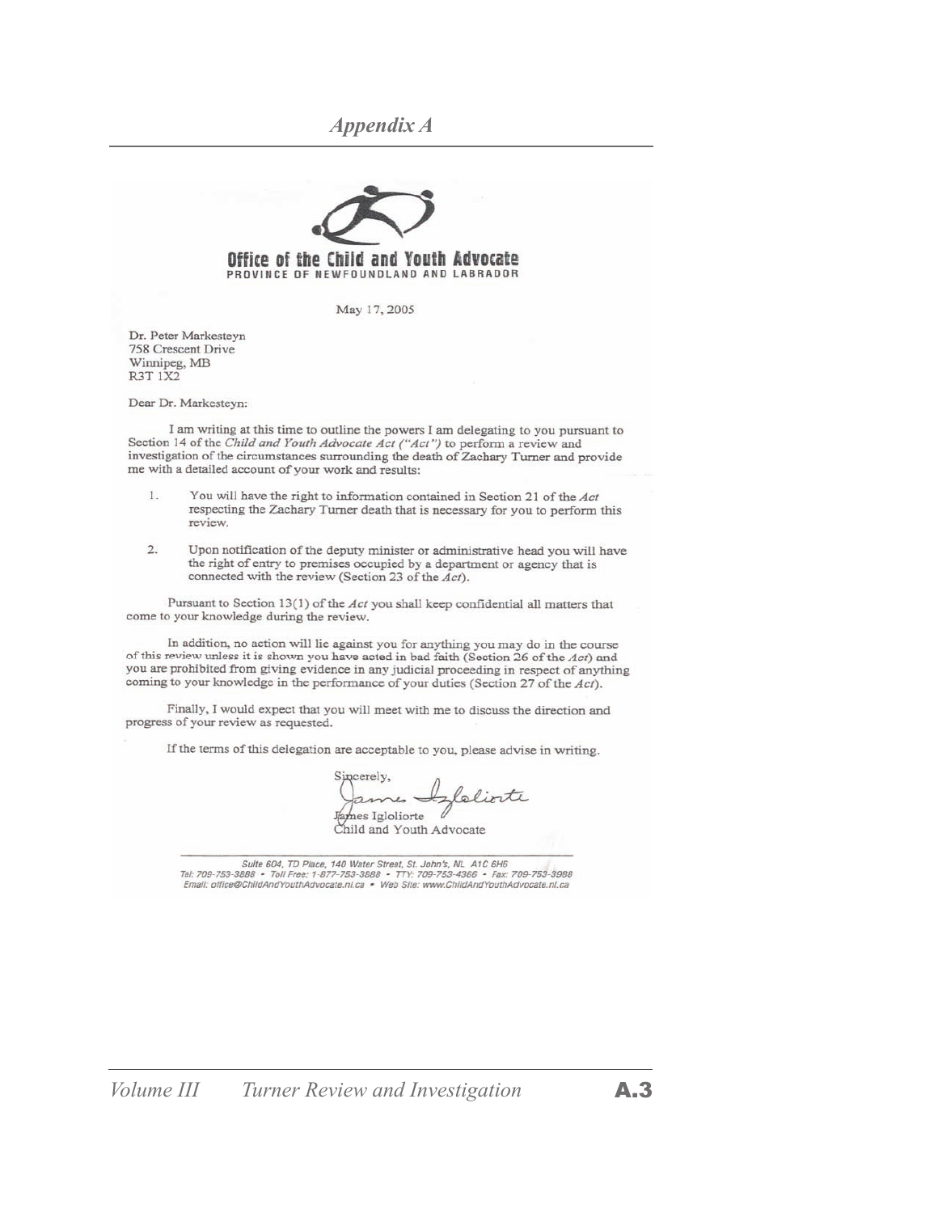# Appendix A

**Office of the Child and Youth Advocate**
PROVINCE OF NEWFOUNDLAND AND LABRADOR

May 17, 2005

Dr. Peter Markesteyn
758 Crescent Drive
Winnipeg, MB
R3T 1X2

Dear Dr. Markesteyn:

I am writing at this time to outline the powers I am delegating to you pursuant to Section 14 of the *Child and Youth Advocate Act ("Act")* to perform a review and investigation of the circumstances surrounding the death of Zachary Turner and provide me with a detailed account of your work and results:

1. You will have the right to information contained in Section 21 of the *Act* respecting the Zachary Turner death that is necessary for you to perform this review.

2. Upon notification of the deputy minister or administrative head you will have the right of entry to premises occupied by a department or agency that is connected with the review (Section 23 of the *Act*).

Pursuant to Section 13(1) of the *Act* you shall keep confidential all matters that come to your knowledge during the review.

In addition, no action will lie against you for anything you may do in the course of this review unless it is shown you have acted in bad faith (Section 26 of the *Act*) and you are prohibited from giving evidence in any judicial proceeding in respect of anything coming to your knowledge in the performance of your duties (Section 27 of the *Act*).

Finally, I would expect that you will meet with me to discuss the direction and progress of your review as requested.

If the terms of this delegation are acceptable to you, please advise in writing.

Sincerely,

James Igloliorte
Child and Youth Advocate

Suite 604, TD Place, 140 Water Street, St. John's, NL A1C 6H6
Tel: 709-753-3888 • Toll Free: 1-877-753-3888 • TTY: 709-753-4366 • Fax: 709-753-3988
Email: office@ChildAndYouthAdvocate.nl.ca • Web Site: www.ChildAndYouthAdvocate.nl.ca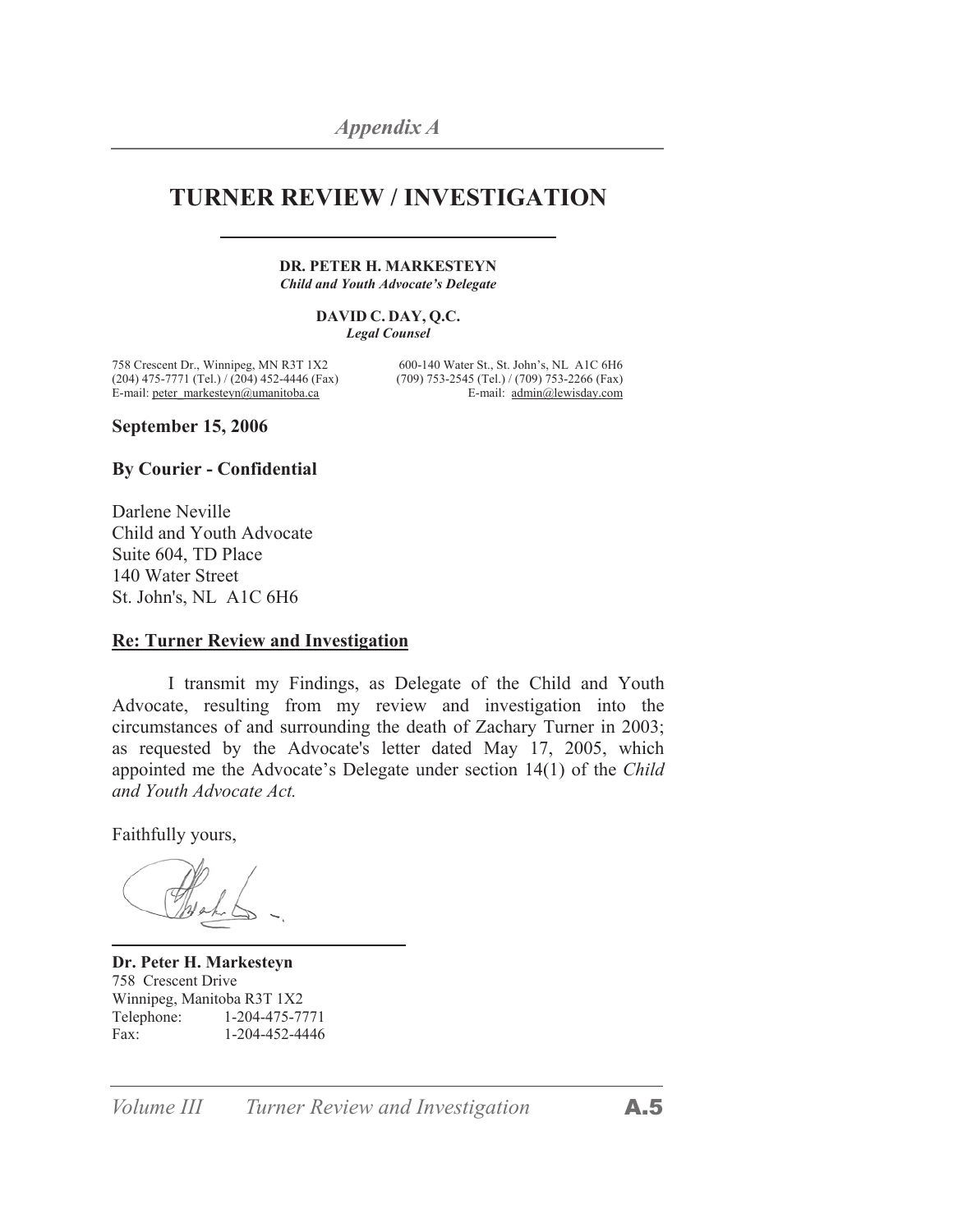*Appendix A*

# TURNER REVIEW / INVESTIGATION

**DR. PETER H. MARKESTEYN**
***Child and Youth Advocate's Delegate***

**DAVID C. DAY, Q.C.**
***Legal Counsel***

758 Crescent Dr., Winnipeg, MN R3T 1X2
(204) 475-7771 (Tel.) / (204) 452-4446 (Fax)
E-mail: peter_markesteyn@umanitoba.ca

600-140 Water St., St. John's, NL A1C 6H6
(709) 753-2545 (Tel.) / (709) 753-2266 (Fax)
E-mail: admin@lewisday.com

**September 15, 2006**

**By Courier - Confidential**

Darlene Neville
Child and Youth Advocate
Suite 604, TD Place
140 Water Street
St. John's, NL A1C 6H6

**Re: Turner Review and Investigation**

I transmit my Findings, as Delegate of the Child and Youth Advocate, resulting from my review and investigation into the circumstances of and surrounding the death of Zachary Turner in 2003; as requested by the Advocate's letter dated May 17, 2005, which appointed me the Advocate's Delegate under section 14(1) of the *Child and Youth Advocate Act.*

Faithfully yours,

**Dr. Peter H. Markesteyn**
758 Crescent Drive
Winnipeg, Manitoba R3T 1X2
Telephone: 1-204-475-7771
Fax: 1-204-452-4446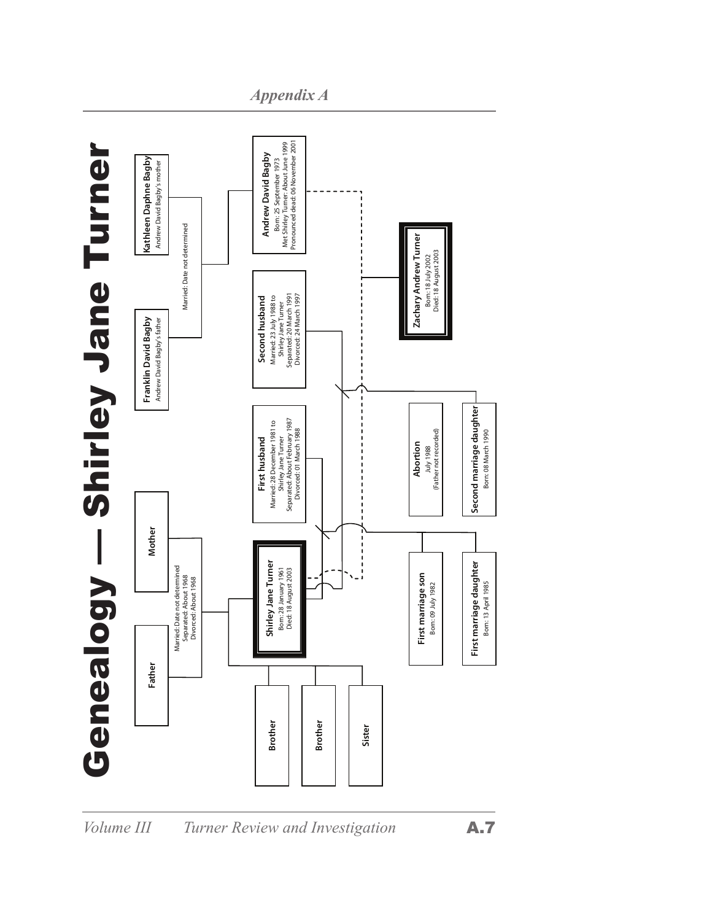# Genealogy — Shirley Jane Turner

**Father**

**Mother**

Married: Date not determined
Separated: About 1968
Divorced: About 1968

**Brother**

**Brother**

**Sister**

**Shirley Jane Turner**
Born: 28 January 1961
Died: 18 August 2003

**First husband**
Married: 28 December 1981 to Shirley Jane Turner
Separated: About February 1987
Divorced: 01 March 1988

**First marriage son**
Born: 09 July 1982

**First marriage daughter**
Born: 13 April 1985

**Second husband**
Married: 23 July 1988 to Shirley Jane Turner
Separated: 20 March 1991
Divorced: 24 March 1997

**Abortion**
July 1988
(Father not recorded)

**Second marriage daughter**
Born: 08 March 1990

**Franklin David Bagby**
Andrew David Bagby's father

**Kathleen Daphne Bagby**
Andrew David Bagby's mother

Married: Date not determined

**Andrew David Bagby**
Born: 25 September 1973
Met Shirley Turner: About June 1999
Pronounced dead: 06 November 2001

**Zachary Andrew Turner**
Born: 18 July 2002
Died: 18 August 2003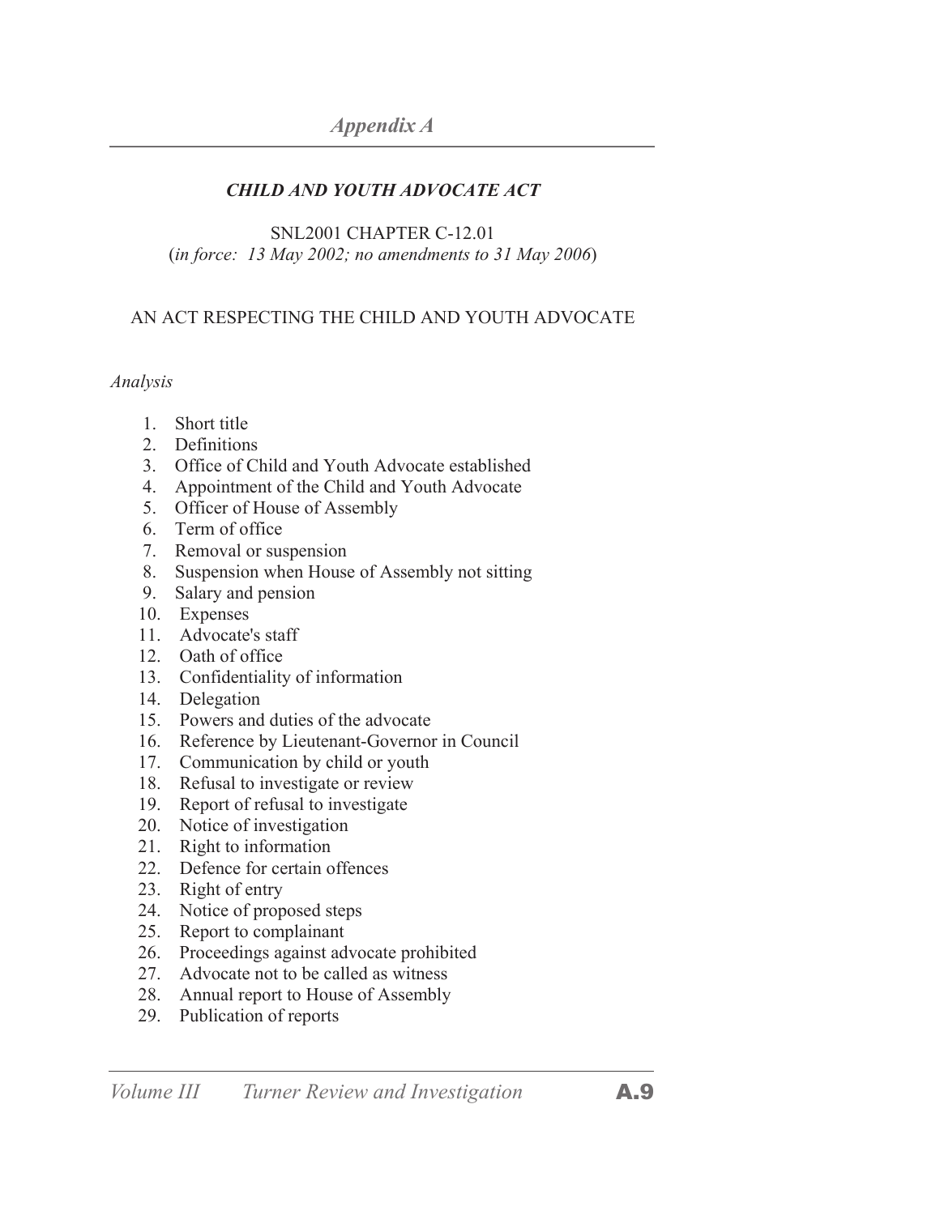## *Appendix A*

### *CHILD AND YOUTH ADVOCATE ACT*

SNL2001 CHAPTER C-12.01
(*in force: 13 May 2002; no amendments to 31 May 2006*)

AN ACT RESPECTING THE CHILD AND YOUTH ADVOCATE

*Analysis*

1. Short title
2. Definitions
3. Office of Child and Youth Advocate established
4. Appointment of the Child and Youth Advocate
5. Officer of House of Assembly
6. Term of office
7. Removal or suspension
8. Suspension when House of Assembly not sitting
9. Salary and pension
10. Expenses
11. Advocate's staff
12. Oath of office
13. Confidentiality of information
14. Delegation
15. Powers and duties of the advocate
16. Reference by Lieutenant-Governor in Council
17. Communication by child or youth
18. Refusal to investigate or review
19. Report of refusal to investigate
20. Notice of investigation
21. Right to information
22. Defence for certain offences
23. Right of entry
24. Notice of proposed steps
25. Report to complainant
26. Proceedings against advocate prohibited
27. Advocate not to be called as witness
28. Annual report to House of Assembly
29. Publication of reports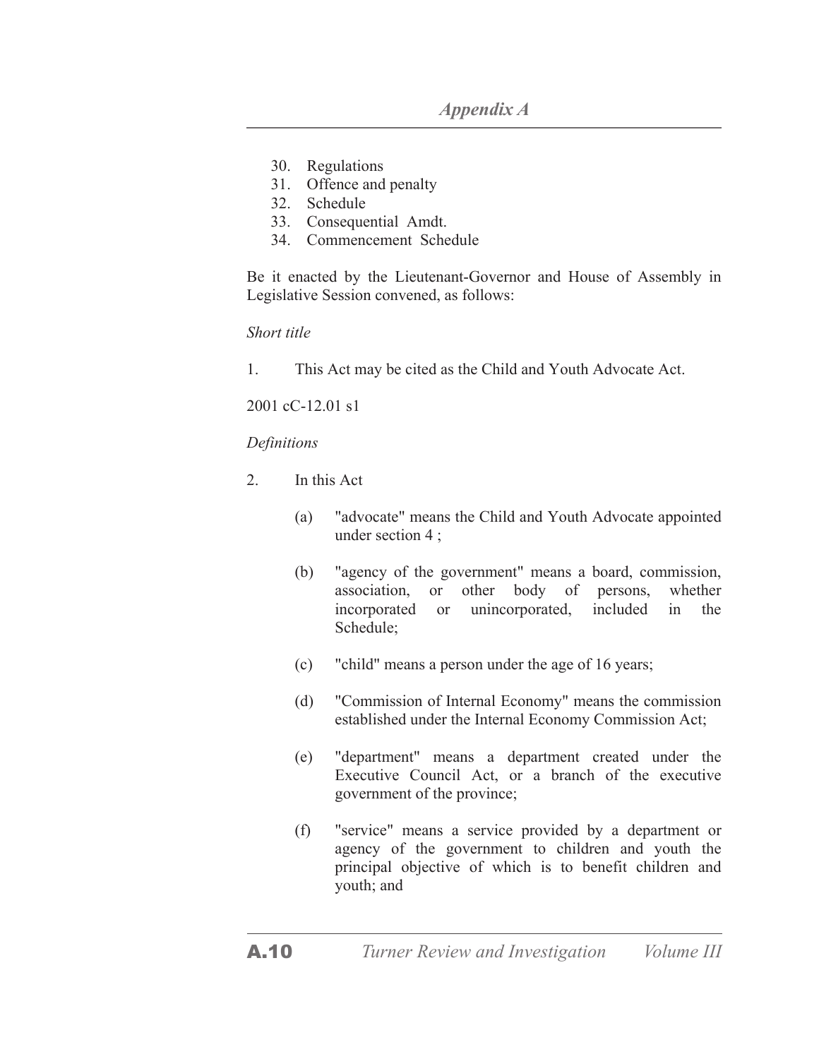30. Regulations
31. Offence and penalty
32. Schedule
33. Consequential Amdt.
34. Commencement Schedule

Be it enacted by the Lieutenant-Governor and House of Assembly in Legislative Session convened, as follows:

*Short title*

1. This Act may be cited as the Child and Youth Advocate Act.

2001 cC-12.01 s1

*Definitions*

2. In this Act

   (a) "advocate" means the Child and Youth Advocate appointed under section 4 ;

   (b) "agency of the government" means a board, commission, association, or other body of persons, whether incorporated or unincorporated, included in the Schedule;

   (c) "child" means a person under the age of 16 years;

   (d) "Commission of Internal Economy" means the commission established under the Internal Economy Commission Act;

   (e) "department" means a department created under the Executive Council Act, or a branch of the executive government of the province;

   (f) "service" means a service provided by a department or agency of the government to children and youth the principal objective of which is to benefit children and youth; and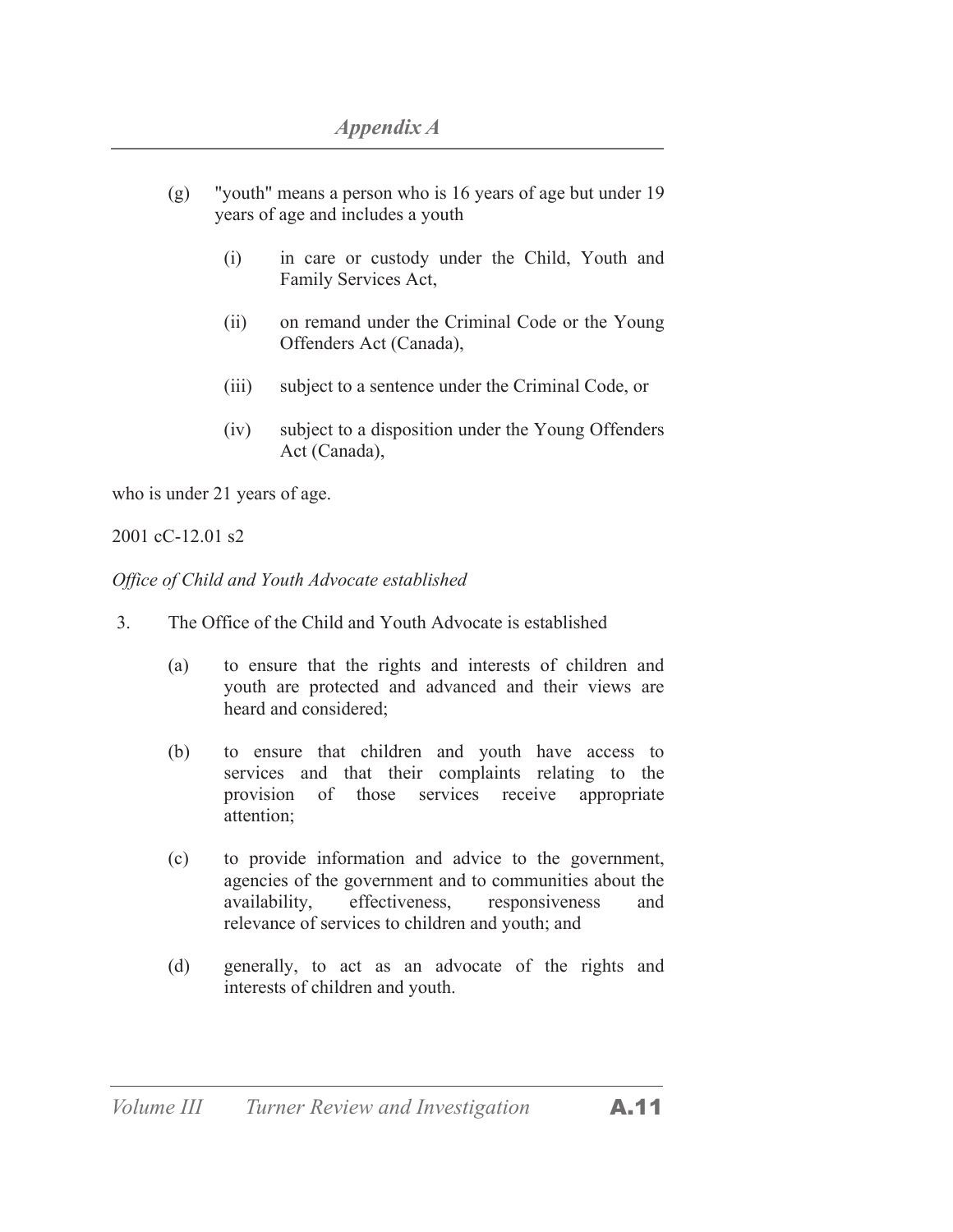(g) "youth" means a person who is 16 years of age but under 19 years of age and includes a youth

   (i) in care or custody under the Child, Youth and Family Services Act,

   (ii) on remand under the Criminal Code or the Young Offenders Act (Canada),

   (iii) subject to a sentence under the Criminal Code, or

   (iv) subject to a disposition under the Young Offenders Act (Canada),

who is under 21 years of age.

2001 cC-12.01 s2

*Office of Child and Youth Advocate established*

3. The Office of the Child and Youth Advocate is established

   (a) to ensure that the rights and interests of children and youth are protected and advanced and their views are heard and considered;

   (b) to ensure that children and youth have access to services and that their complaints relating to the provision of those services receive appropriate attention;

   (c) to provide information and advice to the government, agencies of the government and to communities about the availability, effectiveness, responsiveness and relevance of services to children and youth; and

   (d) generally, to act as an advocate of the rights and interests of children and youth.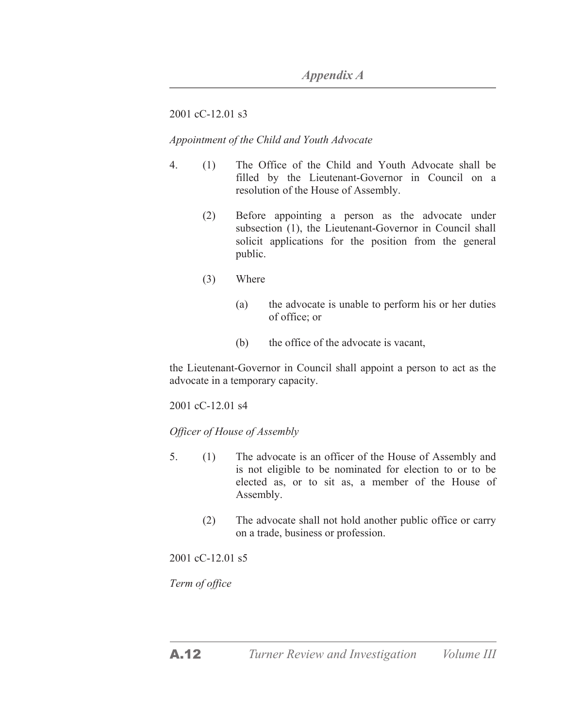2001 cC-12.01 s3

*Appointment of the Child and Youth Advocate*

4. (1) The Office of the Child and Youth Advocate shall be filled by the Lieutenant-Governor in Council on a resolution of the House of Assembly.

(2) Before appointing a person as the advocate under subsection (1), the Lieutenant-Governor in Council shall solicit applications for the position from the general public.

(3) Where

(a) the advocate is unable to perform his or her duties of office; or

(b) the office of the advocate is vacant,

the Lieutenant-Governor in Council shall appoint a person to act as the advocate in a temporary capacity.

2001 cC-12.01 s4

*Officer of House of Assembly*

5. (1) The advocate is an officer of the House of Assembly and is not eligible to be nominated for election to or to be elected as, or to sit as, a member of the House of Assembly.

(2) The advocate shall not hold another public office or carry on a trade, business or profession.

2001 cC-12.01 s5

*Term of office*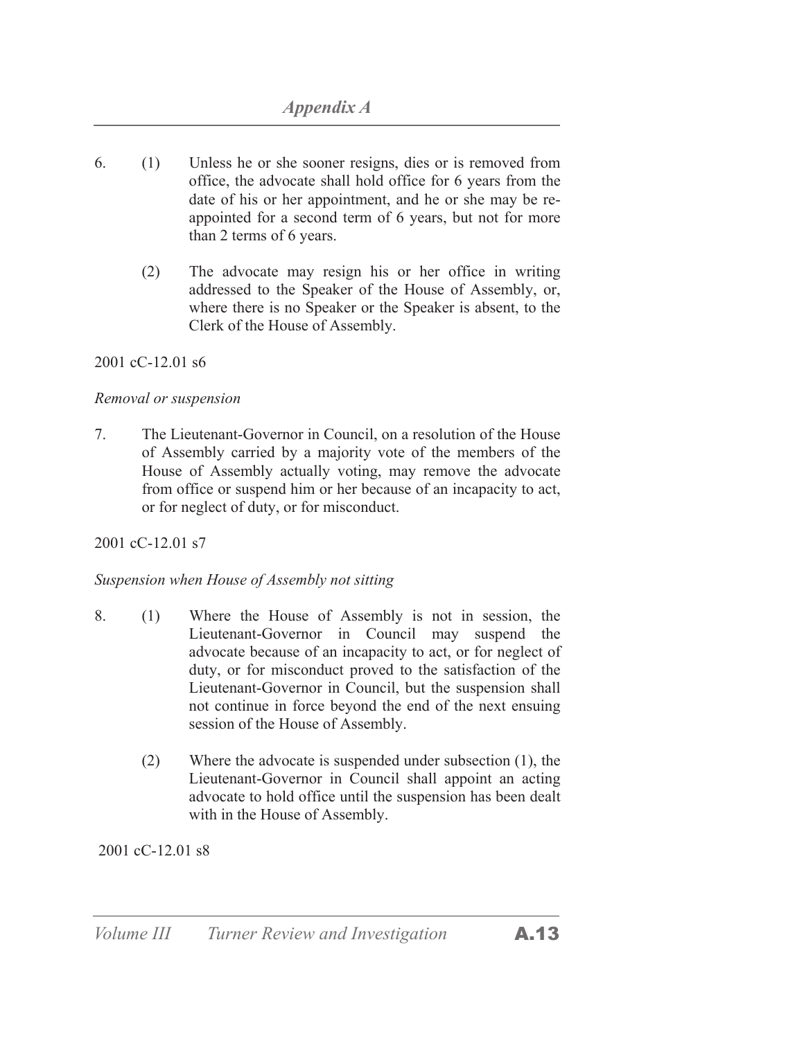6. (1) Unless he or she sooner resigns, dies or is removed from office, the advocate shall hold office for 6 years from the date of his or her appointment, and he or she may be re-appointed for a second term of 6 years, but not for more than 2 terms of 6 years.

   (2) The advocate may resign his or her office in writing addressed to the Speaker of the House of Assembly, or, where there is no Speaker or the Speaker is absent, to the Clerk of the House of Assembly.

2001 cC-12.01 s6

*Removal or suspension*

7. The Lieutenant-Governor in Council, on a resolution of the House of Assembly carried by a majority vote of the members of the House of Assembly actually voting, may remove the advocate from office or suspend him or her because of an incapacity to act, or for neglect of duty, or for misconduct.

2001 cC-12.01 s7

*Suspension when House of Assembly not sitting*

8. (1) Where the House of Assembly is not in session, the Lieutenant-Governor in Council may suspend the advocate because of an incapacity to act, or for neglect of duty, or for misconduct proved to the satisfaction of the Lieutenant-Governor in Council, but the suspension shall not continue in force beyond the end of the next ensuing session of the House of Assembly.

   (2) Where the advocate is suspended under subsection (1), the Lieutenant-Governor in Council shall appoint an acting advocate to hold office until the suspension has been dealt with in the House of Assembly.

2001 cC-12.01 s8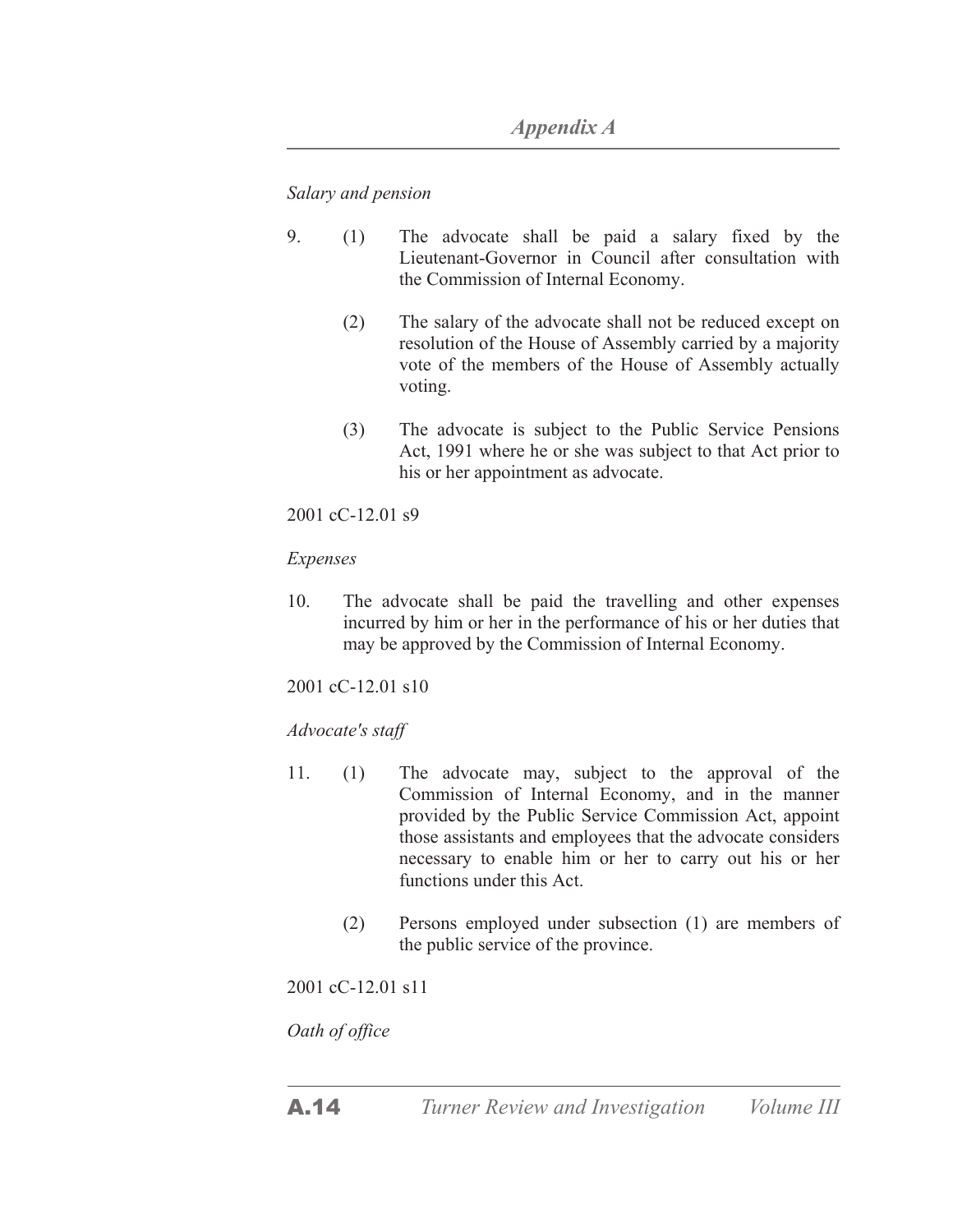*Salary and pension*

9. (1) The advocate shall be paid a salary fixed by the Lieutenant-Governor in Council after consultation with the Commission of Internal Economy.

(2) The salary of the advocate shall not be reduced except on resolution of the House of Assembly carried by a majority vote of the members of the House of Assembly actually voting.

(3) The advocate is subject to the Public Service Pensions Act, 1991 where he or she was subject to that Act prior to his or her appointment as advocate.

2001 cC-12.01 s9

*Expenses*

10. The advocate shall be paid the travelling and other expenses incurred by him or her in the performance of his or her duties that may be approved by the Commission of Internal Economy.

2001 cC-12.01 s10

*Advocate's staff*

11. (1) The advocate may, subject to the approval of the Commission of Internal Economy, and in the manner provided by the Public Service Commission Act, appoint those assistants and employees that the advocate considers necessary to enable him or her to carry out his or her functions under this Act.

(2) Persons employed under subsection (1) are members of the public service of the province.

2001 cC-12.01 s11

*Oath of office*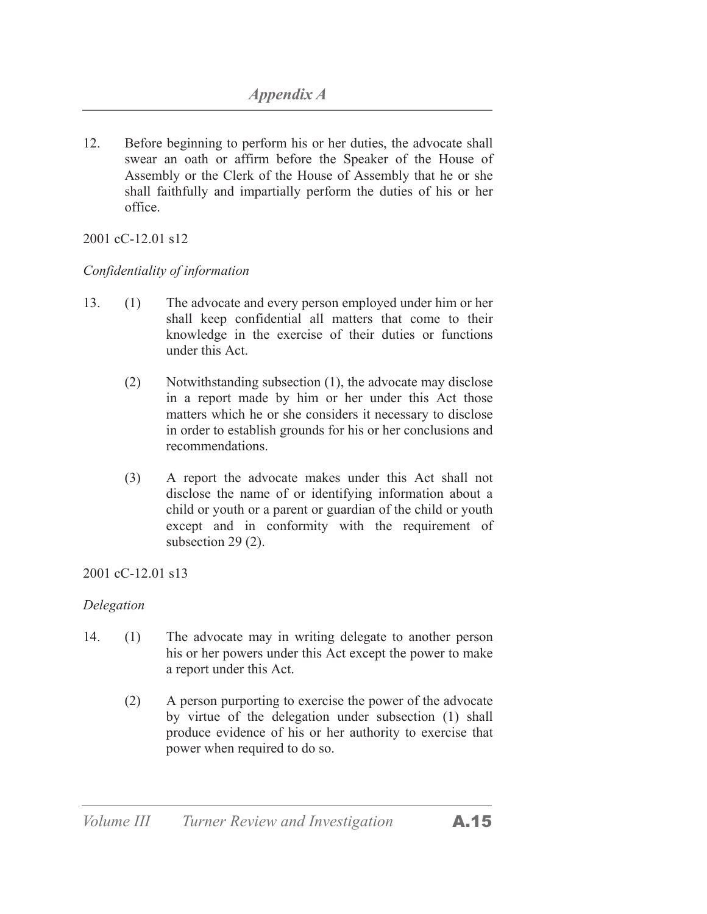12. Before beginning to perform his or her duties, the advocate shall swear an oath or affirm before the Speaker of the House of Assembly or the Clerk of the House of Assembly that he or she shall faithfully and impartially perform the duties of his or her office.

2001 cC-12.01 s12

*Confidentiality of information*

13. (1) The advocate and every person employed under him or her shall keep confidential all matters that come to their knowledge in the exercise of their duties or functions under this Act.

(2) Notwithstanding subsection (1), the advocate may disclose in a report made by him or her under this Act those matters which he or she considers it necessary to disclose in order to establish grounds for his or her conclusions and recommendations.

(3) A report the advocate makes under this Act shall not disclose the name of or identifying information about a child or youth or a parent or guardian of the child or youth except and in conformity with the requirement of subsection 29 (2).

2001 cC-12.01 s13

*Delegation*

14. (1) The advocate may in writing delegate to another person his or her powers under this Act except the power to make a report under this Act.

(2) A person purporting to exercise the power of the advocate by virtue of the delegation under subsection (1) shall produce evidence of his or her authority to exercise that power when required to do so.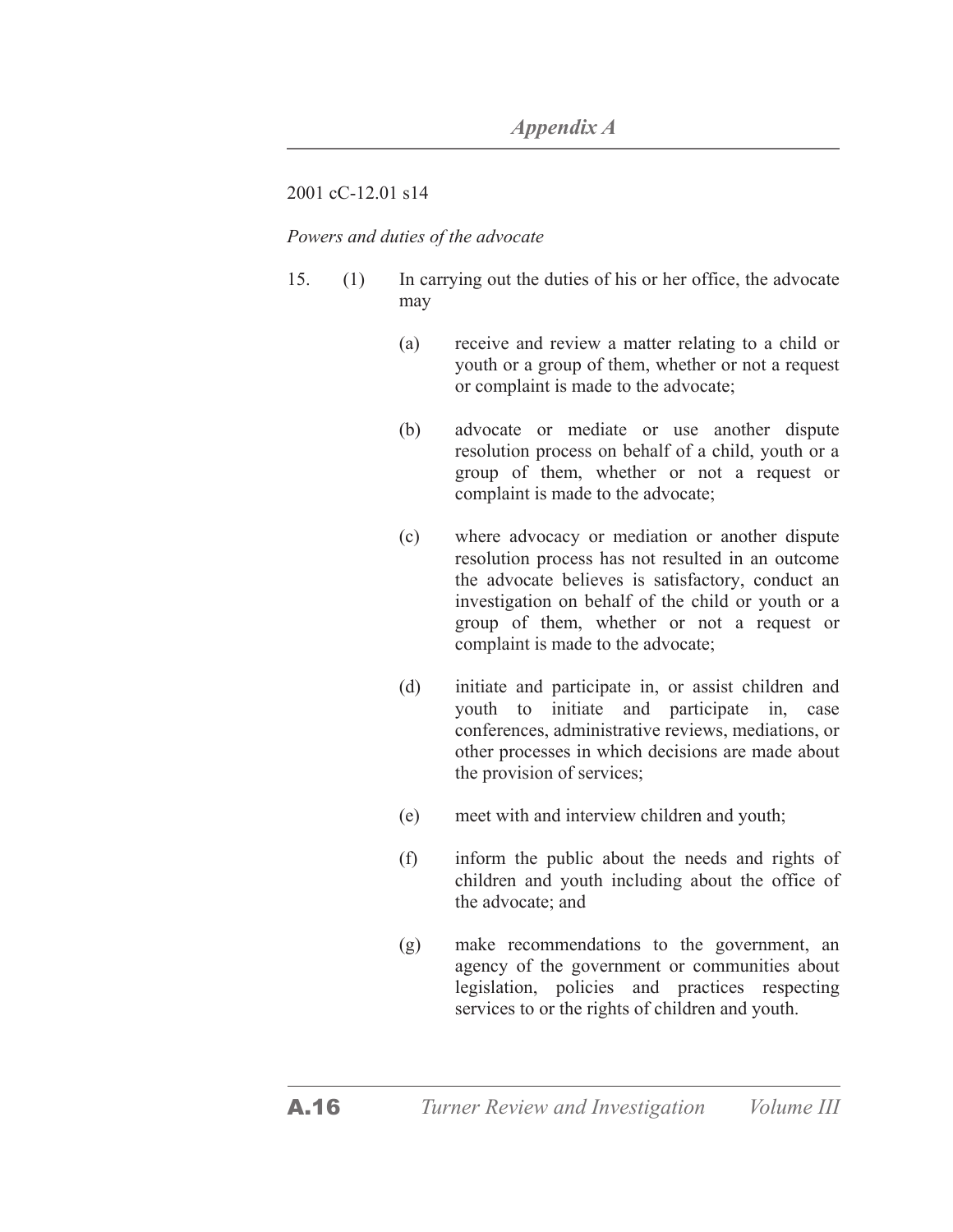2001 cC-12.01 s14

*Powers and duties of the advocate*

15. (1) In carrying out the duties of his or her office, the advocate may

(a) receive and review a matter relating to a child or youth or a group of them, whether or not a request or complaint is made to the advocate;

(b) advocate or mediate or use another dispute resolution process on behalf of a child, youth or a group of them, whether or not a request or complaint is made to the advocate;

(c) where advocacy or mediation or another dispute resolution process has not resulted in an outcome the advocate believes is satisfactory, conduct an investigation on behalf of the child or youth or a group of them, whether or not a request or complaint is made to the advocate;

(d) initiate and participate in, or assist children and youth to initiate and participate in, case conferences, administrative reviews, mediations, or other processes in which decisions are made about the provision of services;

(e) meet with and interview children and youth;

(f) inform the public about the needs and rights of children and youth including about the office of the advocate; and

(g) make recommendations to the government, an agency of the government or communities about legislation, policies and practices respecting services to or the rights of children and youth.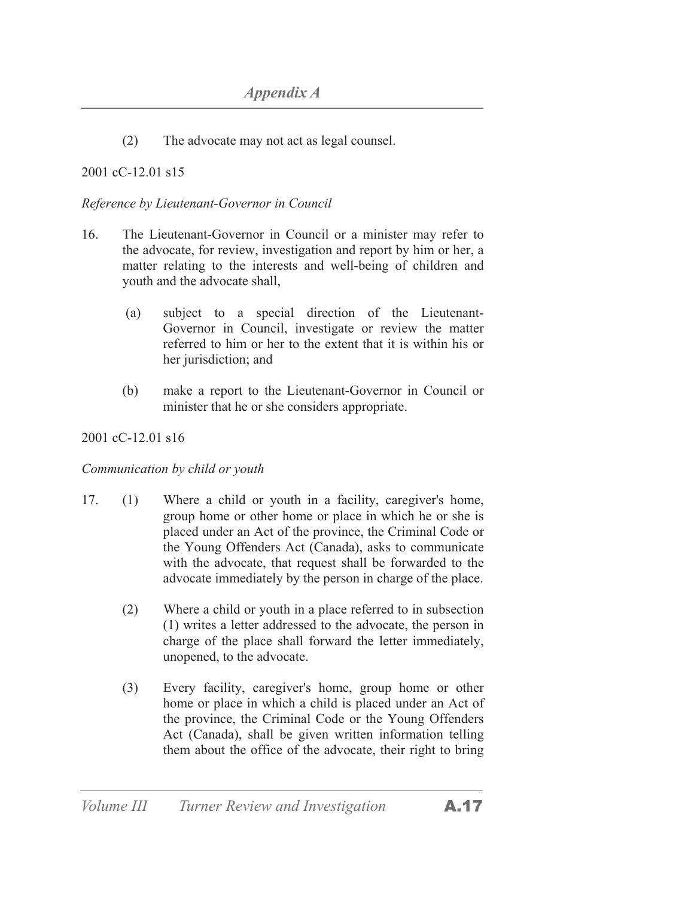(2) The advocate may not act as legal counsel.

2001 cC-12.01 s15

*Reference by Lieutenant-Governor in Council*

16. The Lieutenant-Governor in Council or a minister may refer to the advocate, for review, investigation and report by him or her, a matter relating to the interests and well-being of children and youth and the advocate shall,

 (a) subject to a special direction of the Lieutenant-Governor in Council, investigate or review the matter referred to him or her to the extent that it is within his or her jurisdiction; and

 (b) make a report to the Lieutenant-Governor in Council or minister that he or she considers appropriate.

2001 cC-12.01 s16

*Communication by child or youth*

17. (1) Where a child or youth in a facility, caregiver's home, group home or other home or place in which he or she is placed under an Act of the province, the Criminal Code or the Young Offenders Act (Canada), asks to communicate with the advocate, that request shall be forwarded to the advocate immediately by the person in charge of the place.

 (2) Where a child or youth in a place referred to in subsection (1) writes a letter addressed to the advocate, the person in charge of the place shall forward the letter immediately, unopened, to the advocate.

 (3) Every facility, caregiver's home, group home or other home or place in which a child is placed under an Act of the province, the Criminal Code or the Young Offenders Act (Canada), shall be given written information telling them about the office of the advocate, their right to bring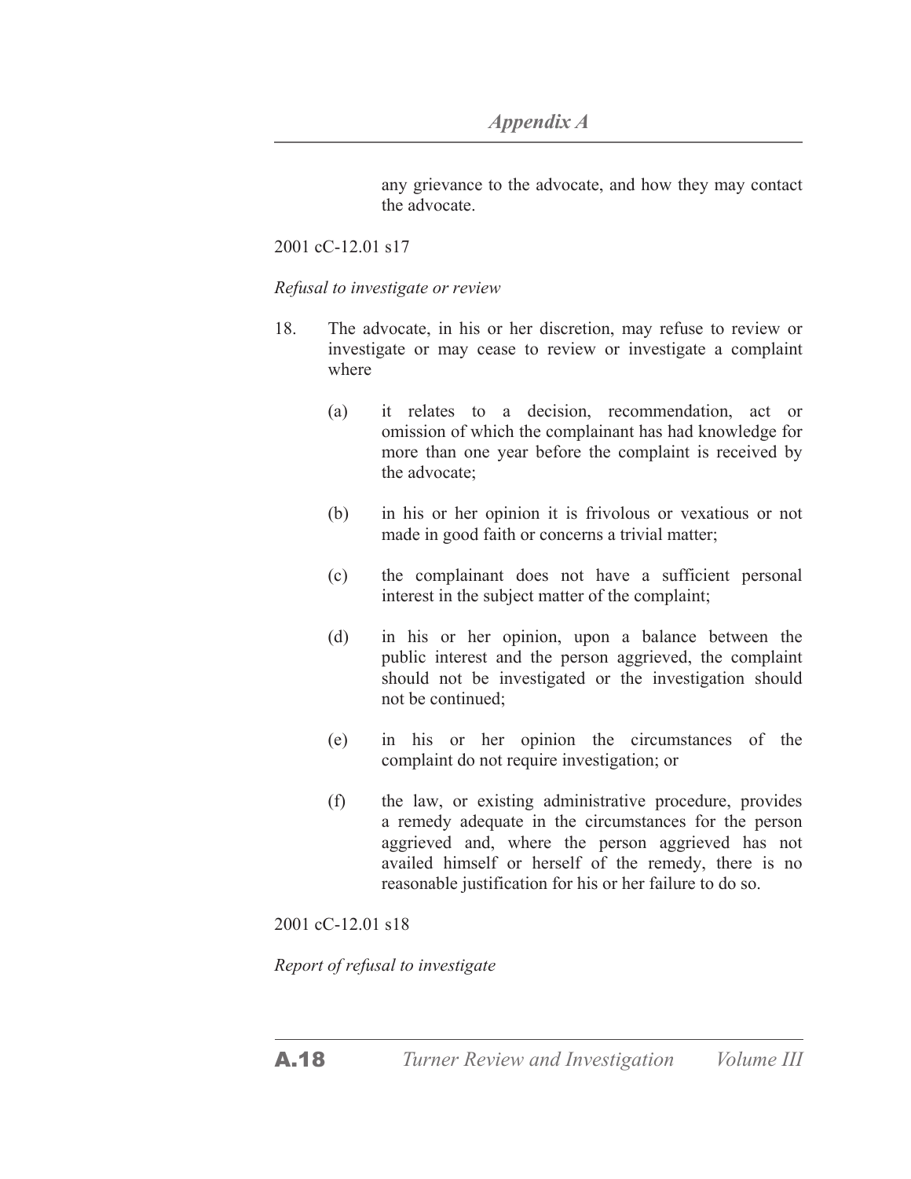any grievance to the advocate, and how they may contact the advocate.

2001 cC-12.01 s17

*Refusal to investigate or review*

18. The advocate, in his or her discretion, may refuse to review or investigate or may cease to review or investigate a complaint where

   (a) it relates to a decision, recommendation, act or omission of which the complainant has had knowledge for more than one year before the complaint is received by the advocate;

   (b) in his or her opinion it is frivolous or vexatious or not made in good faith or concerns a trivial matter;

   (c) the complainant does not have a sufficient personal interest in the subject matter of the complaint;

   (d) in his or her opinion, upon a balance between the public interest and the person aggrieved, the complaint should not be investigated or the investigation should not be continued;

   (e) in his or her opinion the circumstances of the complaint do not require investigation; or

   (f) the law, or existing administrative procedure, provides a remedy adequate in the circumstances for the person aggrieved and, where the person aggrieved has not availed himself or herself of the remedy, there is no reasonable justification for his or her failure to do so.

2001 cC-12.01 s18

*Report of refusal to investigate*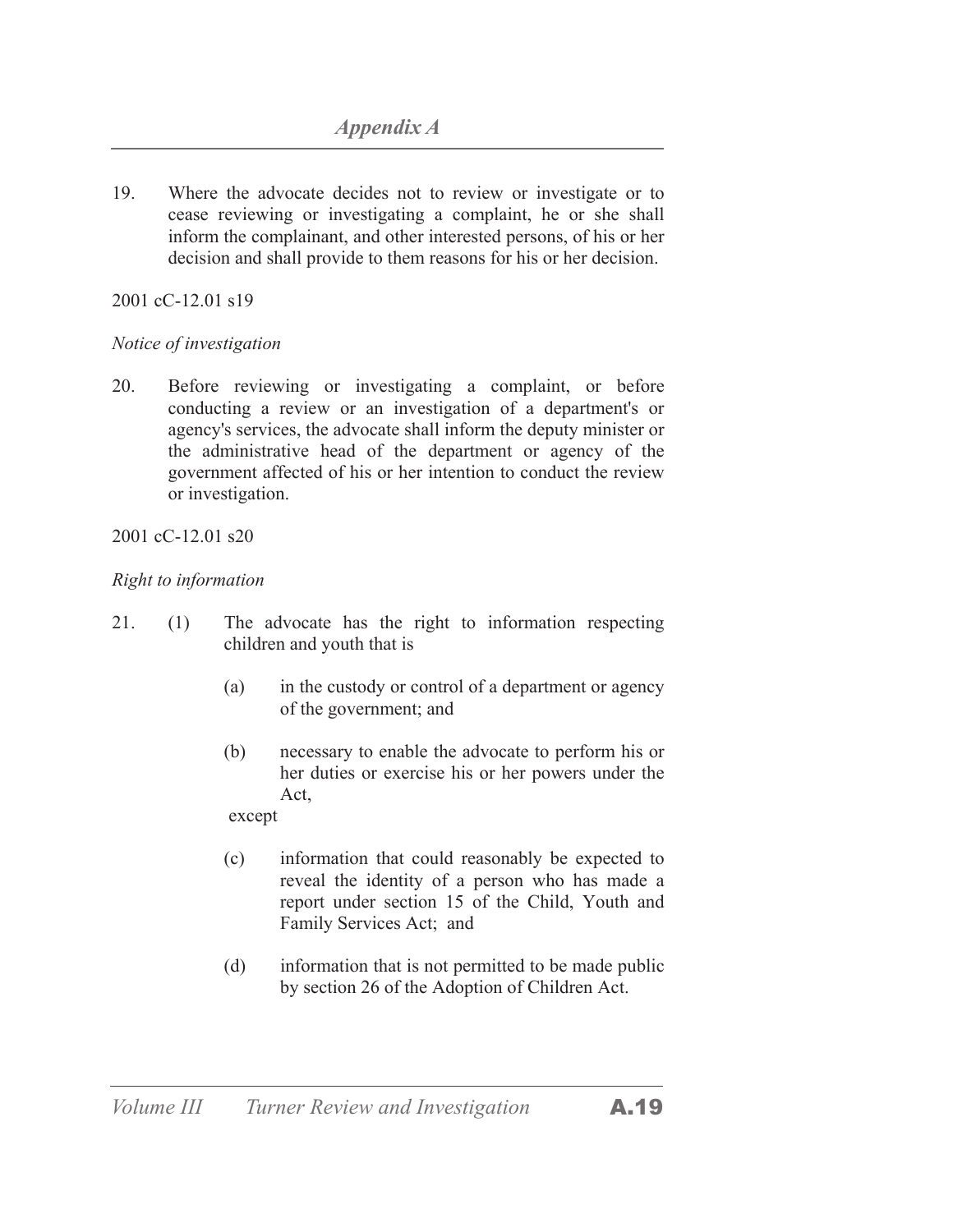19. Where the advocate decides not to review or investigate or to cease reviewing or investigating a complaint, he or she shall inform the complainant, and other interested persons, of his or her decision and shall provide to them reasons for his or her decision.

2001 cC-12.01 s19

*Notice of investigation*

20. Before reviewing or investigating a complaint, or before conducting a review or an investigation of a department's or agency's services, the advocate shall inform the deputy minister or the administrative head of the department or agency of the government affected of his or her intention to conduct the review or investigation.

2001 cC-12.01 s20

*Right to information*

21. (1) The advocate has the right to information respecting children and youth that is

 (a) in the custody or control of a department or agency of the government; and

 (b) necessary to enable the advocate to perform his or her duties or exercise his or her powers under the Act,

 except

 (c) information that could reasonably be expected to reveal the identity of a person who has made a report under section 15 of the Child, Youth and Family Services Act; and

 (d) information that is not permitted to be made public by section 26 of the Adoption of Children Act.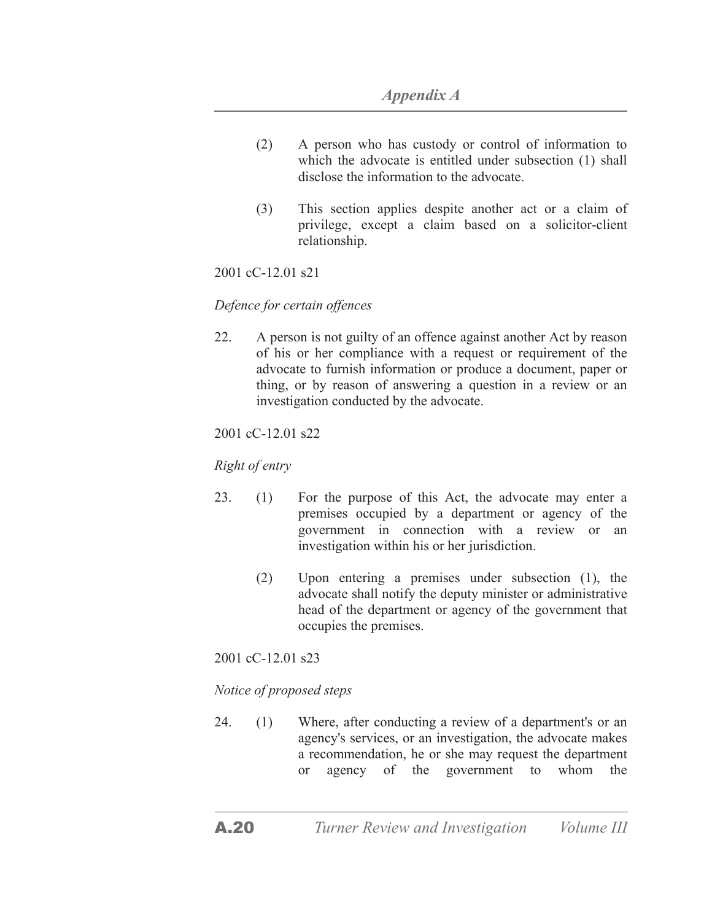(2) A person who has custody or control of information to which the advocate is entitled under subsection (1) shall disclose the information to the advocate.

(3) This section applies despite another act or a claim of privilege, except a claim based on a solicitor-client relationship.

2001 cC-12.01 s21

*Defence for certain offences*

22. A person is not guilty of an offence against another Act by reason of his or her compliance with a request or requirement of the advocate to furnish information or produce a document, paper or thing, or by reason of answering a question in a review or an investigation conducted by the advocate.

2001 cC-12.01 s22

*Right of entry*

23. (1) For the purpose of this Act, the advocate may enter a premises occupied by a department or agency of the government in connection with a review or an investigation within his or her jurisdiction.

(2) Upon entering a premises under subsection (1), the advocate shall notify the deputy minister or administrative head of the department or agency of the government that occupies the premises.

2001 cC-12.01 s23

*Notice of proposed steps*

24. (1) Where, after conducting a review of a department's or an agency's services, or an investigation, the advocate makes a recommendation, he or she may request the department or agency of the government to whom the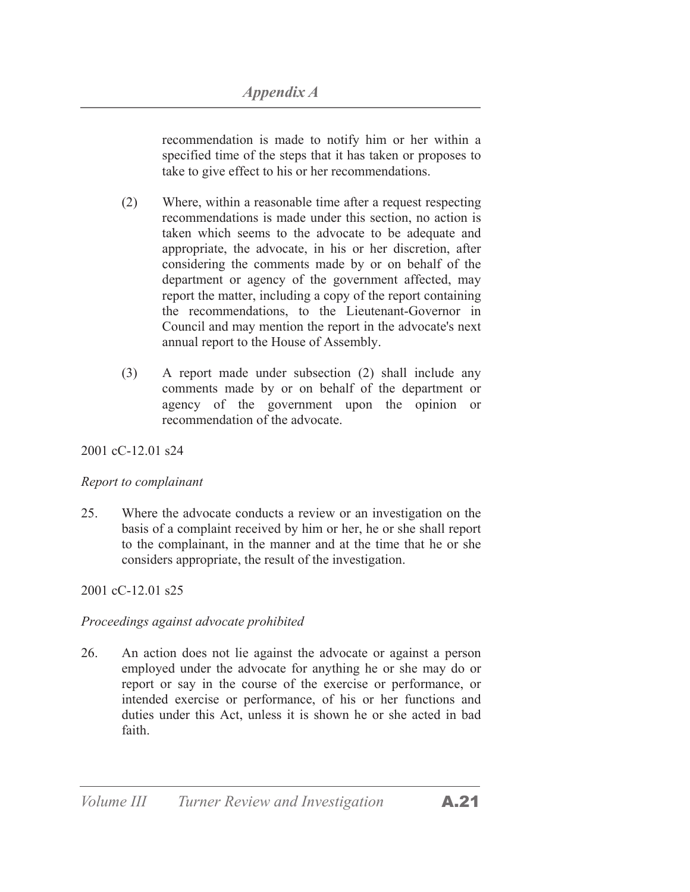recommendation is made to notify him or her within a specified time of the steps that it has taken or proposes to take to give effect to his or her recommendations.

(2) Where, within a reasonable time after a request respecting recommendations is made under this section, no action is taken which seems to the advocate to be adequate and appropriate, the advocate, in his or her discretion, after considering the comments made by or on behalf of the department or agency of the government affected, may report the matter, including a copy of the report containing the recommendations, to the Lieutenant-Governor in Council and may mention the report in the advocate's next annual report to the House of Assembly.

(3) A report made under subsection (2) shall include any comments made by or on behalf of the department or agency of the government upon the opinion or recommendation of the advocate.

2001 cC-12.01 s24

*Report to complainant*

25. Where the advocate conducts a review or an investigation on the basis of a complaint received by him or her, he or she shall report to the complainant, in the manner and at the time that he or she considers appropriate, the result of the investigation.

2001 cC-12.01 s25

*Proceedings against advocate prohibited*

26. An action does not lie against the advocate or against a person employed under the advocate for anything he or she may do or report or say in the course of the exercise or performance, or intended exercise or performance, of his or her functions and duties under this Act, unless it is shown he or she acted in bad faith.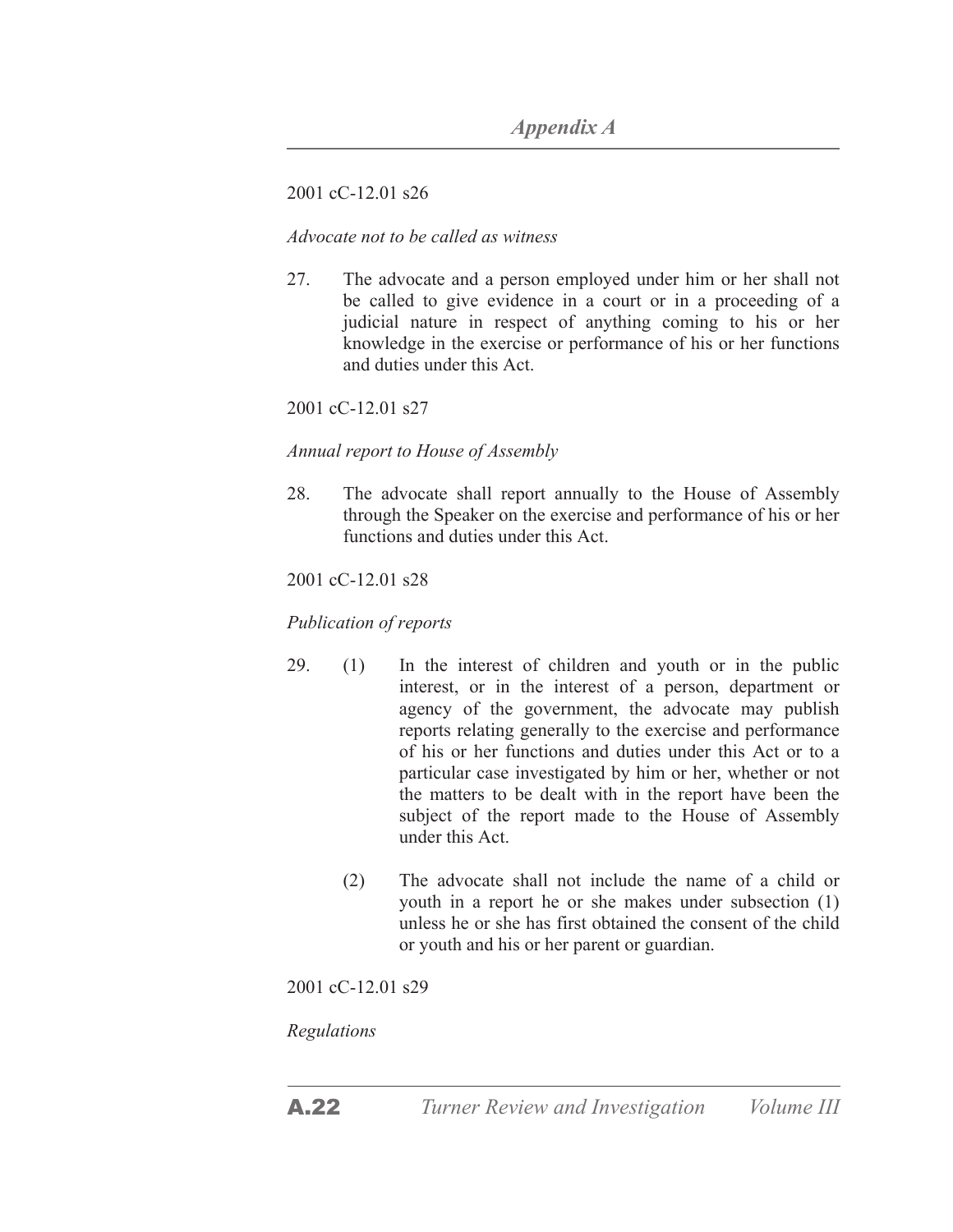2001 cC-12.01 s26

*Advocate not to be called as witness*

27. The advocate and a person employed under him or her shall not be called to give evidence in a court or in a proceeding of a judicial nature in respect of anything coming to his or her knowledge in the exercise or performance of his or her functions and duties under this Act.

2001 cC-12.01 s27

*Annual report to House of Assembly*

28. The advocate shall report annually to the House of Assembly through the Speaker on the exercise and performance of his or her functions and duties under this Act.

2001 cC-12.01 s28

*Publication of reports*

29. (1) In the interest of children and youth or in the public interest, or in the interest of a person, department or agency of the government, the advocate may publish reports relating generally to the exercise and performance of his or her functions and duties under this Act or to a particular case investigated by him or her, whether or not the matters to be dealt with in the report have been the subject of the report made to the House of Assembly under this Act.

(2) The advocate shall not include the name of a child or youth in a report he or she makes under subsection (1) unless he or she has first obtained the consent of the child or youth and his or her parent or guardian.

2001 cC-12.01 s29

*Regulations*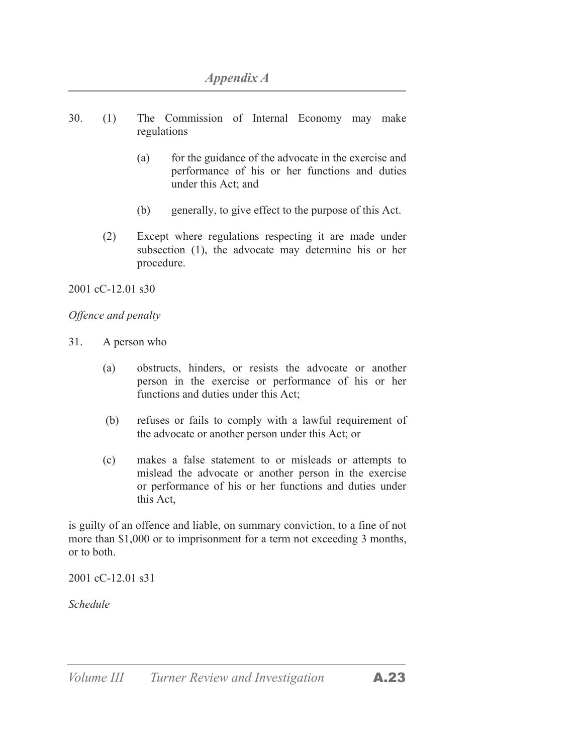30. (1) The Commission of Internal Economy may make regulations

    (a) for the guidance of the advocate in the exercise and performance of his or her functions and duties under this Act; and

    (b) generally, to give effect to the purpose of this Act.

(2) Except where regulations respecting it are made under subsection (1), the advocate may determine his or her procedure.

2001 cC-12.01 s30

*Offence and penalty*

31. A person who

    (a) obstructs, hinders, or resists the advocate or another person in the exercise or performance of his or her functions and duties under this Act;

    (b) refuses or fails to comply with a lawful requirement of the advocate or another person under this Act; or

    (c) makes a false statement to or misleads or attempts to mislead the advocate or another person in the exercise or performance of his or her functions and duties under this Act,

is guilty of an offence and liable, on summary conviction, to a fine of not more than $1,000 or to imprisonment for a term not exceeding 3 months, or to both.

2001 cC-12.01 s31

*Schedule*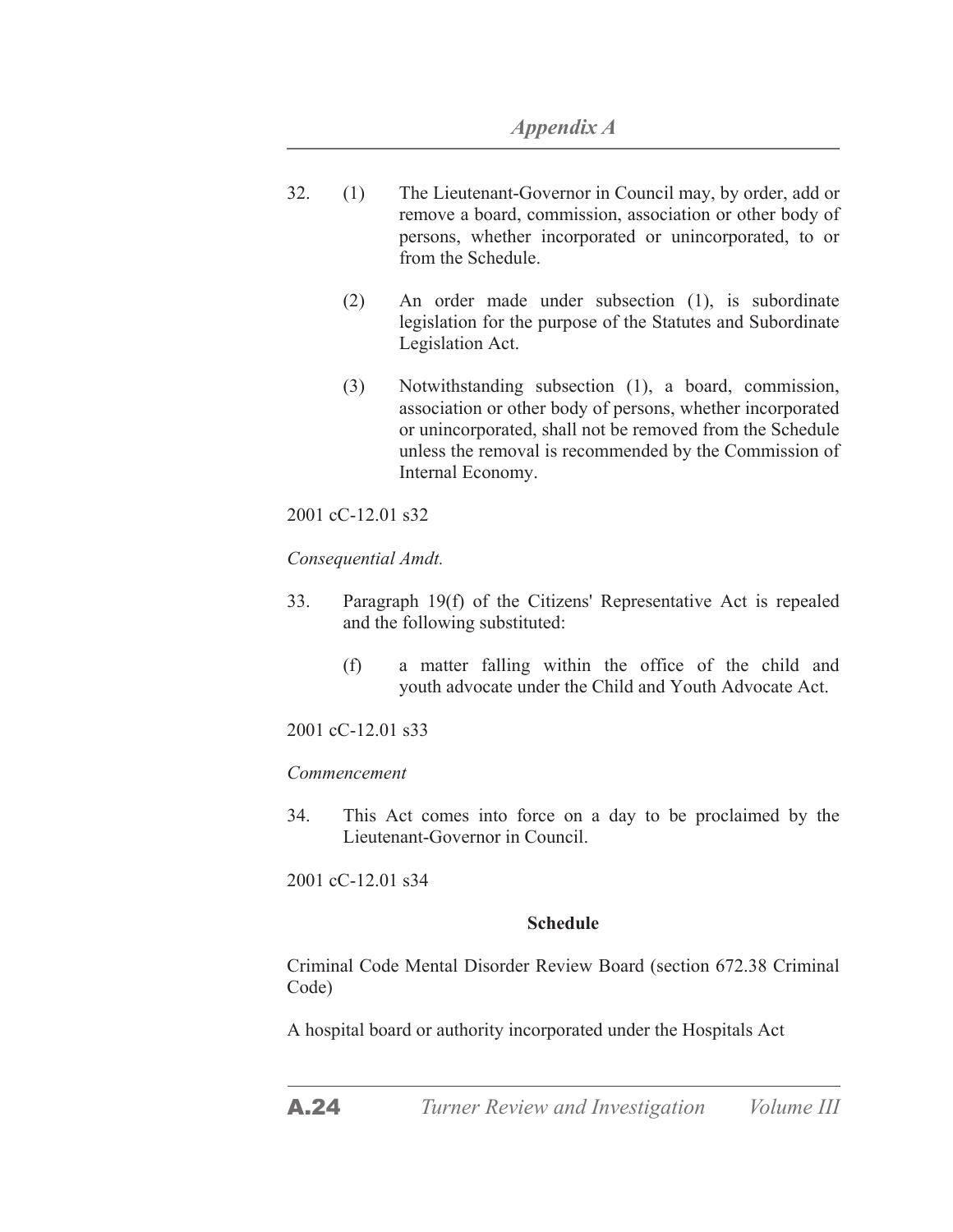32. (1) The Lieutenant-Governor in Council may, by order, add or remove a board, commission, association or other body of persons, whether incorporated or unincorporated, to or from the Schedule.

(2) An order made under subsection (1), is subordinate legislation for the purpose of the Statutes and Subordinate Legislation Act.

(3) Notwithstanding subsection (1), a board, commission, association or other body of persons, whether incorporated or unincorporated, shall not be removed from the Schedule unless the removal is recommended by the Commission of Internal Economy.

2001 cC-12.01 s32

*Consequential Amdt.*

33. Paragraph 19(f) of the Citizens' Representative Act is repealed and the following substituted:

(f) a matter falling within the office of the child and youth advocate under the Child and Youth Advocate Act.

2001 cC-12.01 s33

*Commencement*

34. This Act comes into force on a day to be proclaimed by the Lieutenant-Governor in Council.

2001 cC-12.01 s34

**Schedule**

Criminal Code Mental Disorder Review Board (section 672.38 Criminal Code)

A hospital board or authority incorporated under the Hospitals Act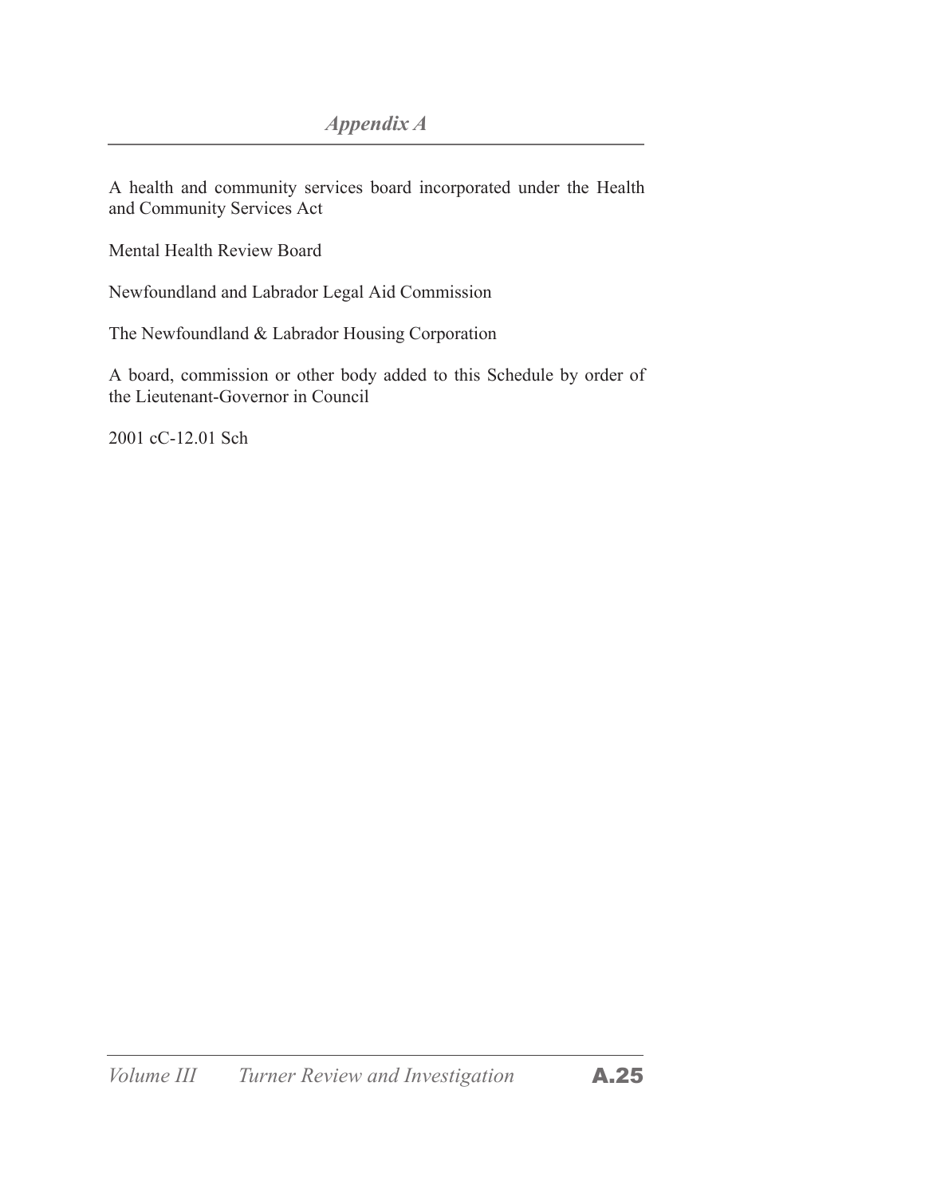A health and community services board incorporated under the Health and Community Services Act

Mental Health Review Board

Newfoundland and Labrador Legal Aid Commission

The Newfoundland & Labrador Housing Corporation

A board, commission or other body added to this Schedule by order of the Lieutenant-Governor in Council

2001 cC-12.01 Sch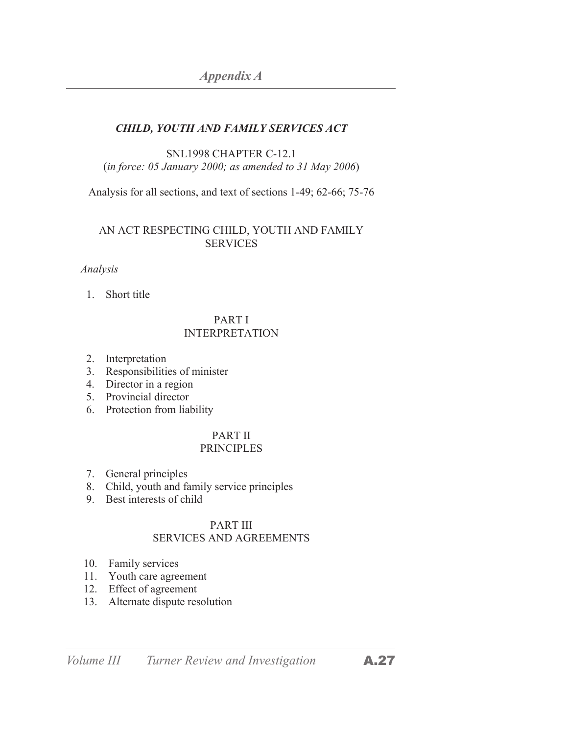# Appendix A

## *CHILD, YOUTH AND FAMILY SERVICES ACT*

SNL1998 CHAPTER C-12.1
(*in force: 05 January 2000; as amended to 31 May 2006*)

Analysis for all sections, and text of sections 1-49; 62-66; 75-76

### AN ACT RESPECTING CHILD, YOUTH AND FAMILY SERVICES

*Analysis*

1. Short title

#### PART I
#### INTERPRETATION

2. Interpretation
3. Responsibilities of minister
4. Director in a region
5. Provincial director
6. Protection from liability

#### PART II
#### PRINCIPLES

7. General principles
8. Child, youth and family service principles
9. Best interests of child

#### PART III
#### SERVICES AND AGREEMENTS

10. Family services
11. Youth care agreement
12. Effect of agreement
13. Alternate dispute resolution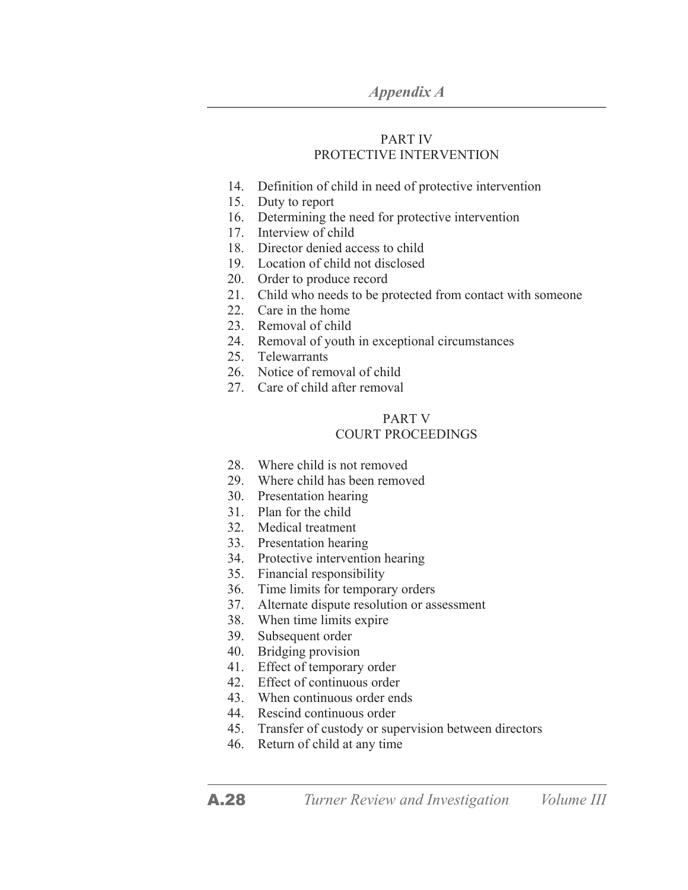## PART IV
## PROTECTIVE INTERVENTION

14. Definition of child in need of protective intervention
15. Duty to report
16. Determining the need for protective intervention
17. Interview of child
18. Director denied access to child
19. Location of child not disclosed
20. Order to produce record
21. Child who needs to be protected from contact with someone
22. Care in the home
23. Removal of child
24. Removal of youth in exceptional circumstances
25. Telewarrants
26. Notice of removal of child
27. Care of child after removal

## PART V
## COURT PROCEEDINGS

28. Where child is not removed
29. Where child has been removed
30. Presentation hearing
31. Plan for the child
32. Medical treatment
33. Presentation hearing
34. Protective intervention hearing
35. Financial responsibility
36. Time limits for temporary orders
37. Alternate dispute resolution or assessment
38. When time limits expire
39. Subsequent order
40. Bridging provision
41. Effect of temporary order
42. Effect of continuous order
43. When continuous order ends
44. Rescind continuous order
45. Transfer of custody or supervision between directors
46. Return of child at any time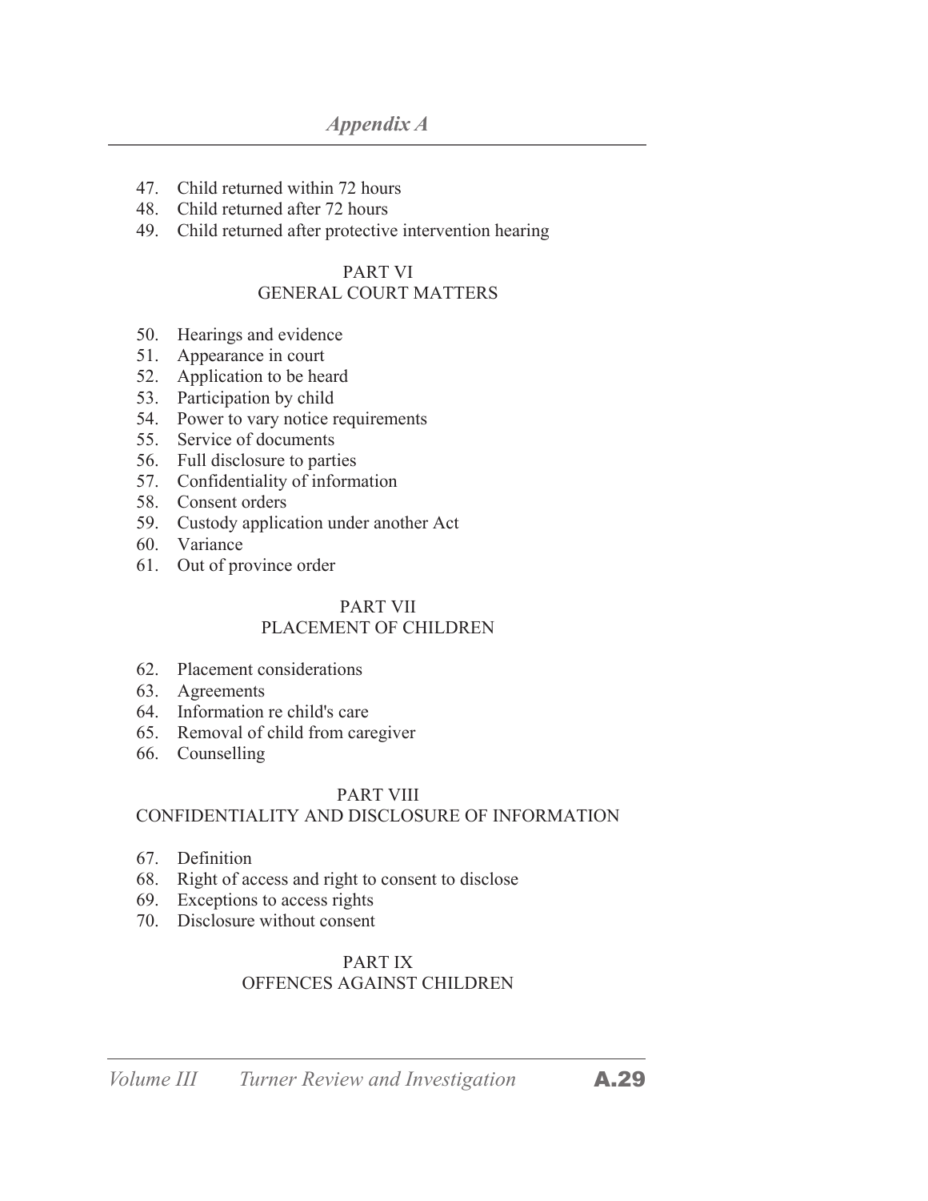47. Child returned within 72 hours
48. Child returned after 72 hours
49. Child returned after protective intervention hearing

PART VI
GENERAL COURT MATTERS

50. Hearings and evidence
51. Appearance in court
52. Application to be heard
53. Participation by child
54. Power to vary notice requirements
55. Service of documents
56. Full disclosure to parties
57. Confidentiality of information
58. Consent orders
59. Custody application under another Act
60. Variance
61. Out of province order

PART VII
PLACEMENT OF CHILDREN

62. Placement considerations
63. Agreements
64. Information re child's care
65. Removal of child from caregiver
66. Counselling

PART VIII
CONFIDENTIALITY AND DISCLOSURE OF INFORMATION

67. Definition
68. Right of access and right to consent to disclose
69. Exceptions to access rights
70. Disclosure without consent

PART IX
OFFENCES AGAINST CHILDREN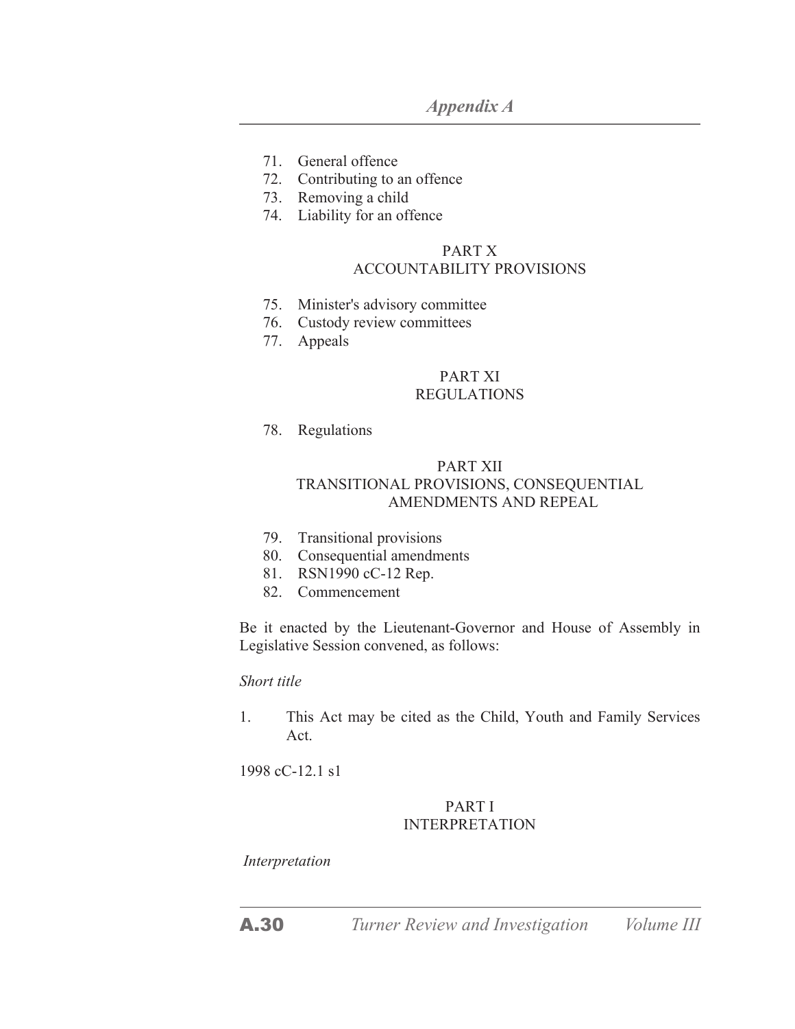71. General offence
72. Contributing to an offence
73. Removing a child
74. Liability for an offence

PART X
ACCOUNTABILITY PROVISIONS

75. Minister's advisory committee
76. Custody review committees
77. Appeals

PART XI
REGULATIONS

78. Regulations

PART XII
TRANSITIONAL PROVISIONS, CONSEQUENTIAL AMENDMENTS AND REPEAL

79. Transitional provisions
80. Consequential amendments
81. RSN1990 cC-12 Rep.
82. Commencement

Be it enacted by the Lieutenant-Governor and House of Assembly in Legislative Session convened, as follows:

*Short title*

1. This Act may be cited as the Child, Youth and Family Services Act.

1998 cC-12.1 s1

PART I
INTERPRETATION

*Interpretation*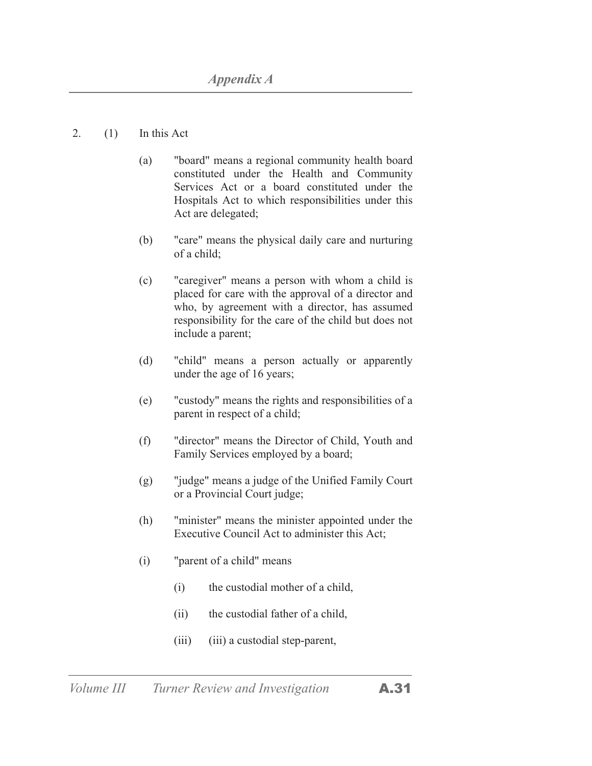2. (1) In this Act

(a) "board" means a regional community health board constituted under the Health and Community Services Act or a board constituted under the Hospitals Act to which responsibilities under this Act are delegated;

(b) "care" means the physical daily care and nurturing of a child;

(c) "caregiver" means a person with whom a child is placed for care with the approval of a director and who, by agreement with a director, has assumed responsibility for the care of the child but does not include a parent;

(d) "child" means a person actually or apparently under the age of 16 years;

(e) "custody" means the rights and responsibilities of a parent in respect of a child;

(f) "director" means the Director of Child, Youth and Family Services employed by a board;

(g) "judge" means a judge of the Unified Family Court or a Provincial Court judge;

(h) "minister" means the minister appointed under the Executive Council Act to administer this Act;

(i) "parent of a child" means

(i) the custodial mother of a child,

(ii) the custodial father of a child,

(iii) (iii) a custodial step-parent,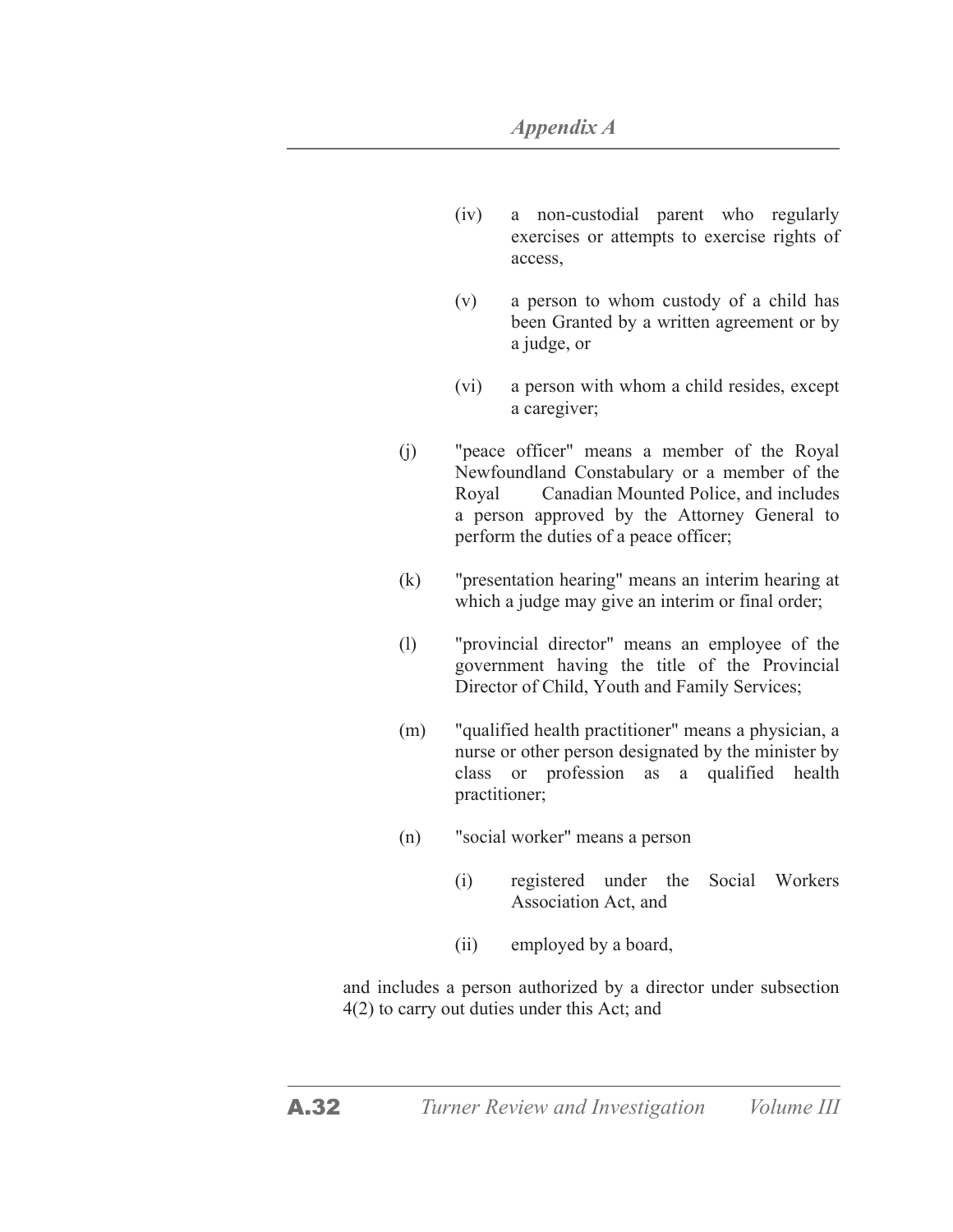(iv) a non-custodial parent who regularly exercises or attempts to exercise rights of access,

(v) a person to whom custody of a child has been Granted by a written agreement or by a judge, or

(vi) a person with whom a child resides, except a caregiver;

(j) "peace officer" means a member of the Royal Newfoundland Constabulary or a member of the Royal Canadian Mounted Police, and includes a person approved by the Attorney General to perform the duties of a peace officer;

(k) "presentation hearing" means an interim hearing at which a judge may give an interim or final order;

(l) "provincial director" means an employee of the government having the title of the Provincial Director of Child, Youth and Family Services;

(m) "qualified health practitioner" means a physician, a nurse or other person designated by the minister by class or profession as a qualified health practitioner;

(n) "social worker" means a person

(i) registered under the Social Workers Association Act, and

(ii) employed by a board,

and includes a person authorized by a director under subsection 4(2) to carry out duties under this Act; and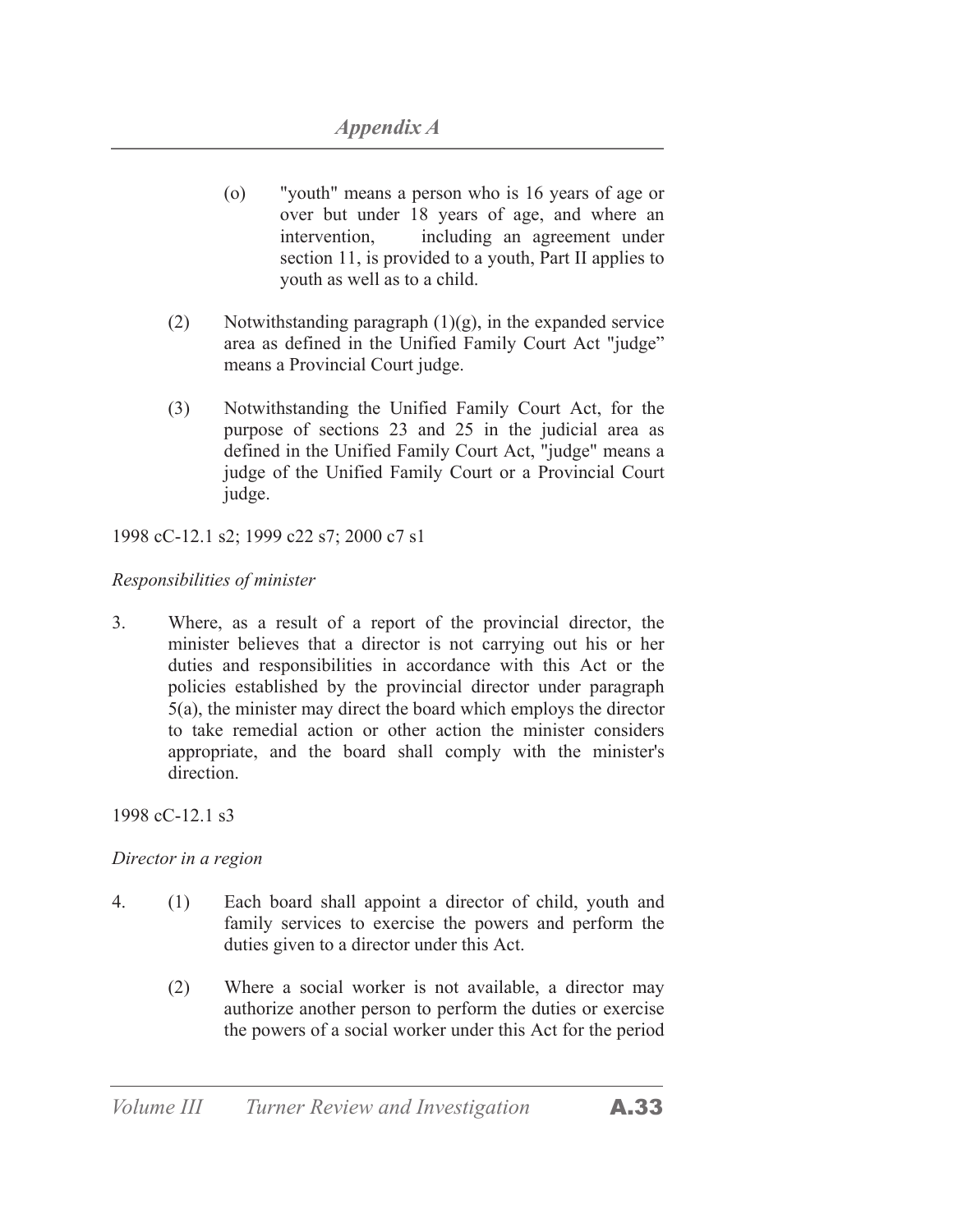(o) "youth" means a person who is 16 years of age or over but under 18 years of age, and where an intervention, including an agreement under section 11, is provided to a youth, Part II applies to youth as well as to a child.

(2) Notwithstanding paragraph (1)(g), in the expanded service area as defined in the Unified Family Court Act "judge" means a Provincial Court judge.

(3) Notwithstanding the Unified Family Court Act, for the purpose of sections 23 and 25 in the judicial area as defined in the Unified Family Court Act, "judge" means a judge of the Unified Family Court or a Provincial Court judge.

1998 cC-12.1 s2; 1999 c22 s7; 2000 c7 s1

*Responsibilities of minister*

3. Where, as a result of a report of the provincial director, the minister believes that a director is not carrying out his or her duties and responsibilities in accordance with this Act or the policies established by the provincial director under paragraph 5(a), the minister may direct the board which employs the director to take remedial action or other action the minister considers appropriate, and the board shall comply with the minister's direction.

1998 cC-12.1 s3

*Director in a region*

4. (1) Each board shall appoint a director of child, youth and family services to exercise the powers and perform the duties given to a director under this Act.

(2) Where a social worker is not available, a director may authorize another person to perform the duties or exercise the powers of a social worker under this Act for the period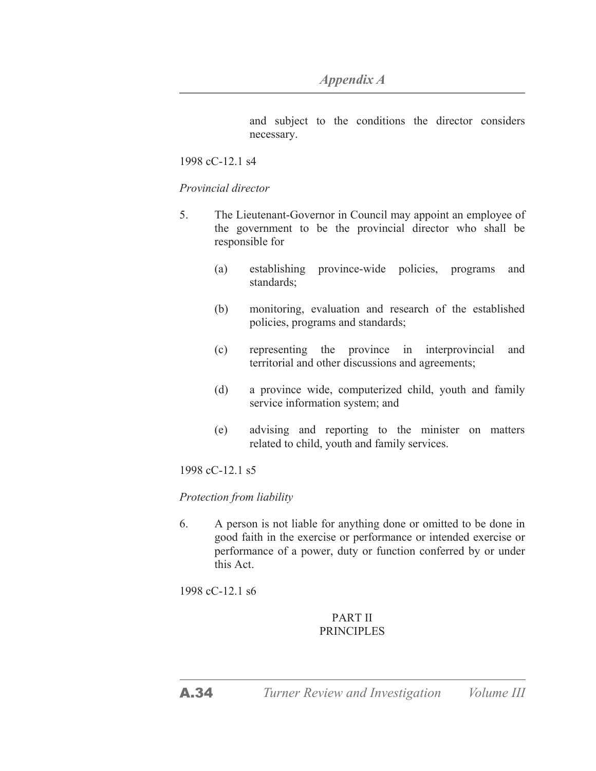and subject to the conditions the director considers necessary.

1998 cC-12.1 s4

*Provincial director*

5. The Lieutenant-Governor in Council may appoint an employee of the government to be the provincial director who shall be responsible for

   (a) establishing province-wide policies, programs and standards;

   (b) monitoring, evaluation and research of the established policies, programs and standards;

   (c) representing the province in interprovincial and territorial and other discussions and agreements;

   (d) a province wide, computerized child, youth and family service information system; and

   (e) advising and reporting to the minister on matters related to child, youth and family services.

1998 cC-12.1 s5

*Protection from liability*

6. A person is not liable for anything done or omitted to be done in good faith in the exercise or performance or intended exercise or performance of a power, duty or function conferred by or under this Act.

1998 cC-12.1 s6

## PART II
## PRINCIPLES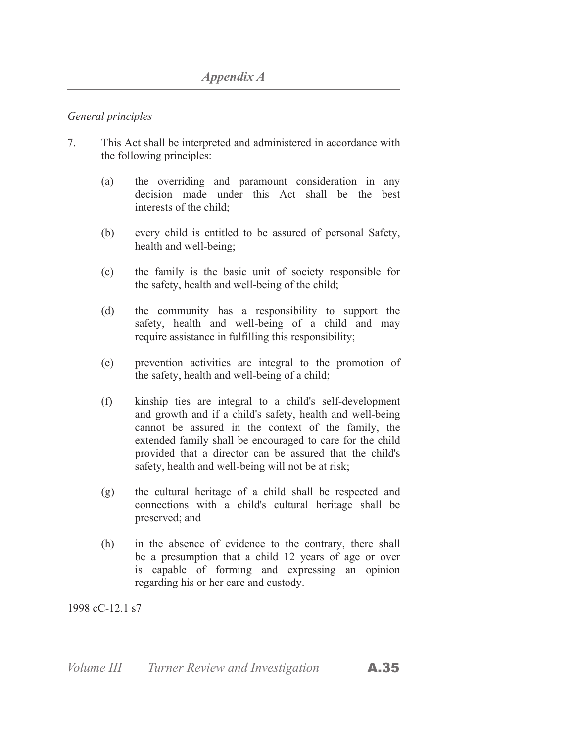*General principles*

7. This Act shall be interpreted and administered in accordance with the following principles:

    (a) the overriding and paramount consideration in any decision made under this Act shall be the best interests of the child;

    (b) every child is entitled to be assured of personal Safety, health and well-being;

    (c) the family is the basic unit of society responsible for the safety, health and well-being of the child;

    (d) the community has a responsibility to support the safety, health and well-being of a child and may require assistance in fulfilling this responsibility;

    (e) prevention activities are integral to the promotion of the safety, health and well-being of a child;

    (f) kinship ties are integral to a child's self-development and growth and if a child's safety, health and well-being cannot be assured in the context of the family, the extended family shall be encouraged to care for the child provided that a director can be assured that the child's safety, health and well-being will not be at risk;

    (g) the cultural heritage of a child shall be respected and connections with a child's cultural heritage shall be preserved; and

    (h) in the absence of evidence to the contrary, there shall be a presumption that a child 12 years of age or over is capable of forming and expressing an opinion regarding his or her care and custody.

1998 cC-12.1 s7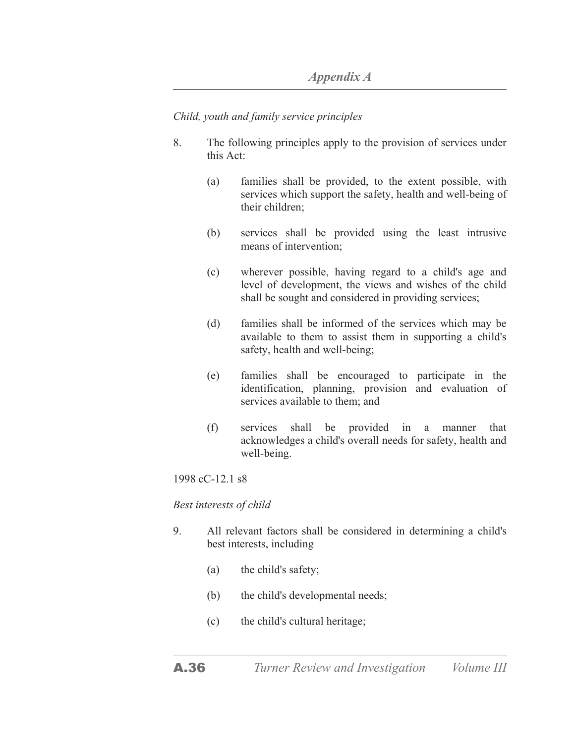*Child, youth and family service principles*

8. The following principles apply to the provision of services under this Act:

   (a) families shall be provided, to the extent possible, with services which support the safety, health and well-being of their children;

   (b) services shall be provided using the least intrusive means of intervention;

   (c) wherever possible, having regard to a child's age and level of development, the views and wishes of the child shall be sought and considered in providing services;

   (d) families shall be informed of the services which may be available to them to assist them in supporting a child's safety, health and well-being;

   (e) families shall be encouraged to participate in the identification, planning, provision and evaluation of services available to them; and

   (f) services shall be provided in a manner that acknowledges a child's overall needs for safety, health and well-being.

1998 cC-12.1 s8

*Best interests of child*

9. All relevant factors shall be considered in determining a child's best interests, including

   (a) the child's safety;

   (b) the child's developmental needs;

   (c) the child's cultural heritage;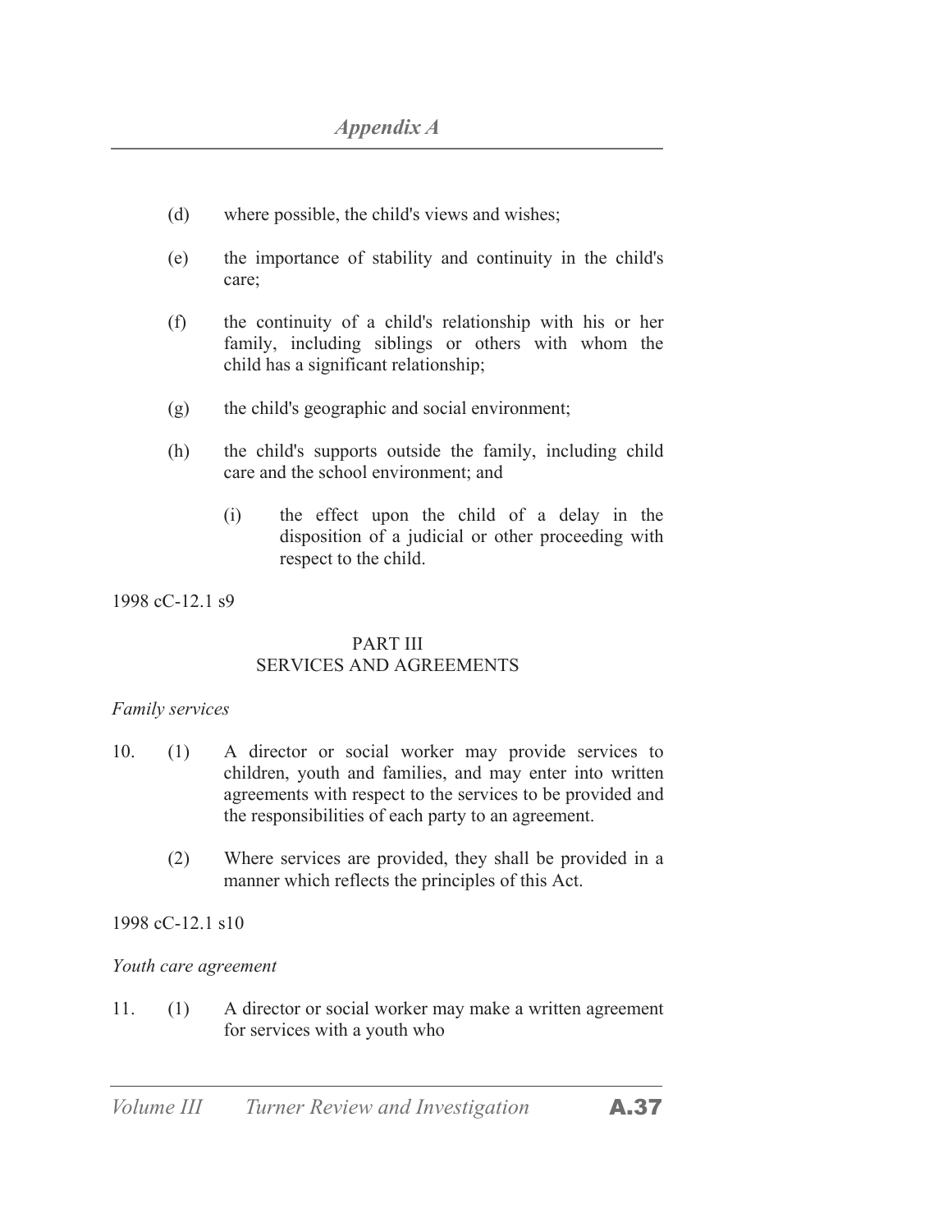(d) where possible, the child's views and wishes;

(e) the importance of stability and continuity in the child's care;

(f) the continuity of a child's relationship with his or her family, including siblings or others with whom the child has a significant relationship;

(g) the child's geographic and social environment;

(h) the child's supports outside the family, including child care and the school environment; and

(i) the effect upon the child of a delay in the disposition of a judicial or other proceeding with respect to the child.

1998 cC-12.1 s9

## PART III
## SERVICES AND AGREEMENTS

*Family services*

10. (1) A director or social worker may provide services to children, youth and families, and may enter into written agreements with respect to the services to be provided and the responsibilities of each party to an agreement.

(2) Where services are provided, they shall be provided in a manner which reflects the principles of this Act.

1998 cC-12.1 s10

*Youth care agreement*

11. (1) A director or social worker may make a written agreement for services with a youth who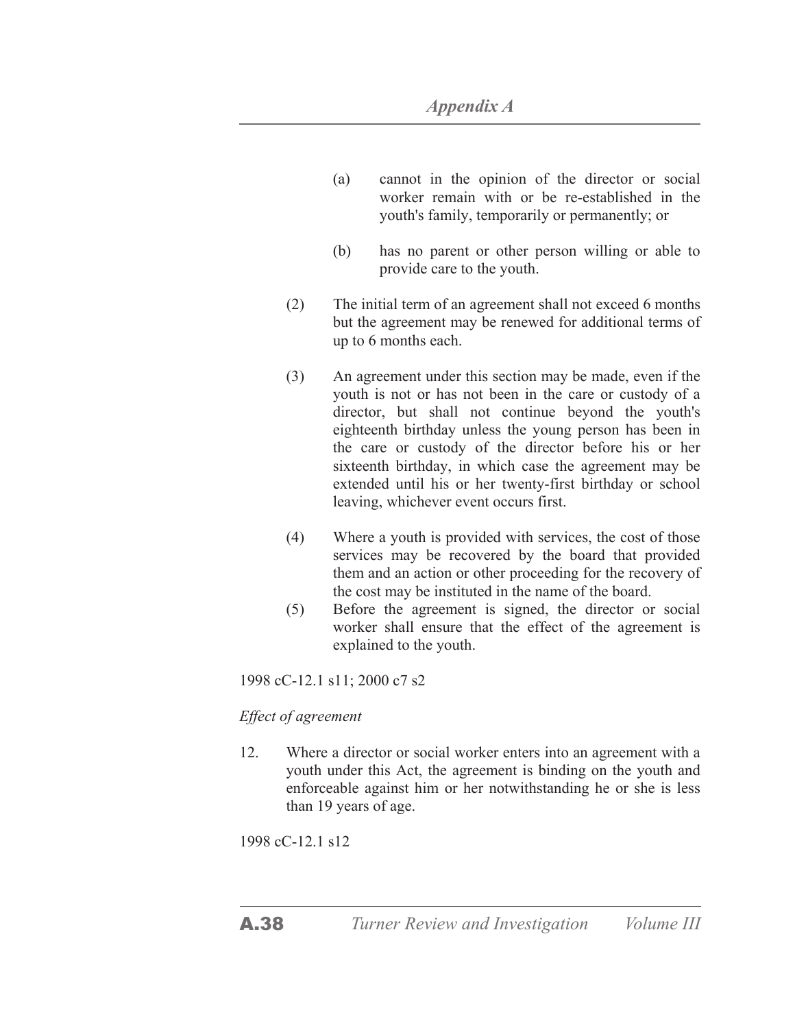(a) cannot in the opinion of the director or social worker remain with or be re-established in the youth's family, temporarily or permanently; or

(b) has no parent or other person willing or able to provide care to the youth.

(2) The initial term of an agreement shall not exceed 6 months but the agreement may be renewed for additional terms of up to 6 months each.

(3) An agreement under this section may be made, even if the youth is not or has not been in the care or custody of a director, but shall not continue beyond the youth's eighteenth birthday unless the young person has been in the care or custody of the director before his or her sixteenth birthday, in which case the agreement may be extended until his or her twenty-first birthday or school leaving, whichever event occurs first.

(4) Where a youth is provided with services, the cost of those services may be recovered by the board that provided them and an action or other proceeding for the recovery of the cost may be instituted in the name of the board.

(5) Before the agreement is signed, the director or social worker shall ensure that the effect of the agreement is explained to the youth.

1998 cC-12.1 s11; 2000 c7 s2

*Effect of agreement*

12. Where a director or social worker enters into an agreement with a youth under this Act, the agreement is binding on the youth and enforceable against him or her notwithstanding he or she is less than 19 years of age.

1998 cC-12.1 s12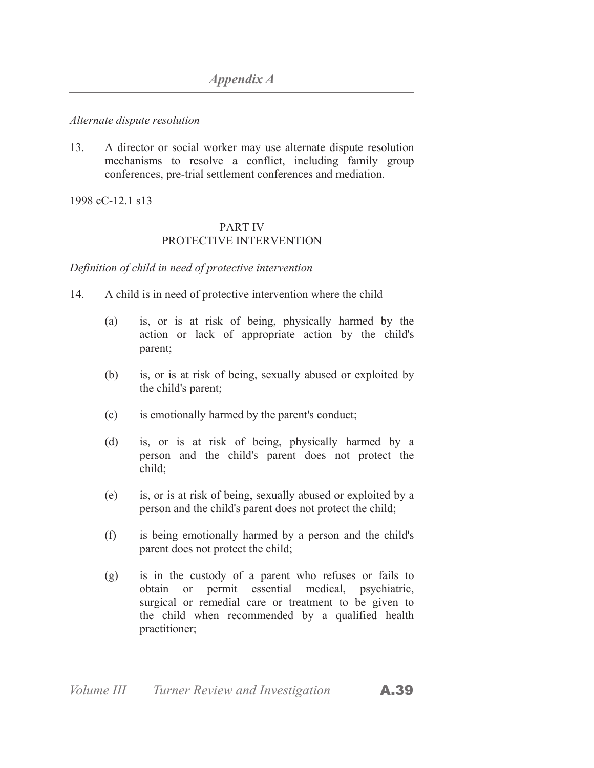*Alternate dispute resolution*

13. A director or social worker may use alternate dispute resolution mechanisms to resolve a conflict, including family group conferences, pre-trial settlement conferences and mediation.

1998 cC-12.1 s13

## PART IV
## PROTECTIVE INTERVENTION

*Definition of child in need of protective intervention*

14. A child is in need of protective intervention where the child

   (a) is, or is at risk of being, physically harmed by the action or lack of appropriate action by the child's parent;

   (b) is, or is at risk of being, sexually abused or exploited by the child's parent;

   (c) is emotionally harmed by the parent's conduct;

   (d) is, or is at risk of being, physically harmed by a person and the child's parent does not protect the child;

   (e) is, or is at risk of being, sexually abused or exploited by a person and the child's parent does not protect the child;

   (f) is being emotionally harmed by a person and the child's parent does not protect the child;

   (g) is in the custody of a parent who refuses or fails to obtain or permit essential medical, psychiatric, surgical or remedial care or treatment to be given to the child when recommended by a qualified health practitioner;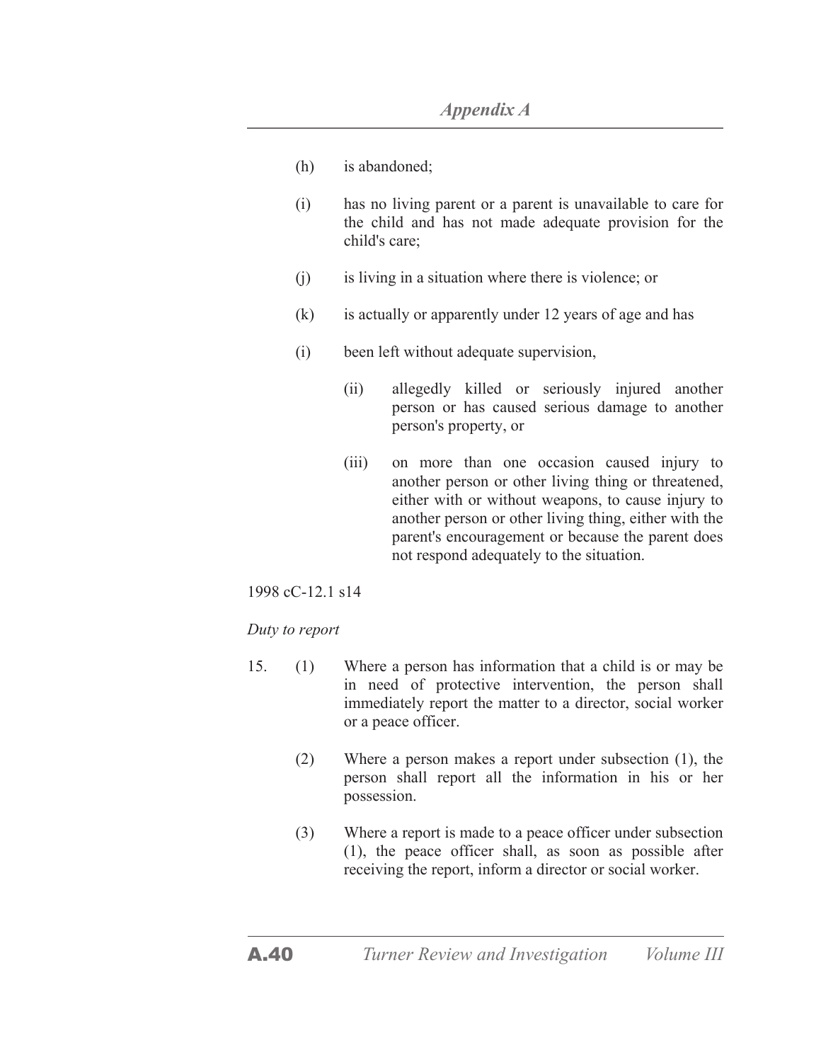(h) is abandoned;

(i) has no living parent or a parent is unavailable to care for the child and has not made adequate provision for the child's care;

(j) is living in a situation where there is violence; or

(k) is actually or apparently under 12 years of age and has

(i) been left without adequate supervision,

(ii) allegedly killed or seriously injured another person or has caused serious damage to another person's property, or

(iii) on more than one occasion caused injury to another person or other living thing or threatened, either with or without weapons, to cause injury to another person or other living thing, either with the parent's encouragement or because the parent does not respond adequately to the situation.

1998 cC-12.1 s14

*Duty to report*

15. (1) Where a person has information that a child is or may be in need of protective intervention, the person shall immediately report the matter to a director, social worker or a peace officer.

(2) Where a person makes a report under subsection (1), the person shall report all the information in his or her possession.

(3) Where a report is made to a peace officer under subsection (1), the peace officer shall, as soon as possible after receiving the report, inform a director or social worker.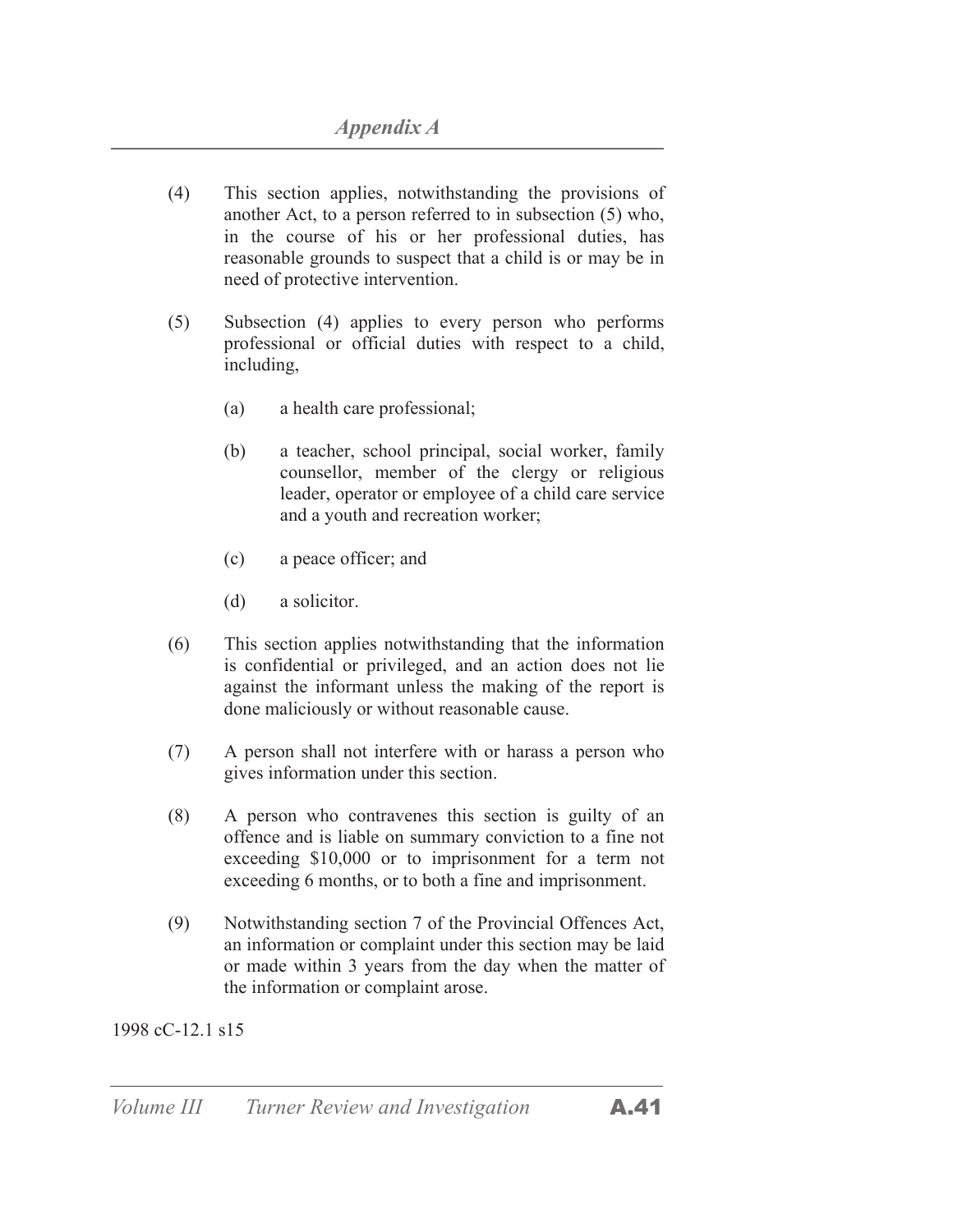(4) This section applies, notwithstanding the provisions of another Act, to a person referred to in subsection (5) who, in the course of his or her professional duties, has reasonable grounds to suspect that a child is or may be in need of protective intervention.

(5) Subsection (4) applies to every person who performs professional or official duties with respect to a child, including,

   (a) a health care professional;

   (b) a teacher, school principal, social worker, family counsellor, member of the clergy or religious leader, operator or employee of a child care service and a youth and recreation worker;

   (c) a peace officer; and

   (d) a solicitor.

(6) This section applies notwithstanding that the information is confidential or privileged, and an action does not lie against the informant unless the making of the report is done maliciously or without reasonable cause.

(7) A person shall not interfere with or harass a person who gives information under this section.

(8) A person who contravenes this section is guilty of an offence and is liable on summary conviction to a fine not exceeding $10,000 or to imprisonment for a term not exceeding 6 months, or to both a fine and imprisonment.

(9) Notwithstanding section 7 of the Provincial Offences Act, an information or complaint under this section may be laid or made within 3 years from the day when the matter of the information or complaint arose.

1998 cC-12.1 s15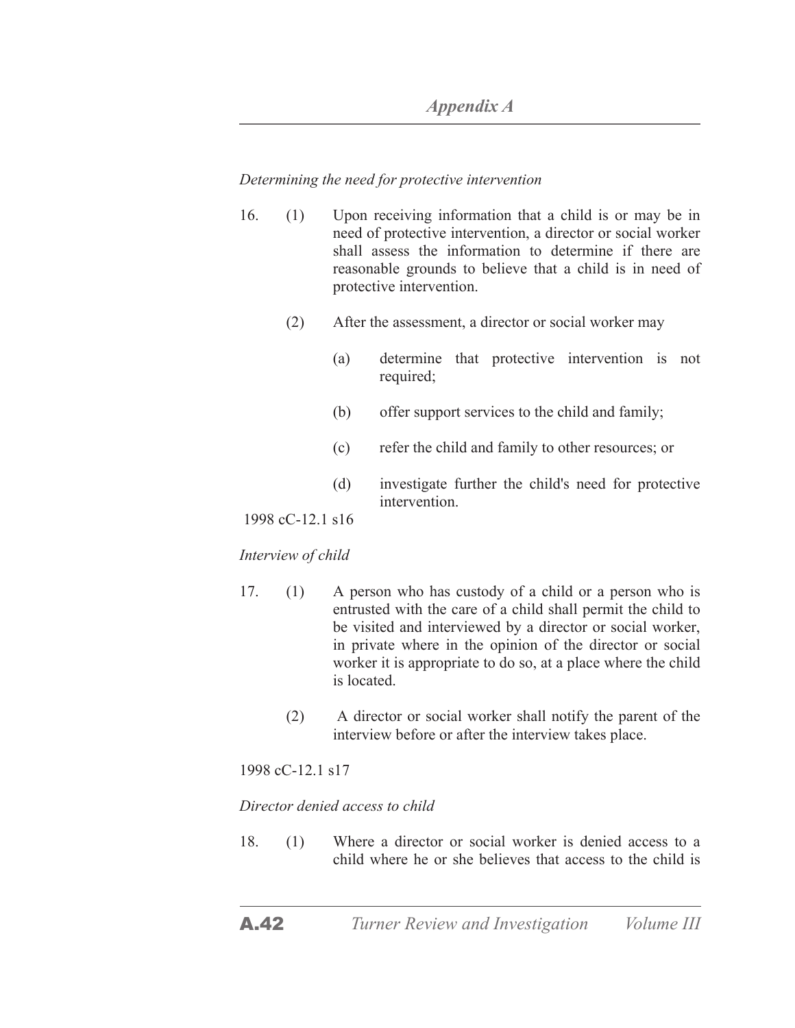*Determining the need for protective intervention*

16. (1) Upon receiving information that a child is or may be in need of protective intervention, a director or social worker shall assess the information to determine if there are reasonable grounds to believe that a child is in need of protective intervention.

(2) After the assessment, a director or social worker may

(a) determine that protective intervention is not required;

(b) offer support services to the child and family;

(c) refer the child and family to other resources; or

(d) investigate further the child's need for protective intervention.

1998 cC-12.1 s16

*Interview of child*

17. (1) A person who has custody of a child or a person who is entrusted with the care of a child shall permit the child to be visited and interviewed by a director or social worker, in private where in the opinion of the director or social worker it is appropriate to do so, at a place where the child is located.

(2) A director or social worker shall notify the parent of the interview before or after the interview takes place.

1998 cC-12.1 s17

*Director denied access to child*

18. (1) Where a director or social worker is denied access to a child where he or she believes that access to the child is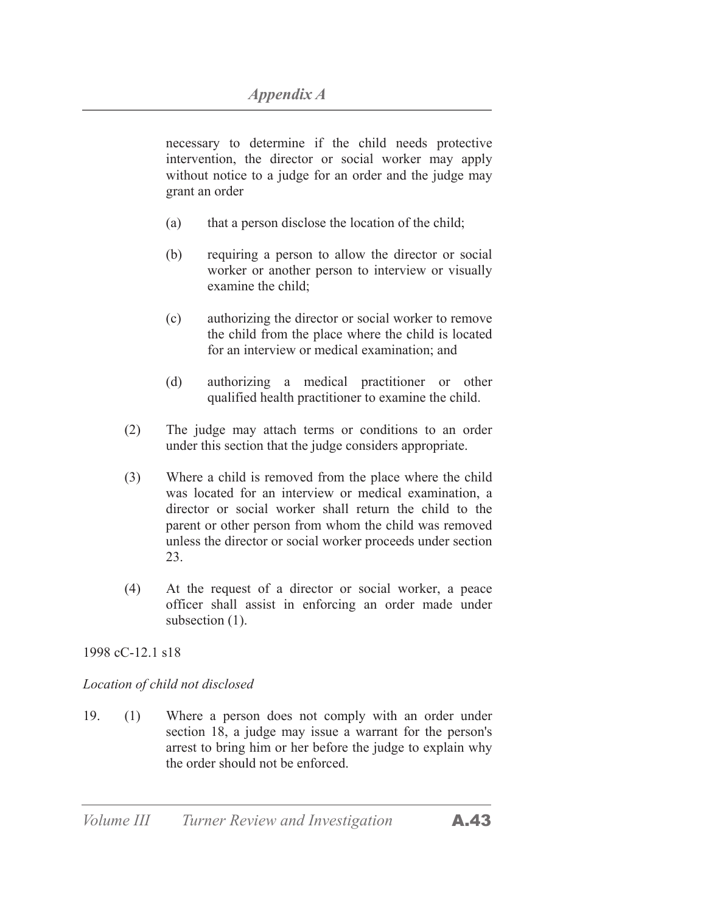necessary to determine if the child needs protective intervention, the director or social worker may apply without notice to a judge for an order and the judge may grant an order

(a) that a person disclose the location of the child;

(b) requiring a person to allow the director or social worker or another person to interview or visually examine the child;

(c) authorizing the director or social worker to remove the child from the place where the child is located for an interview or medical examination; and

(d) authorizing a medical practitioner or other qualified health practitioner to examine the child.

(2) The judge may attach terms or conditions to an order under this section that the judge considers appropriate.

(3) Where a child is removed from the place where the child was located for an interview or medical examination, a director or social worker shall return the child to the parent or other person from whom the child was removed unless the director or social worker proceeds under section 23.

(4) At the request of a director or social worker, a peace officer shall assist in enforcing an order made under subsection (1).

1998 cC-12.1 s18

*Location of child not disclosed*

19. (1) Where a person does not comply with an order under section 18, a judge may issue a warrant for the person's arrest to bring him or her before the judge to explain why the order should not be enforced.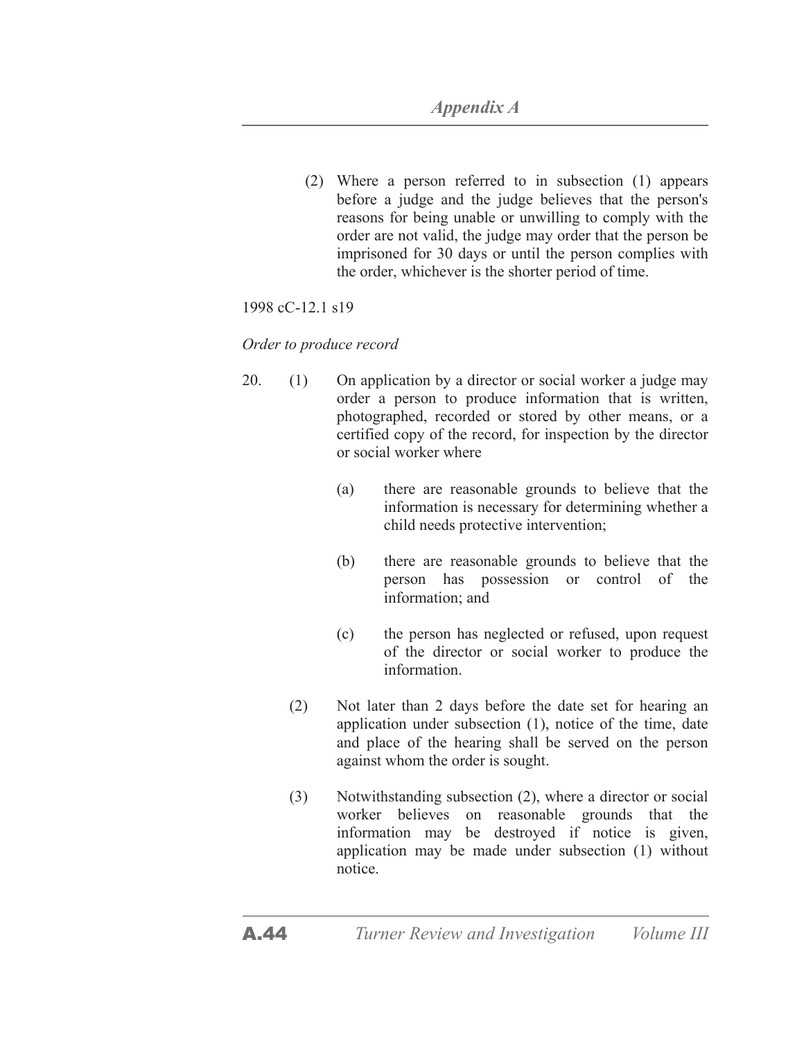(2) Where a person referred to in subsection (1) appears before a judge and the judge believes that the person's reasons for being unable or unwilling to comply with the order are not valid, the judge may order that the person be imprisoned for 30 days or until the person complies with the order, whichever is the shorter period of time.

1998 cC-12.1 s19

*Order to produce record*

20. (1) On application by a director or social worker a judge may order a person to produce information that is written, photographed, recorded or stored by other means, or a certified copy of the record, for inspection by the director or social worker where

(a) there are reasonable grounds to believe that the information is necessary for determining whether a child needs protective intervention;

(b) there are reasonable grounds to believe that the person has possession or control of the information; and

(c) the person has neglected or refused, upon request of the director or social worker to produce the information.

(2) Not later than 2 days before the date set for hearing an application under subsection (1), notice of the time, date and place of the hearing shall be served on the person against whom the order is sought.

(3) Notwithstanding subsection (2), where a director or social worker believes on reasonable grounds that the information may be destroyed if notice is given, application may be made under subsection (1) without notice.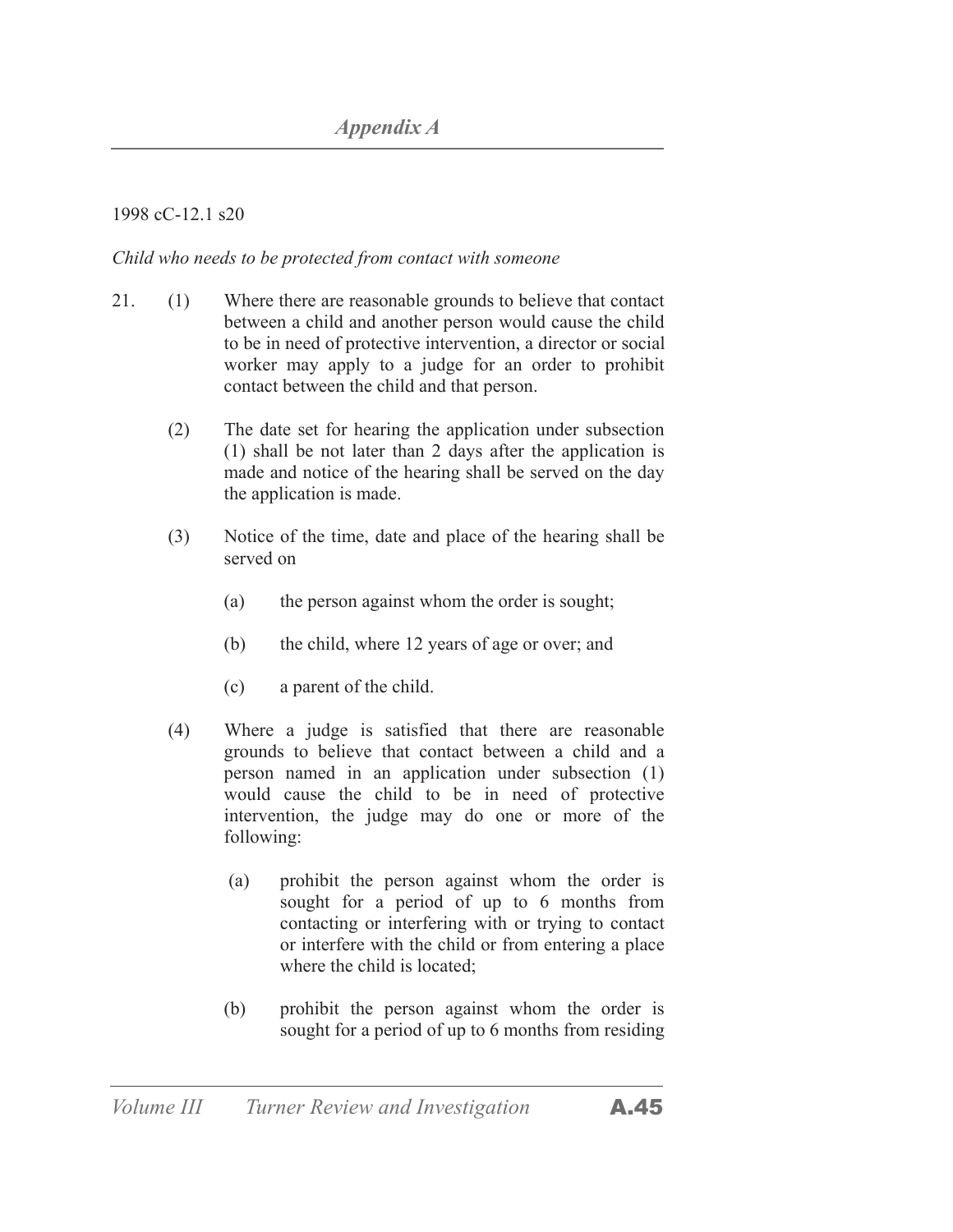1998 cC-12.1 s20

*Child who needs to be protected from contact with someone*

21. (1) Where there are reasonable grounds to believe that contact between a child and another person would cause the child to be in need of protective intervention, a director or social worker may apply to a judge for an order to prohibit contact between the child and that person.

(2) The date set for hearing the application under subsection (1) shall be not later than 2 days after the application is made and notice of the hearing shall be served on the day the application is made.

(3) Notice of the time, date and place of the hearing shall be served on

(a) the person against whom the order is sought;

(b) the child, where 12 years of age or over; and

(c) a parent of the child.

(4) Where a judge is satisfied that there are reasonable grounds to believe that contact between a child and a person named in an application under subsection (1) would cause the child to be in need of protective intervention, the judge may do one or more of the following:

(a) prohibit the person against whom the order is sought for a period of up to 6 months from contacting or interfering with or trying to contact or interfere with the child or from entering a place where the child is located;

(b) prohibit the person against whom the order is sought for a period of up to 6 months from residing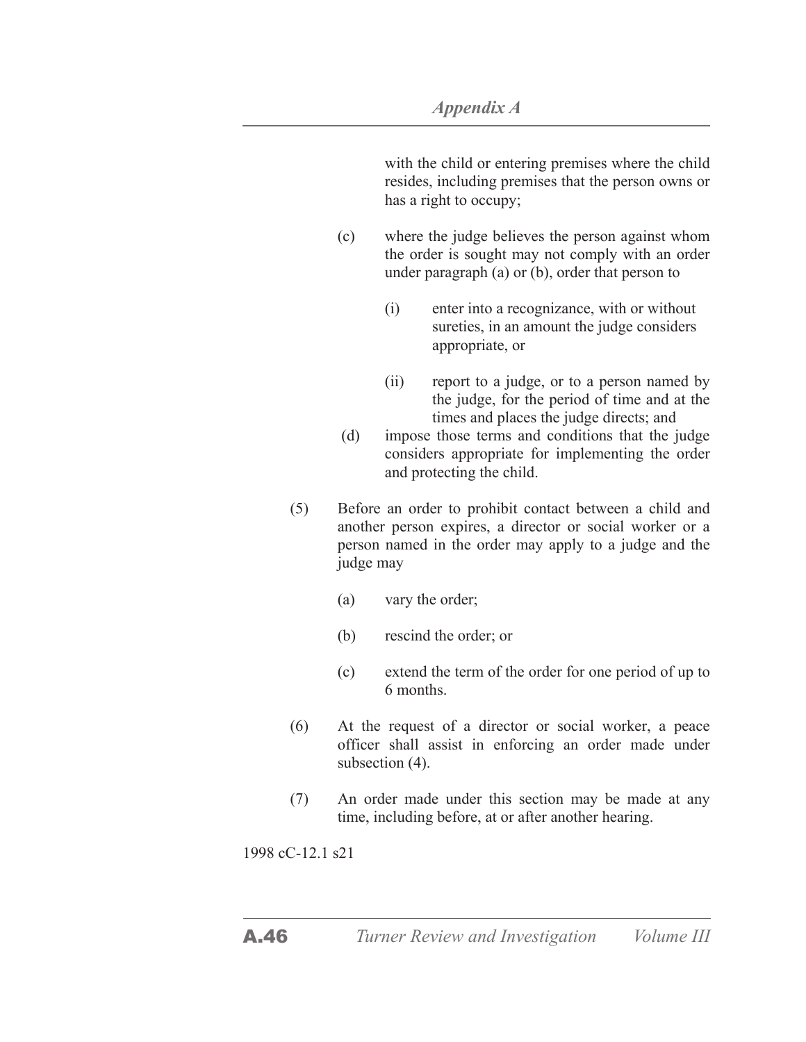with the child or entering premises where the child resides, including premises that the person owns or has a right to occupy;

(c) where the judge believes the person against whom the order is sought may not comply with an order under paragraph (a) or (b), order that person to

(i) enter into a recognizance, with or without sureties, in an amount the judge considers appropriate, or

(ii) report to a judge, or to a person named by the judge, for the period of time and at the times and places the judge directs; and

(d) impose those terms and conditions that the judge considers appropriate for implementing the order and protecting the child.

(5) Before an order to prohibit contact between a child and another person expires, a director or social worker or a person named in the order may apply to a judge and the judge may

(a) vary the order;

(b) rescind the order; or

(c) extend the term of the order for one period of up to 6 months.

(6) At the request of a director or social worker, a peace officer shall assist in enforcing an order made under subsection (4).

(7) An order made under this section may be made at any time, including before, at or after another hearing.

1998 cC-12.1 s21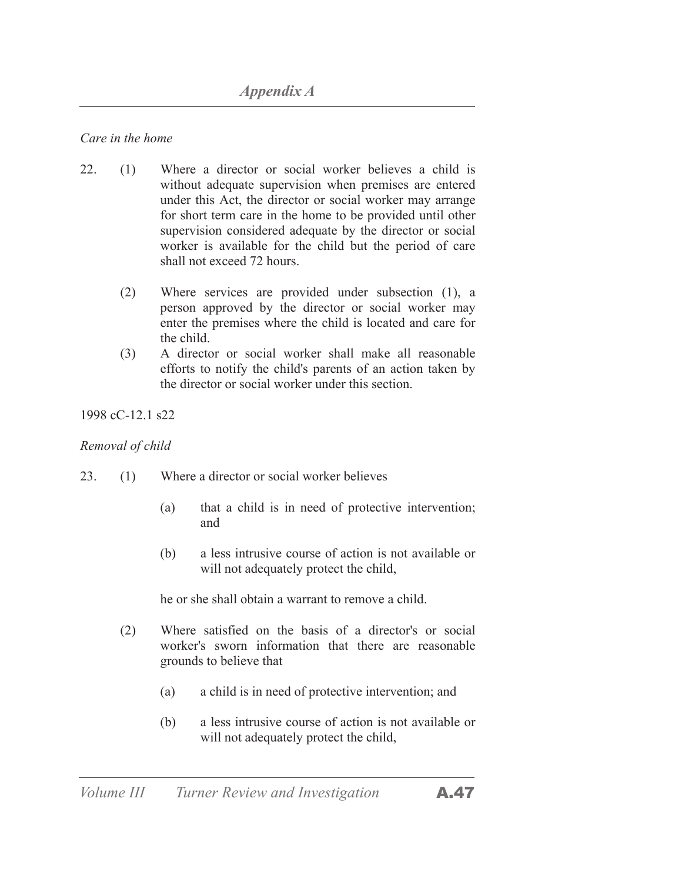*Care in the home*

22. (1) Where a director or social worker believes a child is without adequate supervision when premises are entered under this Act, the director or social worker may arrange for short term care in the home to be provided until other supervision considered adequate by the director or social worker is available for the child but the period of care shall not exceed 72 hours.

(2) Where services are provided under subsection (1), a person approved by the director or social worker may enter the premises where the child is located and care for the child.

(3) A director or social worker shall make all reasonable efforts to notify the child's parents of an action taken by the director or social worker under this section.

1998 cC-12.1 s22

*Removal of child*

23. (1) Where a director or social worker believes

(a) that a child is in need of protective intervention; and

(b) a less intrusive course of action is not available or will not adequately protect the child,

he or she shall obtain a warrant to remove a child.

(2) Where satisfied on the basis of a director's or social worker's sworn information that there are reasonable grounds to believe that

(a) a child is in need of protective intervention; and

(b) a less intrusive course of action is not available or will not adequately protect the child,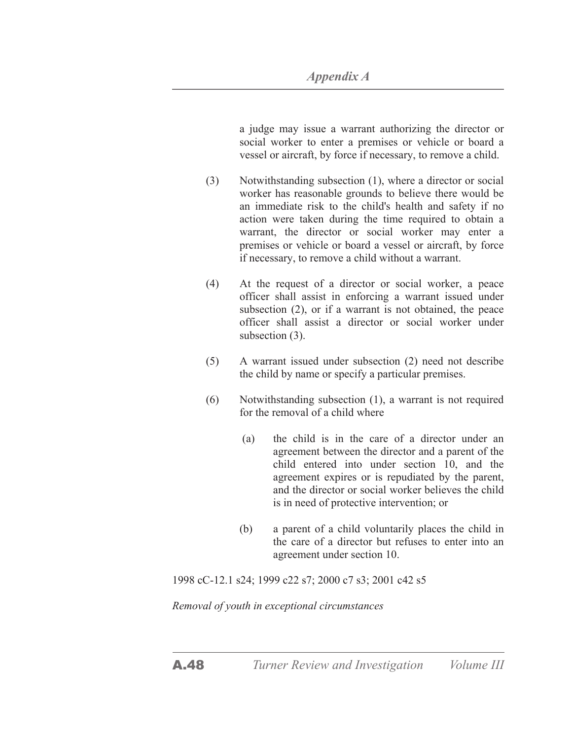a judge may issue a warrant authorizing the director or social worker to enter a premises or vehicle or board a vessel or aircraft, by force if necessary, to remove a child.

(3) Notwithstanding subsection (1), where a director or social worker has reasonable grounds to believe there would be an immediate risk to the child's health and safety if no action were taken during the time required to obtain a warrant, the director or social worker may enter a premises or vehicle or board a vessel or aircraft, by force if necessary, to remove a child without a warrant.

(4) At the request of a director or social worker, a peace officer shall assist in enforcing a warrant issued under subsection (2), or if a warrant is not obtained, the peace officer shall assist a director or social worker under subsection (3).

(5) A warrant issued under subsection (2) need not describe the child by name or specify a particular premises.

(6) Notwithstanding subsection (1), a warrant is not required for the removal of a child where

(a) the child is in the care of a director under an agreement between the director and a parent of the child entered into under section 10, and the agreement expires or is repudiated by the parent, and the director or social worker believes the child is in need of protective intervention; or

(b) a parent of a child voluntarily places the child in the care of a director but refuses to enter into an agreement under section 10.

1998 cC-12.1 s24; 1999 c22 s7; 2000 c7 s3; 2001 c42 s5

*Removal of youth in exceptional circumstances*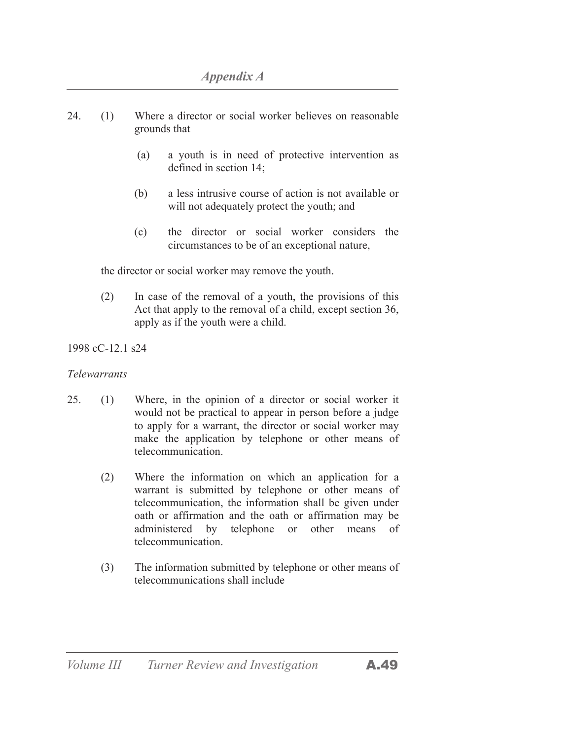24. (1) Where a director or social worker believes on reasonable grounds that

    (a) a youth is in need of protective intervention as defined in section 14;

    (b) a less intrusive course of action is not available or will not adequately protect the youth; and

    (c) the director or social worker considers the circumstances to be of an exceptional nature,

the director or social worker may remove the youth.

(2) In case of the removal of a youth, the provisions of this Act that apply to the removal of a child, except section 36, apply as if the youth were a child.

1998 cC-12.1 s24

*Telewarrants*

25. (1) Where, in the opinion of a director or social worker it would not be practical to appear in person before a judge to apply for a warrant, the director or social worker may make the application by telephone or other means of telecommunication.

(2) Where the information on which an application for a warrant is submitted by telephone or other means of telecommunication, the information shall be given under oath or affirmation and the oath or affirmation may be administered by telephone or other means of telecommunication.

(3) The information submitted by telephone or other means of telecommunications shall include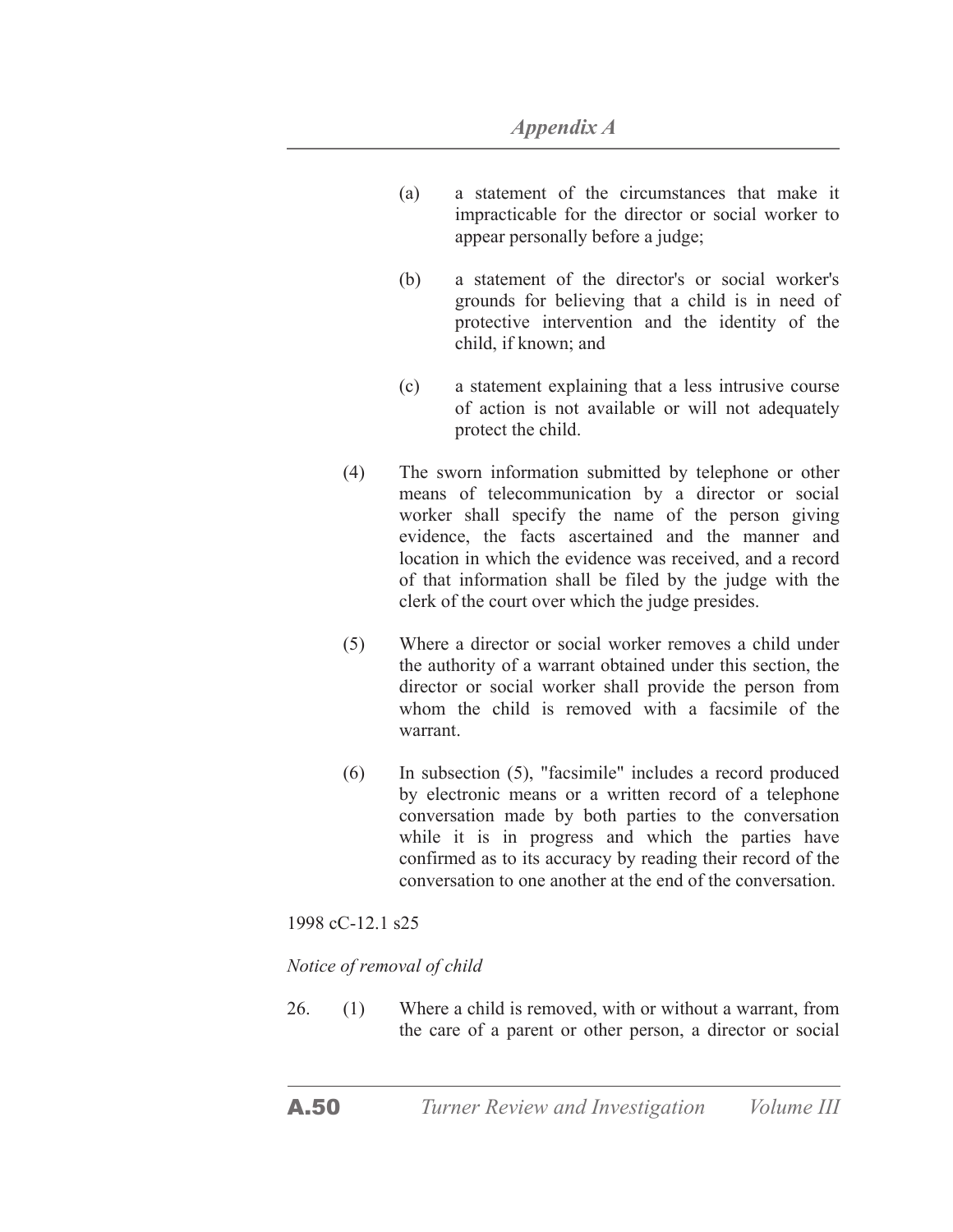(a) a statement of the circumstances that make it impracticable for the director or social worker to appear personally before a judge;

(b) a statement of the director's or social worker's grounds for believing that a child is in need of protective intervention and the identity of the child, if known; and

(c) a statement explaining that a less intrusive course of action is not available or will not adequately protect the child.

(4) The sworn information submitted by telephone or other means of telecommunication by a director or social worker shall specify the name of the person giving evidence, the facts ascertained and the manner and location in which the evidence was received, and a record of that information shall be filed by the judge with the clerk of the court over which the judge presides.

(5) Where a director or social worker removes a child under the authority of a warrant obtained under this section, the director or social worker shall provide the person from whom the child is removed with a facsimile of the warrant.

(6) In subsection (5), "facsimile" includes a record produced by electronic means or a written record of a telephone conversation made by both parties to the conversation while it is in progress and which the parties have confirmed as to its accuracy by reading their record of the conversation to one another at the end of the conversation.

1998 cC-12.1 s25

*Notice of removal of child*

26. (1) Where a child is removed, with or without a warrant, from the care of a parent or other person, a director or social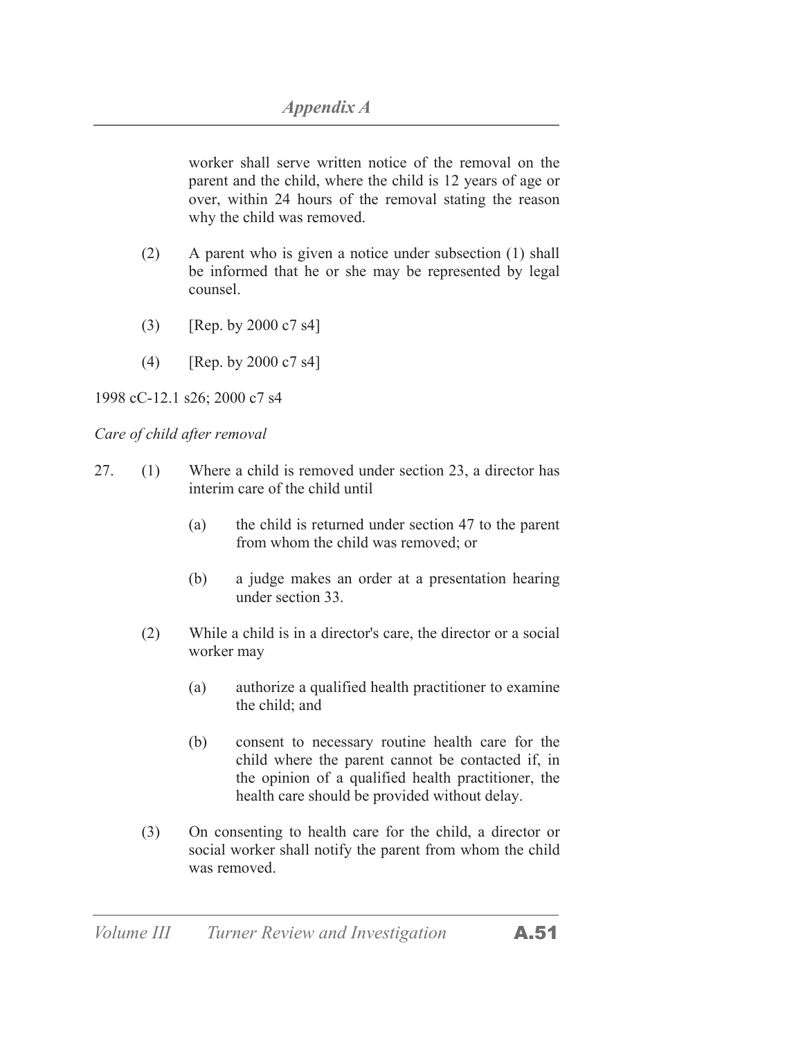worker shall serve written notice of the removal on the parent and the child, where the child is 12 years of age or over, within 24 hours of the removal stating the reason why the child was removed.

(2) A parent who is given a notice under subsection (1) shall be informed that he or she may be represented by legal counsel.

(3) [Rep. by 2000 c7 s4]

(4) [Rep. by 2000 c7 s4]

1998 cC-12.1 s26; 2000 c7 s4

*Care of child after removal*

27. (1) Where a child is removed under section 23, a director has interim care of the child until

(a) the child is returned under section 47 to the parent from whom the child was removed; or

(b) a judge makes an order at a presentation hearing under section 33.

(2) While a child is in a director's care, the director or a social worker may

(a) authorize a qualified health practitioner to examine the child; and

(b) consent to necessary routine health care for the child where the parent cannot be contacted if, in the opinion of a qualified health practitioner, the health care should be provided without delay.

(3) On consenting to health care for the child, a director or social worker shall notify the parent from whom the child was removed.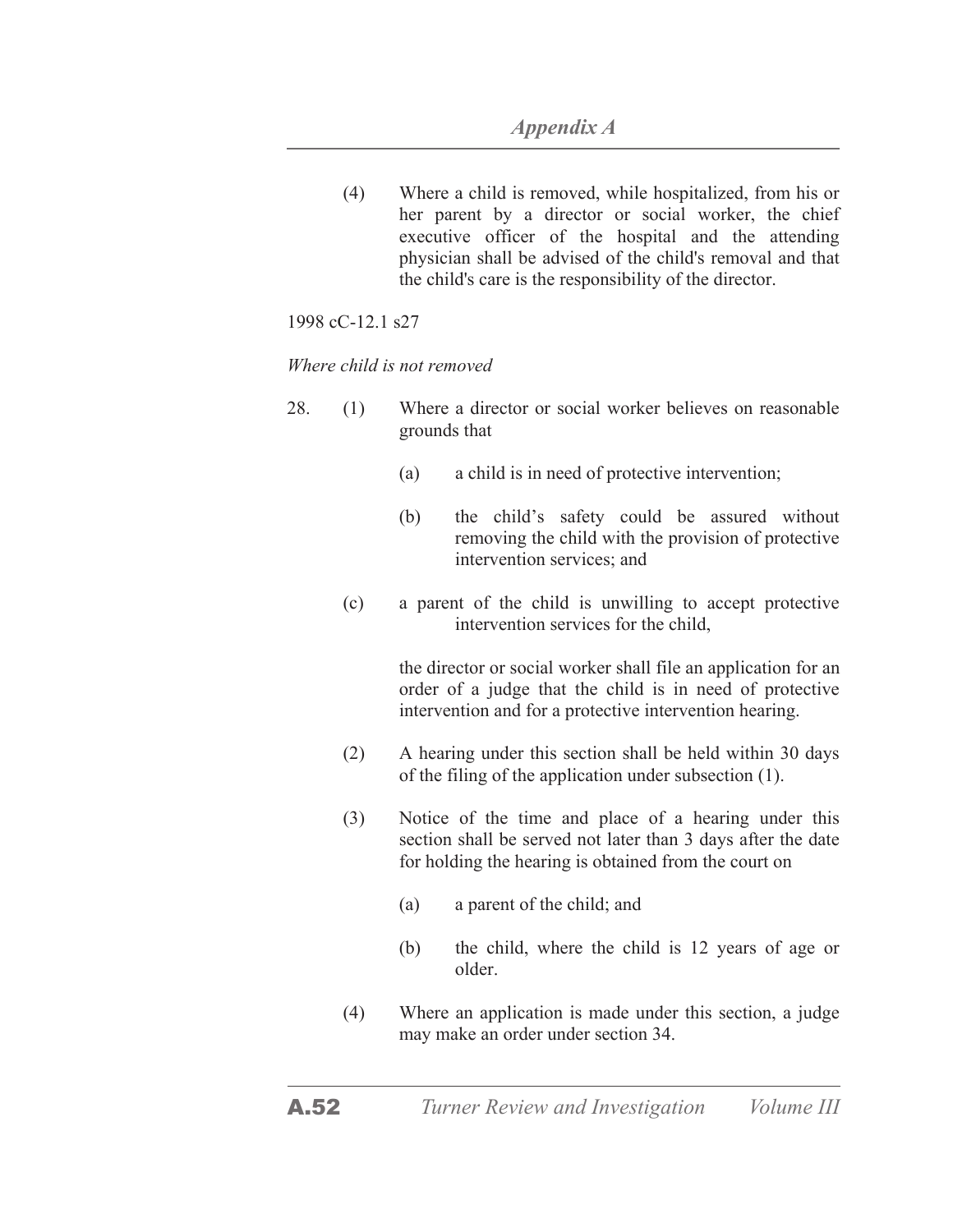(4) Where a child is removed, while hospitalized, from his or her parent by a director or social worker, the chief executive officer of the hospital and the attending physician shall be advised of the child's removal and that the child's care is the responsibility of the director.

1998 cC-12.1 s27

*Where child is not removed*

28. (1) Where a director or social worker believes on reasonable grounds that

 (a) a child is in need of protective intervention;

 (b) the child's safety could be assured without removing the child with the provision of protective intervention services; and

 (c) a parent of the child is unwilling to accept protective intervention services for the child,

 the director or social worker shall file an application for an order of a judge that the child is in need of protective intervention and for a protective intervention hearing.

(2) A hearing under this section shall be held within 30 days of the filing of the application under subsection (1).

(3) Notice of the time and place of a hearing under this section shall be served not later than 3 days after the date for holding the hearing is obtained from the court on

 (a) a parent of the child; and

 (b) the child, where the child is 12 years of age or older.

(4) Where an application is made under this section, a judge may make an order under section 34.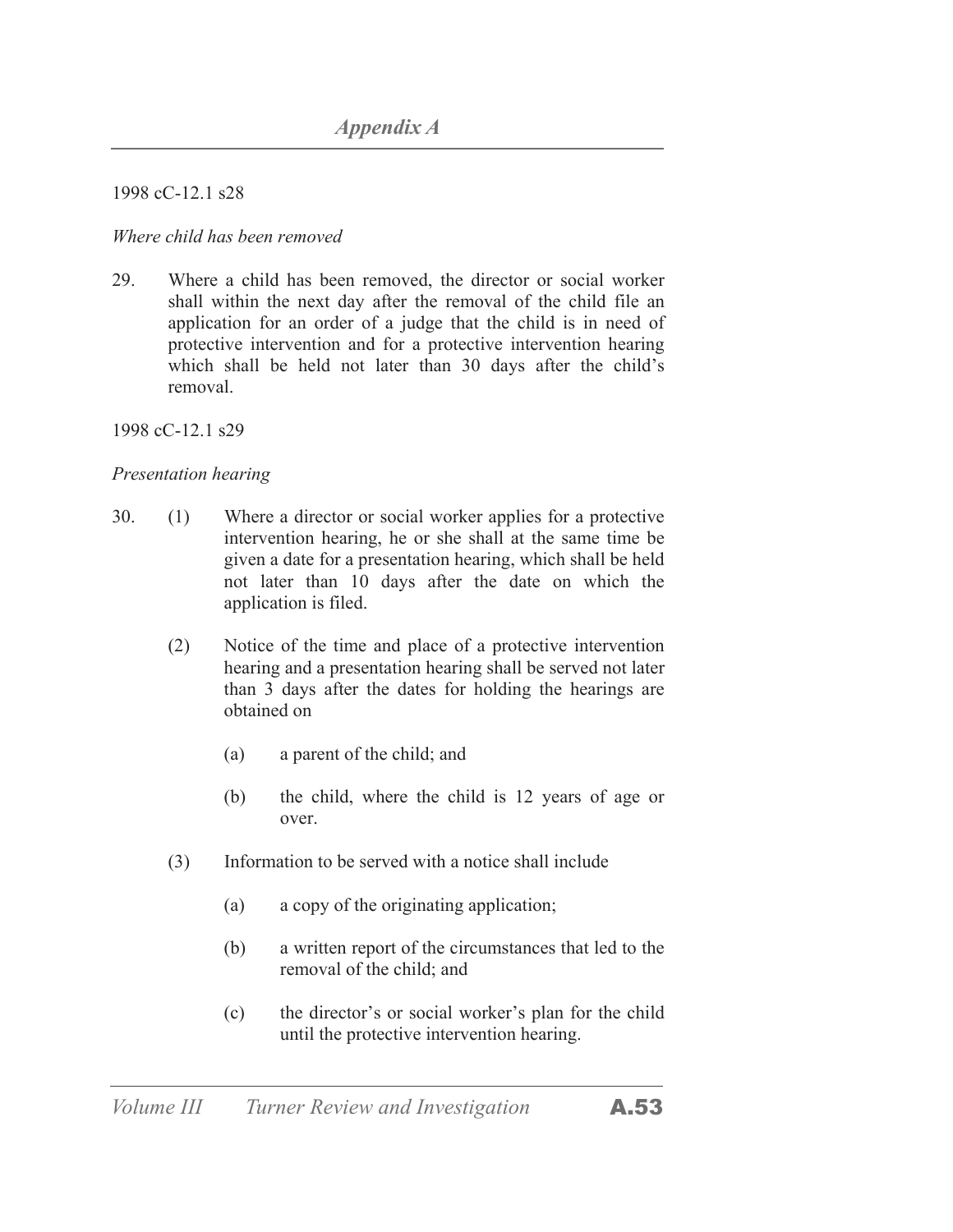1998 cC-12.1 s28

*Where child has been removed*

29. Where a child has been removed, the director or social worker shall within the next day after the removal of the child file an application for an order of a judge that the child is in need of protective intervention and for a protective intervention hearing which shall be held not later than 30 days after the child's removal.

1998 cC-12.1 s29

*Presentation hearing*

30. (1) Where a director or social worker applies for a protective intervention hearing, he or she shall at the same time be given a date for a presentation hearing, which shall be held not later than 10 days after the date on which the application is filed.

(2) Notice of the time and place of a protective intervention hearing and a presentation hearing shall be served not later than 3 days after the dates for holding the hearings are obtained on

(a) a parent of the child; and

(b) the child, where the child is 12 years of age or over.

(3) Information to be served with a notice shall include

(a) a copy of the originating application;

(b) a written report of the circumstances that led to the removal of the child; and

(c) the director's or social worker's plan for the child until the protective intervention hearing.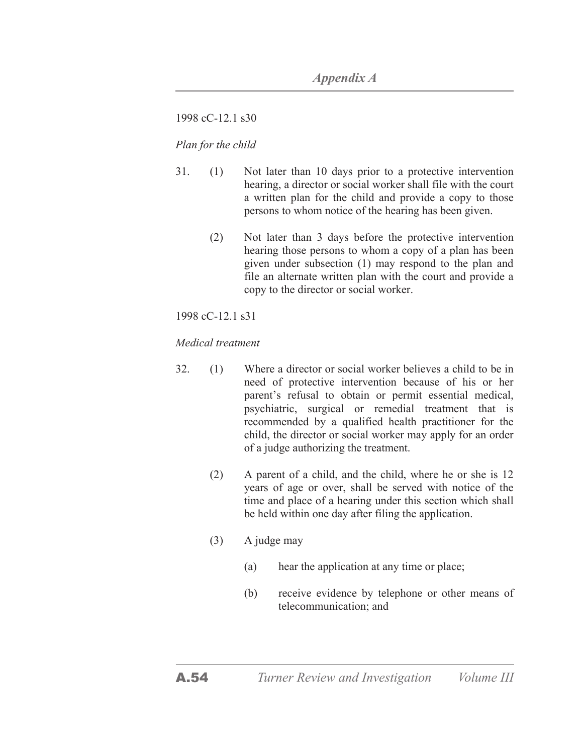1998 cC-12.1 s30

*Plan for the child*

31. (1) Not later than 10 days prior to a protective intervention hearing, a director or social worker shall file with the court a written plan for the child and provide a copy to those persons to whom notice of the hearing has been given.

(2) Not later than 3 days before the protective intervention hearing those persons to whom a copy of a plan has been given under subsection (1) may respond to the plan and file an alternate written plan with the court and provide a copy to the director or social worker.

1998 cC-12.1 s31

*Medical treatment*

32. (1) Where a director or social worker believes a child to be in need of protective intervention because of his or her parent's refusal to obtain or permit essential medical, psychiatric, surgical or remedial treatment that is recommended by a qualified health practitioner for the child, the director or social worker may apply for an order of a judge authorizing the treatment.

(2) A parent of a child, and the child, where he or she is 12 years of age or over, shall be served with notice of the time and place of a hearing under this section which shall be held within one day after filing the application.

(3) A judge may

(a) hear the application at any time or place;

(b) receive evidence by telephone or other means of telecommunication; and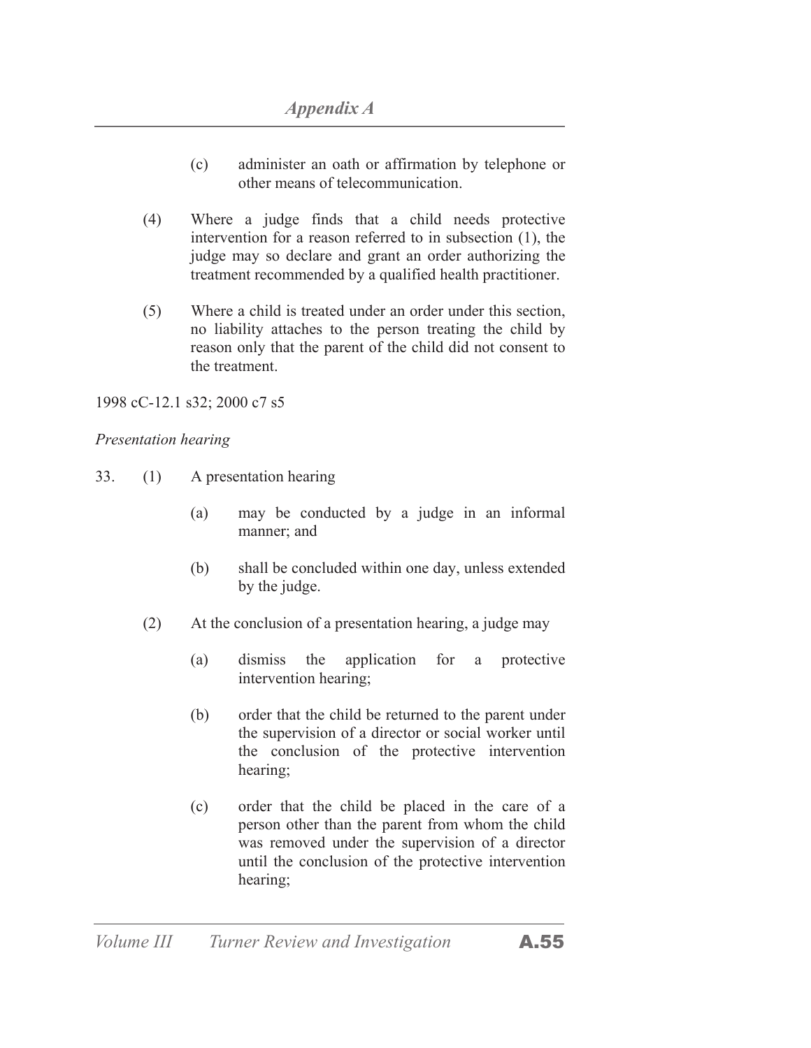(c) administer an oath or affirmation by telephone or other means of telecommunication.

(4) Where a judge finds that a child needs protective intervention for a reason referred to in subsection (1), the judge may so declare and grant an order authorizing the treatment recommended by a qualified health practitioner.

(5) Where a child is treated under an order under this section, no liability attaches to the person treating the child by reason only that the parent of the child did not consent to the treatment.

1998 cC-12.1 s32; 2000 c7 s5

*Presentation hearing*

33. (1) A presentation hearing

(a) may be conducted by a judge in an informal manner; and

(b) shall be concluded within one day, unless extended by the judge.

(2) At the conclusion of a presentation hearing, a judge may

(a) dismiss the application for a protective intervention hearing;

(b) order that the child be returned to the parent under the supervision of a director or social worker until the conclusion of the protective intervention hearing;

(c) order that the child be placed in the care of a person other than the parent from whom the child was removed under the supervision of a director until the conclusion of the protective intervention hearing;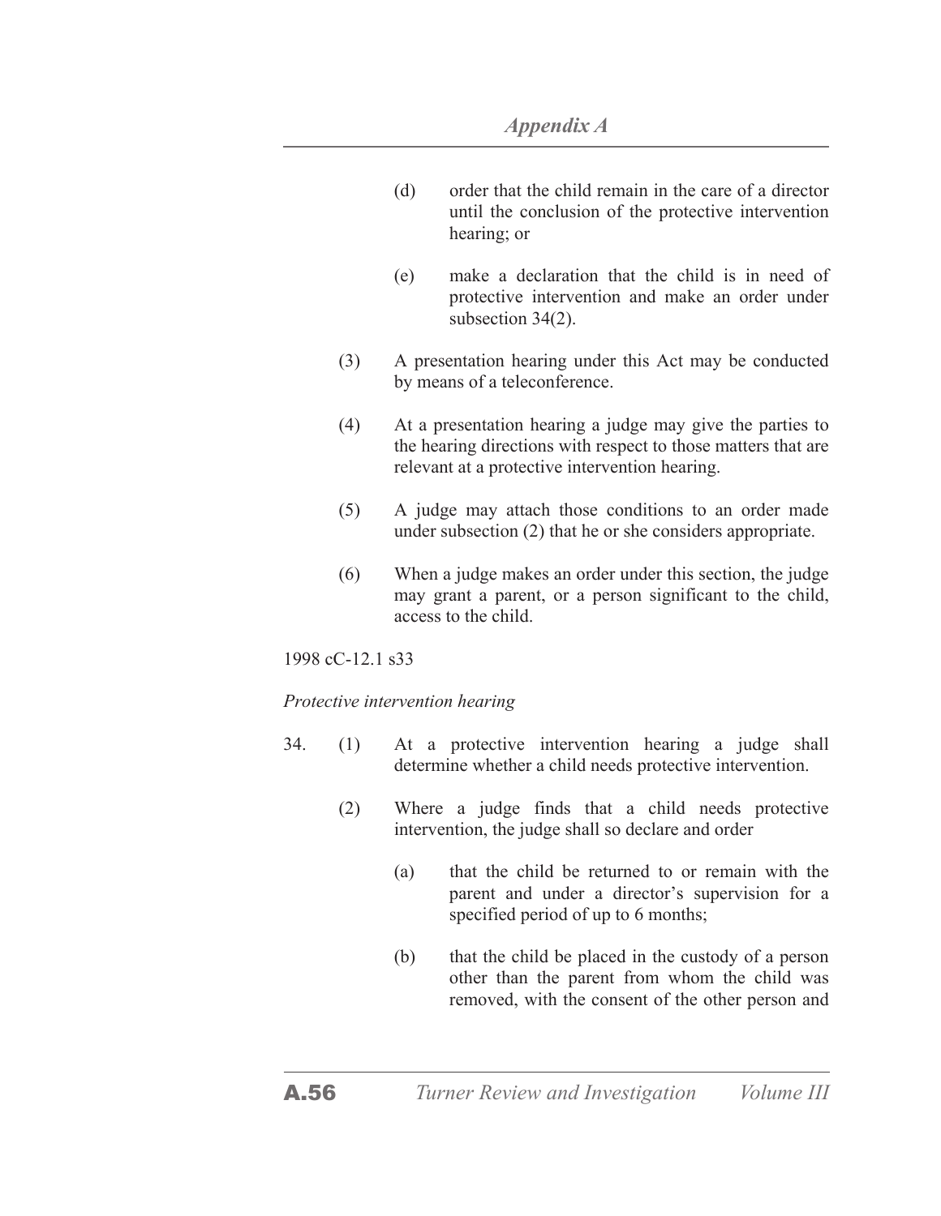(d) order that the child remain in the care of a director until the conclusion of the protective intervention hearing; or

(e) make a declaration that the child is in need of protective intervention and make an order under subsection 34(2).

(3) A presentation hearing under this Act may be conducted by means of a teleconference.

(4) At a presentation hearing a judge may give the parties to the hearing directions with respect to those matters that are relevant at a protective intervention hearing.

(5) A judge may attach those conditions to an order made under subsection (2) that he or she considers appropriate.

(6) When a judge makes an order under this section, the judge may grant a parent, or a person significant to the child, access to the child.

1998 cC-12.1 s33

*Protective intervention hearing*

34. (1) At a protective intervention hearing a judge shall determine whether a child needs protective intervention.

(2) Where a judge finds that a child needs protective intervention, the judge shall so declare and order

(a) that the child be returned to or remain with the parent and under a director's supervision for a specified period of up to 6 months;

(b) that the child be placed in the custody of a person other than the parent from whom the child was removed, with the consent of the other person and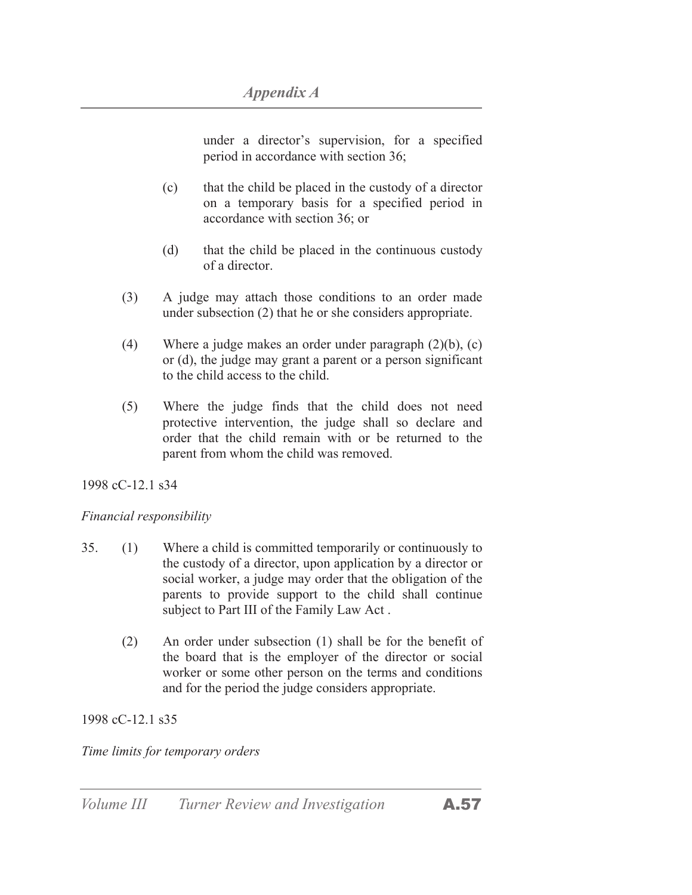under a director's supervision, for a specified period in accordance with section 36;

(c) that the child be placed in the custody of a director on a temporary basis for a specified period in accordance with section 36; or

(d) that the child be placed in the continuous custody of a director.

(3) A judge may attach those conditions to an order made under subsection (2) that he or she considers appropriate.

(4) Where a judge makes an order under paragraph (2)(b), (c) or (d), the judge may grant a parent or a person significant to the child access to the child.

(5) Where the judge finds that the child does not need protective intervention, the judge shall so declare and order that the child remain with or be returned to the parent from whom the child was removed.

1998 cC-12.1 s34

*Financial responsibility*

35. (1) Where a child is committed temporarily or continuously to the custody of a director, upon application by a director or social worker, a judge may order that the obligation of the parents to provide support to the child shall continue subject to Part III of the Family Law Act .

(2) An order under subsection (1) shall be for the benefit of the board that is the employer of the director or social worker or some other person on the terms and conditions and for the period the judge considers appropriate.

1998 cC-12.1 s35

*Time limits for temporary orders*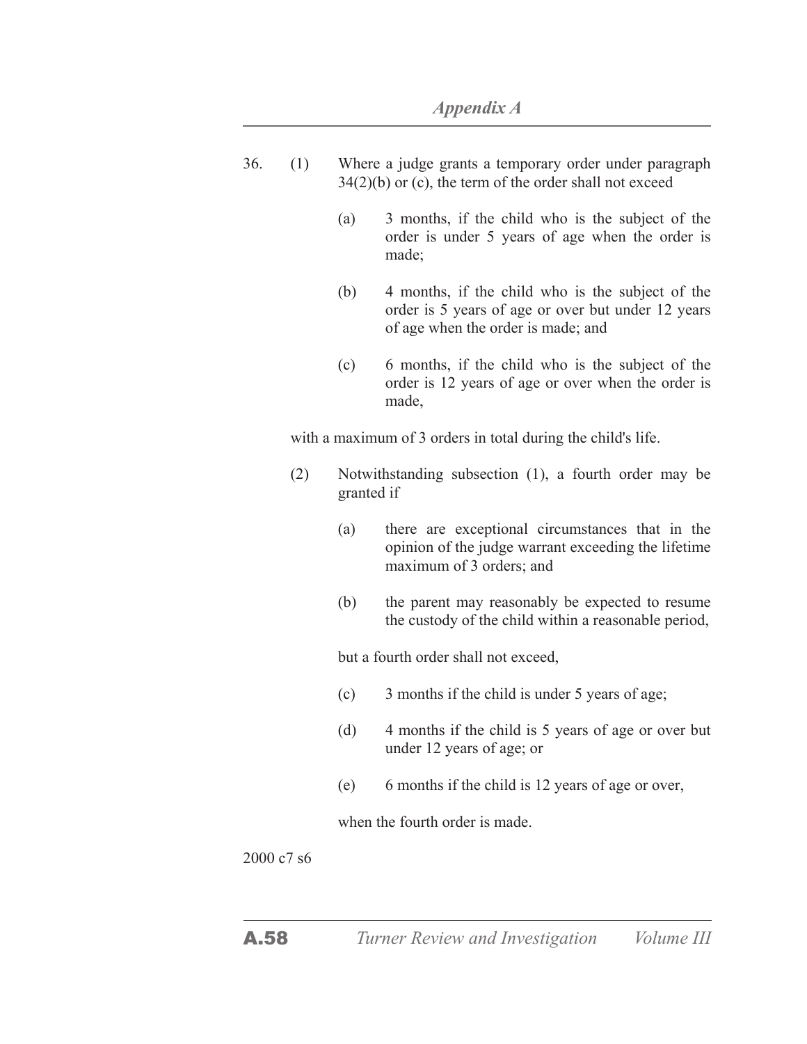36. (1) Where a judge grants a temporary order under paragraph 34(2)(b) or (c), the term of the order shall not exceed

  (a) 3 months, if the child who is the subject of the order is under 5 years of age when the order is made;

  (b) 4 months, if the child who is the subject of the order is 5 years of age or over but under 12 years of age when the order is made; and

  (c) 6 months, if the child who is the subject of the order is 12 years of age or over when the order is made,

with a maximum of 3 orders in total during the child's life.

(2) Notwithstanding subsection (1), a fourth order may be granted if

  (a) there are exceptional circumstances that in the opinion of the judge warrant exceeding the lifetime maximum of 3 orders; and

  (b) the parent may reasonably be expected to resume the custody of the child within a reasonable period,

  but a fourth order shall not exceed,

  (c) 3 months if the child is under 5 years of age;

  (d) 4 months if the child is 5 years of age or over but under 12 years of age; or

  (e) 6 months if the child is 12 years of age or over,

  when the fourth order is made.

2000 c7 s6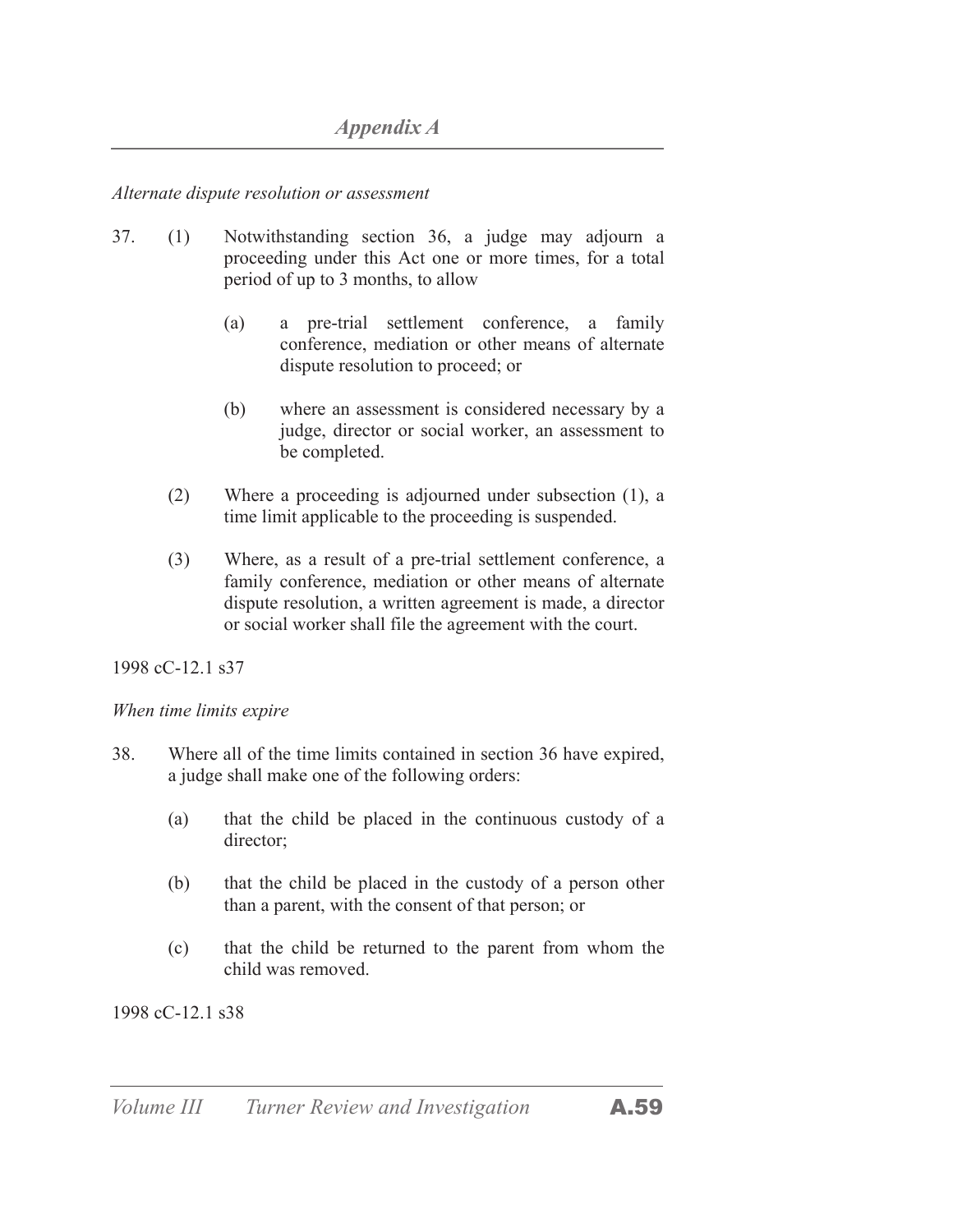*Alternate dispute resolution or assessment*

37. (1) Notwithstanding section 36, a judge may adjourn a proceeding under this Act one or more times, for a total period of up to 3 months, to allow

  (a) a pre-trial settlement conference, a family conference, mediation or other means of alternate dispute resolution to proceed; or

  (b) where an assessment is considered necessary by a judge, director or social worker, an assessment to be completed.

(2) Where a proceeding is adjourned under subsection (1), a time limit applicable to the proceeding is suspended.

(3) Where, as a result of a pre-trial settlement conference, a family conference, mediation or other means of alternate dispute resolution, a written agreement is made, a director or social worker shall file the agreement with the court.

1998 cC-12.1 s37

*When time limits expire*

38. Where all of the time limits contained in section 36 have expired, a judge shall make one of the following orders:

  (a) that the child be placed in the continuous custody of a director;

  (b) that the child be placed in the custody of a person other than a parent, with the consent of that person; or

  (c) that the child be returned to the parent from whom the child was removed.

1998 cC-12.1 s38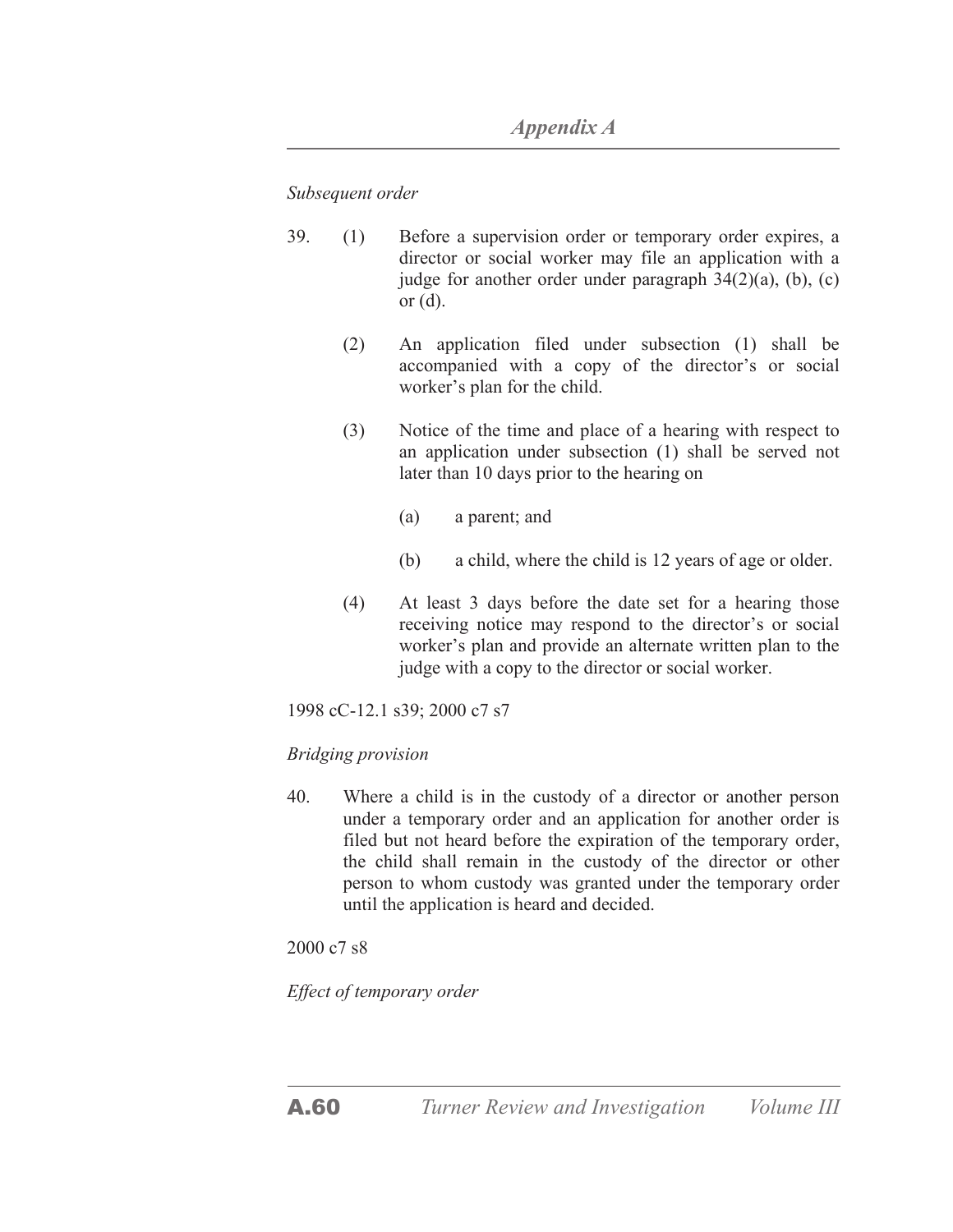*Subsequent order*

39. (1) Before a supervision order or temporary order expires, a director or social worker may file an application with a judge for another order under paragraph 34(2)(a), (b), (c) or (d).

(2) An application filed under subsection (1) shall be accompanied with a copy of the director's or social worker's plan for the child.

(3) Notice of the time and place of a hearing with respect to an application under subsection (1) shall be served not later than 10 days prior to the hearing on

(a) a parent; and

(b) a child, where the child is 12 years of age or older.

(4) At least 3 days before the date set for a hearing those receiving notice may respond to the director's or social worker's plan and provide an alternate written plan to the judge with a copy to the director or social worker.

1998 cC-12.1 s39; 2000 c7 s7

*Bridging provision*

40. Where a child is in the custody of a director or another person under a temporary order and an application for another order is filed but not heard before the expiration of the temporary order, the child shall remain in the custody of the director or other person to whom custody was granted under the temporary order until the application is heard and decided.

2000 c7 s8

*Effect of temporary order*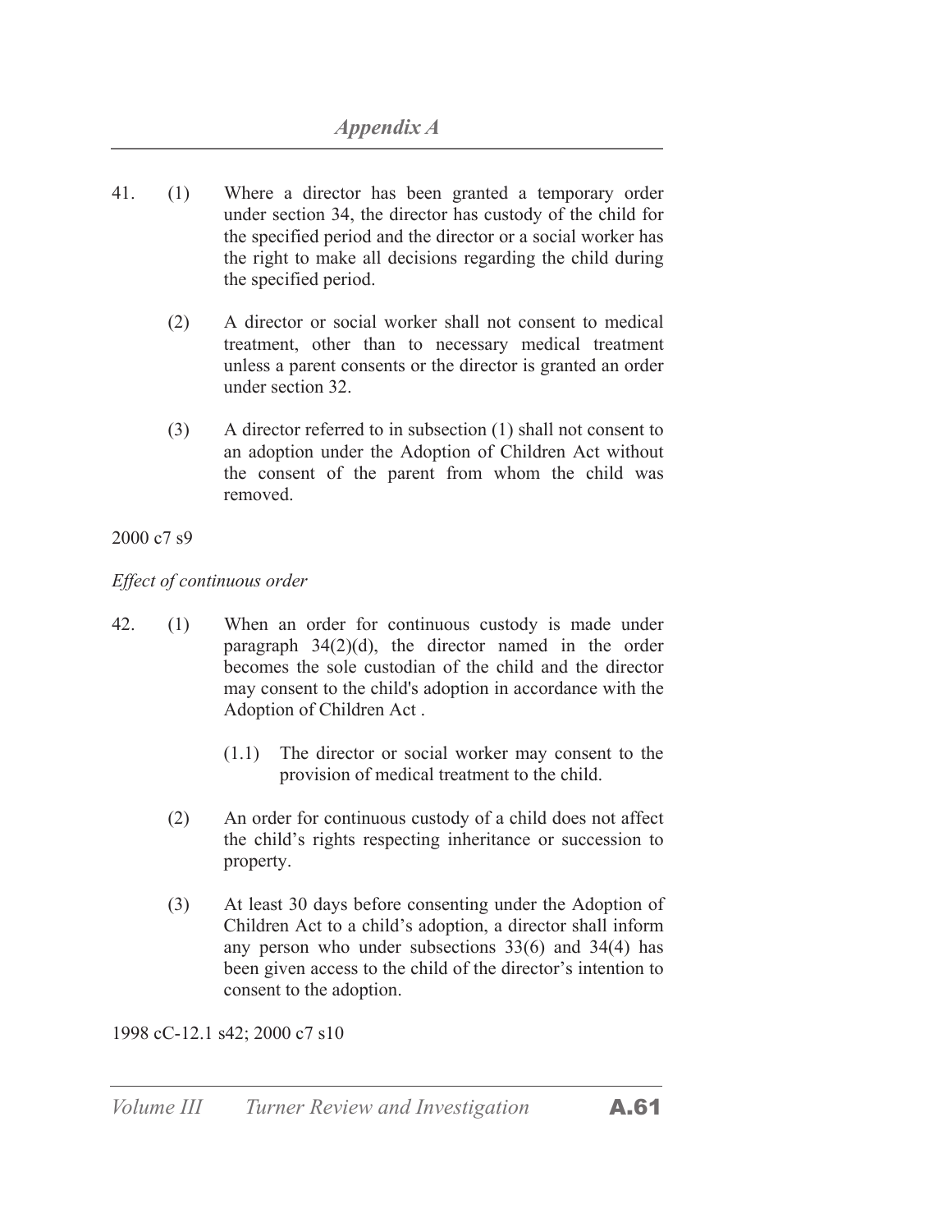41. (1) Where a director has been granted a temporary order under section 34, the director has custody of the child for the specified period and the director or a social worker has the right to make all decisions regarding the child during the specified period.

(2) A director or social worker shall not consent to medical treatment, other than to necessary medical treatment unless a parent consents or the director is granted an order under section 32.

(3) A director referred to in subsection (1) shall not consent to an adoption under the Adoption of Children Act without the consent of the parent from whom the child was removed.

2000 c7 s9

*Effect of continuous order*

42. (1) When an order for continuous custody is made under paragraph 34(2)(d), the director named in the order becomes the sole custodian of the child and the director may consent to the child's adoption in accordance with the Adoption of Children Act .

(1.1) The director or social worker may consent to the provision of medical treatment to the child.

(2) An order for continuous custody of a child does not affect the child's rights respecting inheritance or succession to property.

(3) At least 30 days before consenting under the Adoption of Children Act to a child's adoption, a director shall inform any person who under subsections 33(6) and 34(4) has been given access to the child of the director's intention to consent to the adoption.

1998 cC-12.1 s42; 2000 c7 s10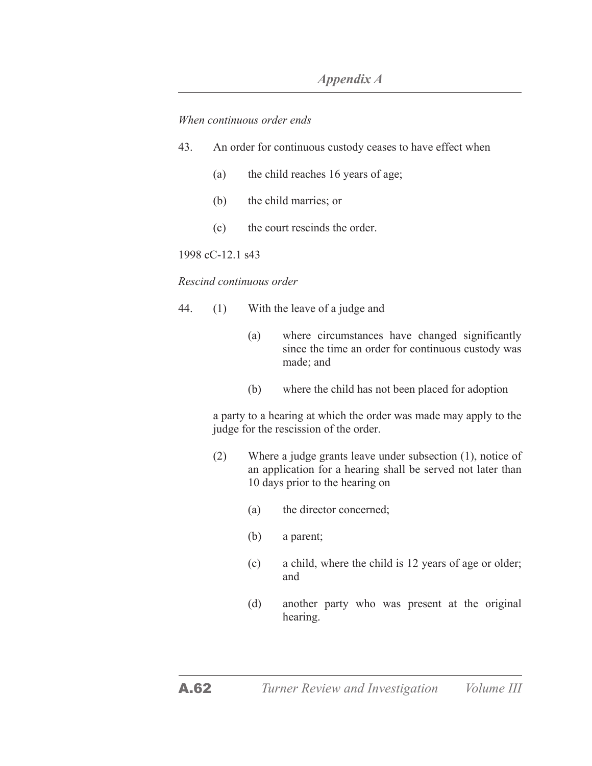*When continuous order ends*

43. An order for continuous custody ceases to have effect when

(a) the child reaches 16 years of age;

(b) the child marries; or

(c) the court rescinds the order.

1998 cC-12.1 s43

*Rescind continuous order*

44. (1) With the leave of a judge and

(a) where circumstances have changed significantly since the time an order for continuous custody was made; and

(b) where the child has not been placed for adoption

a party to a hearing at which the order was made may apply to the judge for the rescission of the order.

(2) Where a judge grants leave under subsection (1), notice of an application for a hearing shall be served not later than 10 days prior to the hearing on

(a) the director concerned;

(b) a parent;

(c) a child, where the child is 12 years of age or older; and

(d) another party who was present at the original hearing.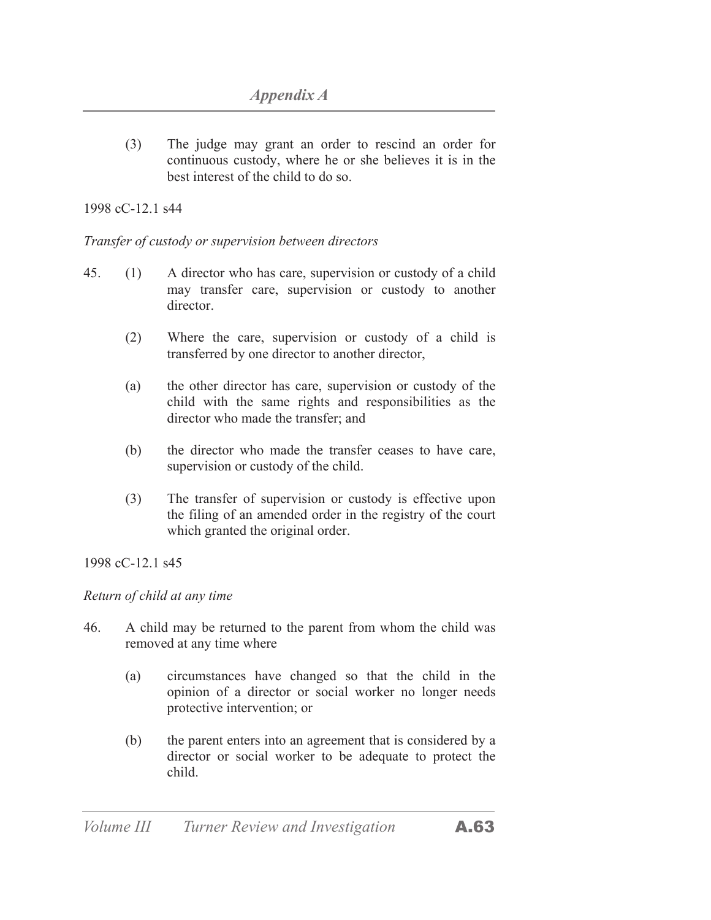(3) The judge may grant an order to rescind an order for continuous custody, where he or she believes it is in the best interest of the child to do so.

1998 cC-12.1 s44

*Transfer of custody or supervision between directors*

45. (1) A director who has care, supervision or custody of a child may transfer care, supervision or custody to another director.

(2) Where the care, supervision or custody of a child is transferred by one director to another director,

(a) the other director has care, supervision or custody of the child with the same rights and responsibilities as the director who made the transfer; and

(b) the director who made the transfer ceases to have care, supervision or custody of the child.

(3) The transfer of supervision or custody is effective upon the filing of an amended order in the registry of the court which granted the original order.

1998 cC-12.1 s45

*Return of child at any time*

46. A child may be returned to the parent from whom the child was removed at any time where

(a) circumstances have changed so that the child in the opinion of a director or social worker no longer needs protective intervention; or

(b) the parent enters into an agreement that is considered by a director or social worker to be adequate to protect the child.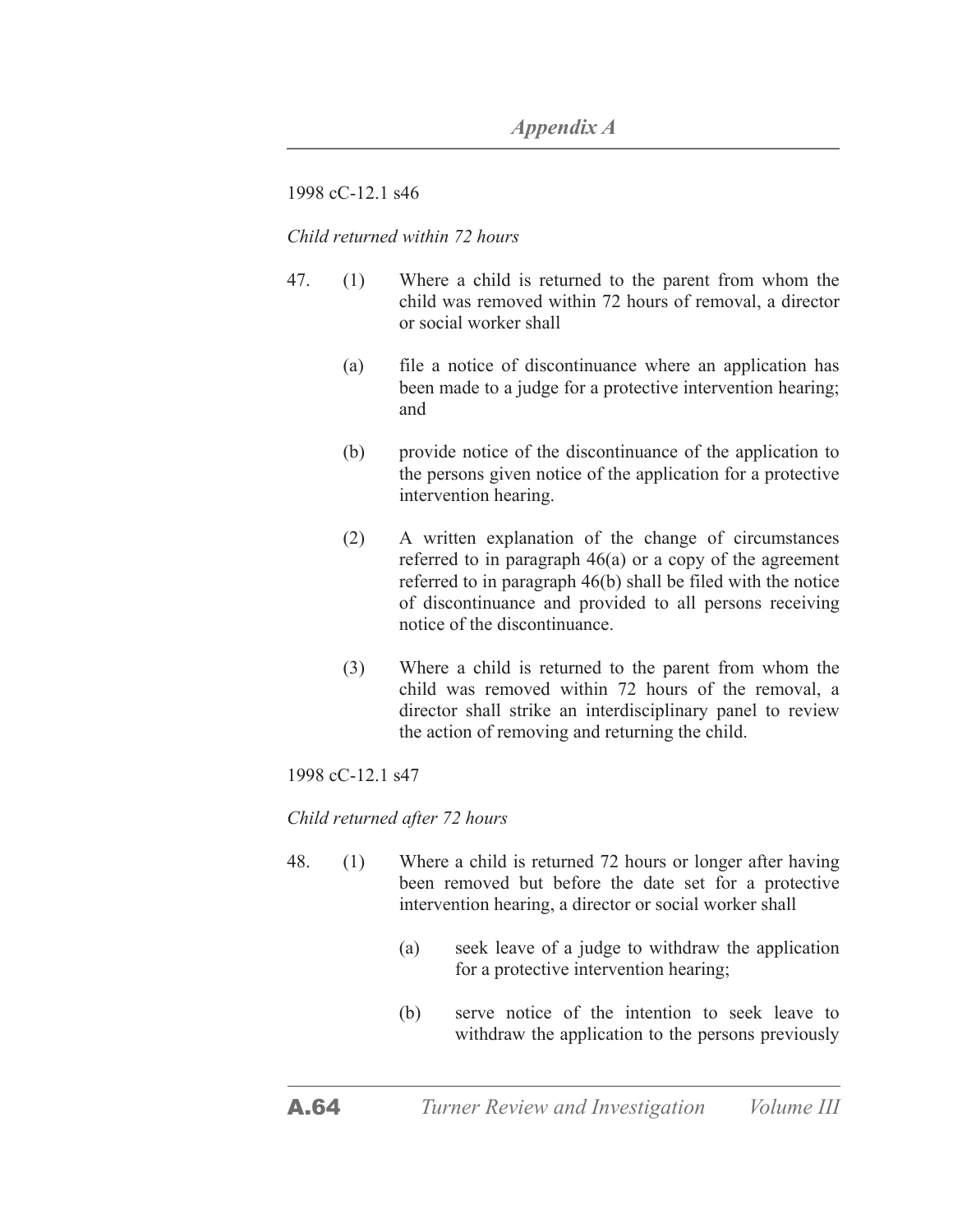1998 cC-12.1 s46

*Child returned within 72 hours*

47. (1) Where a child is returned to the parent from whom the child was removed within 72 hours of removal, a director or social worker shall

(a) file a notice of discontinuance where an application has been made to a judge for a protective intervention hearing; and

(b) provide notice of the discontinuance of the application to the persons given notice of the application for a protective intervention hearing.

(2) A written explanation of the change of circumstances referred to in paragraph 46(a) or a copy of the agreement referred to in paragraph 46(b) shall be filed with the notice of discontinuance and provided to all persons receiving notice of the discontinuance.

(3) Where a child is returned to the parent from whom the child was removed within 72 hours of the removal, a director shall strike an interdisciplinary panel to review the action of removing and returning the child.

1998 cC-12.1 s47

*Child returned after 72 hours*

48. (1) Where a child is returned 72 hours or longer after having been removed but before the date set for a protective intervention hearing, a director or social worker shall

(a) seek leave of a judge to withdraw the application for a protective intervention hearing;

(b) serve notice of the intention to seek leave to withdraw the application to the persons previously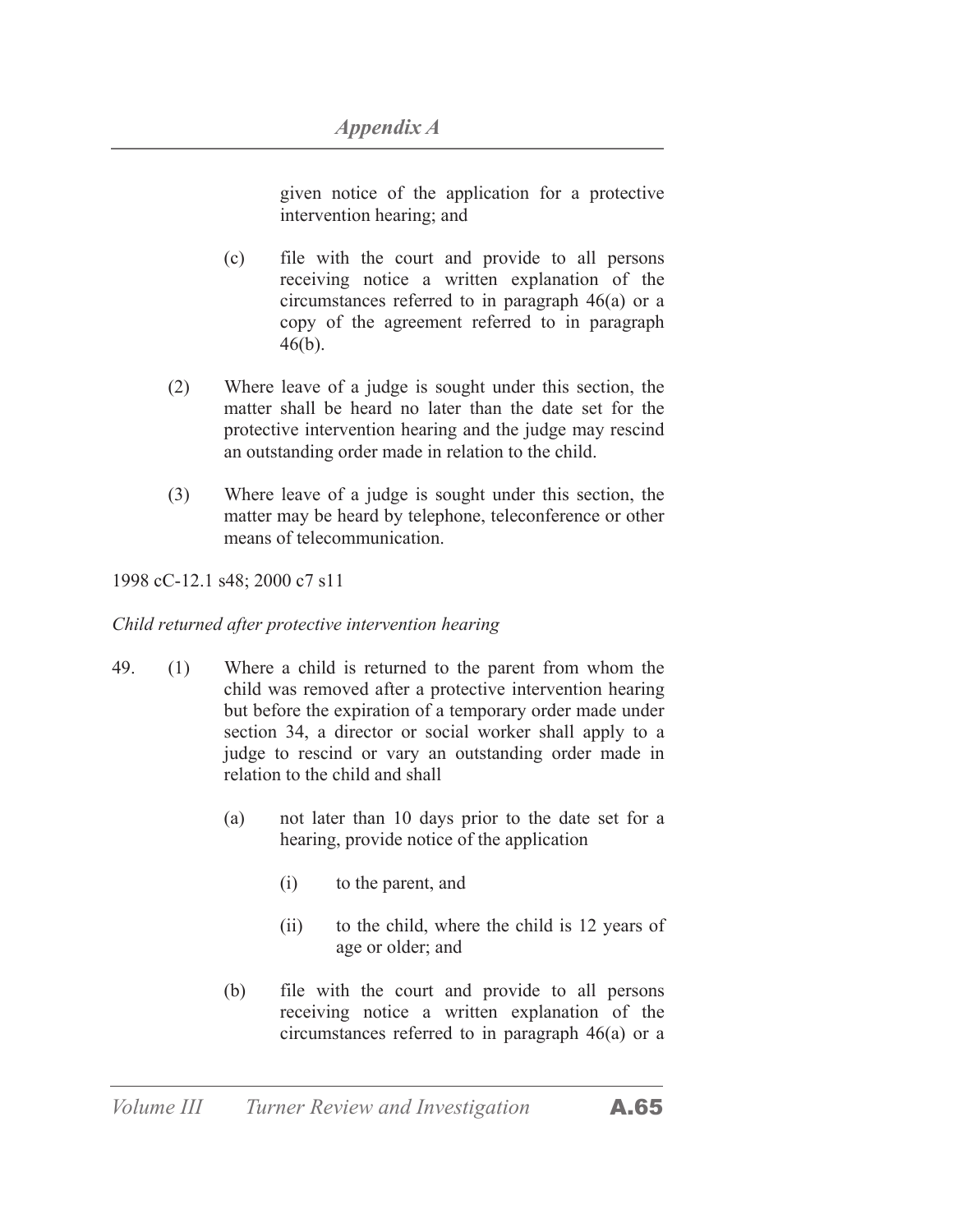given notice of the application for a protective intervention hearing; and

(c) file with the court and provide to all persons receiving notice a written explanation of the circumstances referred to in paragraph 46(a) or a copy of the agreement referred to in paragraph 46(b).

(2) Where leave of a judge is sought under this section, the matter shall be heard no later than the date set for the protective intervention hearing and the judge may rescind an outstanding order made in relation to the child.

(3) Where leave of a judge is sought under this section, the matter may be heard by telephone, teleconference or other means of telecommunication.

1998 cC-12.1 s48; 2000 c7 s11

*Child returned after protective intervention hearing*

49. (1) Where a child is returned to the parent from whom the child was removed after a protective intervention hearing but before the expiration of a temporary order made under section 34, a director or social worker shall apply to a judge to rescind or vary an outstanding order made in relation to the child and shall

(a) not later than 10 days prior to the date set for a hearing, provide notice of the application

(i) to the parent, and

(ii) to the child, where the child is 12 years of age or older; and

(b) file with the court and provide to all persons receiving notice a written explanation of the circumstances referred to in paragraph 46(a) or a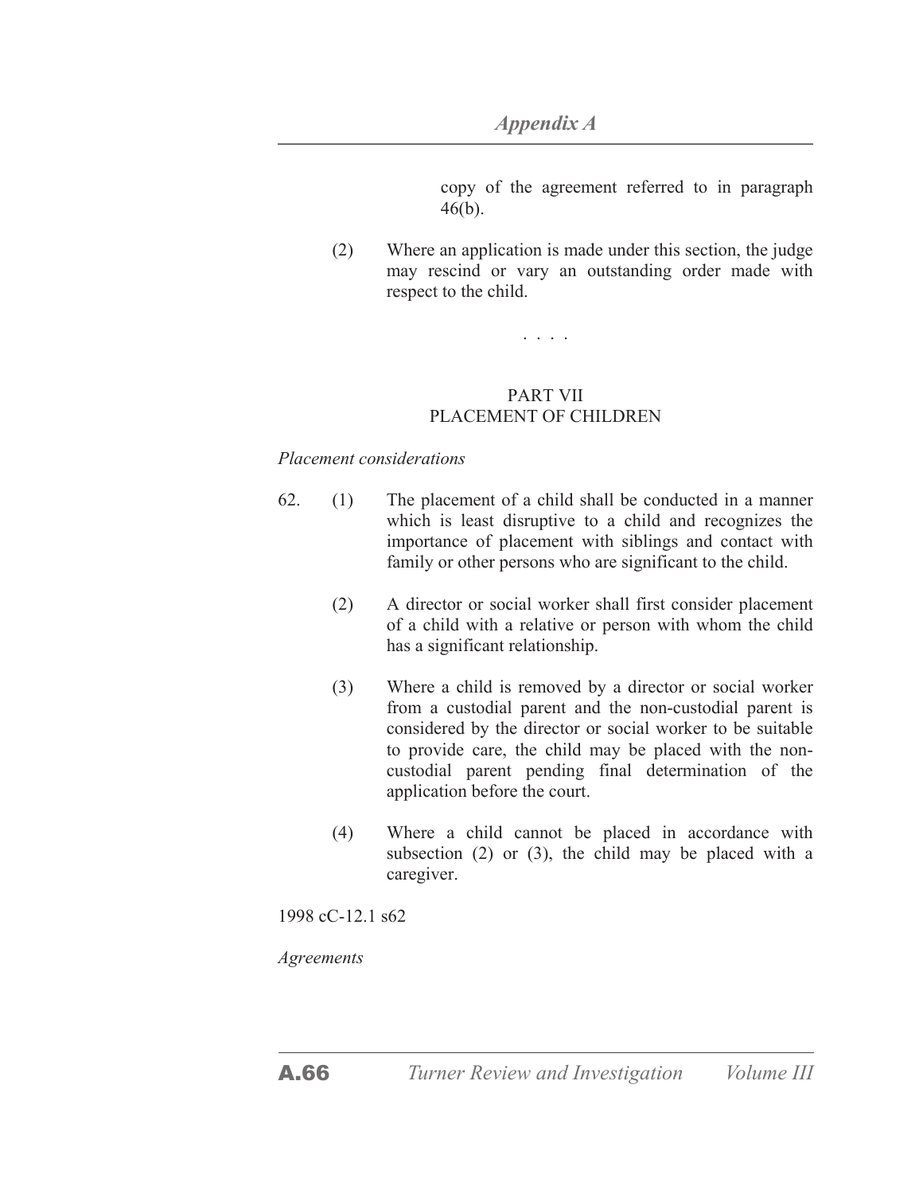copy of the agreement referred to in paragraph 46(b).

(2) Where an application is made under this section, the judge may rescind or vary an outstanding order made with respect to the child.

. . . .

## PART VII
## PLACEMENT OF CHILDREN

*Placement considerations*

62. (1) The placement of a child shall be conducted in a manner which is least disruptive to a child and recognizes the importance of placement with siblings and contact with family or other persons who are significant to the child.

(2) A director or social worker shall first consider placement of a child with a relative or person with whom the child has a significant relationship.

(3) Where a child is removed by a director or social worker from a custodial parent and the non-custodial parent is considered by the director or social worker to be suitable to provide care, the child may be placed with the non-custodial parent pending final determination of the application before the court.

(4) Where a child cannot be placed in accordance with subsection (2) or (3), the child may be placed with a caregiver.

1998 cC-12.1 s62

*Agreements*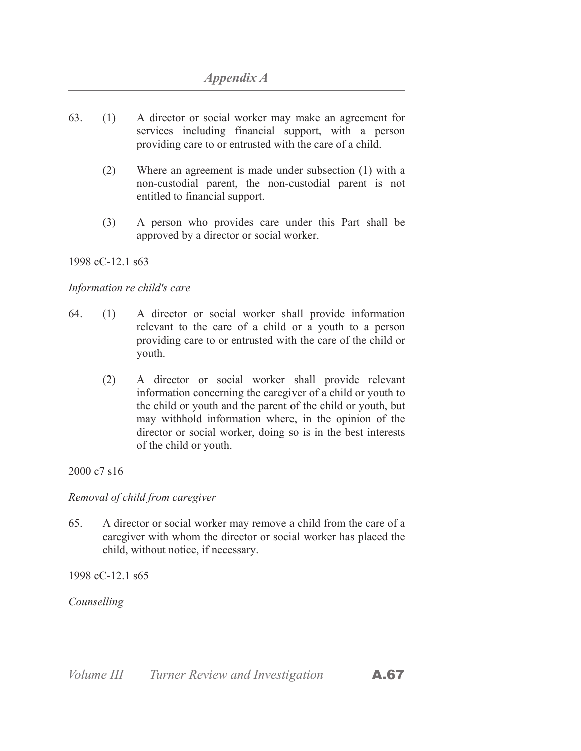63. (1) A director or social worker may make an agreement for services including financial support, with a person providing care to or entrusted with the care of a child.

(2) Where an agreement is made under subsection (1) with a non-custodial parent, the non-custodial parent is not entitled to financial support.

(3) A person who provides care under this Part shall be approved by a director or social worker.

1998 cC-12.1 s63

*Information re child's care*

64. (1) A director or social worker shall provide information relevant to the care of a child or a youth to a person providing care to or entrusted with the care of the child or youth.

(2) A director or social worker shall provide relevant information concerning the caregiver of a child or youth to the child or youth and the parent of the child or youth, but may withhold information where, in the opinion of the director or social worker, doing so is in the best interests of the child or youth.

2000 c7 s16

*Removal of child from caregiver*

65. A director or social worker may remove a child from the care of a caregiver with whom the director or social worker has placed the child, without notice, if necessary.

1998 cC-12.1 s65

*Counselling*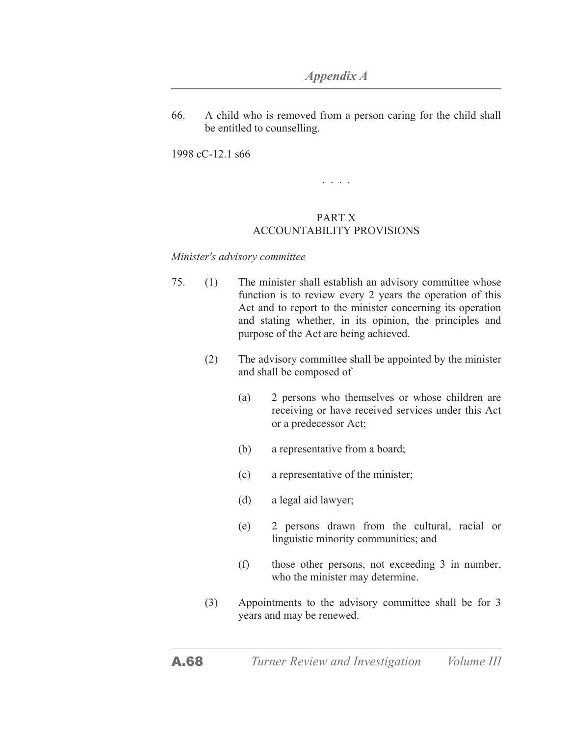66. A child who is removed from a person caring for the child shall be entitled to counselling.

1998 cC-12.1 s66

. . . .

## PART X
## ACCOUNTABILITY PROVISIONS

*Minister's advisory committee*

75. (1) The minister shall establish an advisory committee whose function is to review every 2 years the operation of this Act and to report to the minister concerning its operation and stating whether, in its opinion, the principles and purpose of the Act are being achieved.

(2) The advisory committee shall be appointed by the minister and shall be composed of

(a) 2 persons who themselves or whose children are receiving or have received services under this Act or a predecessor Act;

(b) a representative from a board;

(c) a representative of the minister;

(d) a legal aid lawyer;

(e) 2 persons drawn from the cultural, racial or linguistic minority communities; and

(f) those other persons, not exceeding 3 in number, who the minister may determine.

(3) Appointments to the advisory committee shall be for 3 years and may be renewed.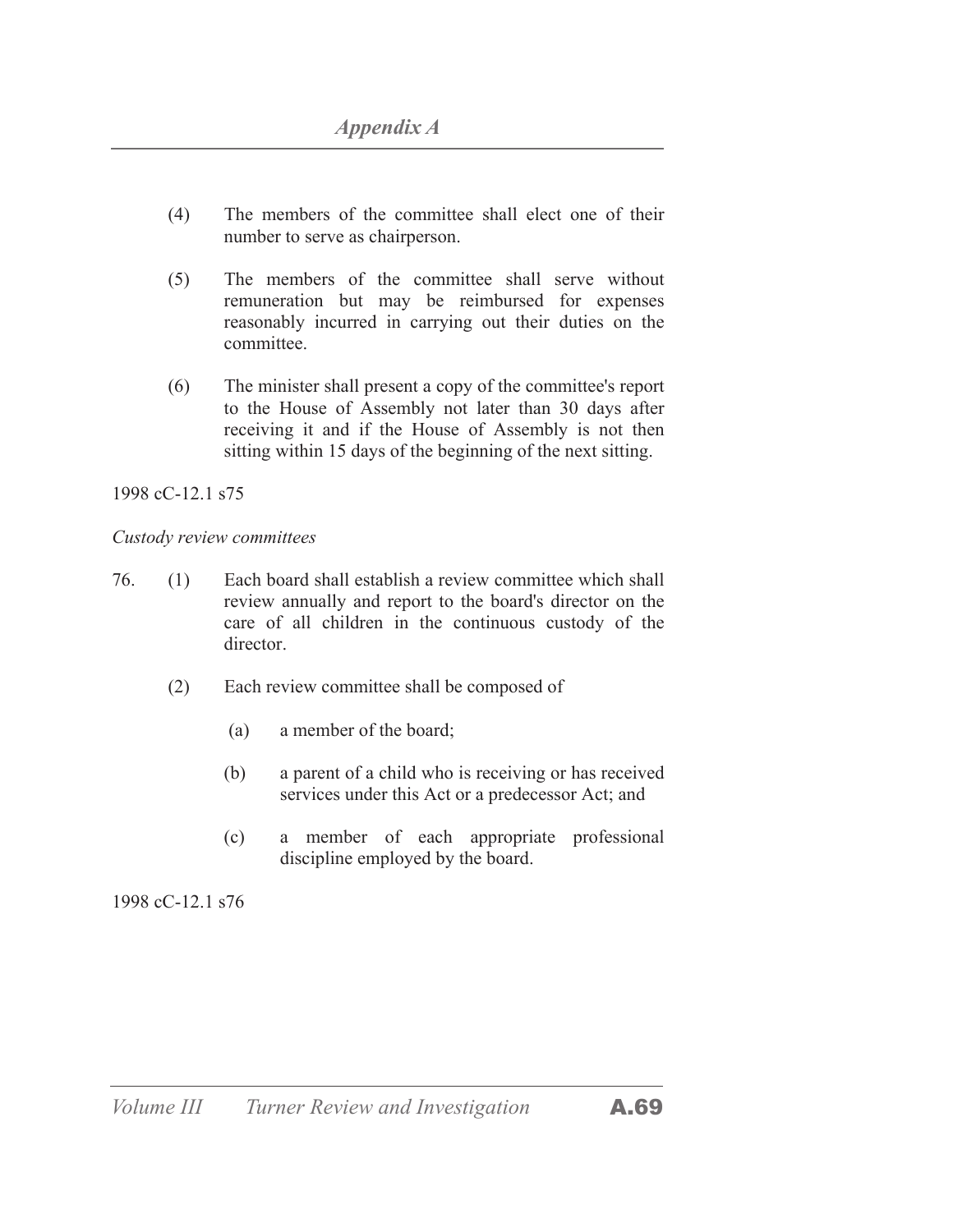(4) The members of the committee shall elect one of their number to serve as chairperson.

(5) The members of the committee shall serve without remuneration but may be reimbursed for expenses reasonably incurred in carrying out their duties on the committee.

(6) The minister shall present a copy of the committee's report to the House of Assembly not later than 30 days after receiving it and if the House of Assembly is not then sitting within 15 days of the beginning of the next sitting.

1998 cC-12.1 s75

*Custody review committees*

76. (1) Each board shall establish a review committee which shall review annually and report to the board's director on the care of all children in the continuous custody of the director.

(2) Each review committee shall be composed of

(a) a member of the board;

(b) a parent of a child who is receiving or has received services under this Act or a predecessor Act; and

(c) a member of each appropriate professional discipline employed by the board.

1998 cC-12.1 s76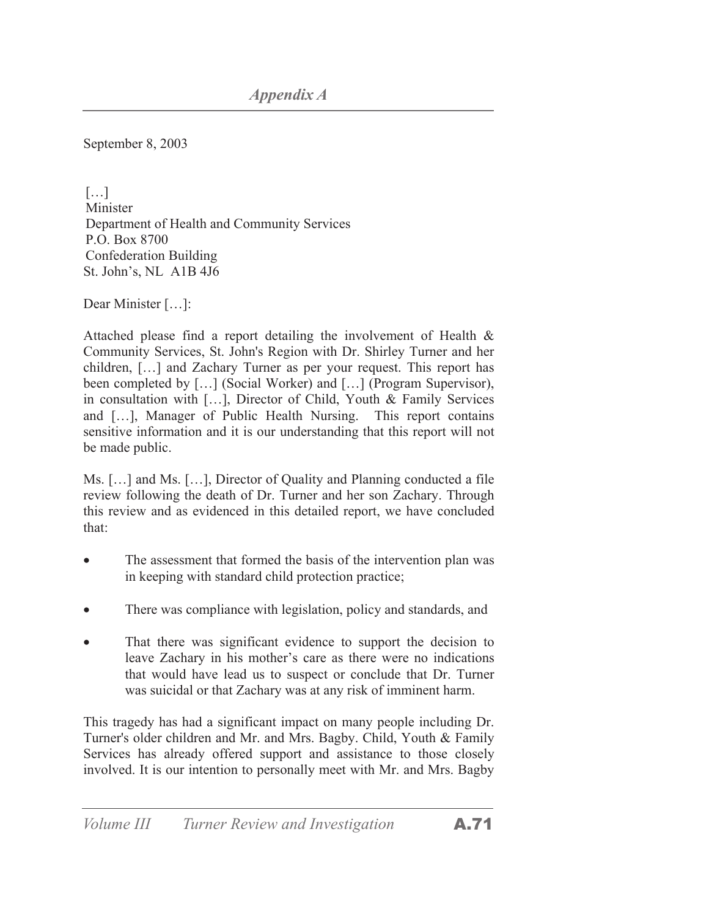## *Appendix A*

September 8, 2003

[…]
Minister
Department of Health and Community Services
P.O. Box 8700
Confederation Building
St. John's, NL A1B 4J6

Dear Minister […]:

Attached please find a report detailing the involvement of Health & Community Services, St. John's Region with Dr. Shirley Turner and her children, […] and Zachary Turner as per your request. This report has been completed by […] (Social Worker) and […] (Program Supervisor), in consultation with […], Director of Child, Youth & Family Services and […], Manager of Public Health Nursing. This report contains sensitive information and it is our understanding that this report will not be made public.

Ms. […] and Ms. […], Director of Quality and Planning conducted a file review following the death of Dr. Turner and her son Zachary. Through this review and as evidenced in this detailed report, we have concluded that:

- The assessment that formed the basis of the intervention plan was in keeping with standard child protection practice;
- There was compliance with legislation, policy and standards, and
- That there was significant evidence to support the decision to leave Zachary in his mother's care as there were no indications that would have lead us to suspect or conclude that Dr. Turner was suicidal or that Zachary was at any risk of imminent harm.

This tragedy has had a significant impact on many people including Dr. Turner's older children and Mr. and Mrs. Bagby. Child, Youth & Family Services has already offered support and assistance to those closely involved. It is our intention to personally meet with Mr. and Mrs. Bagby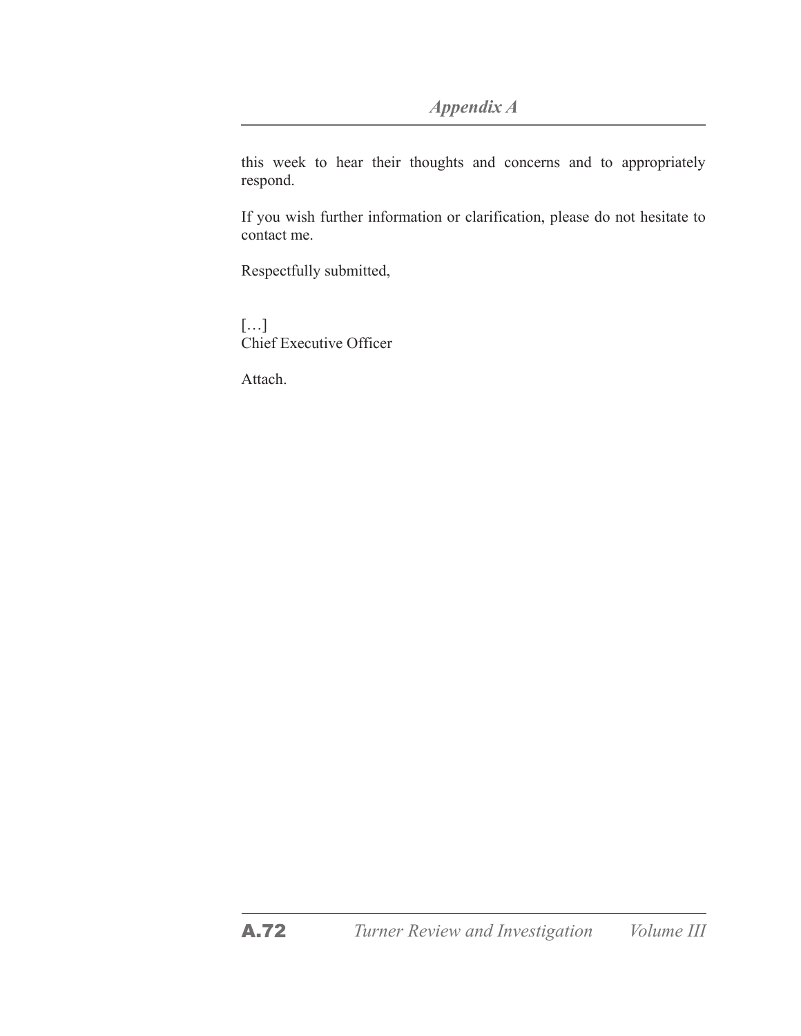this week to hear their thoughts and concerns and to appropriately respond.

If you wish further information or clarification, please do not hesitate to contact me.

Respectfully submitted,

[…]
Chief Executive Officer

Attach.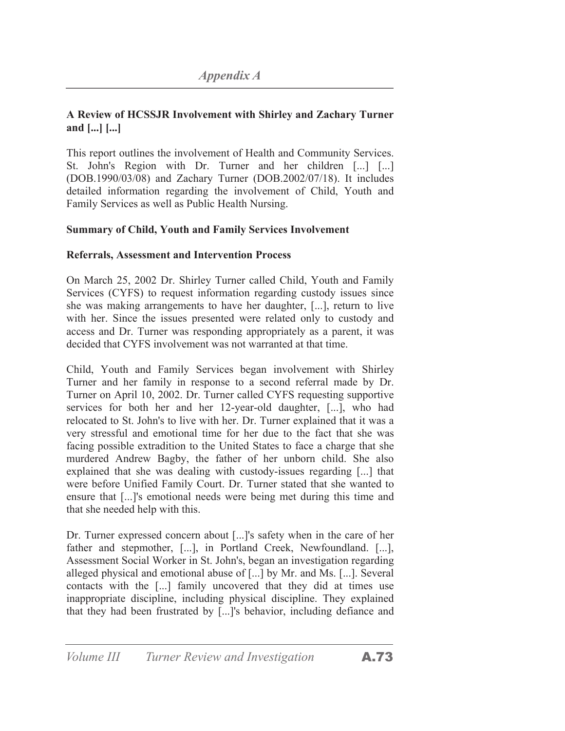## Appendix A

**A Review of HCSSJR Involvement with Shirley and Zachary Turner and [...] [...]**

This report outlines the involvement of Health and Community Services. St. John's Region with Dr. Turner and her children [...] [...] (DOB.1990/03/08) and Zachary Turner (DOB.2002/07/18). It includes detailed information regarding the involvement of Child, Youth and Family Services as well as Public Health Nursing.

**Summary of Child, Youth and Family Services Involvement**

**Referrals, Assessment and Intervention Process**

On March 25, 2002 Dr. Shirley Turner called Child, Youth and Family Services (CYFS) to request information regarding custody issues since she was making arrangements to have her daughter, [...], return to live with her. Since the issues presented were related only to custody and access and Dr. Turner was responding appropriately as a parent, it was decided that CYFS involvement was not warranted at that time.

Child, Youth and Family Services began involvement with Shirley Turner and her family in response to a second referral made by Dr. Turner on April 10, 2002. Dr. Turner called CYFS requesting supportive services for both her and her 12-year-old daughter, [...], who had relocated to St. John's to live with her. Dr. Turner explained that it was a very stressful and emotional time for her due to the fact that she was facing possible extradition to the United States to face a charge that she murdered Andrew Bagby, the father of her unborn child. She also explained that she was dealing with custody-issues regarding [...] that were before Unified Family Court. Dr. Turner stated that she wanted to ensure that [...]'s emotional needs were being met during this time and that she needed help with this.

Dr. Turner expressed concern about [...]'s safety when in the care of her father and stepmother, [...], in Portland Creek, Newfoundland. [...], Assessment Social Worker in St. John's, began an investigation regarding alleged physical and emotional abuse of [...] by Mr. and Ms. [...]. Several contacts with the [...] family uncovered that they did at times use inappropriate discipline, including physical discipline. They explained that they had been frustrated by [...]'s behavior, including defiance and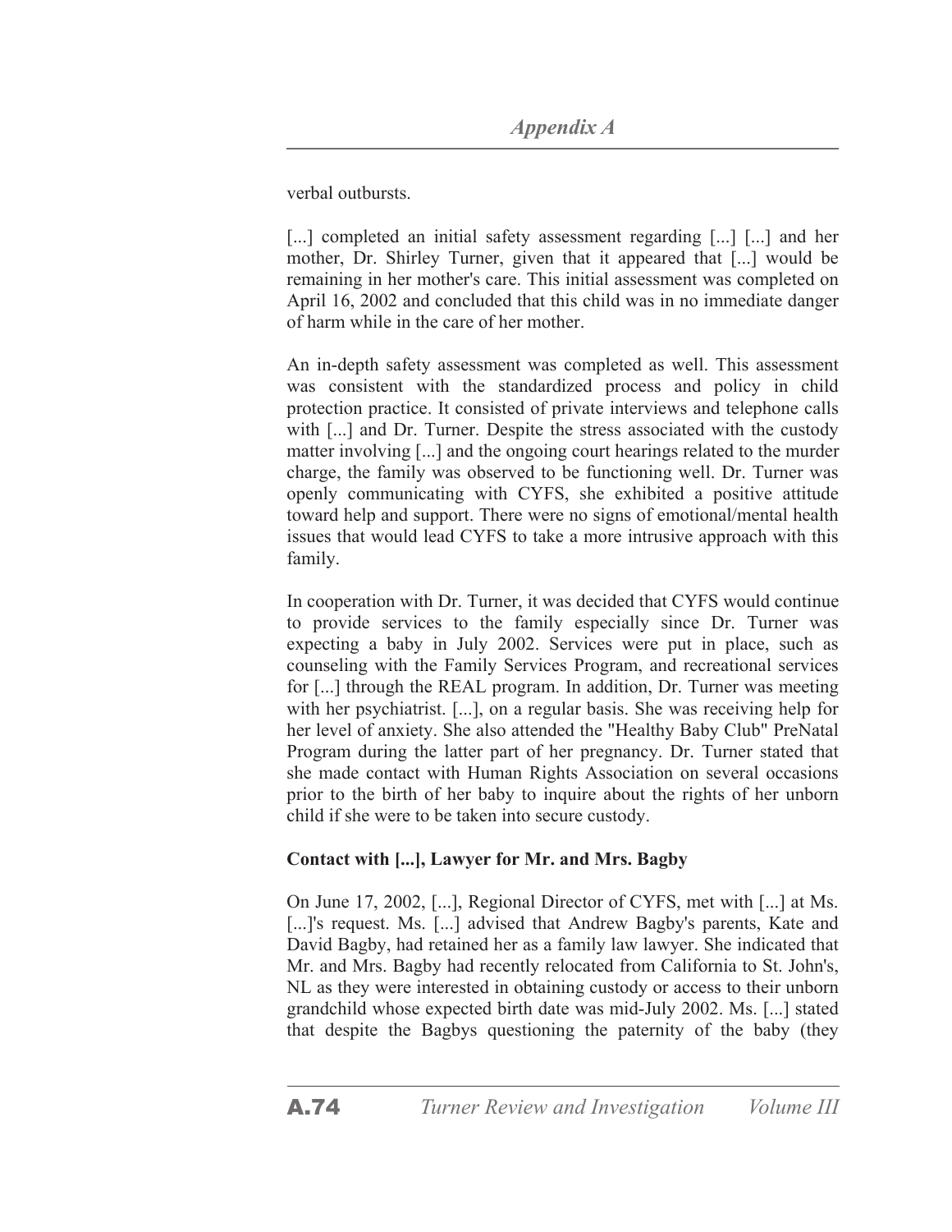verbal outbursts.

[...] completed an initial safety assessment regarding [...] [...] and her mother, Dr. Shirley Turner, given that it appeared that [...] would be remaining in her mother's care. This initial assessment was completed on April 16, 2002 and concluded that this child was in no immediate danger of harm while in the care of her mother.

An in-depth safety assessment was completed as well. This assessment was consistent with the standardized process and policy in child protection practice. It consisted of private interviews and telephone calls with [...] and Dr. Turner. Despite the stress associated with the custody matter involving [...] and the ongoing court hearings related to the murder charge, the family was observed to be functioning well. Dr. Turner was openly communicating with CYFS, she exhibited a positive attitude toward help and support. There were no signs of emotional/mental health issues that would lead CYFS to take a more intrusive approach with this family.

In cooperation with Dr. Turner, it was decided that CYFS would continue to provide services to the family especially since Dr. Turner was expecting a baby in July 2002. Services were put in place, such as counseling with the Family Services Program, and recreational services for [...] through the REAL program. In addition, Dr. Turner was meeting with her psychiatrist. [...], on a regular basis. She was receiving help for her level of anxiety. She also attended the "Healthy Baby Club" PreNatal Program during the latter part of her pregnancy. Dr. Turner stated that she made contact with Human Rights Association on several occasions prior to the birth of her baby to inquire about the rights of her unborn child if she were to be taken into secure custody.

**Contact with [...], Lawyer for Mr. and Mrs. Bagby**

On June 17, 2002, [...], Regional Director of CYFS, met with [...] at Ms. [...]'s request. Ms. [...] advised that Andrew Bagby's parents, Kate and David Bagby, had retained her as a family law lawyer. She indicated that Mr. and Mrs. Bagby had recently relocated from California to St. John's, NL as they were interested in obtaining custody or access to their unborn grandchild whose expected birth date was mid-July 2002. Ms. [...] stated that despite the Bagbys questioning the paternity of the baby (they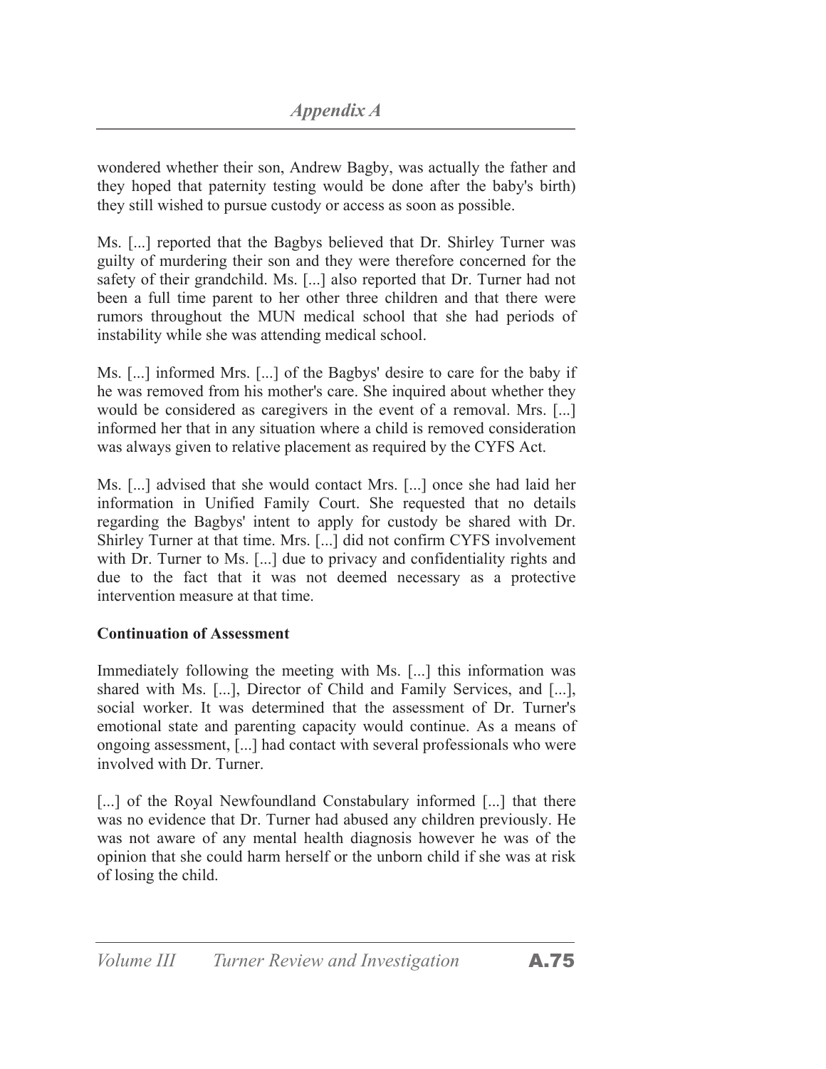wondered whether their son, Andrew Bagby, was actually the father and they hoped that paternity testing would be done after the baby's birth) they still wished to pursue custody or access as soon as possible.

Ms. [...] reported that the Bagbys believed that Dr. Shirley Turner was guilty of murdering their son and they were therefore concerned for the safety of their grandchild. Ms. [...] also reported that Dr. Turner had not been a full time parent to her other three children and that there were rumors throughout the MUN medical school that she had periods of instability while she was attending medical school.

Ms. [...] informed Mrs. [...] of the Bagbys' desire to care for the baby if he was removed from his mother's care. She inquired about whether they would be considered as caregivers in the event of a removal. Mrs. [...] informed her that in any situation where a child is removed consideration was always given to relative placement as required by the CYFS Act.

Ms. [...] advised that she would contact Mrs. [...] once she had laid her information in Unified Family Court. She requested that no details regarding the Bagbys' intent to apply for custody be shared with Dr. Shirley Turner at that time. Mrs. [...] did not confirm CYFS involvement with Dr. Turner to Ms. [...] due to privacy and confidentiality rights and due to the fact that it was not deemed necessary as a protective intervention measure at that time.

**Continuation of Assessment**

Immediately following the meeting with Ms. [...] this information was shared with Ms. [...], Director of Child and Family Services, and [...], social worker. It was determined that the assessment of Dr. Turner's emotional state and parenting capacity would continue. As a means of ongoing assessment, [...] had contact with several professionals who were involved with Dr. Turner.

[...] of the Royal Newfoundland Constabulary informed [...] that there was no evidence that Dr. Turner had abused any children previously. He was not aware of any mental health diagnosis however he was of the opinion that she could harm herself or the unborn child if she was at risk of losing the child.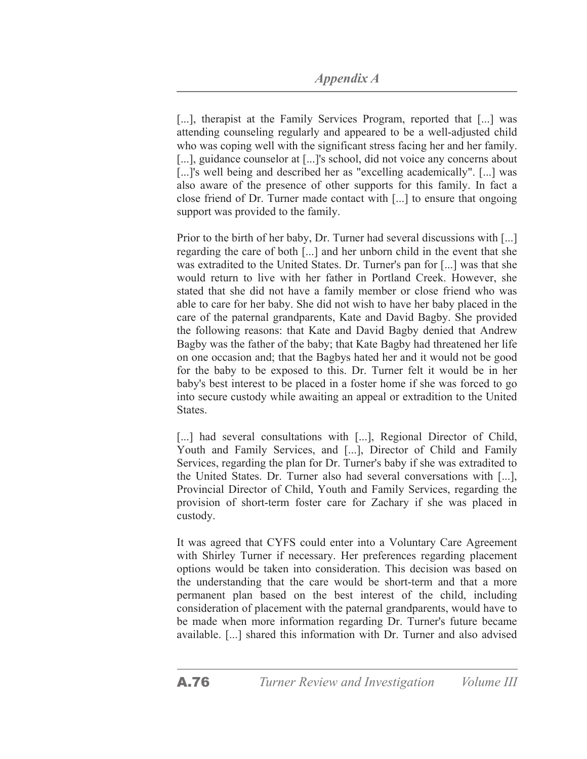[...], therapist at the Family Services Program, reported that [...] was attending counseling regularly and appeared to be a well-adjusted child who was coping well with the significant stress facing her and her family. [...], guidance counselor at [...]'s school, did not voice any concerns about [...]'s well being and described her as "excelling academically". [...] was also aware of the presence of other supports for this family. In fact a close friend of Dr. Turner made contact with [...] to ensure that ongoing support was provided to the family.

Prior to the birth of her baby, Dr. Turner had several discussions with [...] regarding the care of both [...] and her unborn child in the event that she was extradited to the United States. Dr. Turner's pan for [...] was that she would return to live with her father in Portland Creek. However, she stated that she did not have a family member or close friend who was able to care for her baby. She did not wish to have her baby placed in the care of the paternal grandparents, Kate and David Bagby. She provided the following reasons: that Kate and David Bagby denied that Andrew Bagby was the father of the baby; that Kate Bagby had threatened her life on one occasion and; that the Bagbys hated her and it would not be good for the baby to be exposed to this. Dr. Turner felt it would be in her baby's best interest to be placed in a foster home if she was forced to go into secure custody while awaiting an appeal or extradition to the United States.

[...] had several consultations with [...], Regional Director of Child, Youth and Family Services, and [...], Director of Child and Family Services, regarding the plan for Dr. Turner's baby if she was extradited to the United States. Dr. Turner also had several conversations with [...], Provincial Director of Child, Youth and Family Services, regarding the provision of short-term foster care for Zachary if she was placed in custody.

It was agreed that CYFS could enter into a Voluntary Care Agreement with Shirley Turner if necessary. Her preferences regarding placement options would be taken into consideration. This decision was based on the understanding that the care would be short-term and that a more permanent plan based on the best interest of the child, including consideration of placement with the paternal grandparents, would have to be made when more information regarding Dr. Turner's future became available. [...] shared this information with Dr. Turner and also advised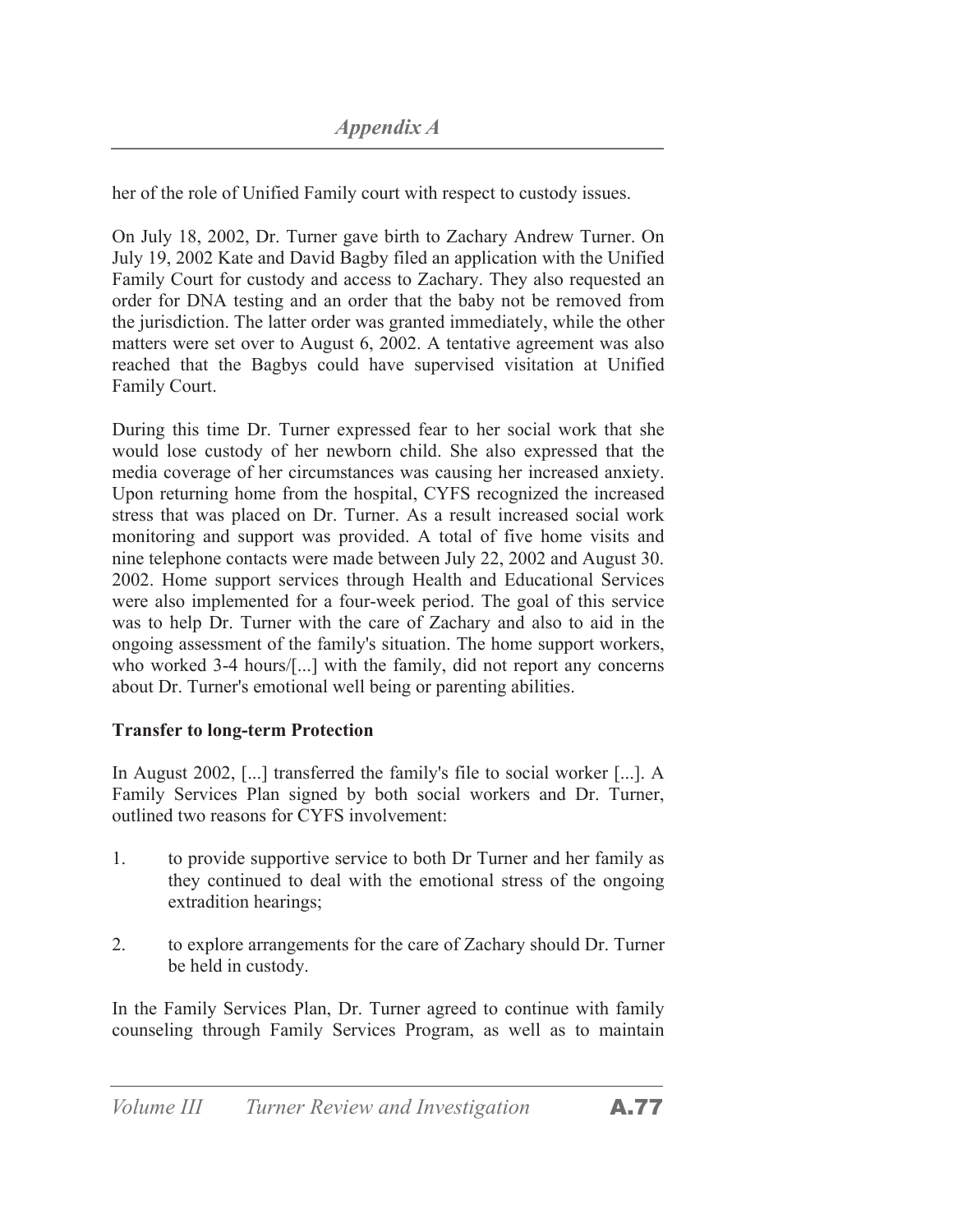her of the role of Unified Family court with respect to custody issues.

On July 18, 2002, Dr. Turner gave birth to Zachary Andrew Turner. On July 19, 2002 Kate and David Bagby filed an application with the Unified Family Court for custody and access to Zachary. They also requested an order for DNA testing and an order that the baby not be removed from the jurisdiction. The latter order was granted immediately, while the other matters were set over to August 6, 2002. A tentative agreement was also reached that the Bagbys could have supervised visitation at Unified Family Court.

During this time Dr. Turner expressed fear to her social work that she would lose custody of her newborn child. She also expressed that the media coverage of her circumstances was causing her increased anxiety. Upon returning home from the hospital, CYFS recognized the increased stress that was placed on Dr. Turner. As a result increased social work monitoring and support was provided. A total of five home visits and nine telephone contacts were made between July 22, 2002 and August 30. 2002. Home support services through Health and Educational Services were also implemented for a four-week period. The goal of this service was to help Dr. Turner with the care of Zachary and also to aid in the ongoing assessment of the family's situation. The home support workers, who worked 3-4 hours/[...] with the family, did not report any concerns about Dr. Turner's emotional well being or parenting abilities.

**Transfer to long-term Protection**

In August 2002, [...] transferred the family's file to social worker [...]. A Family Services Plan signed by both social workers and Dr. Turner, outlined two reasons for CYFS involvement:

1. to provide supportive service to both Dr Turner and her family as they continued to deal with the emotional stress of the ongoing extradition hearings;

2. to explore arrangements for the care of Zachary should Dr. Turner be held in custody.

In the Family Services Plan, Dr. Turner agreed to continue with family counseling through Family Services Program, as well as to maintain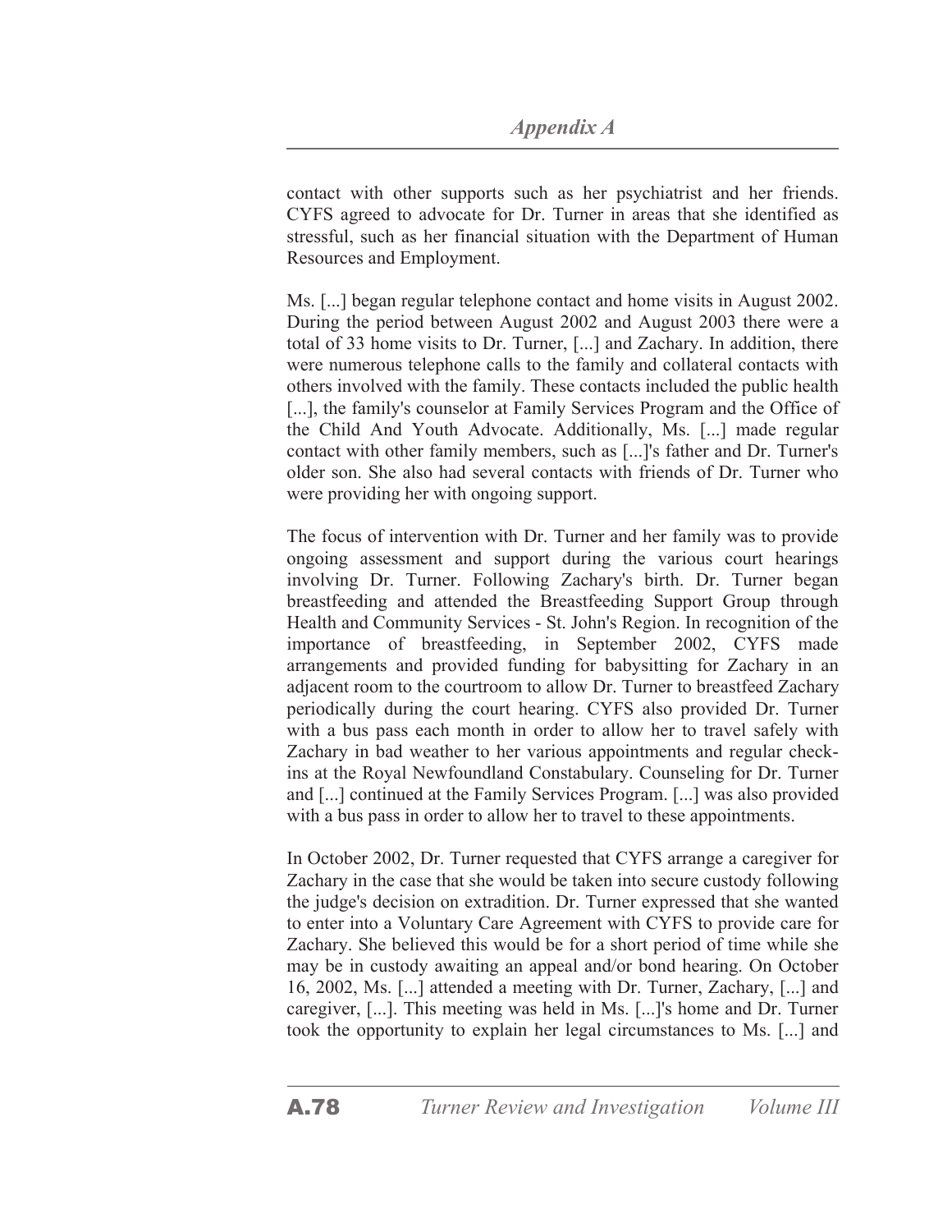contact with other supports such as her psychiatrist and her friends. CYFS agreed to advocate for Dr. Turner in areas that she identified as stressful, such as her financial situation with the Department of Human Resources and Employment.

Ms. [...] began regular telephone contact and home visits in August 2002. During the period between August 2002 and August 2003 there were a total of 33 home visits to Dr. Turner, [...] and Zachary. In addition, there were numerous telephone calls to the family and collateral contacts with others involved with the family. These contacts included the public health [...], the family's counselor at Family Services Program and the Office of the Child And Youth Advocate. Additionally, Ms. [...] made regular contact with other family members, such as [...]'s father and Dr. Turner's older son. She also had several contacts with friends of Dr. Turner who were providing her with ongoing support.

The focus of intervention with Dr. Turner and her family was to provide ongoing assessment and support during the various court hearings involving Dr. Turner. Following Zachary's birth. Dr. Turner began breastfeeding and attended the Breastfeeding Support Group through Health and Community Services - St. John's Region. In recognition of the importance of breastfeeding, in September 2002, CYFS made arrangements and provided funding for babysitting for Zachary in an adjacent room to the courtroom to allow Dr. Turner to breastfeed Zachary periodically during the court hearing. CYFS also provided Dr. Turner with a bus pass each month in order to allow her to travel safely with Zachary in bad weather to her various appointments and regular check-ins at the Royal Newfoundland Constabulary. Counseling for Dr. Turner and [...] continued at the Family Services Program. [...] was also provided with a bus pass in order to allow her to travel to these appointments.

In October 2002, Dr. Turner requested that CYFS arrange a caregiver for Zachary in the case that she would be taken into secure custody following the judge's decision on extradition. Dr. Turner expressed that she wanted to enter into a Voluntary Care Agreement with CYFS to provide care for Zachary. She believed this would be for a short period of time while she may be in custody awaiting an appeal and/or bond hearing. On October 16, 2002, Ms. [...] attended a meeting with Dr. Turner, Zachary, [...] and caregiver, [...]. This meeting was held in Ms. [...]'s home and Dr. Turner took the opportunity to explain her legal circumstances to Ms. [...] and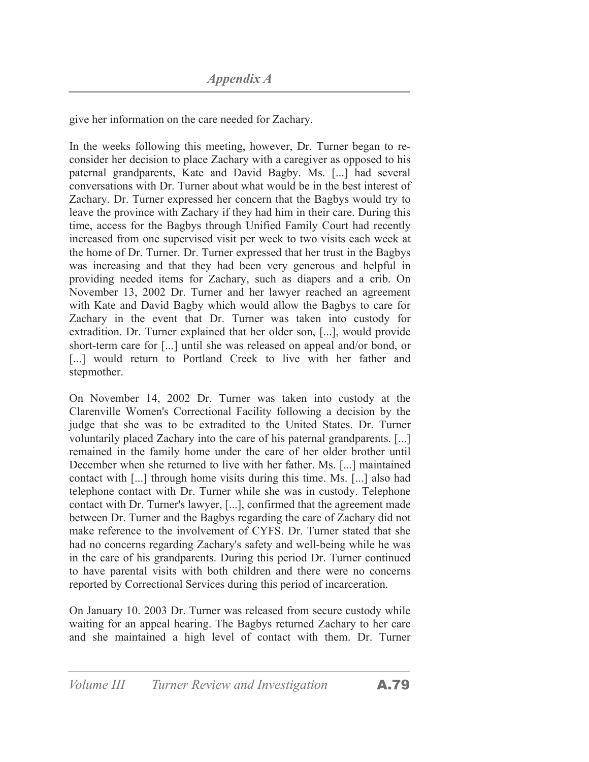give her information on the care needed for Zachary.

In the weeks following this meeting, however, Dr. Turner began to reconsider her decision to place Zachary with a caregiver as opposed to his paternal grandparents, Kate and David Bagby. Ms. [...] had several conversations with Dr. Turner about what would be in the best interest of Zachary. Dr. Turner expressed her concern that the Bagbys would try to leave the province with Zachary if they had him in their care. During this time, access for the Bagbys through Unified Family Court had recently increased from one supervised visit per week to two visits each week at the home of Dr. Turner. Dr. Turner expressed that her trust in the Bagbys was increasing and that they had been very generous and helpful in providing needed items for Zachary, such as diapers and a crib. On November 13, 2002 Dr. Turner and her lawyer reached an agreement with Kate and David Bagby which would allow the Bagbys to care for Zachary in the event that Dr. Turner was taken into custody for extradition. Dr. Turner explained that her older son, [...], would provide short-term care for [...] until she was released on appeal and/or bond, or [...] would return to Portland Creek to live with her father and stepmother.

On November 14, 2002 Dr. Turner was taken into custody at the Clarenville Women's Correctional Facility following a decision by the judge that she was to be extradited to the United States. Dr. Turner voluntarily placed Zachary into the care of his paternal grandparents. [...] remained in the family home under the care of her older brother until December when she returned to live with her father. Ms. [...] maintained contact with [...] through home visits during this time. Ms. [...] also had telephone contact with Dr. Turner while she was in custody. Telephone contact with Dr. Turner's lawyer, [...], confirmed that the agreement made between Dr. Turner and the Bagbys regarding the care of Zachary did not make reference to the involvement of CYFS. Dr. Turner stated that she had no concerns regarding Zachary's safety and well-being while he was in the care of his grandparents. During this period Dr. Turner continued to have parental visits with both children and there were no concerns reported by Correctional Services during this period of incarceration.

On January 10. 2003 Dr. Turner was released from secure custody while waiting for an appeal hearing. The Bagbys returned Zachary to her care and she maintained a high level of contact with them. Dr. Turner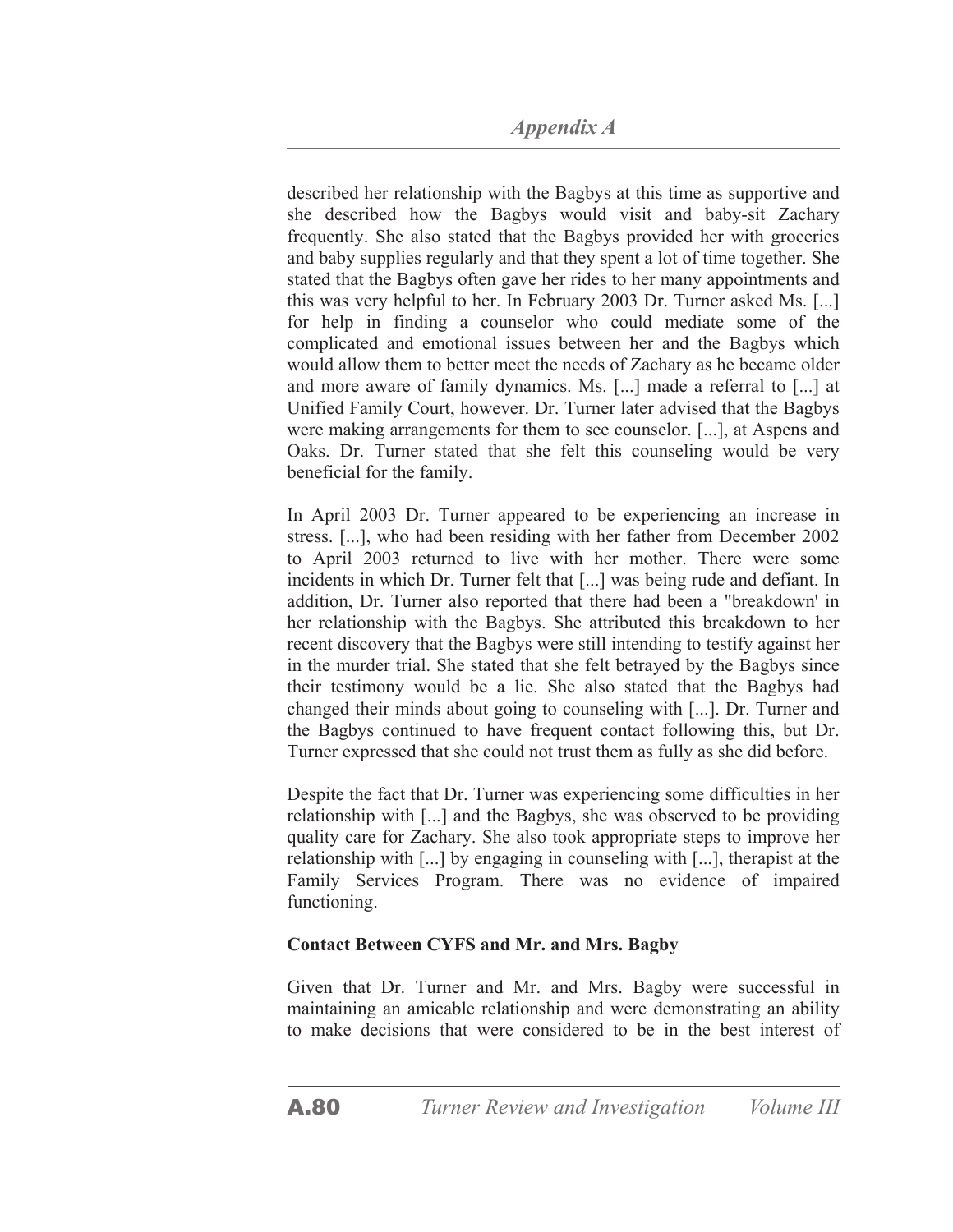described her relationship with the Bagbys at this time as supportive and she described how the Bagbys would visit and baby-sit Zachary frequently. She also stated that the Bagbys provided her with groceries and baby supplies regularly and that they spent a lot of time together. She stated that the Bagbys often gave her rides to her many appointments and this was very helpful to her. In February 2003 Dr. Turner asked Ms. [...] for help in finding a counselor who could mediate some of the complicated and emotional issues between her and the Bagbys which would allow them to better meet the needs of Zachary as he became older and more aware of family dynamics. Ms. [...] made a referral to [...] at Unified Family Court, however. Dr. Turner later advised that the Bagbys were making arrangements for them to see counselor. [...], at Aspens and Oaks. Dr. Turner stated that she felt this counseling would be very beneficial for the family.

In April 2003 Dr. Turner appeared to be experiencing an increase in stress. [...], who had been residing with her father from December 2002 to April 2003 returned to live with her mother. There were some incidents in which Dr. Turner felt that [...] was being rude and defiant. In addition, Dr. Turner also reported that there had been a "breakdown' in her relationship with the Bagbys. She attributed this breakdown to her recent discovery that the Bagbys were still intending to testify against her in the murder trial. She stated that she felt betrayed by the Bagbys since their testimony would be a lie. She also stated that the Bagbys had changed their minds about going to counseling with [...]. Dr. Turner and the Bagbys continued to have frequent contact following this, but Dr. Turner expressed that she could not trust them as fully as she did before.

Despite the fact that Dr. Turner was experiencing some difficulties in her relationship with [...] and the Bagbys, she was observed to be providing quality care for Zachary. She also took appropriate steps to improve her relationship with [...] by engaging in counseling with [...], therapist at the Family Services Program. There was no evidence of impaired functioning.

**Contact Between CYFS and Mr. and Mrs. Bagby**

Given that Dr. Turner and Mr. and Mrs. Bagby were successful in maintaining an amicable relationship and were demonstrating an ability to make decisions that were considered to be in the best interest of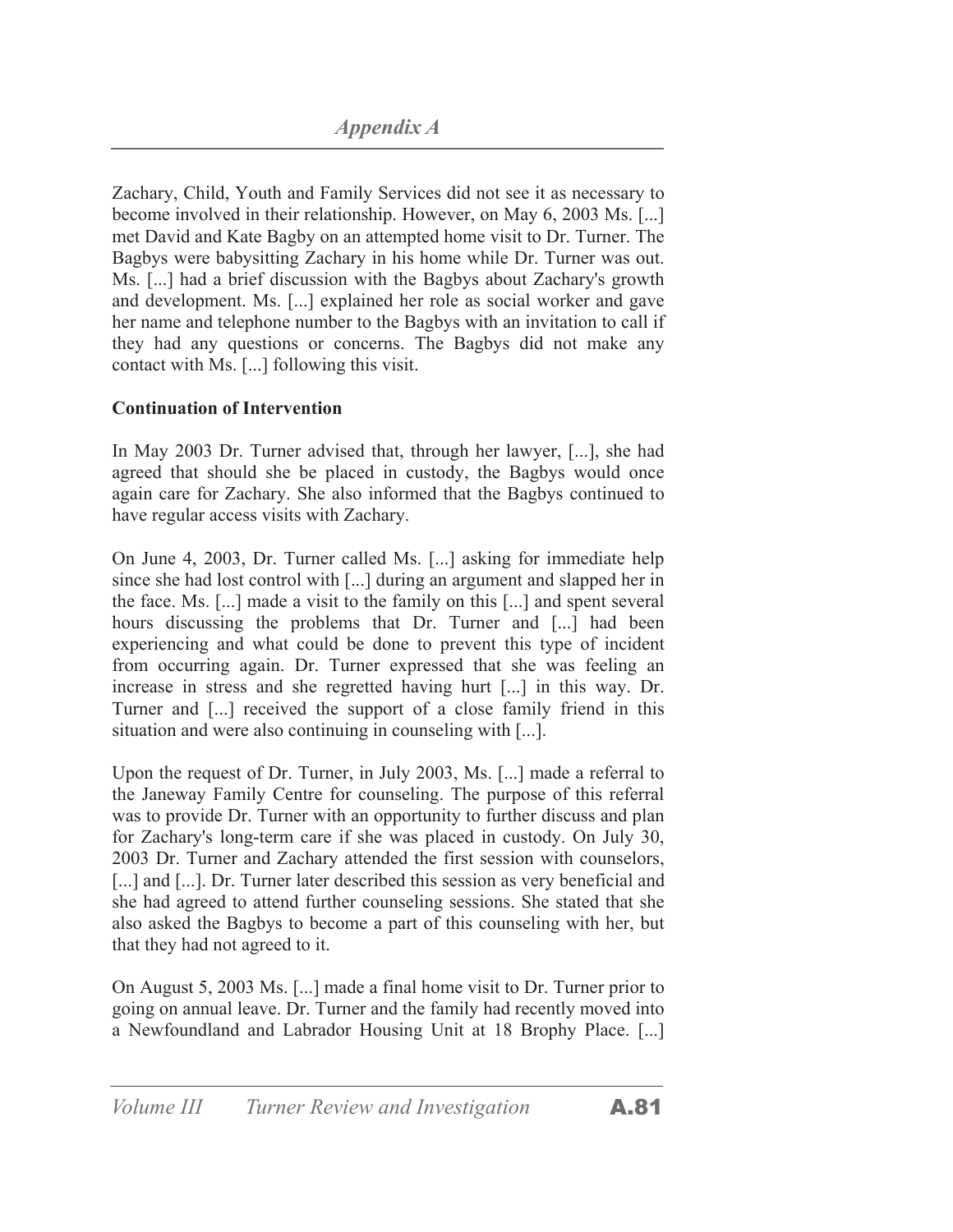Zachary, Child, Youth and Family Services did not see it as necessary to become involved in their relationship. However, on May 6, 2003 Ms. [...] met David and Kate Bagby on an attempted home visit to Dr. Turner. The Bagbys were babysitting Zachary in his home while Dr. Turner was out. Ms. [...] had a brief discussion with the Bagbys about Zachary's growth and development. Ms. [...] explained her role as social worker and gave her name and telephone number to the Bagbys with an invitation to call if they had any questions or concerns. The Bagbys did not make any contact with Ms. [...] following this visit.

**Continuation of Intervention**

In May 2003 Dr. Turner advised that, through her lawyer, [...], she had agreed that should she be placed in custody, the Bagbys would once again care for Zachary. She also informed that the Bagbys continued to have regular access visits with Zachary.

On June 4, 2003, Dr. Turner called Ms. [...] asking for immediate help since she had lost control with [...] during an argument and slapped her in the face. Ms. [...] made a visit to the family on this [...] and spent several hours discussing the problems that Dr. Turner and [...] had been experiencing and what could be done to prevent this type of incident from occurring again. Dr. Turner expressed that she was feeling an increase in stress and she regretted having hurt [...] in this way. Dr. Turner and [...] received the support of a close family friend in this situation and were also continuing in counseling with [...].

Upon the request of Dr. Turner, in July 2003, Ms. [...] made a referral to the Janeway Family Centre for counseling. The purpose of this referral was to provide Dr. Turner with an opportunity to further discuss and plan for Zachary's long-term care if she was placed in custody. On July 30, 2003 Dr. Turner and Zachary attended the first session with counselors, [...] and [...]. Dr. Turner later described this session as very beneficial and she had agreed to attend further counseling sessions. She stated that she also asked the Bagbys to become a part of this counseling with her, but that they had not agreed to it.

On August 5, 2003 Ms. [...] made a final home visit to Dr. Turner prior to going on annual leave. Dr. Turner and the family had recently moved into a Newfoundland and Labrador Housing Unit at 18 Brophy Place. [...]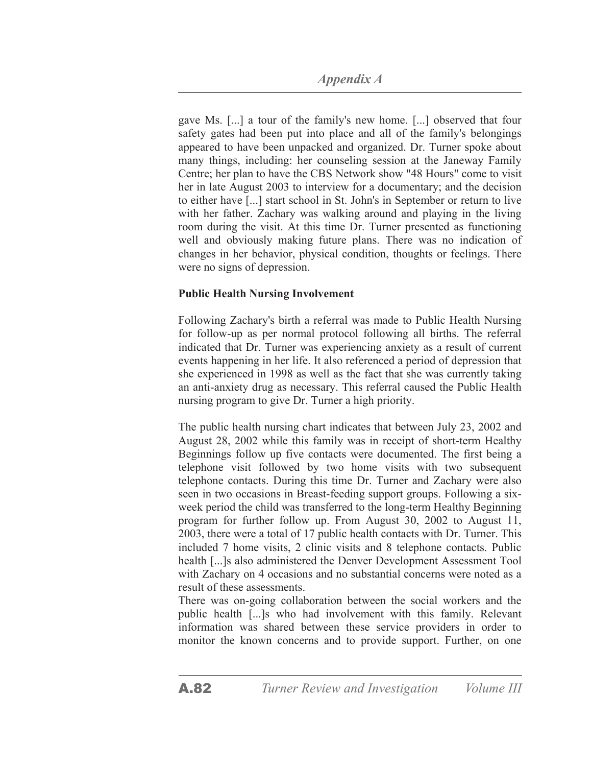gave Ms. [...] a tour of the family's new home. [...] observed that four safety gates had been put into place and all of the family's belongings appeared to have been unpacked and organized. Dr. Turner spoke about many things, including: her counseling session at the Janeway Family Centre; her plan to have the CBS Network show "48 Hours" come to visit her in late August 2003 to interview for a documentary; and the decision to either have [...] start school in St. John's in September or return to live with her father. Zachary was walking around and playing in the living room during the visit. At this time Dr. Turner presented as functioning well and obviously making future plans. There was no indication of changes in her behavior, physical condition, thoughts or feelings. There were no signs of depression.

**Public Health Nursing Involvement**

Following Zachary's birth a referral was made to Public Health Nursing for follow-up as per normal protocol following all births. The referral indicated that Dr. Turner was experiencing anxiety as a result of current events happening in her life. It also referenced a period of depression that she experienced in 1998 as well as the fact that she was currently taking an anti-anxiety drug as necessary. This referral caused the Public Health nursing program to give Dr. Turner a high priority.

The public health nursing chart indicates that between July 23, 2002 and August 28, 2002 while this family was in receipt of short-term Healthy Beginnings follow up five contacts were documented. The first being a telephone visit followed by two home visits with two subsequent telephone contacts. During this time Dr. Turner and Zachary were also seen in two occasions in Breast-feeding support groups. Following a six-week period the child was transferred to the long-term Healthy Beginning program for further follow up. From August 30, 2002 to August 11, 2003, there were a total of 17 public health contacts with Dr. Turner. This included 7 home visits, 2 clinic visits and 8 telephone contacts. Public health [...]s also administered the Denver Development Assessment Tool with Zachary on 4 occasions and no substantial concerns were noted as a result of these assessments.

There was on-going collaboration between the social workers and the public health [...]s who had involvement with this family. Relevant information was shared between these service providers in order to monitor the known concerns and to provide support. Further, on one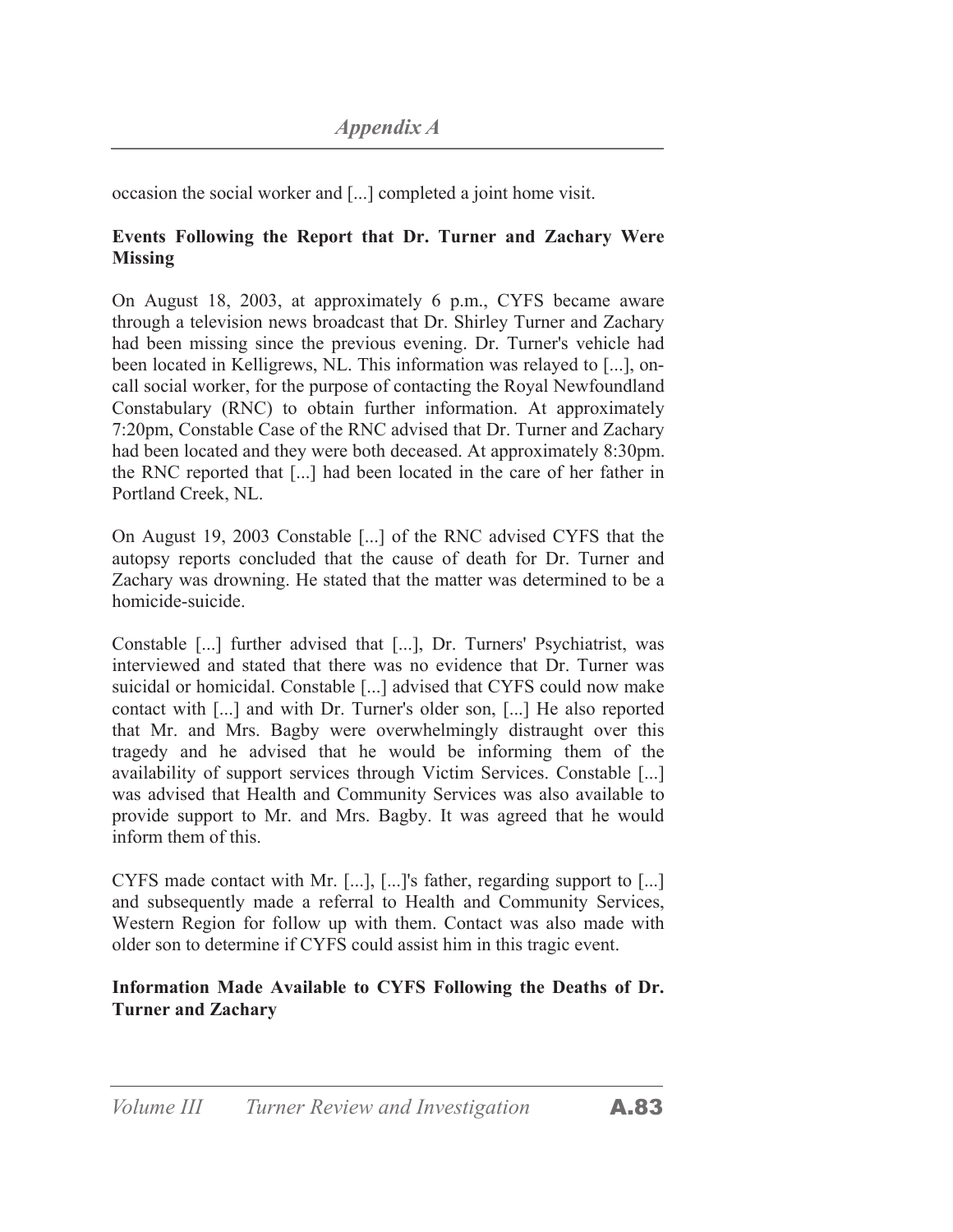occasion the social worker and [...] completed a joint home visit.

**Events Following the Report that Dr. Turner and Zachary Were Missing**

On August 18, 2003, at approximately 6 p.m., CYFS became aware through a television news broadcast that Dr. Shirley Turner and Zachary had been missing since the previous evening. Dr. Turner's vehicle had been located in Kelligrews, NL. This information was relayed to [...], on-call social worker, for the purpose of contacting the Royal Newfoundland Constabulary (RNC) to obtain further information. At approximately 7:20pm, Constable Case of the RNC advised that Dr. Turner and Zachary had been located and they were both deceased. At approximately 8:30pm. the RNC reported that [...] had been located in the care of her father in Portland Creek, NL.

On August 19, 2003 Constable [...] of the RNC advised CYFS that the autopsy reports concluded that the cause of death for Dr. Turner and Zachary was drowning. He stated that the matter was determined to be a homicide-suicide.

Constable [...] further advised that [...], Dr. Turners' Psychiatrist, was interviewed and stated that there was no evidence that Dr. Turner was suicidal or homicidal. Constable [...] advised that CYFS could now make contact with [...] and with Dr. Turner's older son, [...] He also reported that Mr. and Mrs. Bagby were overwhelmingly distraught over this tragedy and he advised that he would be informing them of the availability of support services through Victim Services. Constable [...] was advised that Health and Community Services was also available to provide support to Mr. and Mrs. Bagby. It was agreed that he would inform them of this.

CYFS made contact with Mr. [...], [...]'s father, regarding support to [...] and subsequently made a referral to Health and Community Services, Western Region for follow up with them. Contact was also made with older son to determine if CYFS could assist him in this tragic event.

**Information Made Available to CYFS Following the Deaths of Dr. Turner and Zachary**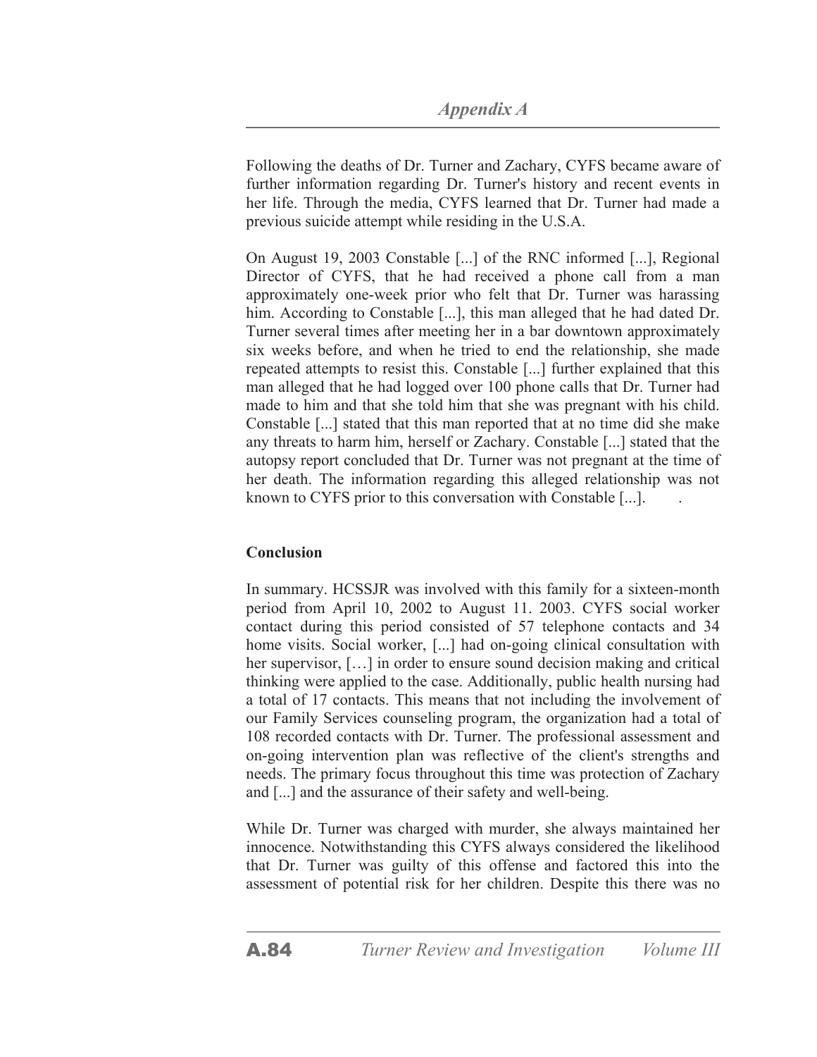Following the deaths of Dr. Turner and Zachary, CYFS became aware of further information regarding Dr. Turner's history and recent events in her life. Through the media, CYFS learned that Dr. Turner had made a previous suicide attempt while residing in the U.S.A.

On August 19, 2003 Constable [...] of the RNC informed [...], Regional Director of CYFS, that he had received a phone call from a man approximately one-week prior who felt that Dr. Turner was harassing him. According to Constable [...], this man alleged that he had dated Dr. Turner several times after meeting her in a bar downtown approximately six weeks before, and when he tried to end the relationship, she made repeated attempts to resist this. Constable [...] further explained that this man alleged that he had logged over 100 phone calls that Dr. Turner had made to him and that she told him that she was pregnant with his child. Constable [...] stated that this man reported that at no time did she make any threats to harm him, herself or Zachary. Constable [...] stated that the autopsy report concluded that Dr. Turner was not pregnant at the time of her death. The information regarding this alleged relationship was not known to CYFS prior to this conversation with Constable [...].

**Conclusion**

In summary. HCSSJR was involved with this family for a sixteen-month period from April 10, 2002 to August 11. 2003. CYFS social worker contact during this period consisted of 57 telephone contacts and 34 home visits. Social worker, [...] had on-going clinical consultation with her supervisor, […] in order to ensure sound decision making and critical thinking were applied to the case. Additionally, public health nursing had a total of 17 contacts. This means that not including the involvement of our Family Services counseling program, the organization had a total of 108 recorded contacts with Dr. Turner. The professional assessment and on-going intervention plan was reflective of the client's strengths and needs. The primary focus throughout this time was protection of Zachary and [...] and the assurance of their safety and well-being.

While Dr. Turner was charged with murder, she always maintained her innocence. Notwithstanding this CYFS always considered the likelihood that Dr. Turner was guilty of this offense and factored this into the assessment of potential risk for her children. Despite this there was no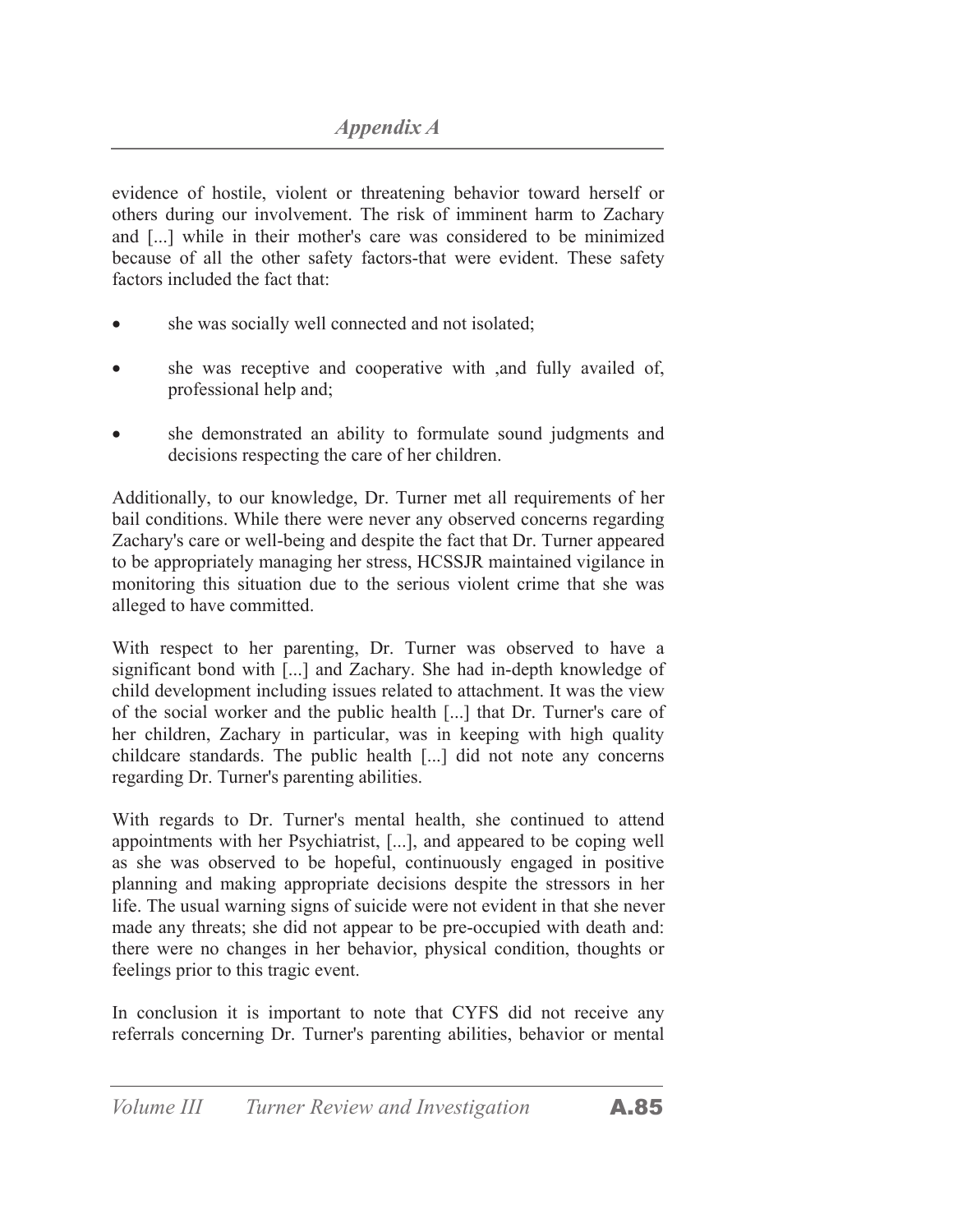evidence of hostile, violent or threatening behavior toward herself or others during our involvement. The risk of imminent harm to Zachary and [...] while in their mother's care was considered to be minimized because of all the other safety factors-that were evident. These safety factors included the fact that:

- she was socially well connected and not isolated;
- she was receptive and cooperative with ,and fully availed of, professional help and;
- she demonstrated an ability to formulate sound judgments and decisions respecting the care of her children.

Additionally, to our knowledge, Dr. Turner met all requirements of her bail conditions. While there were never any observed concerns regarding Zachary's care or well-being and despite the fact that Dr. Turner appeared to be appropriately managing her stress, HCSSJR maintained vigilance in monitoring this situation due to the serious violent crime that she was alleged to have committed.

With respect to her parenting, Dr. Turner was observed to have a significant bond with [...] and Zachary. She had in-depth knowledge of child development including issues related to attachment. It was the view of the social worker and the public health [...] that Dr. Turner's care of her children, Zachary in particular, was in keeping with high quality childcare standards. The public health [...] did not note any concerns regarding Dr. Turner's parenting abilities.

With regards to Dr. Turner's mental health, she continued to attend appointments with her Psychiatrist, [...], and appeared to be coping well as she was observed to be hopeful, continuously engaged in positive planning and making appropriate decisions despite the stressors in her life. The usual warning signs of suicide were not evident in that she never made any threats; she did not appear to be pre-occupied with death and: there were no changes in her behavior, physical condition, thoughts or feelings prior to this tragic event.

In conclusion it is important to note that CYFS did not receive any referrals concerning Dr. Turner's parenting abilities, behavior or mental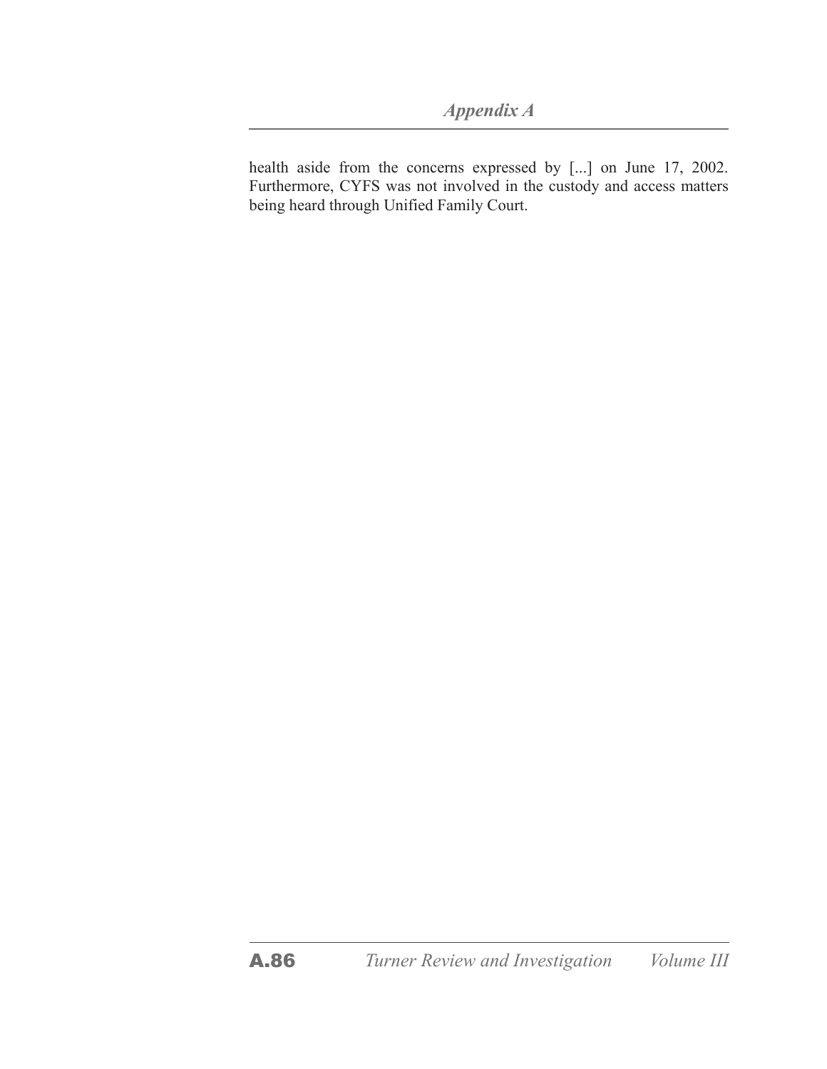health aside from the concerns expressed by [...] on June 17, 2002. Furthermore, CYFS was not involved in the custody and access matters being heard through Unified Family Court.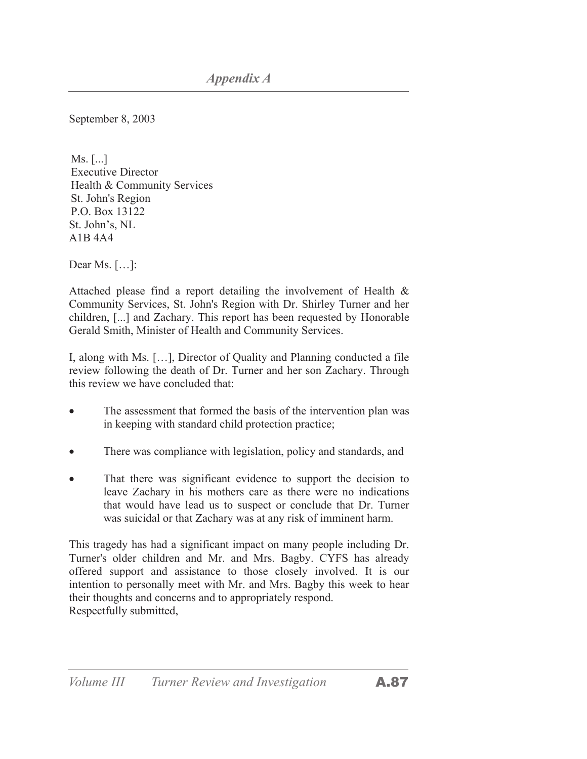September 8, 2003

Ms. [...]
Executive Director
Health & Community Services
St. John's Region
P.O. Box 13122
St. John’s, NL
A1B 4A4

Dear Ms. […]:

Attached please find a report detailing the involvement of Health & Community Services, St. John's Region with Dr. Shirley Turner and her children, [...] and Zachary. This report has been requested by Honorable Gerald Smith, Minister of Health and Community Services.

I, along with Ms. […], Director of Quality and Planning conducted a file review following the death of Dr. Turner and her son Zachary. Through this review we have concluded that:

- The assessment that formed the basis of the intervention plan was in keeping with standard child protection practice;
- There was compliance with legislation, policy and standards, and
- That there was significant evidence to support the decision to leave Zachary in his mothers care as there were no indications that would have lead us to suspect or conclude that Dr. Turner was suicidal or that Zachary was at any risk of imminent harm.

This tragedy has had a significant impact on many people including Dr. Turner's older children and Mr. and Mrs. Bagby. CYFS has already offered support and assistance to those closely involved. It is our intention to personally meet with Mr. and Mrs. Bagby this week to hear their thoughts and concerns and to appropriately respond.
Respectfully submitted,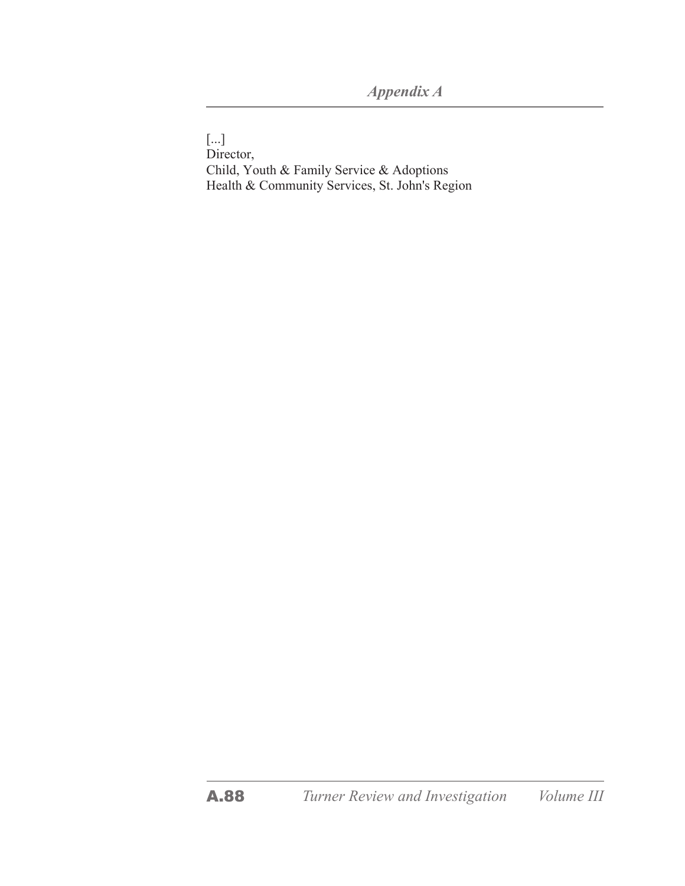[...]
Director,
Child, Youth & Family Service & Adoptions
Health & Community Services, St. John's Region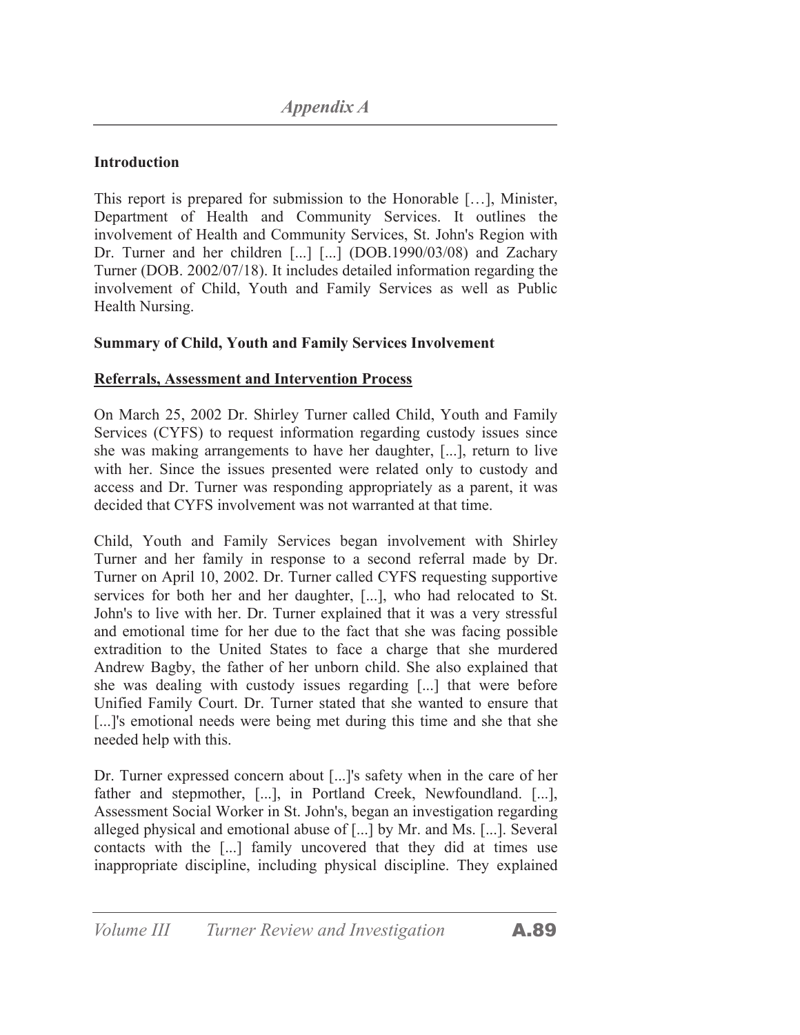# Appendix A

**Introduction**

This report is prepared for submission to the Honorable […], Minister, Department of Health and Community Services. It outlines the involvement of Health and Community Services, St. John's Region with Dr. Turner and her children [...] [...] (DOB.1990/03/08) and Zachary Turner (DOB. 2002/07/18). It includes detailed information regarding the involvement of Child, Youth and Family Services as well as Public Health Nursing.

**Summary of Child, Youth and Family Services Involvement**

**Referrals, Assessment and Intervention Process**

On March 25, 2002 Dr. Shirley Turner called Child, Youth and Family Services (CYFS) to request information regarding custody issues since she was making arrangements to have her daughter, [...], return to live with her. Since the issues presented were related only to custody and access and Dr. Turner was responding appropriately as a parent, it was decided that CYFS involvement was not warranted at that time.

Child, Youth and Family Services began involvement with Shirley Turner and her family in response to a second referral made by Dr. Turner on April 10, 2002. Dr. Turner called CYFS requesting supportive services for both her and her daughter, [...], who had relocated to St. John's to live with her. Dr. Turner explained that it was a very stressful and emotional time for her due to the fact that she was facing possible extradition to the United States to face a charge that she murdered Andrew Bagby, the father of her unborn child. She also explained that she was dealing with custody issues regarding [...] that were before Unified Family Court. Dr. Turner stated that she wanted to ensure that [...]'s emotional needs were being met during this time and she that she needed help with this.

Dr. Turner expressed concern about [...]'s safety when in the care of her father and stepmother, [...], in Portland Creek, Newfoundland. [...], Assessment Social Worker in St. John's, began an investigation regarding alleged physical and emotional abuse of [...] by Mr. and Ms. [...]. Several contacts with the [...] family uncovered that they did at times use inappropriate discipline, including physical discipline. They explained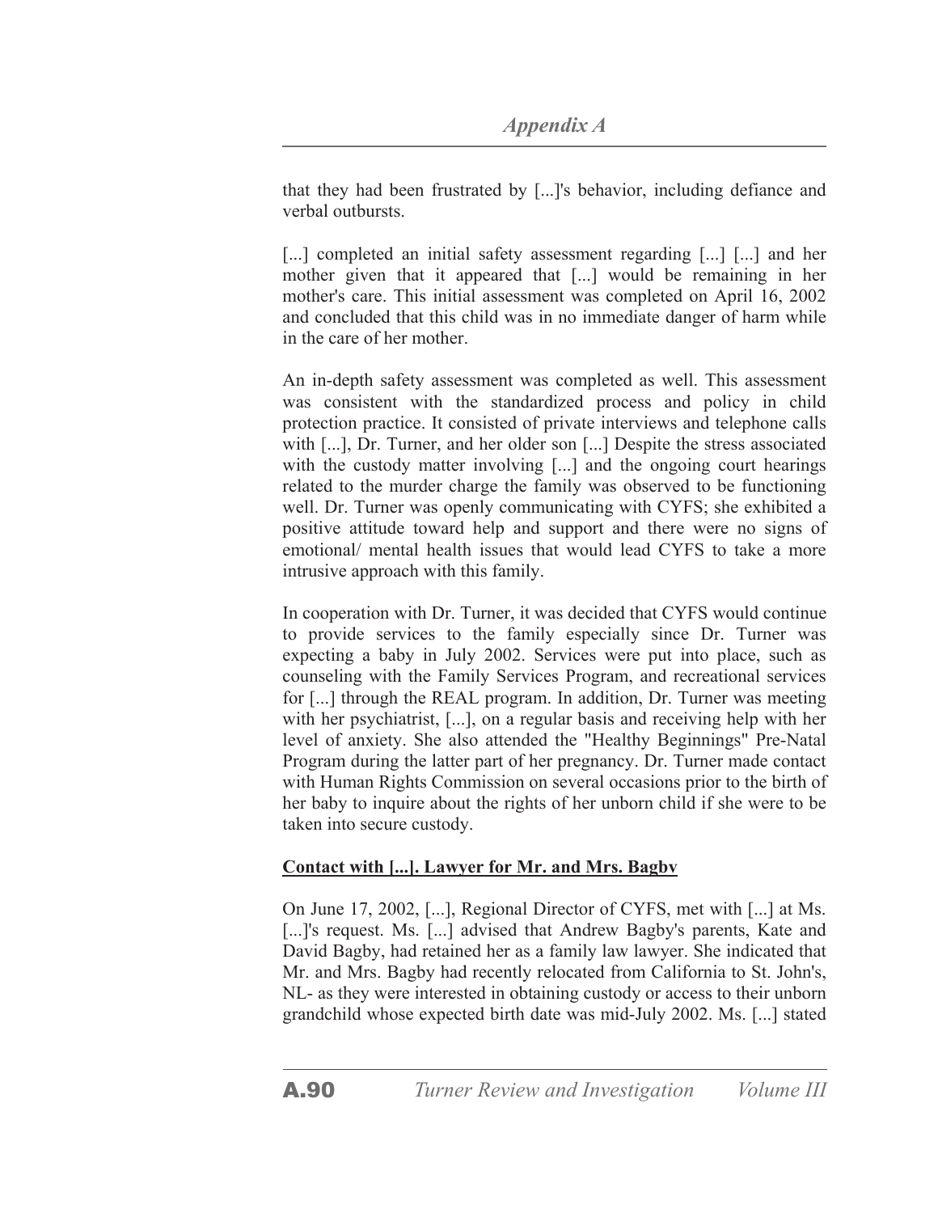that they had been frustrated by [...]'s behavior, including defiance and verbal outbursts.

[...] completed an initial safety assessment regarding [...] [...] and her mother given that it appeared that [...] would be remaining in her mother's care. This initial assessment was completed on April 16, 2002 and concluded that this child was in no immediate danger of harm while in the care of her mother.

An in-depth safety assessment was completed as well. This assessment was consistent with the standardized process and policy in child protection practice. It consisted of private interviews and telephone calls with [...], Dr. Turner, and her older son [...] Despite the stress associated with the custody matter involving [...] and the ongoing court hearings related to the murder charge the family was observed to be functioning well. Dr. Turner was openly communicating with CYFS; she exhibited a positive attitude toward help and support and there were no signs of emotional/ mental health issues that would lead CYFS to take a more intrusive approach with this family.

In cooperation with Dr. Turner, it was decided that CYFS would continue to provide services to the family especially since Dr. Turner was expecting a baby in July 2002. Services were put into place, such as counseling with the Family Services Program, and recreational services for [...] through the REAL program. In addition, Dr. Turner was meeting with her psychiatrist, [...], on a regular basis and receiving help with her level of anxiety. She also attended the "Healthy Beginnings" Pre-Natal Program during the latter part of her pregnancy. Dr. Turner made contact with Human Rights Commission on several occasions prior to the birth of her baby to inquire about the rights of her unborn child if she were to be taken into secure custody.

**Contact with [...]. Lawyer for Mr. and Mrs. Bagbv**

On June 17, 2002, [...], Regional Director of CYFS, met with [...] at Ms. [...]'s request. Ms. [...] advised that Andrew Bagby's parents, Kate and David Bagby, had retained her as a family law lawyer. She indicated that Mr. and Mrs. Bagby had recently relocated from California to St. John's, NL- as they were interested in obtaining custody or access to their unborn grandchild whose expected birth date was mid-July 2002. Ms. [...] stated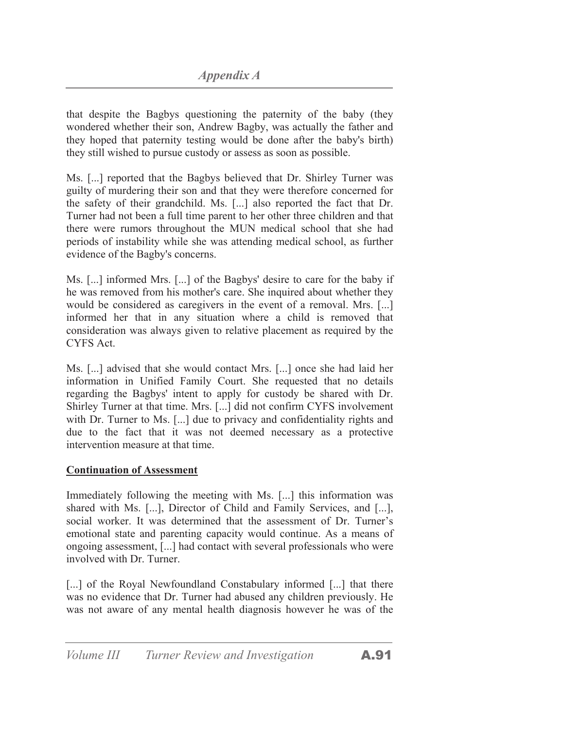that despite the Bagbys questioning the paternity of the baby (they wondered whether their son, Andrew Bagby, was actually the father and they hoped that paternity testing would be done after the baby's birth) they still wished to pursue custody or assess as soon as possible.

Ms. [...] reported that the Bagbys believed that Dr. Shirley Turner was guilty of murdering their son and that they were therefore concerned for the safety of their grandchild. Ms. [...] also reported the fact that Dr. Turner had not been a full time parent to her other three children and that there were rumors throughout the MUN medical school that she had periods of instability while she was attending medical school, as further evidence of the Bagby's concerns.

Ms. [...] informed Mrs. [...] of the Bagbys' desire to care for the baby if he was removed from his mother's care. She inquired about whether they would be considered as caregivers in the event of a removal. Mrs. [...] informed her that in any situation where a child is removed that consideration was always given to relative placement as required by the CYFS Act.

Ms. [...] advised that she would contact Mrs. [...] once she had laid her information in Unified Family Court. She requested that no details regarding the Bagbys' intent to apply for custody be shared with Dr. Shirley Turner at that time. Mrs. [...] did not confirm CYFS involvement with Dr. Turner to Ms. [...] due to privacy and confidentiality rights and due to the fact that it was not deemed necessary as a protective intervention measure at that time.

**Continuation of Assessment**

Immediately following the meeting with Ms. [...] this information was shared with Ms. [...], Director of Child and Family Services, and [...], social worker. It was determined that the assessment of Dr. Turner's emotional state and parenting capacity would continue. As a means of ongoing assessment, [...] had contact with several professionals who were involved with Dr. Turner.

[...] of the Royal Newfoundland Constabulary informed [...] that there was no evidence that Dr. Turner had abused any children previously. He was not aware of any mental health diagnosis however he was of the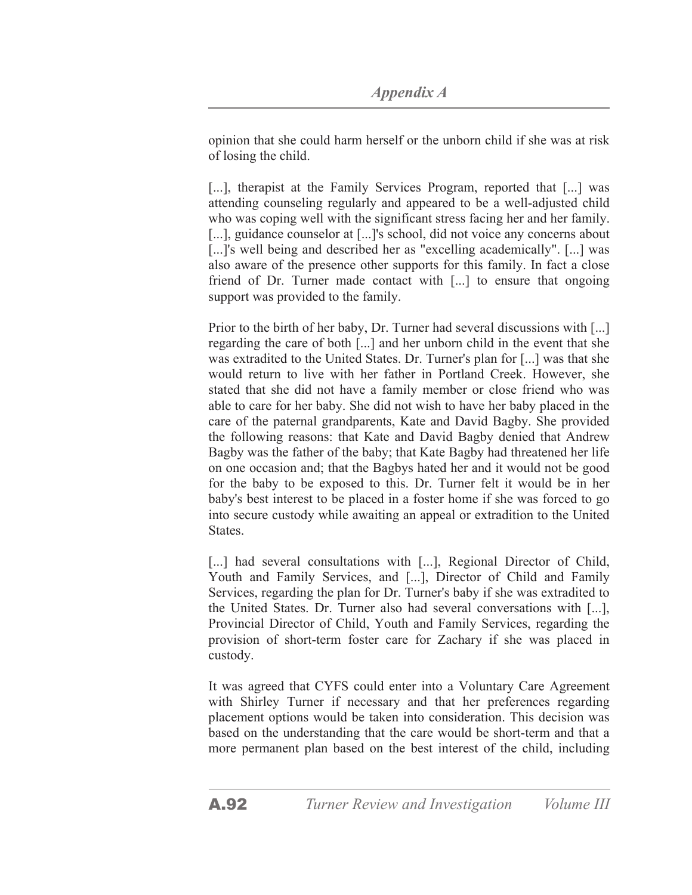opinion that she could harm herself or the unborn child if she was at risk of losing the child.

[...], therapist at the Family Services Program, reported that [...] was attending counseling regularly and appeared to be a well-adjusted child who was coping well with the significant stress facing her and her family. [...], guidance counselor at [...]'s school, did not voice any concerns about [...]'s well being and described her as "excelling academically". [...] was also aware of the presence other supports for this family. In fact a close friend of Dr. Turner made contact with [...] to ensure that ongoing support was provided to the family.

Prior to the birth of her baby, Dr. Turner had several discussions with [...] regarding the care of both [...] and her unborn child in the event that she was extradited to the United States. Dr. Turner's plan for [...] was that she would return to live with her father in Portland Creek. However, she stated that she did not have a family member or close friend who was able to care for her baby. She did not wish to have her baby placed in the care of the paternal grandparents, Kate and David Bagby. She provided the following reasons: that Kate and David Bagby denied that Andrew Bagby was the father of the baby; that Kate Bagby had threatened her life on one occasion and; that the Bagbys hated her and it would not be good for the baby to be exposed to this. Dr. Turner felt it would be in her baby's best interest to be placed in a foster home if she was forced to go into secure custody while awaiting an appeal or extradition to the United States.

[...] had several consultations with [...], Regional Director of Child, Youth and Family Services, and [...], Director of Child and Family Services, regarding the plan for Dr. Turner's baby if she was extradited to the United States. Dr. Turner also had several conversations with [...], Provincial Director of Child, Youth and Family Services, regarding the provision of short-term foster care for Zachary if she was placed in custody.

It was agreed that CYFS could enter into a Voluntary Care Agreement with Shirley Turner if necessary and that her preferences regarding placement options would be taken into consideration. This decision was based on the understanding that the care would be short-term and that a more permanent plan based on the best interest of the child, including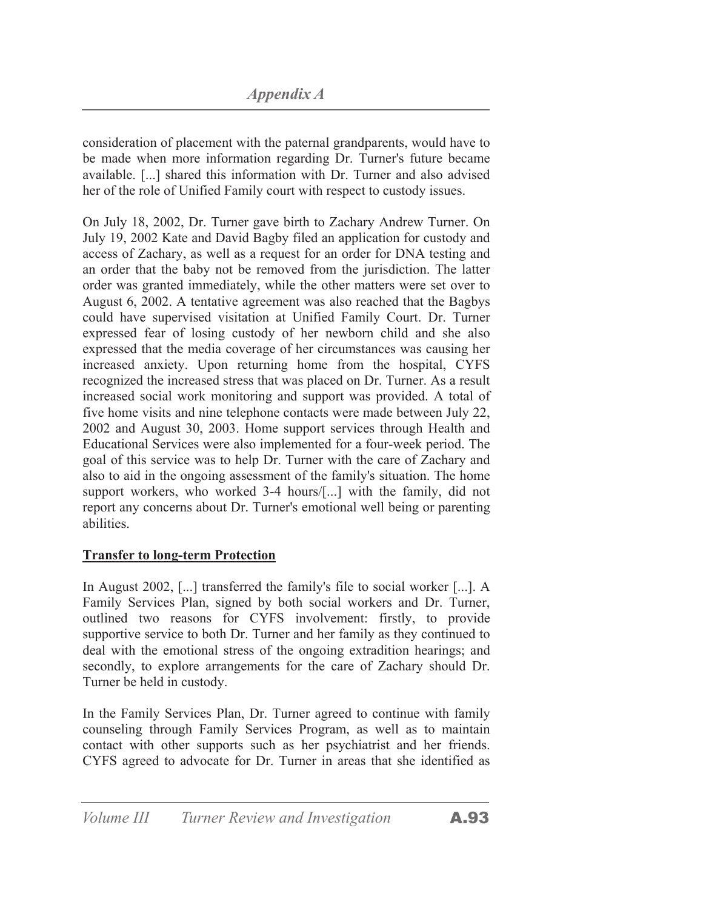consideration of placement with the paternal grandparents, would have to be made when more information regarding Dr. Turner's future became available. [...] shared this information with Dr. Turner and also advised her of the role of Unified Family court with respect to custody issues.

On July 18, 2002, Dr. Turner gave birth to Zachary Andrew Turner. On July 19, 2002 Kate and David Bagby filed an application for custody and access of Zachary, as well as a request for an order for DNA testing and an order that the baby not be removed from the jurisdiction. The latter order was granted immediately, while the other matters were set over to August 6, 2002. A tentative agreement was also reached that the Bagbys could have supervised visitation at Unified Family Court. Dr. Turner expressed fear of losing custody of her newborn child and she also expressed that the media coverage of her circumstances was causing her increased anxiety. Upon returning home from the hospital, CYFS recognized the increased stress that was placed on Dr. Turner. As a result increased social work monitoring and support was provided. A total of five home visits and nine telephone contacts were made between July 22, 2002 and August 30, 2003. Home support services through Health and Educational Services were also implemented for a four-week period. The goal of this service was to help Dr. Turner with the care of Zachary and also to aid in the ongoing assessment of the family's situation. The home support workers, who worked 3-4 hours/[...] with the family, did not report any concerns about Dr. Turner's emotional well being or parenting abilities.

**Transfer to long-term Protection**

In August 2002, [...] transferred the family's file to social worker [...]. A Family Services Plan, signed by both social workers and Dr. Turner, outlined two reasons for CYFS involvement: firstly, to provide supportive service to both Dr. Turner and her family as they continued to deal with the emotional stress of the ongoing extradition hearings; and secondly, to explore arrangements for the care of Zachary should Dr. Turner be held in custody.

In the Family Services Plan, Dr. Turner agreed to continue with family counseling through Family Services Program, as well as to maintain contact with other supports such as her psychiatrist and her friends. CYFS agreed to advocate for Dr. Turner in areas that she identified as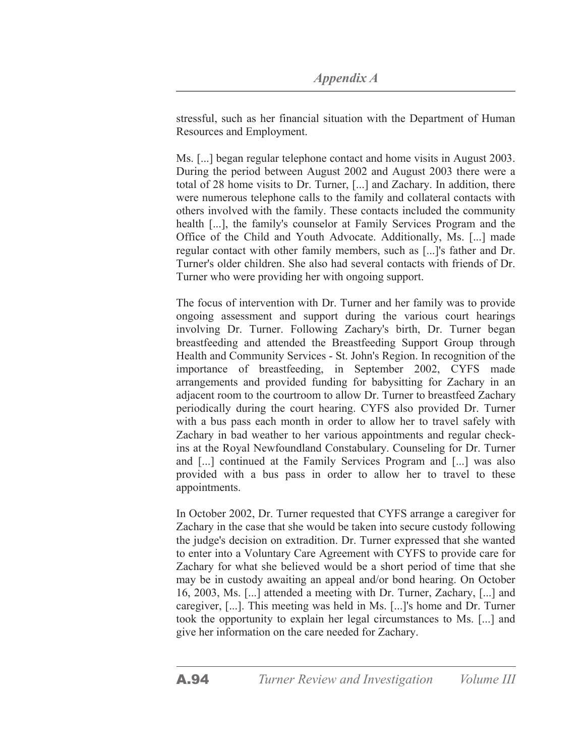stressful, such as her financial situation with the Department of Human Resources and Employment.

Ms. [...] began regular telephone contact and home visits in August 2003. During the period between August 2002 and August 2003 there were a total of 28 home visits to Dr. Turner, [...] and Zachary. In addition, there were numerous telephone calls to the family and collateral contacts with others involved with the family. These contacts included the community health [...], the family's counselor at Family Services Program and the Office of the Child and Youth Advocate. Additionally, Ms. [...] made regular contact with other family members, such as [...]'s father and Dr. Turner's older children. She also had several contacts with friends of Dr. Turner who were providing her with ongoing support.

The focus of intervention with Dr. Turner and her family was to provide ongoing assessment and support during the various court hearings involving Dr. Turner. Following Zachary's birth, Dr. Turner began breastfeeding and attended the Breastfeeding Support Group through Health and Community Services - St. John's Region. In recognition of the importance of breastfeeding, in September 2002, CYFS made arrangements and provided funding for babysitting for Zachary in an adjacent room to the courtroom to allow Dr. Turner to breastfeed Zachary periodically during the court hearing. CYFS also provided Dr. Turner with a bus pass each month in order to allow her to travel safely with Zachary in bad weather to her various appointments and regular check-ins at the Royal Newfoundland Constabulary. Counseling for Dr. Turner and [...] continued at the Family Services Program and [...] was also provided with a bus pass in order to allow her to travel to these appointments.

In October 2002, Dr. Turner requested that CYFS arrange a caregiver for Zachary in the case that she would be taken into secure custody following the judge's decision on extradition. Dr. Turner expressed that she wanted to enter into a Voluntary Care Agreement with CYFS to provide care for Zachary for what she believed would be a short period of time that she may be in custody awaiting an appeal and/or bond hearing. On October 16, 2003, Ms. [...] attended a meeting with Dr. Turner, Zachary, [...] and caregiver, [...]. This meeting was held in Ms. [...]'s home and Dr. Turner took the opportunity to explain her legal circumstances to Ms. [...] and give her information on the care needed for Zachary.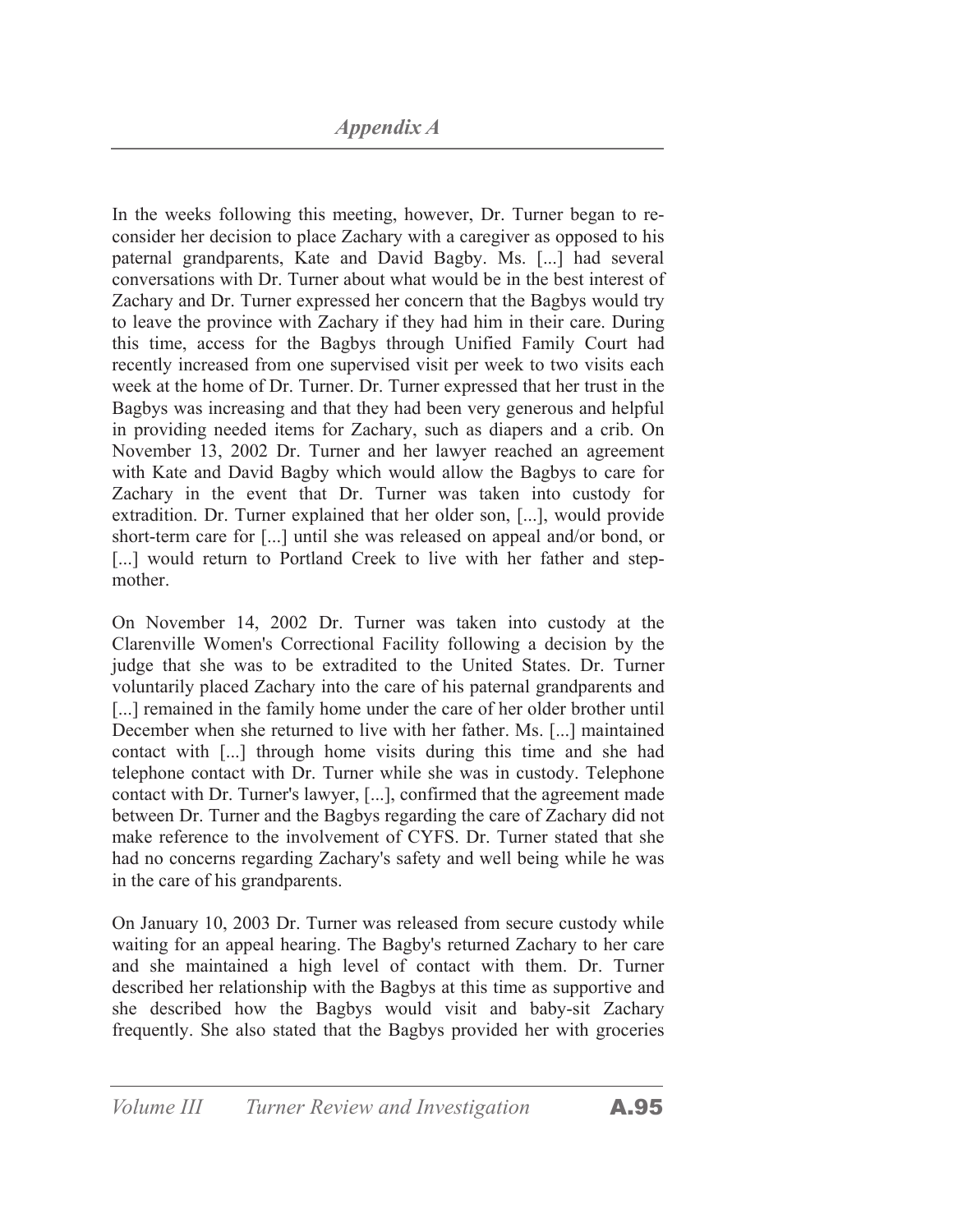In the weeks following this meeting, however, Dr. Turner began to reconsider her decision to place Zachary with a caregiver as opposed to his paternal grandparents, Kate and David Bagby. Ms. [...] had several conversations with Dr. Turner about what would be in the best interest of Zachary and Dr. Turner expressed her concern that the Bagbys would try to leave the province with Zachary if they had him in their care. During this time, access for the Bagbys through Unified Family Court had recently increased from one supervised visit per week to two visits each week at the home of Dr. Turner. Dr. Turner expressed that her trust in the Bagbys was increasing and that they had been very generous and helpful in providing needed items for Zachary, such as diapers and a crib. On November 13, 2002 Dr. Turner and her lawyer reached an agreement with Kate and David Bagby which would allow the Bagbys to care for Zachary in the event that Dr. Turner was taken into custody for extradition. Dr. Turner explained that her older son, [...], would provide short-term care for [...] until she was released on appeal and/or bond, or [...] would return to Portland Creek to live with her father and step-mother.

On November 14, 2002 Dr. Turner was taken into custody at the Clarenville Women's Correctional Facility following a decision by the judge that she was to be extradited to the United States. Dr. Turner voluntarily placed Zachary into the care of his paternal grandparents and [...] remained in the family home under the care of her older brother until December when she returned to live with her father. Ms. [...] maintained contact with [...] through home visits during this time and she had telephone contact with Dr. Turner while she was in custody. Telephone contact with Dr. Turner's lawyer, [...], confirmed that the agreement made between Dr. Turner and the Bagbys regarding the care of Zachary did not make reference to the involvement of CYFS. Dr. Turner stated that she had no concerns regarding Zachary's safety and well being while he was in the care of his grandparents.

On January 10, 2003 Dr. Turner was released from secure custody while waiting for an appeal hearing. The Bagby's returned Zachary to her care and she maintained a high level of contact with them. Dr. Turner described her relationship with the Bagbys at this time as supportive and she described how the Bagbys would visit and baby-sit Zachary frequently. She also stated that the Bagbys provided her with groceries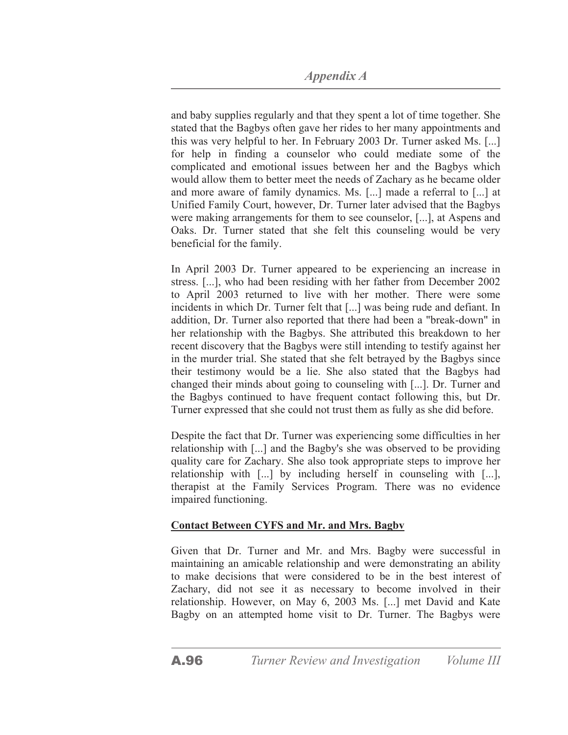and baby supplies regularly and that they spent a lot of time together. She stated that the Bagbys often gave her rides to her many appointments and this was very helpful to her. In February 2003 Dr. Turner asked Ms. [...] for help in finding a counselor who could mediate some of the complicated and emotional issues between her and the Bagbys which would allow them to better meet the needs of Zachary as he became older and more aware of family dynamics. Ms. [...] made a referral to [...] at Unified Family Court, however, Dr. Turner later advised that the Bagbys were making arrangements for them to see counselor, [...], at Aspens and Oaks. Dr. Turner stated that she felt this counseling would be very beneficial for the family.

In April 2003 Dr. Turner appeared to be experiencing an increase in stress. [...], who had been residing with her father from December 2002 to April 2003 returned to live with her mother. There were some incidents in which Dr. Turner felt that [...] was being rude and defiant. In addition, Dr. Turner also reported that there had been a "break-down" in her relationship with the Bagbys. She attributed this breakdown to her recent discovery that the Bagbys were still intending to testify against her in the murder trial. She stated that she felt betrayed by the Bagbys since their testimony would be a lie. She also stated that the Bagbys had changed their minds about going to counseling with [...]. Dr. Turner and the Bagbys continued to have frequent contact following this, but Dr. Turner expressed that she could not trust them as fully as she did before.

Despite the fact that Dr. Turner was experiencing some difficulties in her relationship with [...] and the Bagby's she was observed to be providing quality care for Zachary. She also took appropriate steps to improve her relationship with [...] by including herself in counseling with [...], therapist at the Family Services Program. There was no evidence impaired functioning.

**Contact Between CYFS and Mr. and Mrs. Bagby**

Given that Dr. Turner and Mr. and Mrs. Bagby were successful in maintaining an amicable relationship and were demonstrating an ability to make decisions that were considered to be in the best interest of Zachary, did not see it as necessary to become involved in their relationship. However, on May 6, 2003 Ms. [...] met David and Kate Bagby on an attempted home visit to Dr. Turner. The Bagbys were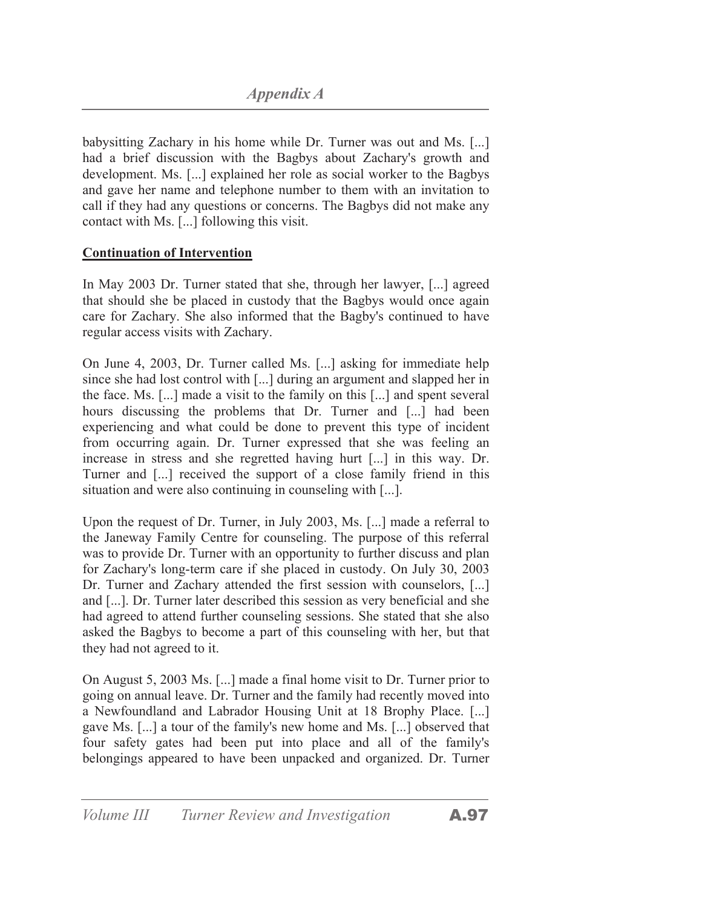babysitting Zachary in his home while Dr. Turner was out and Ms. [...] had a brief discussion with the Bagbys about Zachary's growth and development. Ms. [...] explained her role as social worker to the Bagbys and gave her name and telephone number to them with an invitation to call if they had any questions or concerns. The Bagbys did not make any contact with Ms. [...] following this visit.

**Continuation of Intervention**

In May 2003 Dr. Turner stated that she, through her lawyer, [...] agreed that should she be placed in custody that the Bagbys would once again care for Zachary. She also informed that the Bagby's continued to have regular access visits with Zachary.

On June 4, 2003, Dr. Turner called Ms. [...] asking for immediate help since she had lost control with [...] during an argument and slapped her in the face. Ms. [...] made a visit to the family on this [...] and spent several hours discussing the problems that Dr. Turner and [...] had been experiencing and what could be done to prevent this type of incident from occurring again. Dr. Turner expressed that she was feeling an increase in stress and she regretted having hurt [...] in this way. Dr. Turner and [...] received the support of a close family friend in this situation and were also continuing in counseling with [...].

Upon the request of Dr. Turner, in July 2003, Ms. [...] made a referral to the Janeway Family Centre for counseling. The purpose of this referral was to provide Dr. Turner with an opportunity to further discuss and plan for Zachary's long-term care if she placed in custody. On July 30, 2003 Dr. Turner and Zachary attended the first session with counselors, [...] and [...]. Dr. Turner later described this session as very beneficial and she had agreed to attend further counseling sessions. She stated that she also asked the Bagbys to become a part of this counseling with her, but that they had not agreed to it.

On August 5, 2003 Ms. [...] made a final home visit to Dr. Turner prior to going on annual leave. Dr. Turner and the family had recently moved into a Newfoundland and Labrador Housing Unit at 18 Brophy Place. [...] gave Ms. [...] a tour of the family's new home and Ms. [...] observed that four safety gates had been put into place and all of the family's belongings appeared to have been unpacked and organized. Dr. Turner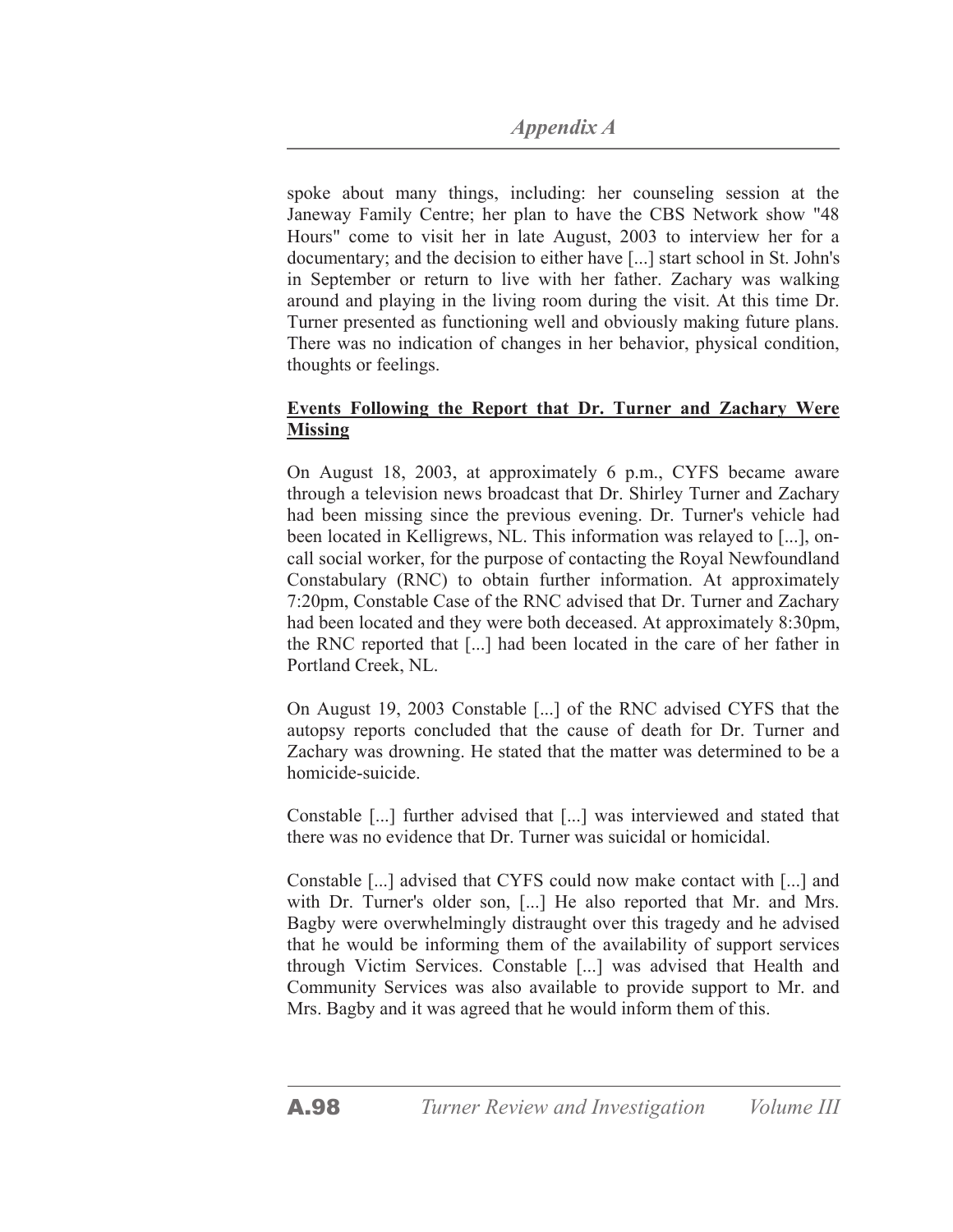spoke about many things, including: her counseling session at the Janeway Family Centre; her plan to have the CBS Network show "48 Hours" come to visit her in late August, 2003 to interview her for a documentary; and the decision to either have [...] start school in St. John's in September or return to live with her father. Zachary was walking around and playing in the living room during the visit. At this time Dr. Turner presented as functioning well and obviously making future plans. There was no indication of changes in her behavior, physical condition, thoughts or feelings.

**Events Following the Report that Dr. Turner and Zachary Were Missing**

On August 18, 2003, at approximately 6 p.m., CYFS became aware through a television news broadcast that Dr. Shirley Turner and Zachary had been missing since the previous evening. Dr. Turner's vehicle had been located in Kelligrews, NL. This information was relayed to [...], on-call social worker, for the purpose of contacting the Royal Newfoundland Constabulary (RNC) to obtain further information. At approximately 7:20pm, Constable Case of the RNC advised that Dr. Turner and Zachary had been located and they were both deceased. At approximately 8:30pm, the RNC reported that [...] had been located in the care of her father in Portland Creek, NL.

On August 19, 2003 Constable [...] of the RNC advised CYFS that the autopsy reports concluded that the cause of death for Dr. Turner and Zachary was drowning. He stated that the matter was determined to be a homicide-suicide.

Constable [...] further advised that [...] was interviewed and stated that there was no evidence that Dr. Turner was suicidal or homicidal.

Constable [...] advised that CYFS could now make contact with [...] and with Dr. Turner's older son, [...] He also reported that Mr. and Mrs. Bagby were overwhelmingly distraught over this tragedy and he advised that he would be informing them of the availability of support services through Victim Services. Constable [...] was advised that Health and Community Services was also available to provide support to Mr. and Mrs. Bagby and it was agreed that he would inform them of this.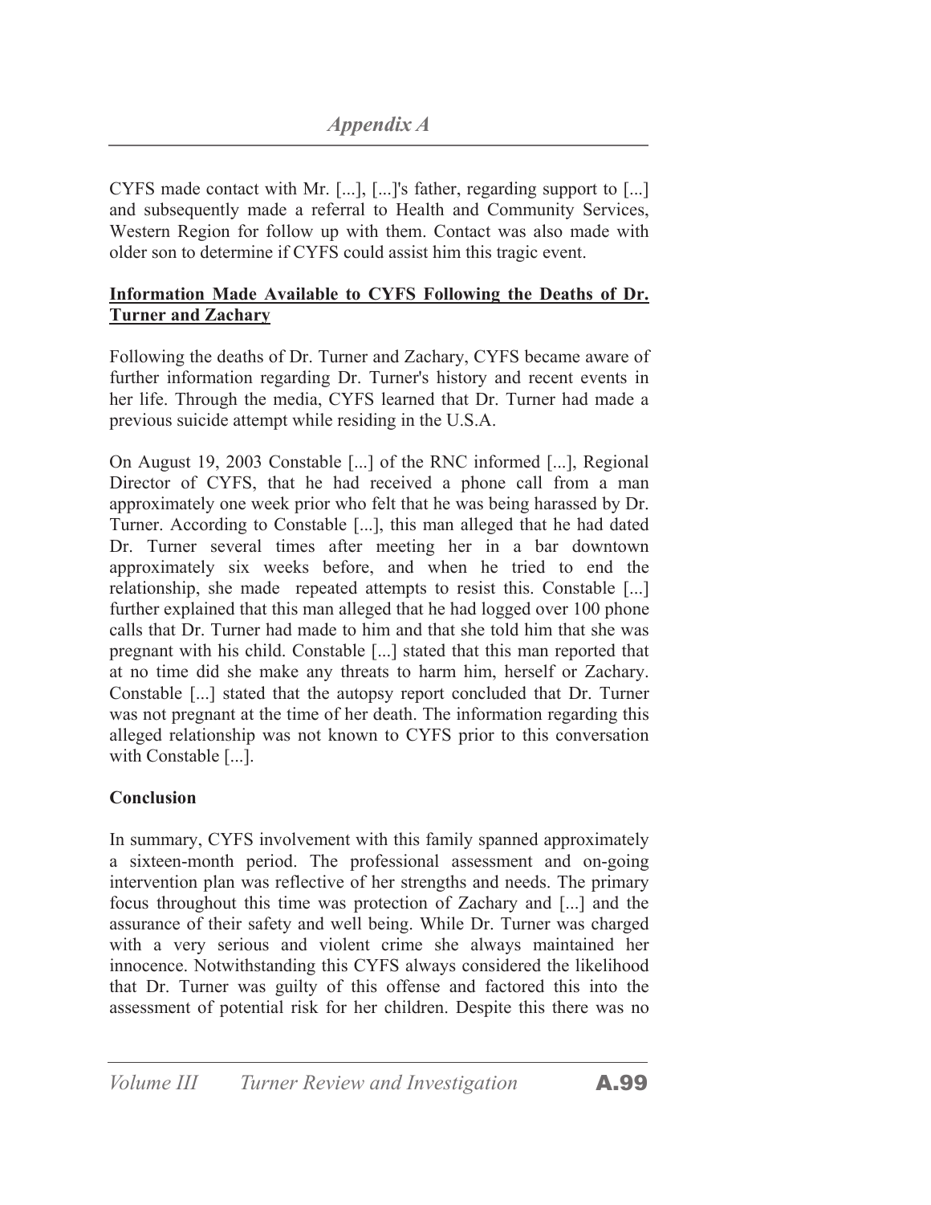CYFS made contact with Mr. [...], [...]'s father, regarding support to [...] and subsequently made a referral to Health and Community Services, Western Region for follow up with them. Contact was also made with older son to determine if CYFS could assist him this tragic event.

**Information Made Available to CYFS Following the Deaths of Dr. Turner and Zachary**

Following the deaths of Dr. Turner and Zachary, CYFS became aware of further information regarding Dr. Turner's history and recent events in her life. Through the media, CYFS learned that Dr. Turner had made a previous suicide attempt while residing in the U.S.A.

On August 19, 2003 Constable [...] of the RNC informed [...], Regional Director of CYFS, that he had received a phone call from a man approximately one week prior who felt that he was being harassed by Dr. Turner. According to Constable [...], this man alleged that he had dated Dr. Turner several times after meeting her in a bar downtown approximately six weeks before, and when he tried to end the relationship, she made repeated attempts to resist this. Constable [...] further explained that this man alleged that he had logged over 100 phone calls that Dr. Turner had made to him and that she told him that she was pregnant with his child. Constable [...] stated that this man reported that at no time did she make any threats to harm him, herself or Zachary. Constable [...] stated that the autopsy report concluded that Dr. Turner was not pregnant at the time of her death. The information regarding this alleged relationship was not known to CYFS prior to this conversation with Constable [...].

**Conclusion**

In summary, CYFS involvement with this family spanned approximately a sixteen-month period. The professional assessment and on-going intervention plan was reflective of her strengths and needs. The primary focus throughout this time was protection of Zachary and [...] and the assurance of their safety and well being. While Dr. Turner was charged with a very serious and violent crime she always maintained her innocence. Notwithstanding this CYFS always considered the likelihood that Dr. Turner was guilty of this offense and factored this into the assessment of potential risk for her children. Despite this there was no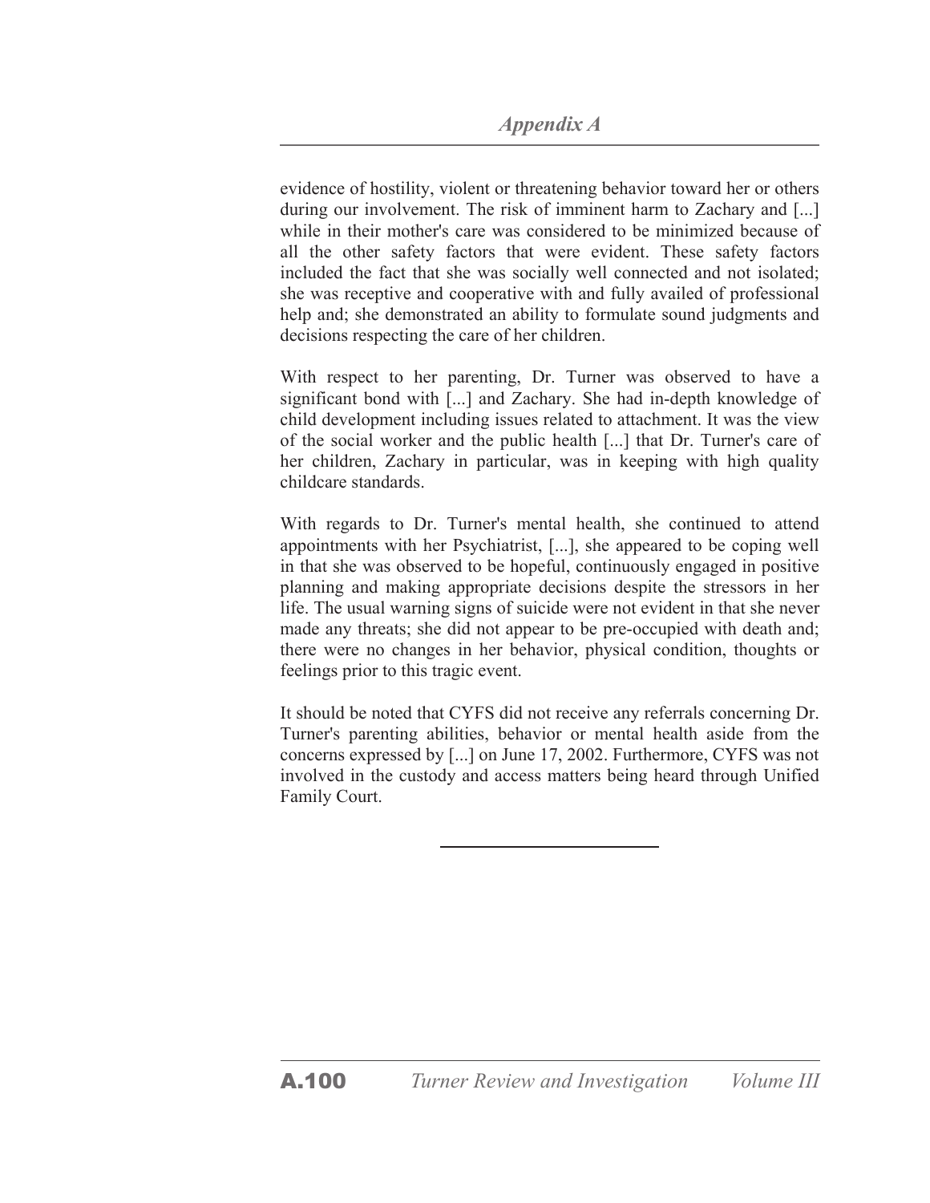evidence of hostility, violent or threatening behavior toward her or others during our involvement. The risk of imminent harm to Zachary and [...] while in their mother's care was considered to be minimized because of all the other safety factors that were evident. These safety factors included the fact that she was socially well connected and not isolated; she was receptive and cooperative with and fully availed of professional help and; she demonstrated an ability to formulate sound judgments and decisions respecting the care of her children.

With respect to her parenting, Dr. Turner was observed to have a significant bond with [...] and Zachary. She had in-depth knowledge of child development including issues related to attachment. It was the view of the social worker and the public health [...] that Dr. Turner's care of her children, Zachary in particular, was in keeping with high quality childcare standards.

With regards to Dr. Turner's mental health, she continued to attend appointments with her Psychiatrist, [...], she appeared to be coping well in that she was observed to be hopeful, continuously engaged in positive planning and making appropriate decisions despite the stressors in her life. The usual warning signs of suicide were not evident in that she never made any threats; she did not appear to be pre-occupied with death and; there were no changes in her behavior, physical condition, thoughts or feelings prior to this tragic event.

It should be noted that CYFS did not receive any referrals concerning Dr. Turner's parenting abilities, behavior or mental health aside from the concerns expressed by [...] on June 17, 2002. Furthermore, CYFS was not involved in the custody and access matters being heard through Unified Family Court.

---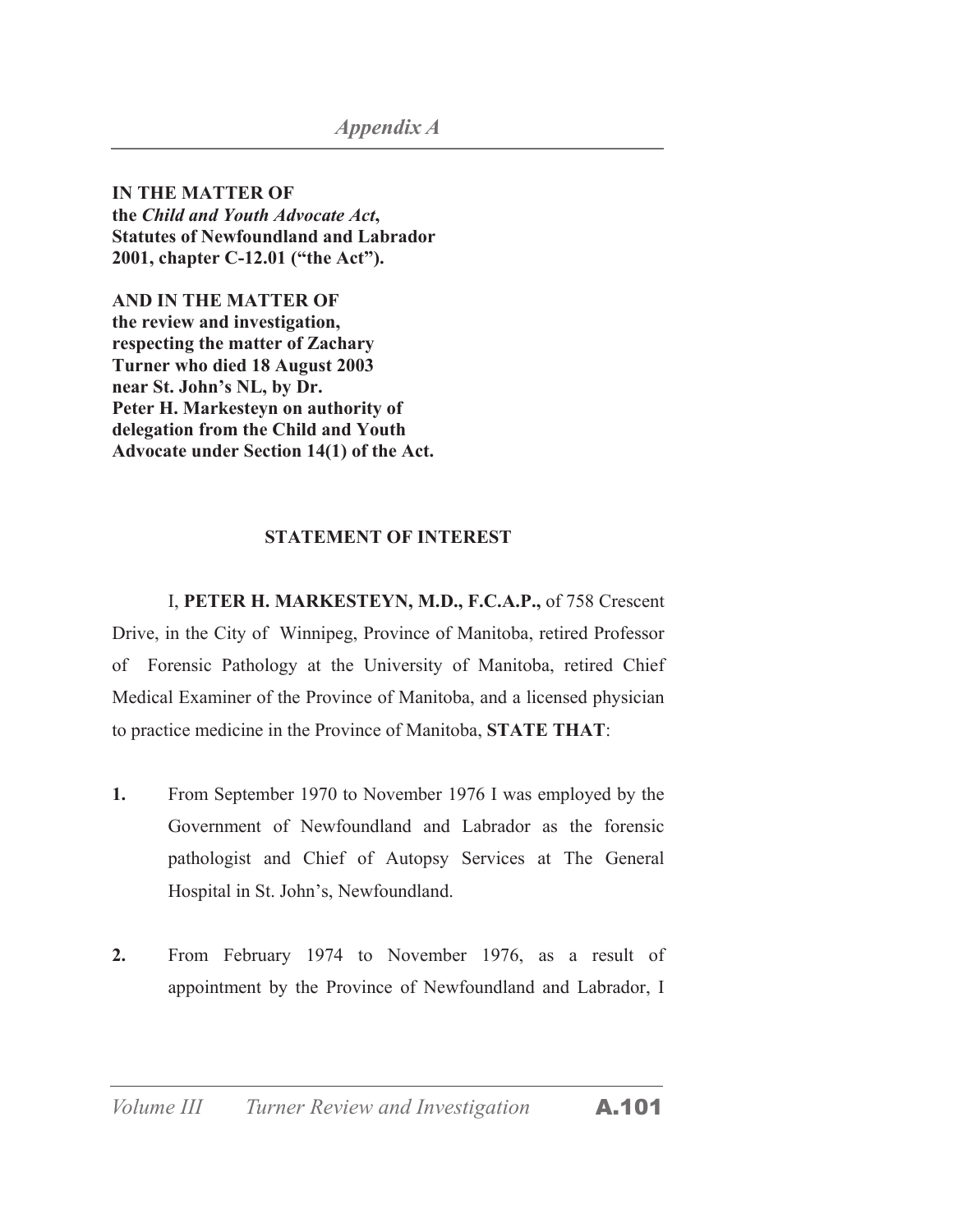**IN THE MATTER OF**
**the *Child and Youth Advocate Act*,**
**Statutes of Newfoundland and Labrador**
**2001, chapter C-12.01 ("the Act").**

**AND IN THE MATTER OF**
**the review and investigation,**
**respecting the matter of Zachary**
**Turner who died 18 August 2003**
**near St. John's NL, by Dr.**
**Peter H. Markesteyn on authority of**
**delegation from the Child and Youth**
**Advocate under Section 14(1) of the Act.**

**STATEMENT OF INTEREST**

I, **PETER H. MARKESTEYN, M.D., F.C.A.P.,** of 758 Crescent Drive, in the City of Winnipeg, Province of Manitoba, retired Professor of Forensic Pathology at the University of Manitoba, retired Chief Medical Examiner of the Province of Manitoba, and a licensed physician to practice medicine in the Province of Manitoba, **STATE THAT**:

**1.** From September 1970 to November 1976 I was employed by the Government of Newfoundland and Labrador as the forensic pathologist and Chief of Autopsy Services at The General Hospital in St. John's, Newfoundland.

**2.** From February 1974 to November 1976, as a result of appointment by the Province of Newfoundland and Labrador, I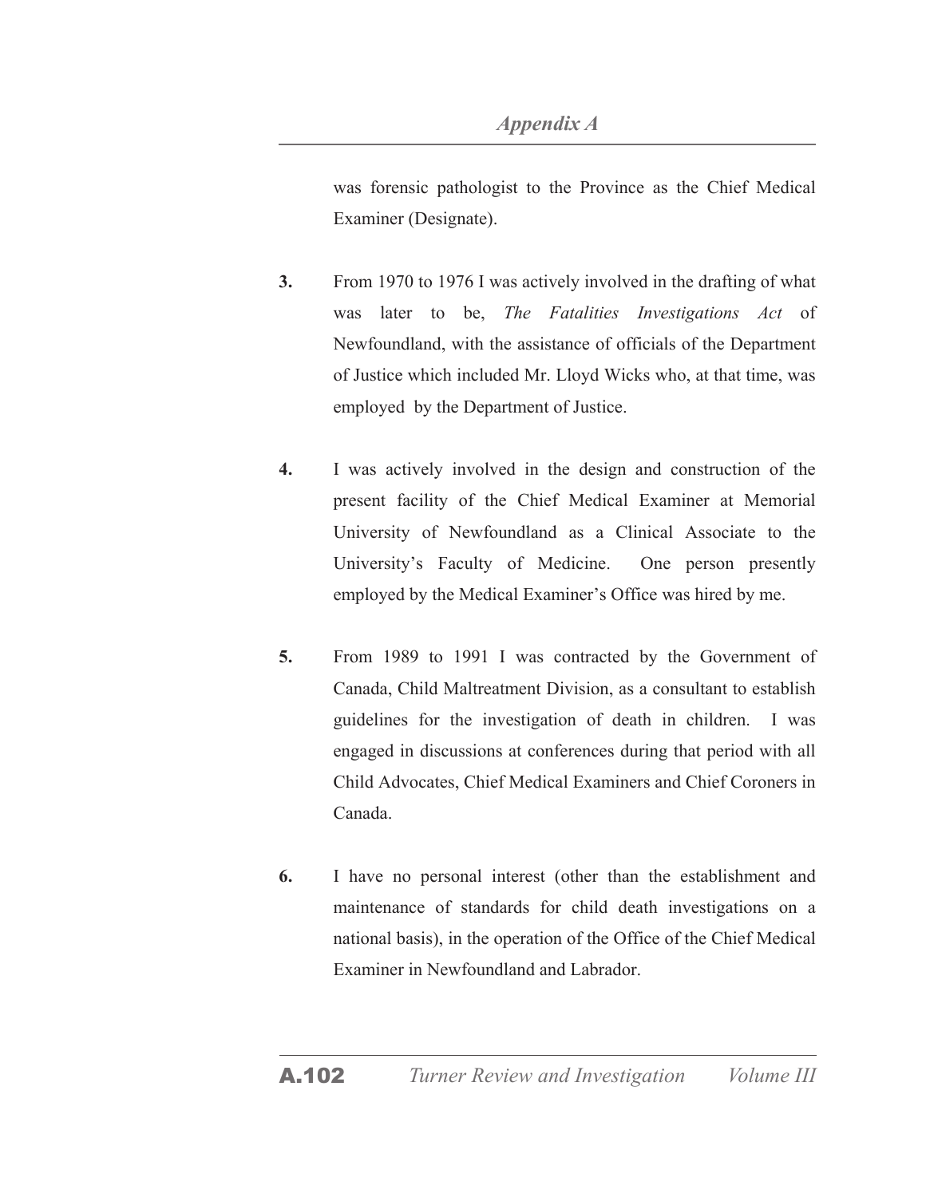was forensic pathologist to the Province as the Chief Medical Examiner (Designate).

**3.** From 1970 to 1976 I was actively involved in the drafting of what was later to be, *The Fatalities Investigations Act* of Newfoundland, with the assistance of officials of the Department of Justice which included Mr. Lloyd Wicks who, at that time, was employed by the Department of Justice.

**4.** I was actively involved in the design and construction of the present facility of the Chief Medical Examiner at Memorial University of Newfoundland as a Clinical Associate to the University's Faculty of Medicine. One person presently employed by the Medical Examiner's Office was hired by me.

**5.** From 1989 to 1991 I was contracted by the Government of Canada, Child Maltreatment Division, as a consultant to establish guidelines for the investigation of death in children. I was engaged in discussions at conferences during that period with all Child Advocates, Chief Medical Examiners and Chief Coroners in Canada.

**6.** I have no personal interest (other than the establishment and maintenance of standards for child death investigations on a national basis), in the operation of the Office of the Chief Medical Examiner in Newfoundland and Labrador.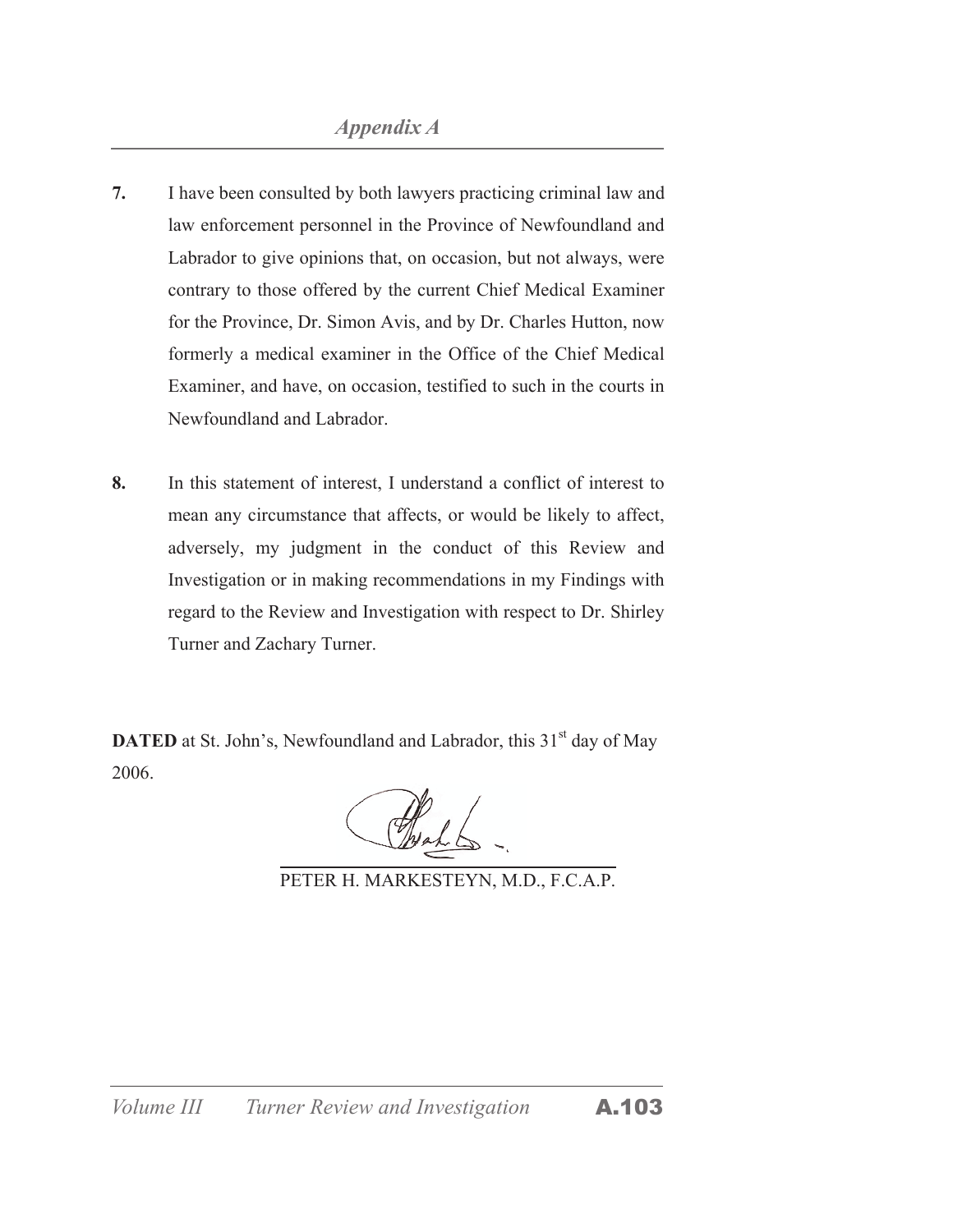7. I have been consulted by both lawyers practicing criminal law and law enforcement personnel in the Province of Newfoundland and Labrador to give opinions that, on occasion, but not always, were contrary to those offered by the current Chief Medical Examiner for the Province, Dr. Simon Avis, and by Dr. Charles Hutton, now formerly a medical examiner in the Office of the Chief Medical Examiner, and have, on occasion, testified to such in the courts in Newfoundland and Labrador.

8. In this statement of interest, I understand a conflict of interest to mean any circumstance that affects, or would be likely to affect, adversely, my judgment in the conduct of this Review and Investigation or in making recommendations in my Findings with regard to the Review and Investigation with respect to Dr. Shirley Turner and Zachary Turner.

**DATED** at St. John's, Newfoundland and Labrador, this 31st day of May 2006.

PETER H. MARKESTEYN, M.D., F.C.A.P.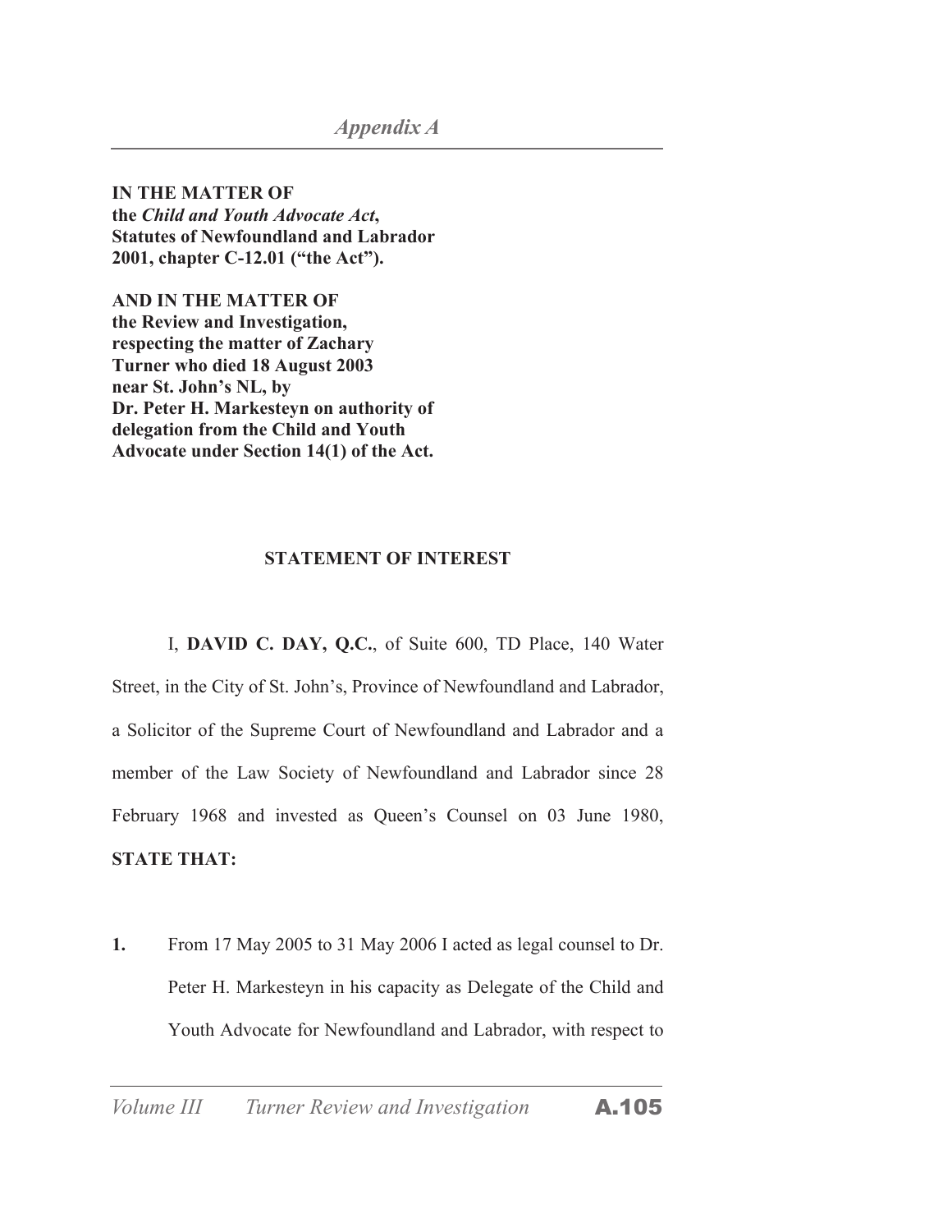**IN THE MATTER OF**
**the *Child and Youth Advocate Act*,**
**Statutes of Newfoundland and Labrador**
**2001, chapter C-12.01 ("the Act").**

**AND IN THE MATTER OF**
**the Review and Investigation,**
**respecting the matter of Zachary**
**Turner who died 18 August 2003**
**near St. John's NL, by**
**Dr. Peter H. Markesteyn on authority of**
**delegation from the Child and Youth**
**Advocate under Section 14(1) of the Act.**

## STATEMENT OF INTEREST

I, **DAVID C. DAY, Q.C.**, of Suite 600, TD Place, 140 Water Street, in the City of St. John's, Province of Newfoundland and Labrador, a Solicitor of the Supreme Court of Newfoundland and Labrador and a member of the Law Society of Newfoundland and Labrador since 28 February 1968 and invested as Queen's Counsel on 03 June 1980, **STATE THAT:**

**1.** From 17 May 2005 to 31 May 2006 I acted as legal counsel to Dr. Peter H. Markesteyn in his capacity as Delegate of the Child and Youth Advocate for Newfoundland and Labrador, with respect to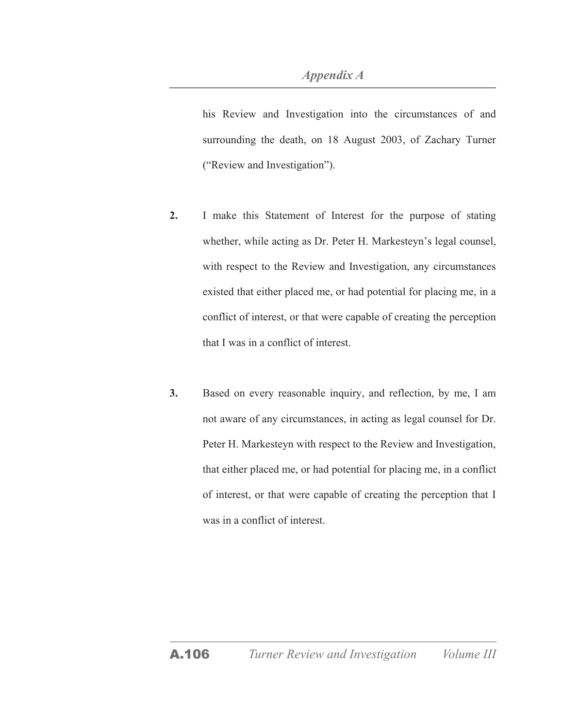his Review and Investigation into the circumstances of and surrounding the death, on 18 August 2003, of Zachary Turner ("Review and Investigation").

**2.** I make this Statement of Interest for the purpose of stating whether, while acting as Dr. Peter H. Markesteyn's legal counsel, with respect to the Review and Investigation, any circumstances existed that either placed me, or had potential for placing me, in a conflict of interest, or that were capable of creating the perception that I was in a conflict of interest.

**3.** Based on every reasonable inquiry, and reflection, by me, I am not aware of any circumstances, in acting as legal counsel for Dr. Peter H. Markesteyn with respect to the Review and Investigation, that either placed me, or had potential for placing me, in a conflict of interest, or that were capable of creating the perception that I was in a conflict of interest.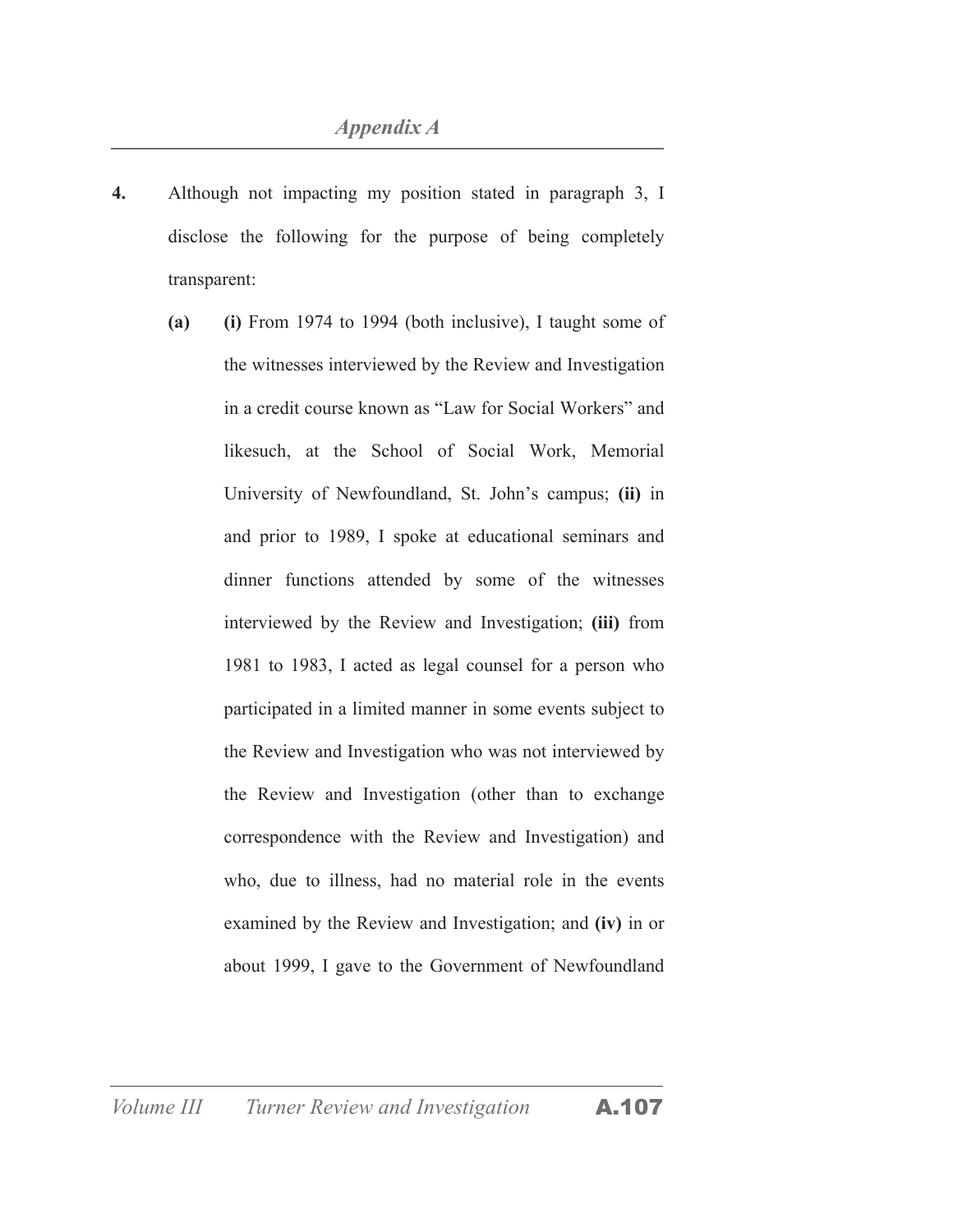**4.** Although not impacting my position stated in paragraph 3, I disclose the following for the purpose of being completely transparent:

**(a)** **(i)** From 1974 to 1994 (both inclusive), I taught some of the witnesses interviewed by the Review and Investigation in a credit course known as "Law for Social Workers" and likesuch, at the School of Social Work, Memorial University of Newfoundland, St. John's campus; **(ii)** in and prior to 1989, I spoke at educational seminars and dinner functions attended by some of the witnesses interviewed by the Review and Investigation; **(iii)** from 1981 to 1983, I acted as legal counsel for a person who participated in a limited manner in some events subject to the Review and Investigation who was not interviewed by the Review and Investigation (other than to exchange correspondence with the Review and Investigation) and who, due to illness, had no material role in the events examined by the Review and Investigation; and **(iv)** in or about 1999, I gave to the Government of Newfoundland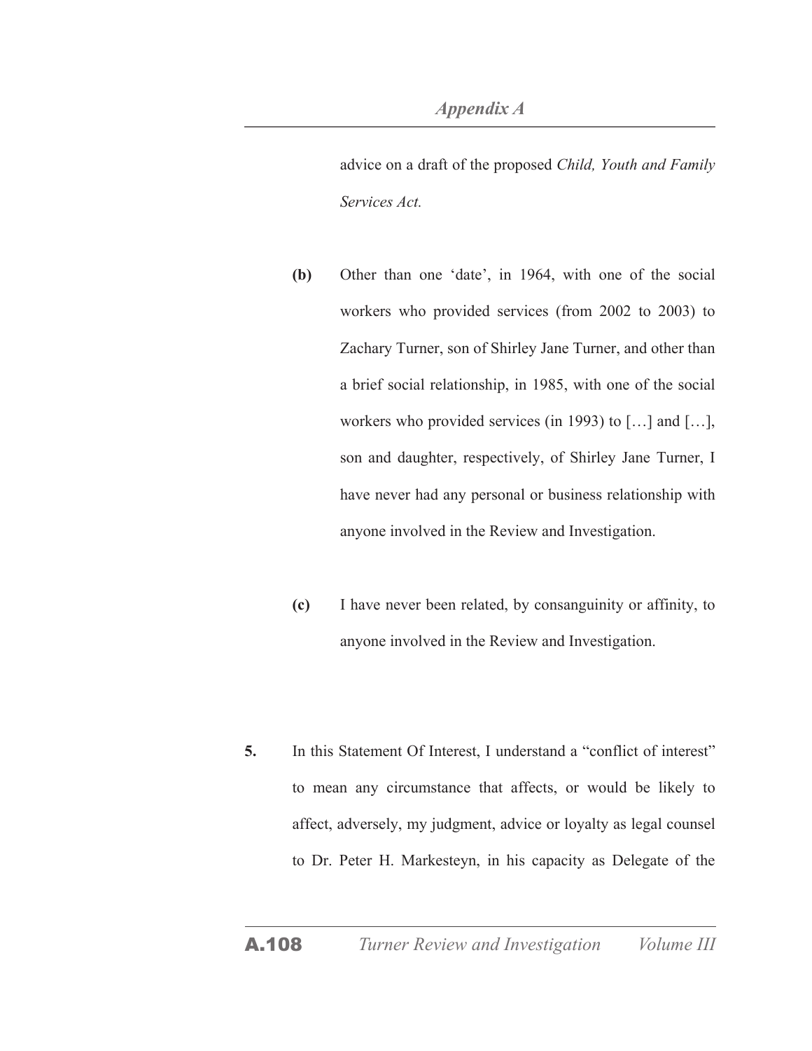advice on a draft of the proposed *Child, Youth and Family Services Act.*

**(b)** Other than one 'date', in 1964, with one of the social workers who provided services (from 2002 to 2003) to Zachary Turner, son of Shirley Jane Turner, and other than a brief social relationship, in 1985, with one of the social workers who provided services (in 1993) to […] and […], son and daughter, respectively, of Shirley Jane Turner, I have never had any personal or business relationship with anyone involved in the Review and Investigation.

**(c)** I have never been related, by consanguinity or affinity, to anyone involved in the Review and Investigation.

**5.** In this Statement Of Interest, I understand a "conflict of interest" to mean any circumstance that affects, or would be likely to affect, adversely, my judgment, advice or loyalty as legal counsel to Dr. Peter H. Markesteyn, in his capacity as Delegate of the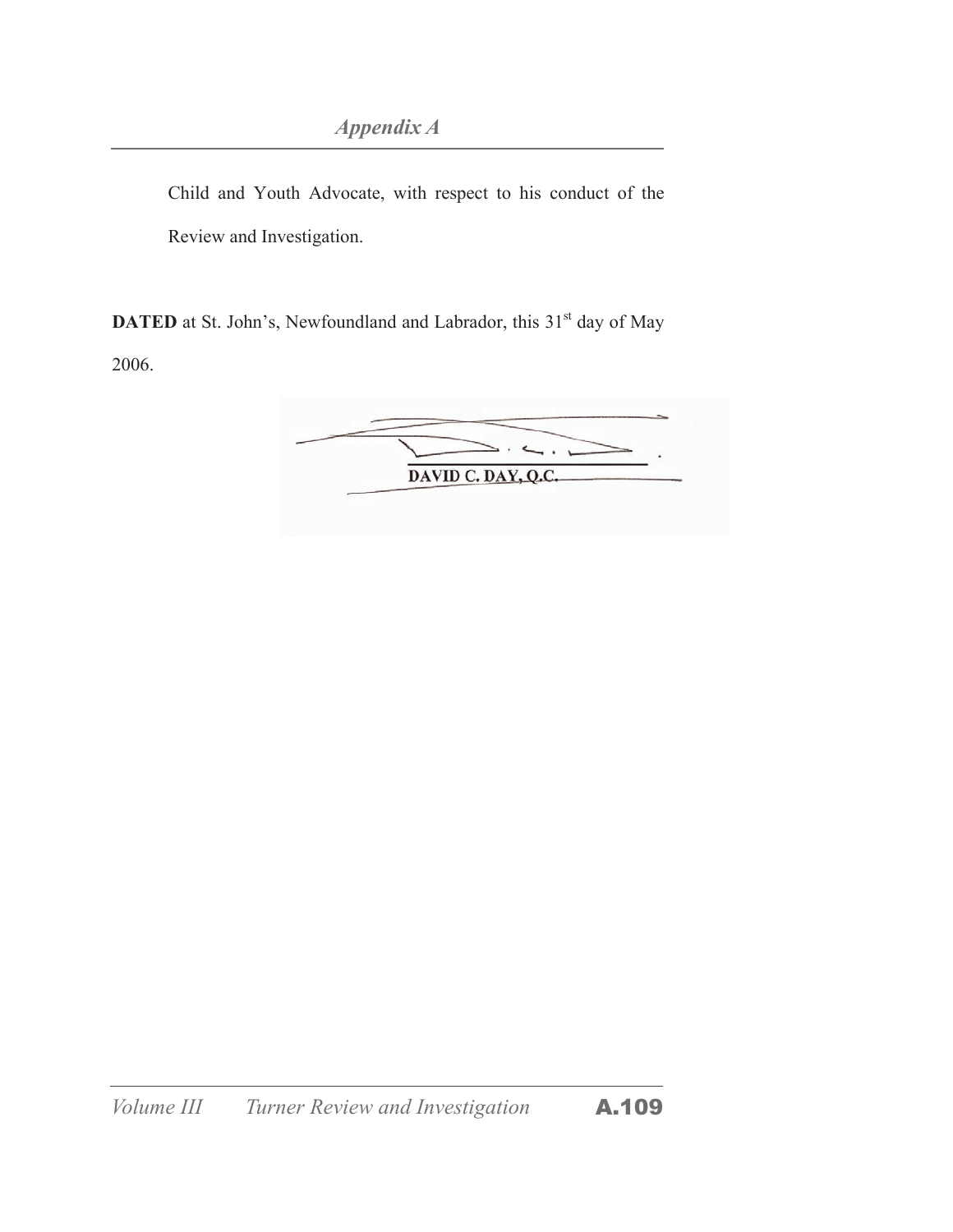Child and Youth Advocate, with respect to his conduct of the Review and Investigation.

**DATED** at St. John's, Newfoundland and Labrador, this 31st day of May 2006.

DAVID C. DAY, Q.C.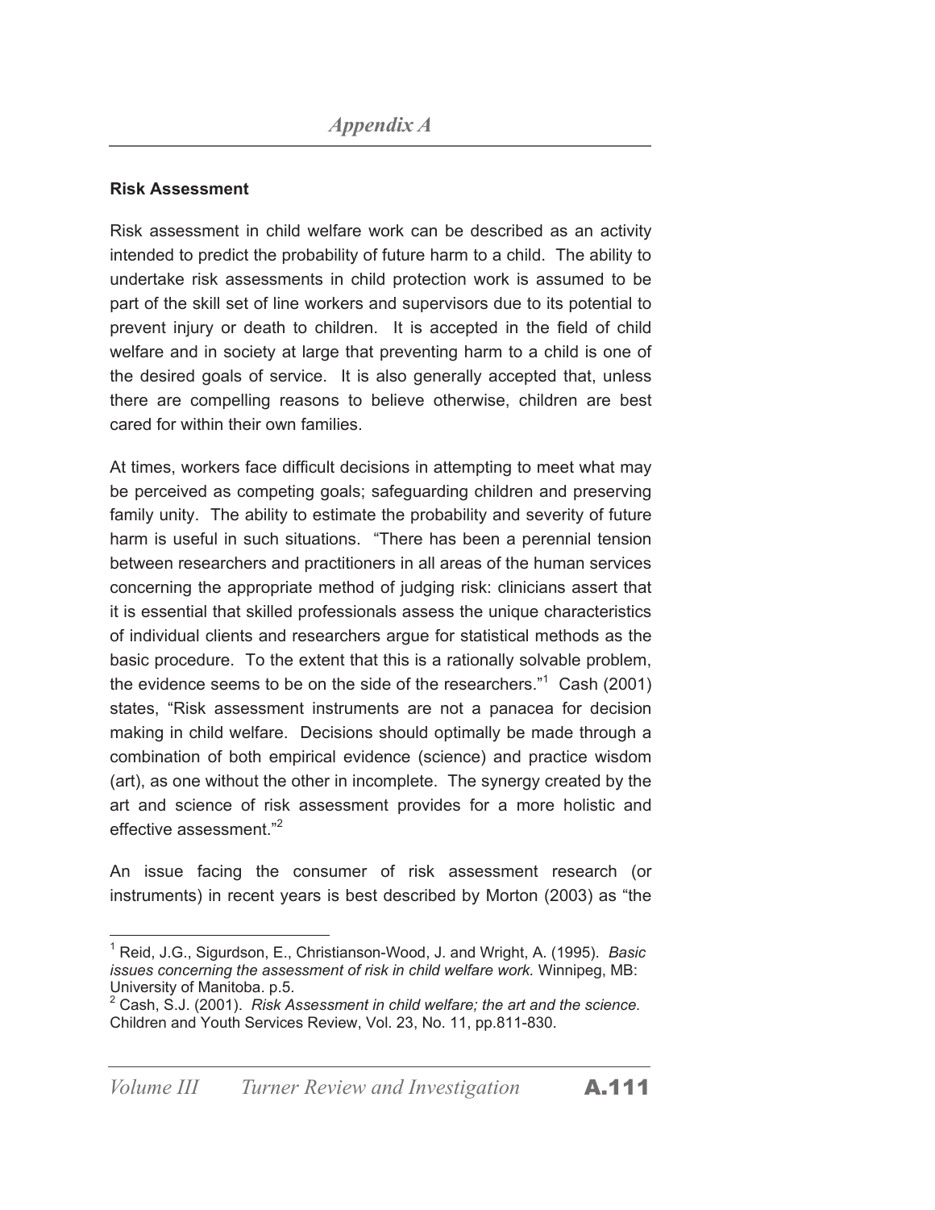### Risk Assessment

Risk assessment in child welfare work can be described as an activity intended to predict the probability of future harm to a child. The ability to undertake risk assessments in child protection work is assumed to be part of the skill set of line workers and supervisors due to its potential to prevent injury or death to children. It is accepted in the field of child welfare and in society at large that preventing harm to a child is one of the desired goals of service. It is also generally accepted that, unless there are compelling reasons to believe otherwise, children are best cared for within their own families.

At times, workers face difficult decisions in attempting to meet what may be perceived as competing goals; safeguarding children and preserving family unity. The ability to estimate the probability and severity of future harm is useful in such situations. "There has been a perennial tension between researchers and practitioners in all areas of the human services concerning the appropriate method of judging risk: clinicians assert that it is essential that skilled professionals assess the unique characteristics of individual clients and researchers argue for statistical methods as the basic procedure. To the extent that this is a rationally solvable problem, the evidence seems to be on the side of the researchers."[1] Cash (2001) states, "Risk assessment instruments are not a panacea for decision making in child welfare. Decisions should optimally be made through a combination of both empirical evidence (science) and practice wisdom (art), as one without the other in incomplete. The synergy created by the art and science of risk assessment provides for a more holistic and effective assessment."[2]

An issue facing the consumer of risk assessment research (or instruments) in recent years is best described by Morton (2003) as "the

---

[1] Reid, J.G., Sigurdson, E., Christianson-Wood, J. and Wright, A. (1995). *Basic issues concerning the assessment of risk in child welfare work.* Winnipeg, MB: University of Manitoba. p.5.

[2] Cash, S.J. (2001). *Risk Assessment in child welfare; the art and the science.* Children and Youth Services Review, Vol. 23, No. 11, pp.811-830.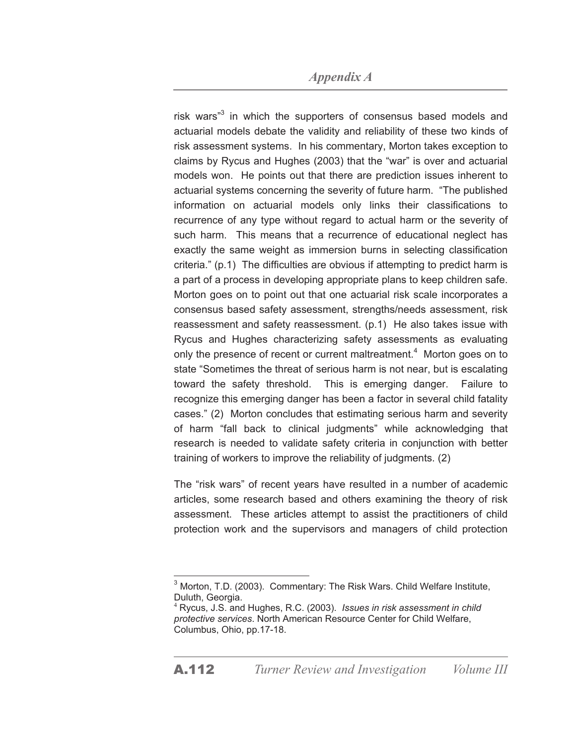risk wars"[3] in which the supporters of consensus based models and actuarial models debate the validity and reliability of these two kinds of risk assessment systems. In his commentary, Morton takes exception to claims by Rycus and Hughes (2003) that the "war" is over and actuarial models won. He points out that there are prediction issues inherent to actuarial systems concerning the severity of future harm. "The published information on actuarial models only links their classifications to recurrence of any type without regard to actual harm or the severity of such harm. This means that a recurrence of educational neglect has exactly the same weight as immersion burns in selecting classification criteria." (p.1) The difficulties are obvious if attempting to predict harm is a part of a process in developing appropriate plans to keep children safe. Morton goes on to point out that one actuarial risk scale incorporates a consensus based safety assessment, strengths/needs assessment, risk reassessment and safety reassessment. (p.1) He also takes issue with Rycus and Hughes characterizing safety assessments as evaluating only the presence of recent or current maltreatment.[4] Morton goes on to state "Sometimes the threat of serious harm is not near, but is escalating toward the safety threshold. This is emerging danger. Failure to recognize this emerging danger has been a factor in several child fatality cases." (2) Morton concludes that estimating serious harm and severity of harm "fall back to clinical judgments" while acknowledging that research is needed to validate safety criteria in conjunction with better training of workers to improve the reliability of judgments. (2)

The "risk wars" of recent years have resulted in a number of academic articles, some research based and others examining the theory of risk assessment. These articles attempt to assist the practitioners of child protection work and the supervisors and managers of child protection

---

[3] Morton, T.D. (2003). Commentary: The Risk Wars. Child Welfare Institute, Duluth, Georgia.

[4] Rycus, J.S. and Hughes, R.C. (2003). *Issues in risk assessment in child protective services*. North American Resource Center for Child Welfare, Columbus, Ohio, pp.17-18.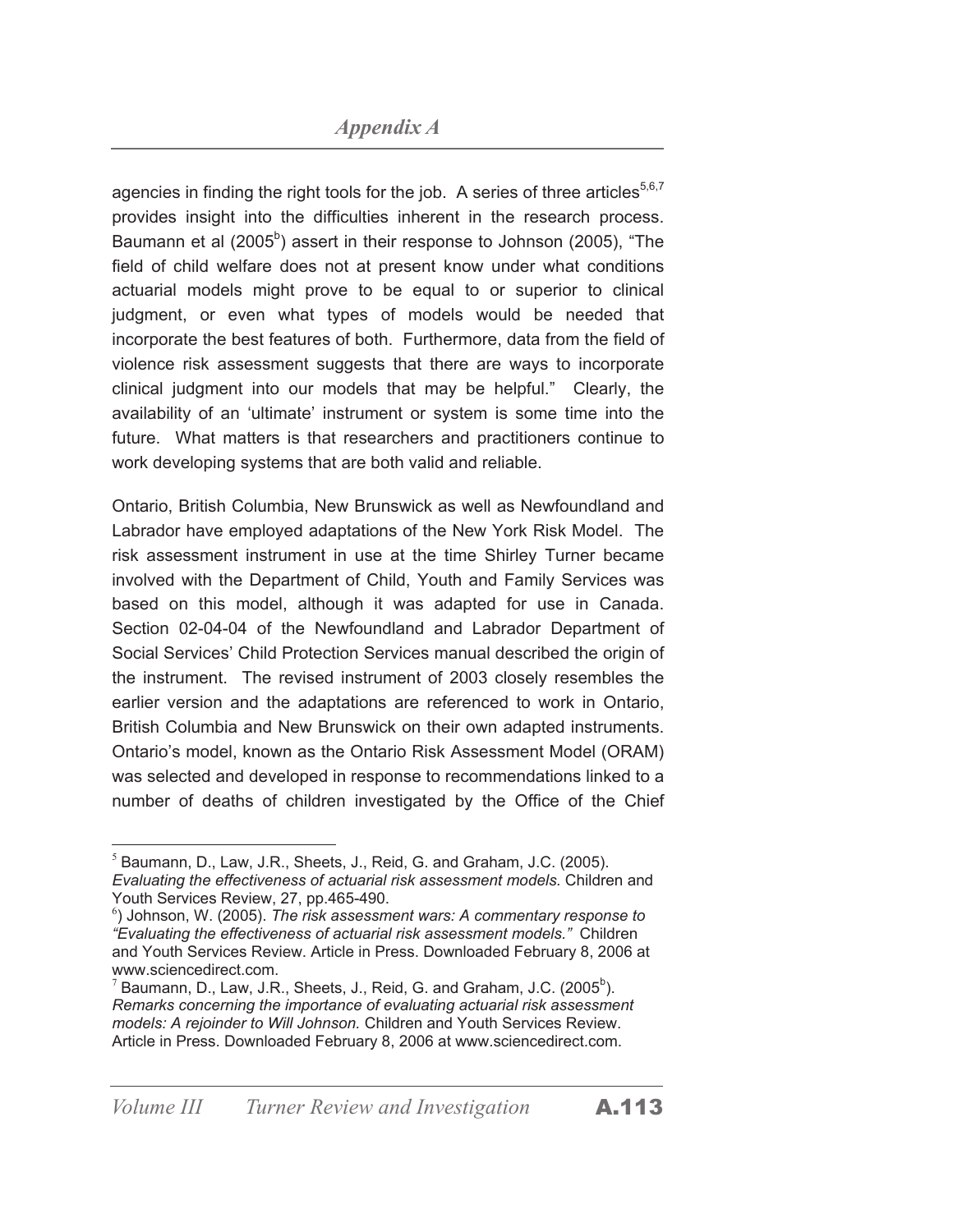agencies in finding the right tools for the job. A series of three articles[5,6,7] provides insight into the difficulties inherent in the research process. Baumann et al (2005[b]) assert in their response to Johnson (2005), "The field of child welfare does not at present know under what conditions actuarial models might prove to be equal to or superior to clinical judgment, or even what types of models would be needed that incorporate the best features of both. Furthermore, data from the field of violence risk assessment suggests that there are ways to incorporate clinical judgment into our models that may be helpful." Clearly, the availability of an 'ultimate' instrument or system is some time into the future. What matters is that researchers and practitioners continue to work developing systems that are both valid and reliable.

Ontario, British Columbia, New Brunswick as well as Newfoundland and Labrador have employed adaptations of the New York Risk Model. The risk assessment instrument in use at the time Shirley Turner became involved with the Department of Child, Youth and Family Services was based on this model, although it was adapted for use in Canada. Section 02-04-04 of the Newfoundland and Labrador Department of Social Services' Child Protection Services manual described the origin of the instrument. The revised instrument of 2003 closely resembles the earlier version and the adaptations are referenced to work in Ontario, British Columbia and New Brunswick on their own adapted instruments. Ontario's model, known as the Ontario Risk Assessment Model (ORAM) was selected and developed in response to recommendations linked to a number of deaths of children investigated by the Office of the Chief

---

[5] Baumann, D., Law, J.R., Sheets, J., Reid, G. and Graham, J.C. (2005). *Evaluating the effectiveness of actuarial risk assessment models.* Children and Youth Services Review, 27, pp.465-490.

[6]) Johnson, W. (2005). *The risk assessment wars: A commentary response to "Evaluating the effectiveness of actuarial risk assessment models."* Children and Youth Services Review. Article in Press. Downloaded February 8, 2006 at www.sciencedirect.com.

[7] Baumann, D., Law, J.R., Sheets, J., Reid, G. and Graham, J.C. (2005[b]). *Remarks concerning the importance of evaluating actuarial risk assessment models: A rejoinder to Will Johnson.* Children and Youth Services Review. Article in Press. Downloaded February 8, 2006 at www.sciencedirect.com.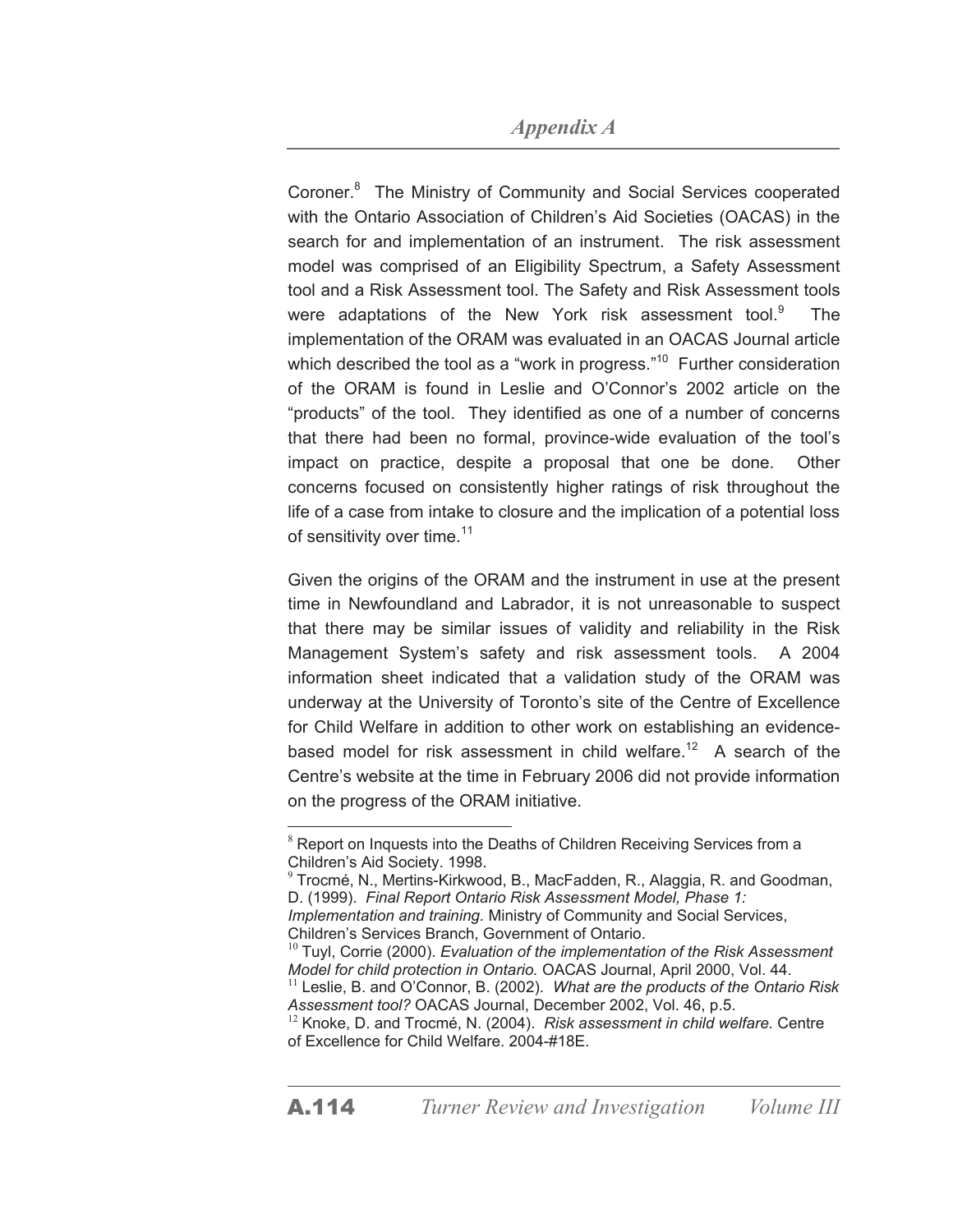Coroner.[8] The Ministry of Community and Social Services cooperated with the Ontario Association of Children's Aid Societies (OACAS) in the search for and implementation of an instrument. The risk assessment model was comprised of an Eligibility Spectrum, a Safety Assessment tool and a Risk Assessment tool. The Safety and Risk Assessment tools were adaptations of the New York risk assessment tool.[9] The implementation of the ORAM was evaluated in an OACAS Journal article which described the tool as a "work in progress."[10] Further consideration of the ORAM is found in Leslie and O'Connor's 2002 article on the "products" of the tool. They identified as one of a number of concerns that there had been no formal, province-wide evaluation of the tool's impact on practice, despite a proposal that one be done. Other concerns focused on consistently higher ratings of risk throughout the life of a case from intake to closure and the implication of a potential loss of sensitivity over time.[11]

Given the origins of the ORAM and the instrument in use at the present time in Newfoundland and Labrador, it is not unreasonable to suspect that there may be similar issues of validity and reliability in the Risk Management System's safety and risk assessment tools. A 2004 information sheet indicated that a validation study of the ORAM was underway at the University of Toronto's site of the Centre of Excellence for Child Welfare in addition to other work on establishing an evidence-based model for risk assessment in child welfare.[12] A search of the Centre's website at the time in February 2006 did not provide information on the progress of the ORAM initiative.

---

[8] Report on Inquests into the Deaths of Children Receiving Services from a Children's Aid Society. 1998.

[9] Trocmé, N., Mertins-Kirkwood, B., MacFadden, R., Alaggia, R. and Goodman, D. (1999). *Final Report Ontario Risk Assessment Model, Phase 1: Implementation and training.* Ministry of Community and Social Services, Children's Services Branch, Government of Ontario.

[10] Tuyl, Corrie (2000). *Evaluation of the implementation of the Risk Assessment Model for child protection in Ontario.* OACAS Journal, April 2000, Vol. 44.

[11] Leslie, B. and O'Connor, B. (2002). *What are the products of the Ontario Risk Assessment tool?* OACAS Journal, December 2002, Vol. 46, p.5.

[12] Knoke, D. and Trocmé, N. (2004). *Risk assessment in child welfare.* Centre of Excellence for Child Welfare. 2004-#18E.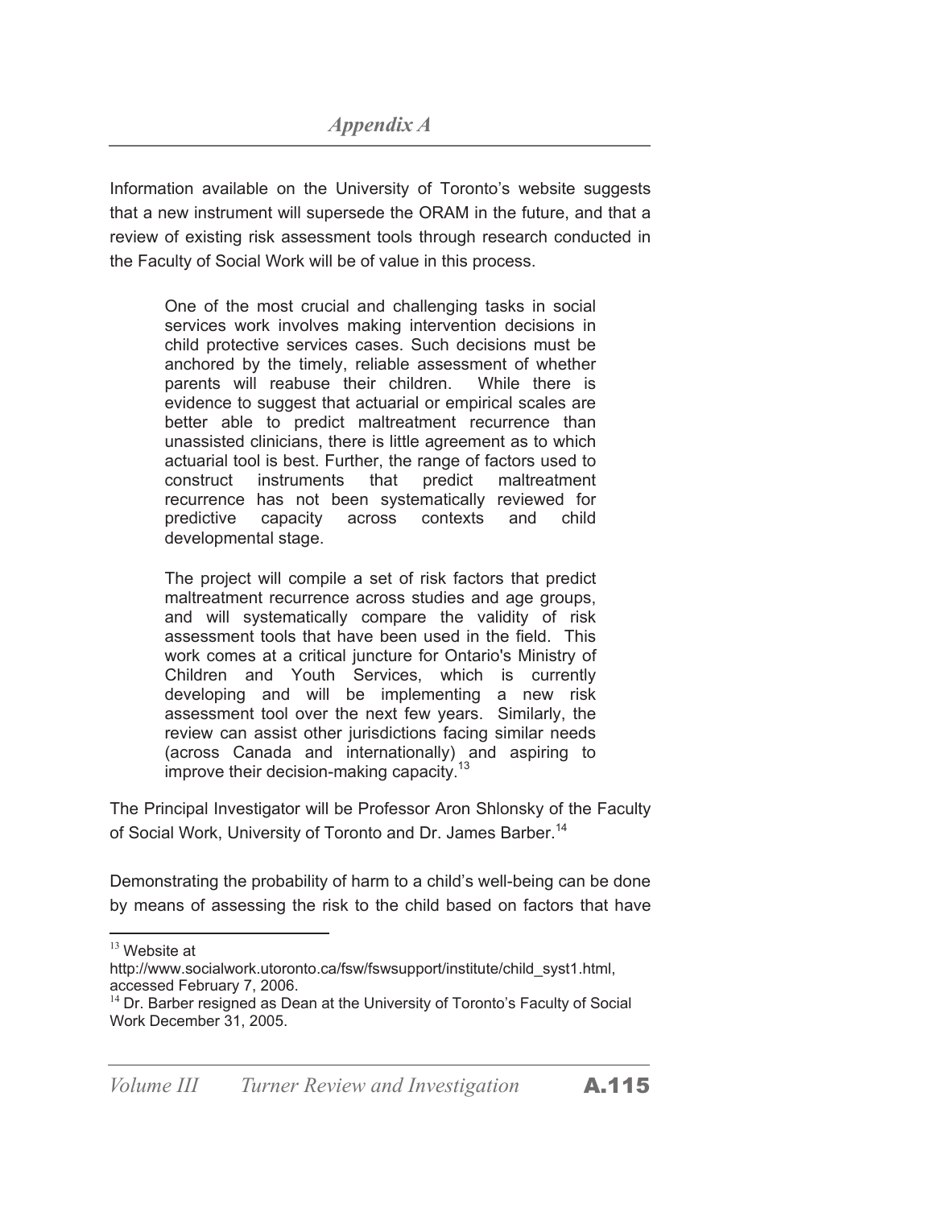Information available on the University of Toronto's website suggests that a new instrument will supersede the ORAM in the future, and that a review of existing risk assessment tools through research conducted in the Faculty of Social Work will be of value in this process.

> One of the most crucial and challenging tasks in social services work involves making intervention decisions in child protective services cases. Such decisions must be anchored by the timely, reliable assessment of whether parents will reabuse their children. While there is evidence to suggest that actuarial or empirical scales are better able to predict maltreatment recurrence than unassisted clinicians, there is little agreement as to which actuarial tool is best. Further, the range of factors used to construct instruments that predict maltreatment recurrence has not been systematically reviewed for predictive capacity across contexts and child developmental stage.
>
> The project will compile a set of risk factors that predict maltreatment recurrence across studies and age groups, and will systematically compare the validity of risk assessment tools that have been used in the field. This work comes at a critical juncture for Ontario's Ministry of Children and Youth Services, which is currently developing and will be implementing a new risk assessment tool over the next few years. Similarly, the review can assist other jurisdictions facing similar needs (across Canada and internationally) and aspiring to improve their decision-making capacity.[13]

The Principal Investigator will be Professor Aron Shlonsky of the Faculty of Social Work, University of Toronto and Dr. James Barber.[14]

Demonstrating the probability of harm to a child's well-being can be done by means of assessing the risk to the child based on factors that have

---

[13] Website at http://www.socialwork.utoronto.ca/fsw/fswsupport/institute/child_syst1.html, accessed February 7, 2006.

[14] Dr. Barber resigned as Dean at the University of Toronto's Faculty of Social Work December 31, 2005.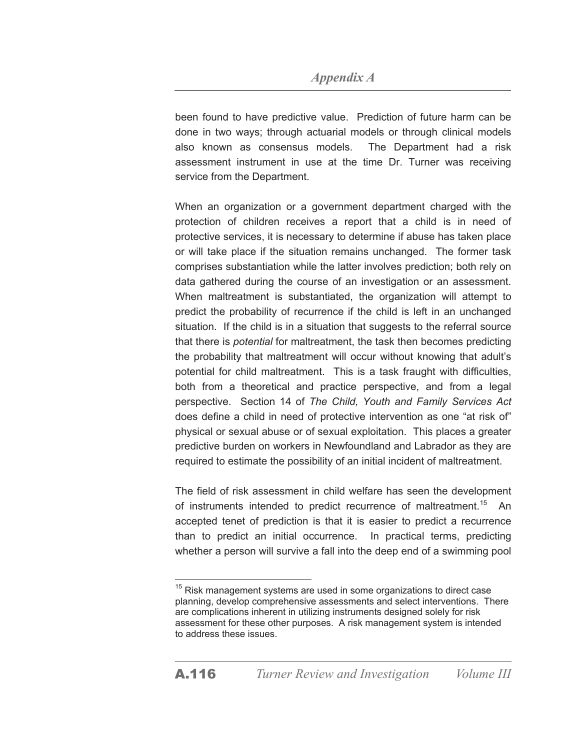been found to have predictive value. Prediction of future harm can be done in two ways; through actuarial models or through clinical models also known as consensus models. The Department had a risk assessment instrument in use at the time Dr. Turner was receiving service from the Department.

When an organization or a government department charged with the protection of children receives a report that a child is in need of protective services, it is necessary to determine if abuse has taken place or will take place if the situation remains unchanged. The former task comprises substantiation while the latter involves prediction; both rely on data gathered during the course of an investigation or an assessment. When maltreatment is substantiated, the organization will attempt to predict the probability of recurrence if the child is left in an unchanged situation. If the child is in a situation that suggests to the referral source that there is *potential* for maltreatment, the task then becomes predicting the probability that maltreatment will occur without knowing that adult's potential for child maltreatment. This is a task fraught with difficulties, both from a theoretical and practice perspective, and from a legal perspective. Section 14 of *The Child, Youth and Family Services Act* does define a child in need of protective intervention as one "at risk of" physical or sexual abuse or of sexual exploitation. This places a greater predictive burden on workers in Newfoundland and Labrador as they are required to estimate the possibility of an initial incident of maltreatment.

The field of risk assessment in child welfare has seen the development of instruments intended to predict recurrence of maltreatment.[15] An accepted tenet of prediction is that it is easier to predict a recurrence than to predict an initial occurrence. In practical terms, predicting whether a person will survive a fall into the deep end of a swimming pool

---

[15] Risk management systems are used in some organizations to direct case planning, develop comprehensive assessments and select interventions. There are complications inherent in utilizing instruments designed solely for risk assessment for these other purposes. A risk management system is intended to address these issues.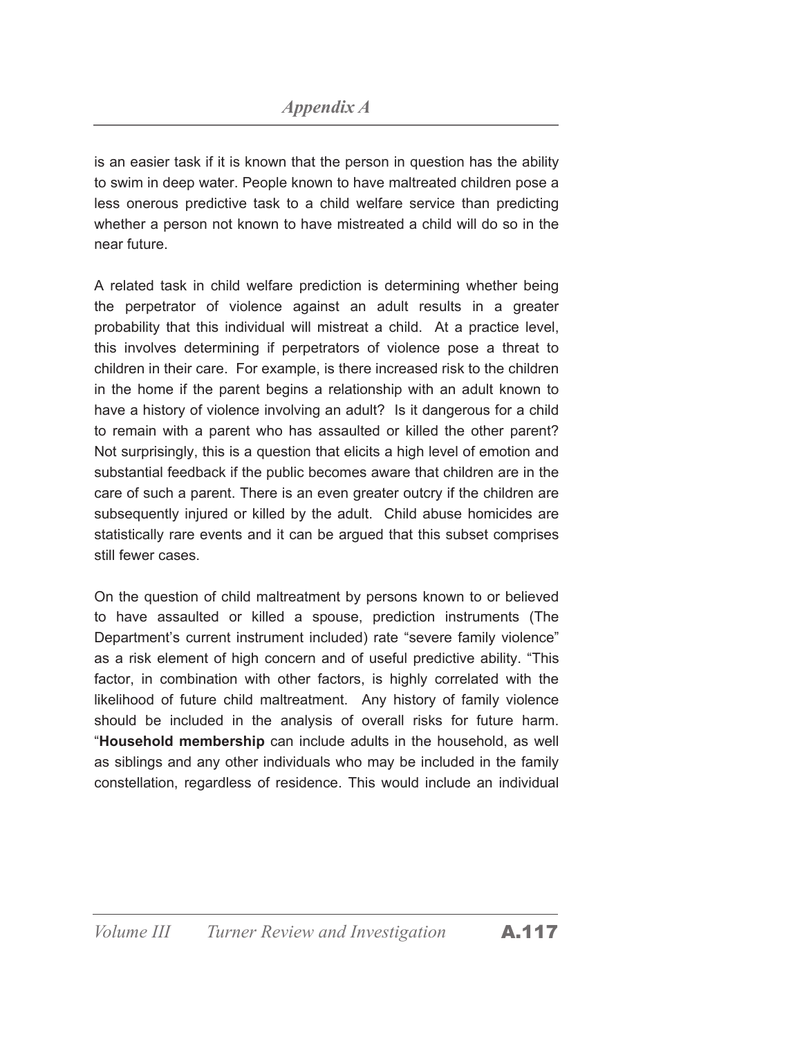is an easier task if it is known that the person in question has the ability to swim in deep water. People known to have maltreated children pose a less onerous predictive task to a child welfare service than predicting whether a person not known to have mistreated a child will do so in the near future.

A related task in child welfare prediction is determining whether being the perpetrator of violence against an adult results in a greater probability that this individual will mistreat a child. At a practice level, this involves determining if perpetrators of violence pose a threat to children in their care. For example, is there increased risk to the children in the home if the parent begins a relationship with an adult known to have a history of violence involving an adult? Is it dangerous for a child to remain with a parent who has assaulted or killed the other parent? Not surprisingly, this is a question that elicits a high level of emotion and substantial feedback if the public becomes aware that children are in the care of such a parent. There is an even greater outcry if the children are subsequently injured or killed by the adult. Child abuse homicides are statistically rare events and it can be argued that this subset comprises still fewer cases.

On the question of child maltreatment by persons known to or believed to have assaulted or killed a spouse, prediction instruments (The Department's current instrument included) rate "severe family violence" as a risk element of high concern and of useful predictive ability. "This factor, in combination with other factors, is highly correlated with the likelihood of future child maltreatment. Any history of family violence should be included in the analysis of overall risks for future harm. "**Household membership** can include adults in the household, as well as siblings and any other individuals who may be included in the family constellation, regardless of residence. This would include an individual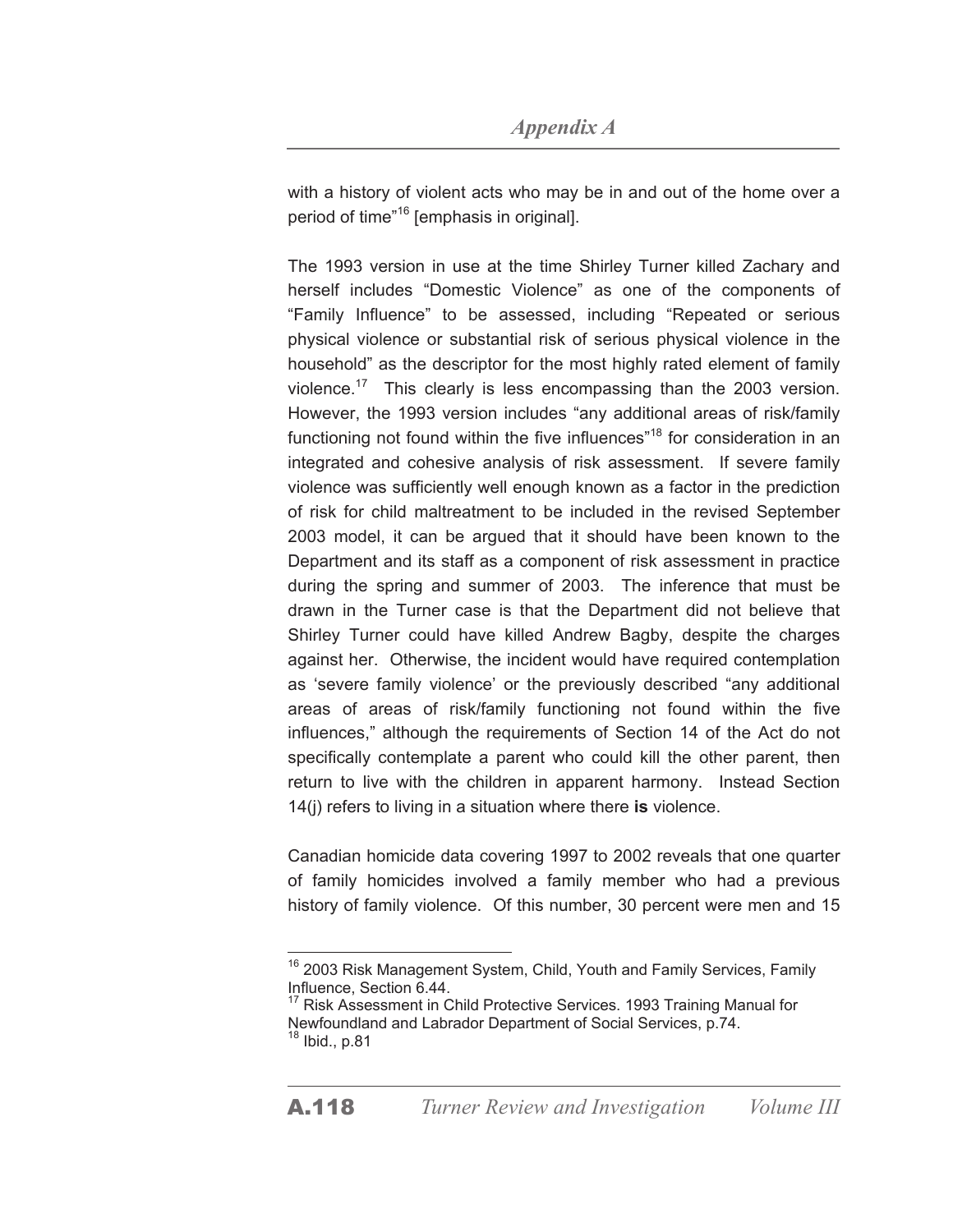with a history of violent acts who may be in and out of the home over a period of time"[16] [emphasis in original].

The 1993 version in use at the time Shirley Turner killed Zachary and herself includes "Domestic Violence" as one of the components of "Family Influence" to be assessed, including "Repeated or serious physical violence or substantial risk of serious physical violence in the household" as the descriptor for the most highly rated element of family violence.[17] This clearly is less encompassing than the 2003 version. However, the 1993 version includes "any additional areas of risk/family functioning not found within the five influences"[18] for consideration in an integrated and cohesive analysis of risk assessment. If severe family violence was sufficiently well enough known as a factor in the prediction of risk for child maltreatment to be included in the revised September 2003 model, it can be argued that it should have been known to the Department and its staff as a component of risk assessment in practice during the spring and summer of 2003. The inference that must be drawn in the Turner case is that the Department did not believe that Shirley Turner could have killed Andrew Bagby, despite the charges against her. Otherwise, the incident would have required contemplation as 'severe family violence' or the previously described "any additional areas of areas of risk/family functioning not found within the five influences," although the requirements of Section 14 of the Act do not specifically contemplate a parent who could kill the other parent, then return to live with the children in apparent harmony. Instead Section 14(j) refers to living in a situation where there **is** violence.

Canadian homicide data covering 1997 to 2002 reveals that one quarter of family homicides involved a family member who had a previous history of family violence. Of this number, 30 percent were men and 15

---

[16] 2003 Risk Management System, Child, Youth and Family Services, Family Influence, Section 6.44.

[17] Risk Assessment in Child Protective Services. 1993 Training Manual for Newfoundland and Labrador Department of Social Services, p.74.

[18] Ibid., p.81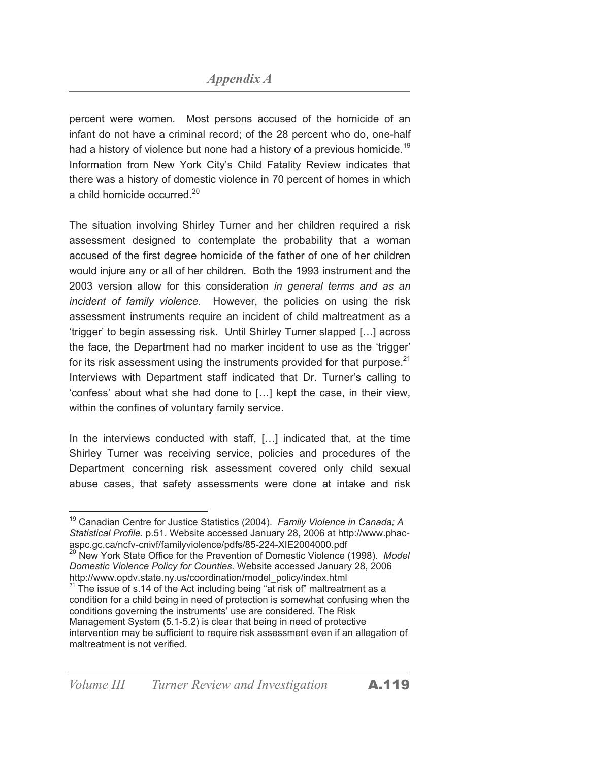percent were women. Most persons accused of the homicide of an infant do not have a criminal record; of the 28 percent who do, one-half had a history of violence but none had a history of a previous homicide.[19] Information from New York City's Child Fatality Review indicates that there was a history of domestic violence in 70 percent of homes in which a child homicide occurred.[20]

The situation involving Shirley Turner and her children required a risk assessment designed to contemplate the probability that a woman accused of the first degree homicide of the father of one of her children would injure any or all of her children. Both the 1993 instrument and the 2003 version allow for this consideration *in general terms and as an incident of family violence.* However, the policies on using the risk assessment instruments require an incident of child maltreatment as a 'trigger' to begin assessing risk. Until Shirley Turner slapped […] across the face, the Department had no marker incident to use as the 'trigger' for its risk assessment using the instruments provided for that purpose.[21] Interviews with Department staff indicated that Dr. Turner's calling to 'confess' about what she had done to […] kept the case, in their view, within the confines of voluntary family service.

In the interviews conducted with staff, […] indicated that, at the time Shirley Turner was receiving service, policies and procedures of the Department concerning risk assessment covered only child sexual abuse cases, that safety assessments were done at intake and risk

---

[19] Canadian Centre for Justice Statistics (2004). *Family Violence in Canada; A Statistical Profile*. p.51. Website accessed January 28, 2006 at http://www.phac-aspc.gc.ca/ncfv-cnivf/familyviolence/pdfs/85-224-XIE2004000.pdf

[20] New York State Office for the Prevention of Domestic Violence (1998). *Model Domestic Violence Policy for Counties.* Website accessed January 28, 2006 http://www.opdv.state.ny.us/coordination/model_policy/index.html

[21] The issue of s.14 of the Act including being "at risk of" maltreatment as a condition for a child being in need of protection is somewhat confusing when the conditions governing the instruments' use are considered. The Risk Management System (5.1-5.2) is clear that being in need of protective intervention may be sufficient to require risk assessment even if an allegation of maltreatment is not verified.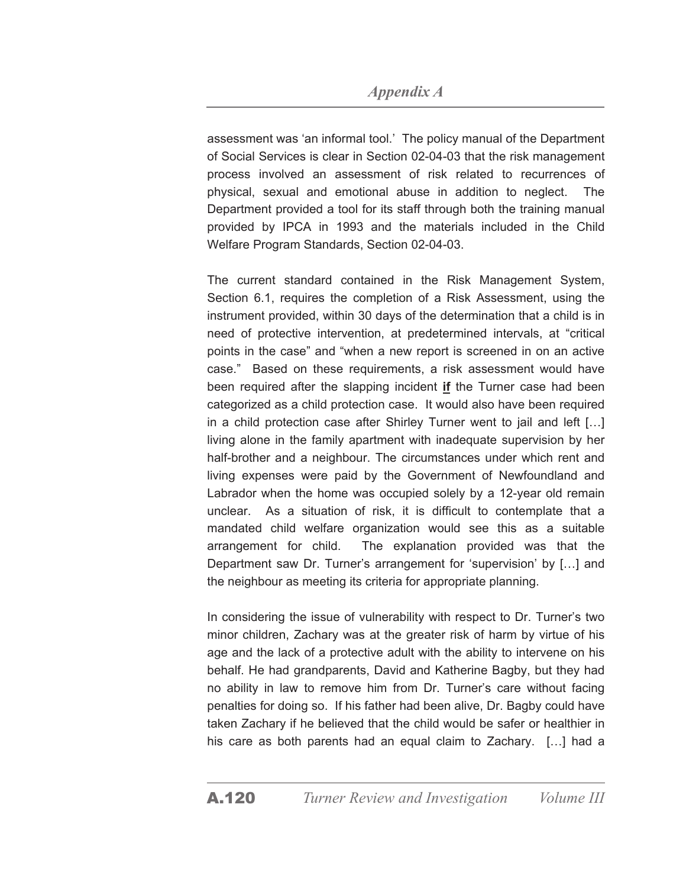assessment was 'an informal tool.' The policy manual of the Department of Social Services is clear in Section 02-04-03 that the risk management process involved an assessment of risk related to recurrences of physical, sexual and emotional abuse in addition to neglect. The Department provided a tool for its staff through both the training manual provided by IPCA in 1993 and the materials included in the Child Welfare Program Standards, Section 02-04-03.

The current standard contained in the Risk Management System, Section 6.1, requires the completion of a Risk Assessment, using the instrument provided, within 30 days of the determination that a child is in need of protective intervention, at predetermined intervals, at "critical points in the case" and "when a new report is screened in on an active case." Based on these requirements, a risk assessment would have been required after the slapping incident **<u>if</u>** the Turner case had been categorized as a child protection case. It would also have been required in a child protection case after Shirley Turner went to jail and left […] living alone in the family apartment with inadequate supervision by her half-brother and a neighbour. The circumstances under which rent and living expenses were paid by the Government of Newfoundland and Labrador when the home was occupied solely by a 12-year old remain unclear. As a situation of risk, it is difficult to contemplate that a mandated child welfare organization would see this as a suitable arrangement for child. The explanation provided was that the Department saw Dr. Turner's arrangement for 'supervision' by […] and the neighbour as meeting its criteria for appropriate planning.

In considering the issue of vulnerability with respect to Dr. Turner's two minor children, Zachary was at the greater risk of harm by virtue of his age and the lack of a protective adult with the ability to intervene on his behalf. He had grandparents, David and Katherine Bagby, but they had no ability in law to remove him from Dr. Turner's care without facing penalties for doing so. If his father had been alive, Dr. Bagby could have taken Zachary if he believed that the child would be safer or healthier in his care as both parents had an equal claim to Zachary. […] had a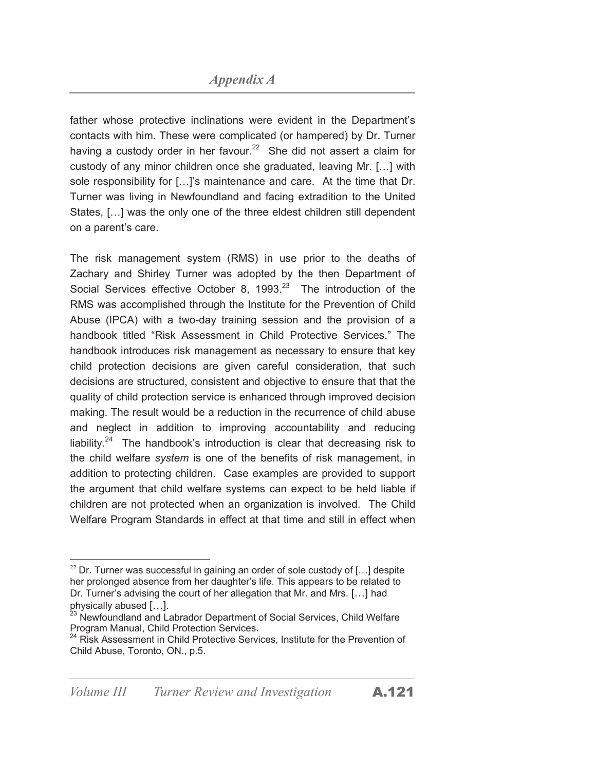father whose protective inclinations were evident in the Department's contacts with him. These were complicated (or hampered) by Dr. Turner having a custody order in her favour.[22] She did not assert a claim for custody of any minor children once she graduated, leaving Mr. […] with sole responsibility for […]'s maintenance and care. At the time that Dr. Turner was living in Newfoundland and facing extradition to the United States, […] was the only one of the three eldest children still dependent on a parent's care.

The risk management system (RMS) in use prior to the deaths of Zachary and Shirley Turner was adopted by the then Department of Social Services effective October 8, 1993.[23] The introduction of the RMS was accomplished through the Institute for the Prevention of Child Abuse (IPCA) with a two-day training session and the provision of a handbook titled "Risk Assessment in Child Protective Services." The handbook introduces risk management as necessary to ensure that key child protection decisions are given careful consideration, that such decisions are structured, consistent and objective to ensure that that the quality of child protection service is enhanced through improved decision making. The result would be a reduction in the recurrence of child abuse and neglect in addition to improving accountability and reducing liability.[24] The handbook's introduction is clear that decreasing risk to the child welfare *system* is one of the benefits of risk management, in addition to protecting children. Case examples are provided to support the argument that child welfare systems can expect to be held liable if children are not protected when an organization is involved. The Child Welfare Program Standards in effect at that time and still in effect when

---

[22] Dr. Turner was successful in gaining an order of sole custody of […] despite her prolonged absence from her daughter's life. This appears to be related to Dr. Turner's advising the court of her allegation that Mr. and Mrs. […] had physically abused […].

[23] Newfoundland and Labrador Department of Social Services, Child Welfare Program Manual, Child Protection Services.

[24] Risk Assessment in Child Protective Services, Institute for the Prevention of Child Abuse, Toronto, ON., p.5.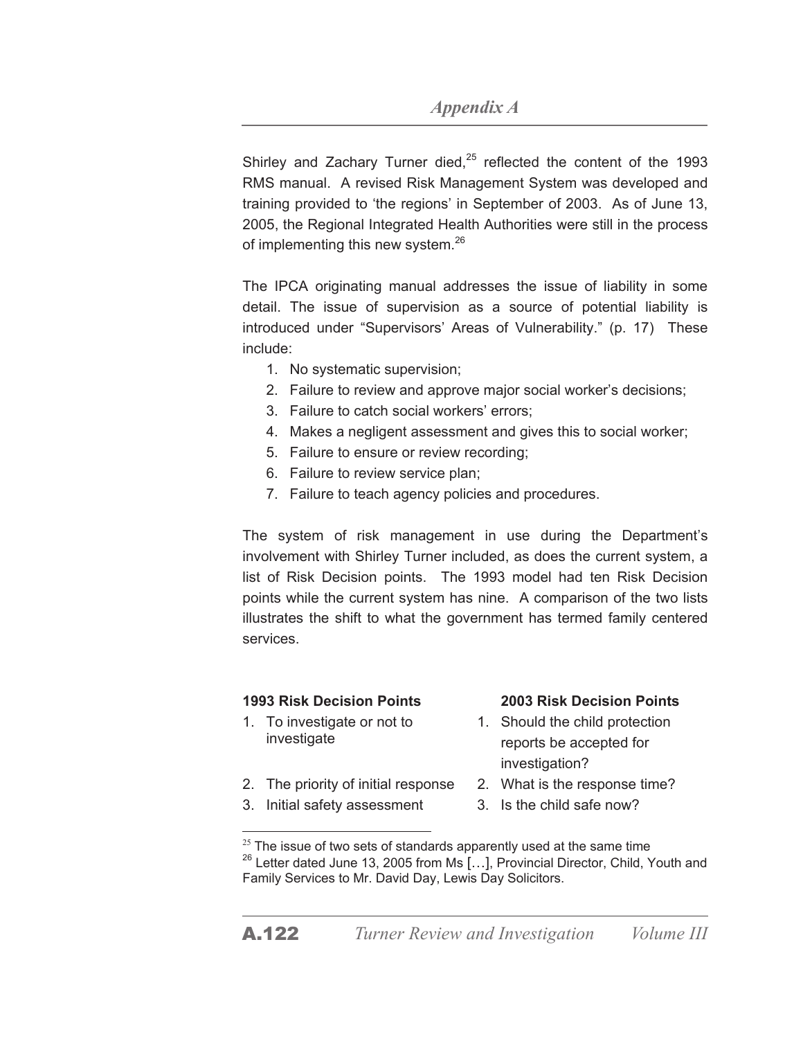Shirley and Zachary Turner died,[25] reflected the content of the 1993 RMS manual. A revised Risk Management System was developed and training provided to 'the regions' in September of 2003. As of June 13, 2005, the Regional Integrated Health Authorities were still in the process of implementing this new system.[26]

The IPCA originating manual addresses the issue of liability in some detail. The issue of supervision as a source of potential liability is introduced under "Supervisors' Areas of Vulnerability." (p. 17) These include:

1. No systematic supervision;
2. Failure to review and approve major social worker's decisions;
3. Failure to catch social workers' errors;
4. Makes a negligent assessment and gives this to social worker;
5. Failure to ensure or review recording;
6. Failure to review service plan;
7. Failure to teach agency policies and procedures.

The system of risk management in use during the Department's involvement with Shirley Turner included, as does the current system, a list of Risk Decision points. The 1993 model had ten Risk Decision points while the current system has nine. A comparison of the two lists illustrates the shift to what the government has termed family centered services.

| **1993 Risk Decision Points** | **2003 Risk Decision Points** |
|---|---|
| 1. To investigate or not to investigate | 1. Should the child protection reports be accepted for investigation? |
| 2. The priority of initial response | 2. What is the response time? |
| 3. Initial safety assessment | 3. Is the child safe now? |

[25] The issue of two sets of standards apparently used at the same time

[26] Letter dated June 13, 2005 from Ms […], Provincial Director, Child, Youth and Family Services to Mr. David Day, Lewis Day Solicitors.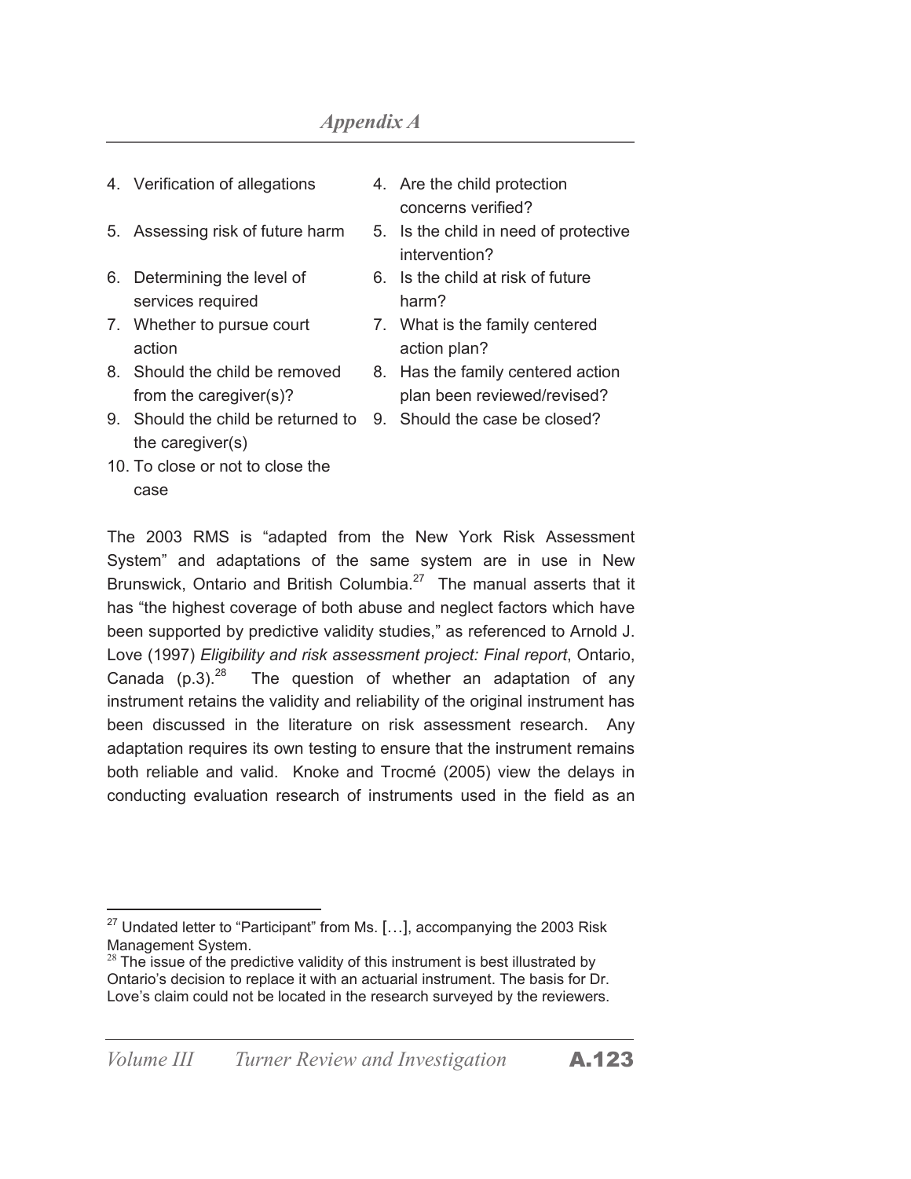| | |
|---|---|
| 4. Verification of allegations | 4. Are the child protection concerns verified? |
| 5. Assessing risk of future harm | 5. Is the child in need of protective intervention? |
| 6. Determining the level of services required | 6. Is the child at risk of future harm? |
| 7. Whether to pursue court action | 7. What is the family centered action plan? |
| 8. Should the child be removed from the caregiver(s)? | 8. Has the family centered action plan been reviewed/revised? |
| 9. Should the child be returned to the caregiver(s) | 9. Should the case be closed? |
| 10. To close or not to close the case | |

The 2003 RMS is "adapted from the New York Risk Assessment System" and adaptations of the same system are in use in New Brunswick, Ontario and British Columbia.[27] The manual asserts that it has "the highest coverage of both abuse and neglect factors which have been supported by predictive validity studies," as referenced to Arnold J. Love (1997) *Eligibility and risk assessment project: Final report*, Ontario, Canada (p.3).[28] The question of whether an adaptation of any instrument retains the validity and reliability of the original instrument has been discussed in the literature on risk assessment research. Any adaptation requires its own testing to ensure that the instrument remains both reliable and valid. Knoke and Trocmé (2005) view the delays in conducting evaluation research of instruments used in the field as an

---

[27] Undated letter to "Participant" from Ms. […], accompanying the 2003 Risk Management System.

[28] The issue of the predictive validity of this instrument is best illustrated by Ontario's decision to replace it with an actuarial instrument. The basis for Dr. Love's claim could not be located in the research surveyed by the reviewers.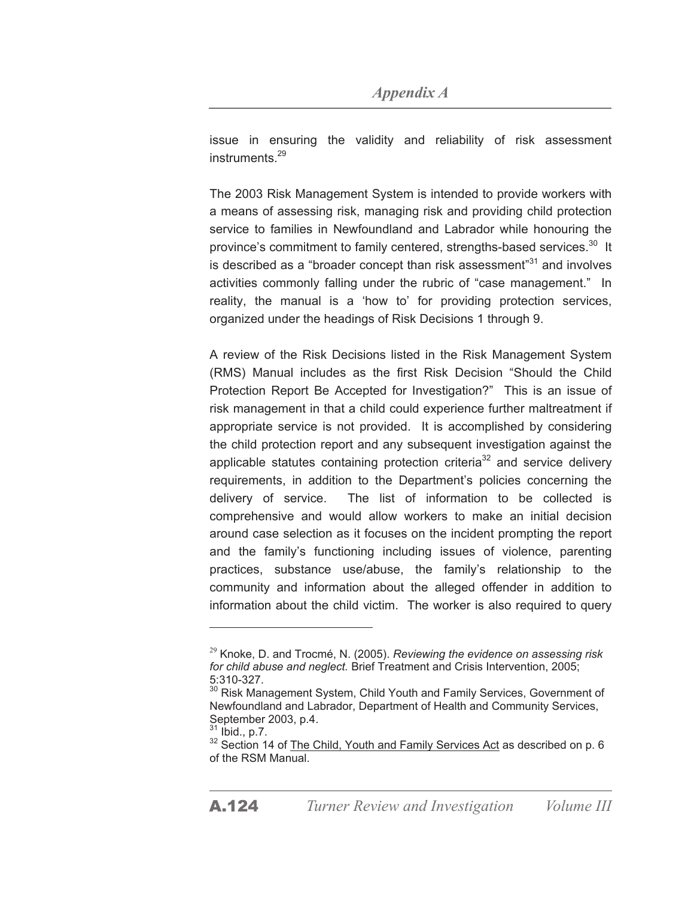issue in ensuring the validity and reliability of risk assessment instruments.[29]

The 2003 Risk Management System is intended to provide workers with a means of assessing risk, managing risk and providing child protection service to families in Newfoundland and Labrador while honouring the province's commitment to family centered, strengths-based services.[30] It is described as a "broader concept than risk assessment"[31] and involves activities commonly falling under the rubric of "case management." In reality, the manual is a 'how to' for providing protection services, organized under the headings of Risk Decisions 1 through 9.

A review of the Risk Decisions listed in the Risk Management System (RMS) Manual includes as the first Risk Decision "Should the Child Protection Report Be Accepted for Investigation?" This is an issue of risk management in that a child could experience further maltreatment if appropriate service is not provided. It is accomplished by considering the child protection report and any subsequent investigation against the applicable statutes containing protection criteria[32] and service delivery requirements, in addition to the Department's policies concerning the delivery of service. The list of information to be collected is comprehensive and would allow workers to make an initial decision around case selection as it focuses on the incident prompting the report and the family's functioning including issues of violence, parenting practices, substance use/abuse, the family's relationship to the community and information about the alleged offender in addition to information about the child victim. The worker is also required to query

---

[29] Knoke, D. and Trocmé, N. (2005). *Reviewing the evidence on assessing risk for child abuse and neglect.* Brief Treatment and Crisis Intervention, 2005; 5:310-327.

[30] Risk Management System, Child Youth and Family Services, Government of Newfoundland and Labrador, Department of Health and Community Services, September 2003, p.4.

[31] Ibid., p.7.

[32] Section 14 of The Child, Youth and Family Services Act as described on p. 6 of the RSM Manual.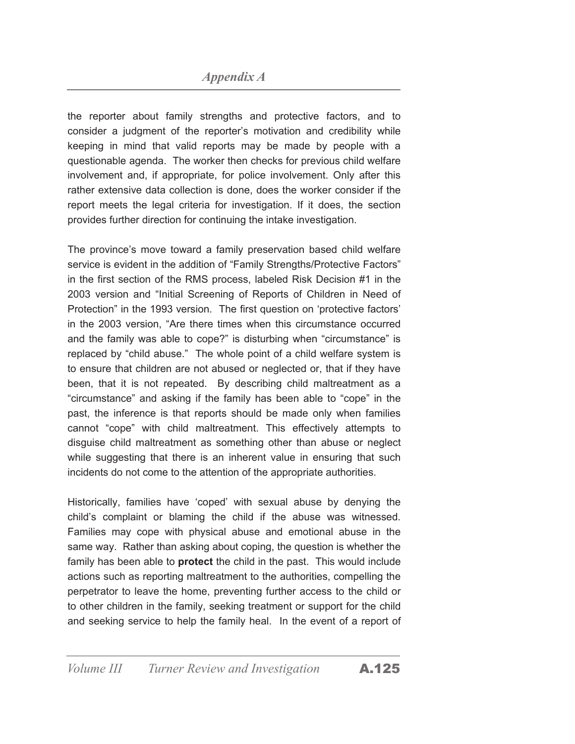the reporter about family strengths and protective factors, and to consider a judgment of the reporter's motivation and credibility while keeping in mind that valid reports may be made by people with a questionable agenda. The worker then checks for previous child welfare involvement and, if appropriate, for police involvement. Only after this rather extensive data collection is done, does the worker consider if the report meets the legal criteria for investigation. If it does, the section provides further direction for continuing the intake investigation.

The province's move toward a family preservation based child welfare service is evident in the addition of "Family Strengths/Protective Factors" in the first section of the RMS process, labeled Risk Decision #1 in the 2003 version and "Initial Screening of Reports of Children in Need of Protection" in the 1993 version. The first question on 'protective factors' in the 2003 version, "Are there times when this circumstance occurred and the family was able to cope?" is disturbing when "circumstance" is replaced by "child abuse." The whole point of a child welfare system is to ensure that children are not abused or neglected or, that if they have been, that it is not repeated. By describing child maltreatment as a "circumstance" and asking if the family has been able to "cope" in the past, the inference is that reports should be made only when families cannot "cope" with child maltreatment. This effectively attempts to disguise child maltreatment as something other than abuse or neglect while suggesting that there is an inherent value in ensuring that such incidents do not come to the attention of the appropriate authorities.

Historically, families have 'coped' with sexual abuse by denying the child's complaint or blaming the child if the abuse was witnessed. Families may cope with physical abuse and emotional abuse in the same way. Rather than asking about coping, the question is whether the family has been able to **protect** the child in the past. This would include actions such as reporting maltreatment to the authorities, compelling the perpetrator to leave the home, preventing further access to the child or to other children in the family, seeking treatment or support for the child and seeking service to help the family heal. In the event of a report of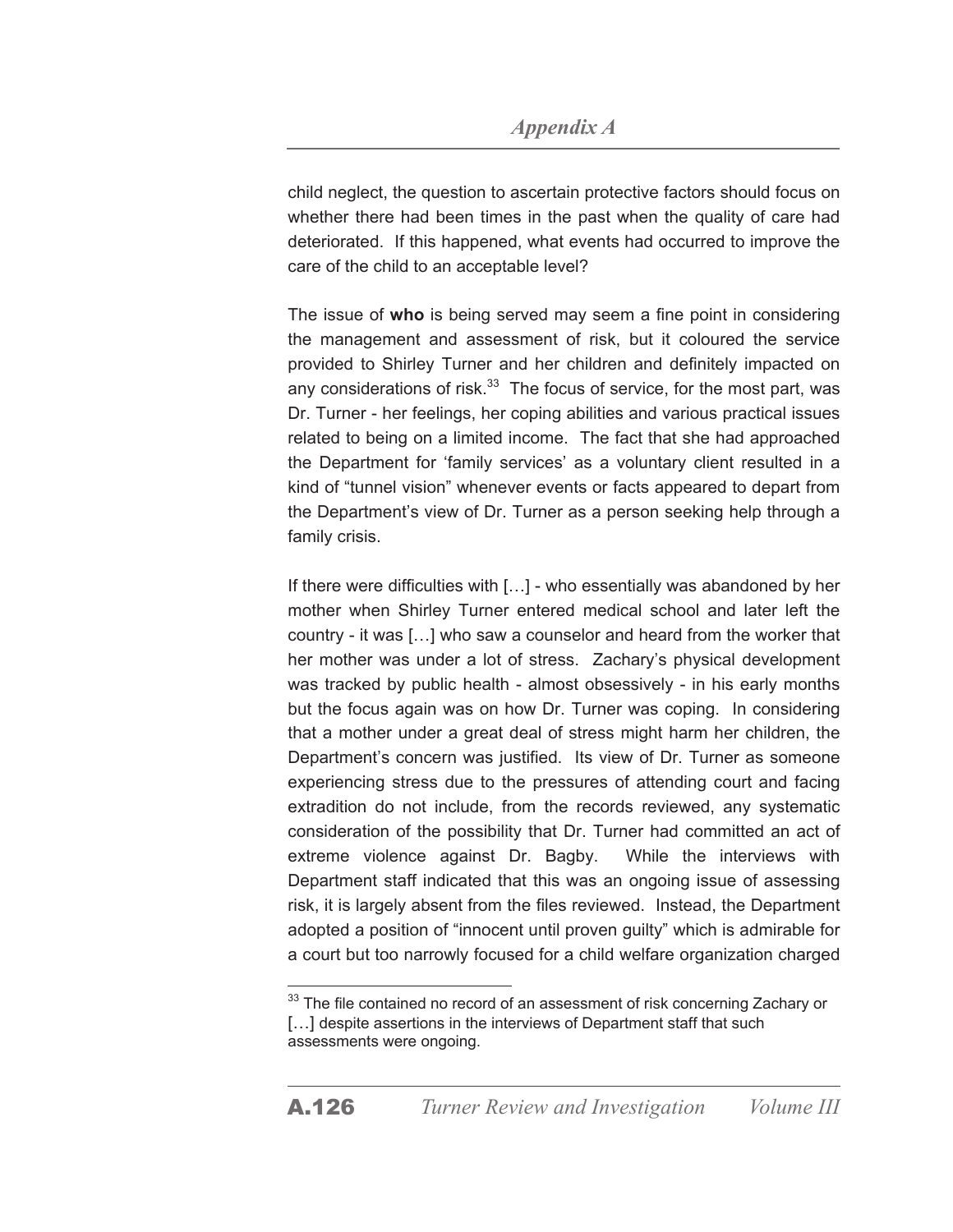child neglect, the question to ascertain protective factors should focus on whether there had been times in the past when the quality of care had deteriorated. If this happened, what events had occurred to improve the care of the child to an acceptable level?

The issue of **who** is being served may seem a fine point in considering the management and assessment of risk, but it coloured the service provided to Shirley Turner and her children and definitely impacted on any considerations of risk.[33] The focus of service, for the most part, was Dr. Turner - her feelings, her coping abilities and various practical issues related to being on a limited income. The fact that she had approached the Department for 'family services' as a voluntary client resulted in a kind of "tunnel vision" whenever events or facts appeared to depart from the Department's view of Dr. Turner as a person seeking help through a family crisis.

If there were difficulties with […] - who essentially was abandoned by her mother when Shirley Turner entered medical school and later left the country - it was […] who saw a counselor and heard from the worker that her mother was under a lot of stress. Zachary's physical development was tracked by public health - almost obsessively - in his early months but the focus again was on how Dr. Turner was coping. In considering that a mother under a great deal of stress might harm her children, the Department's concern was justified. Its view of Dr. Turner as someone experiencing stress due to the pressures of attending court and facing extradition do not include, from the records reviewed, any systematic consideration of the possibility that Dr. Turner had committed an act of extreme violence against Dr. Bagby. While the interviews with Department staff indicated that this was an ongoing issue of assessing risk, it is largely absent from the files reviewed. Instead, the Department adopted a position of "innocent until proven guilty" which is admirable for a court but too narrowly focused for a child welfare organization charged

[33] The file contained no record of an assessment of risk concerning Zachary or […] despite assertions in the interviews of Department staff that such assessments were ongoing.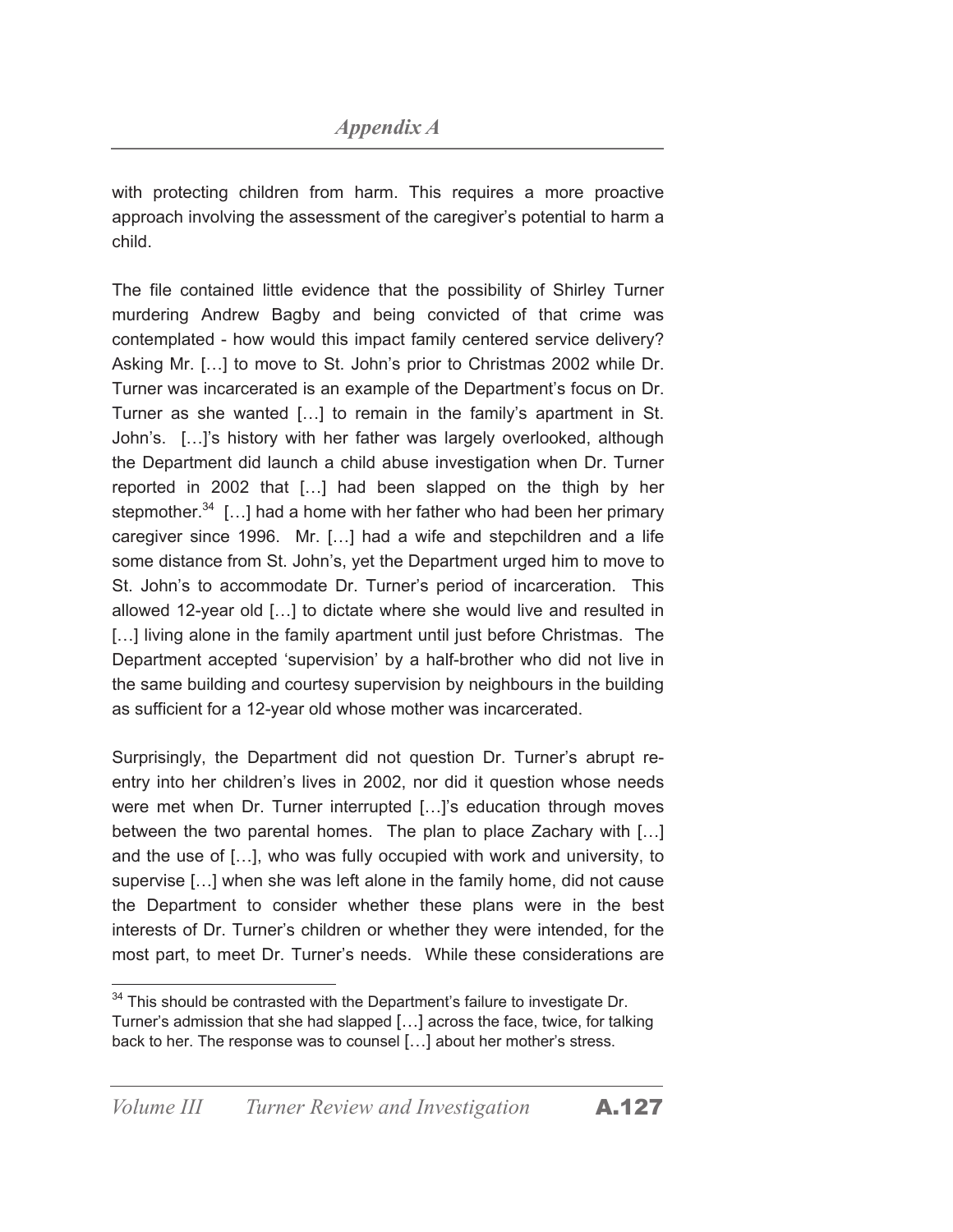with protecting children from harm. This requires a more proactive approach involving the assessment of the caregiver's potential to harm a child.

The file contained little evidence that the possibility of Shirley Turner murdering Andrew Bagby and being convicted of that crime was contemplated - how would this impact family centered service delivery? Asking Mr. […] to move to St. John's prior to Christmas 2002 while Dr. Turner was incarcerated is an example of the Department's focus on Dr. Turner as she wanted […] to remain in the family's apartment in St. John's. […]'s history with her father was largely overlooked, although the Department did launch a child abuse investigation when Dr. Turner reported in 2002 that […] had been slapped on the thigh by her stepmother.[34] […] had a home with her father who had been her primary caregiver since 1996. Mr. […] had a wife and stepchildren and a life some distance from St. John's, yet the Department urged him to move to St. John's to accommodate Dr. Turner's period of incarceration. This allowed 12-year old […] to dictate where she would live and resulted in […] living alone in the family apartment until just before Christmas. The Department accepted 'supervision' by a half-brother who did not live in the same building and courtesy supervision by neighbours in the building as sufficient for a 12-year old whose mother was incarcerated.

Surprisingly, the Department did not question Dr. Turner's abrupt re-entry into her children's lives in 2002, nor did it question whose needs were met when Dr. Turner interrupted […]'s education through moves between the two parental homes. The plan to place Zachary with […] and the use of […], who was fully occupied with work and university, to supervise […] when she was left alone in the family home, did not cause the Department to consider whether these plans were in the best interests of Dr. Turner's children or whether they were intended, for the most part, to meet Dr. Turner's needs. While these considerations are

[34] This should be contrasted with the Department's failure to investigate Dr. Turner's admission that she had slapped […] across the face, twice, for talking back to her. The response was to counsel […] about her mother's stress.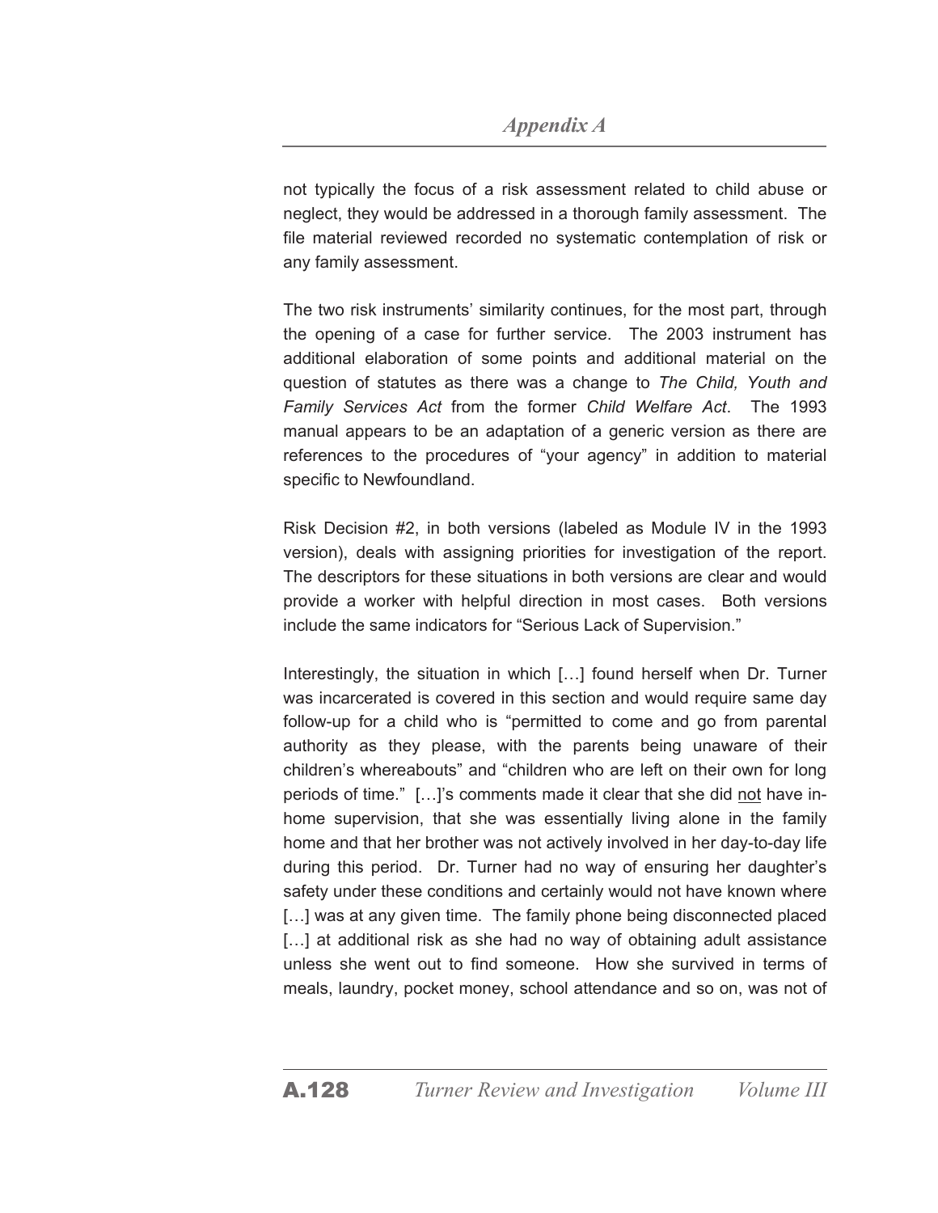not typically the focus of a risk assessment related to child abuse or neglect, they would be addressed in a thorough family assessment. The file material reviewed recorded no systematic contemplation of risk or any family assessment.

The two risk instruments' similarity continues, for the most part, through the opening of a case for further service. The 2003 instrument has additional elaboration of some points and additional material on the question of statutes as there was a change to *The Child, Youth and Family Services Act* from the former *Child Welfare Act*. The 1993 manual appears to be an adaptation of a generic version as there are references to the procedures of "your agency" in addition to material specific to Newfoundland.

Risk Decision #2, in both versions (labeled as Module IV in the 1993 version), deals with assigning priorities for investigation of the report. The descriptors for these situations in both versions are clear and would provide a worker with helpful direction in most cases. Both versions include the same indicators for "Serious Lack of Supervision."

Interestingly, the situation in which […] found herself when Dr. Turner was incarcerated is covered in this section and would require same day follow-up for a child who is "permitted to come and go from parental authority as they please, with the parents being unaware of their children's whereabouts" and "children who are left on their own for long periods of time." […]'s comments made it clear that she did <u>not</u> have in-home supervision, that she was essentially living alone in the family home and that her brother was not actively involved in her day-to-day life during this period. Dr. Turner had no way of ensuring her daughter's safety under these conditions and certainly would not have known where […] was at any given time. The family phone being disconnected placed […] at additional risk as she had no way of obtaining adult assistance unless she went out to find someone. How she survived in terms of meals, laundry, pocket money, school attendance and so on, was not of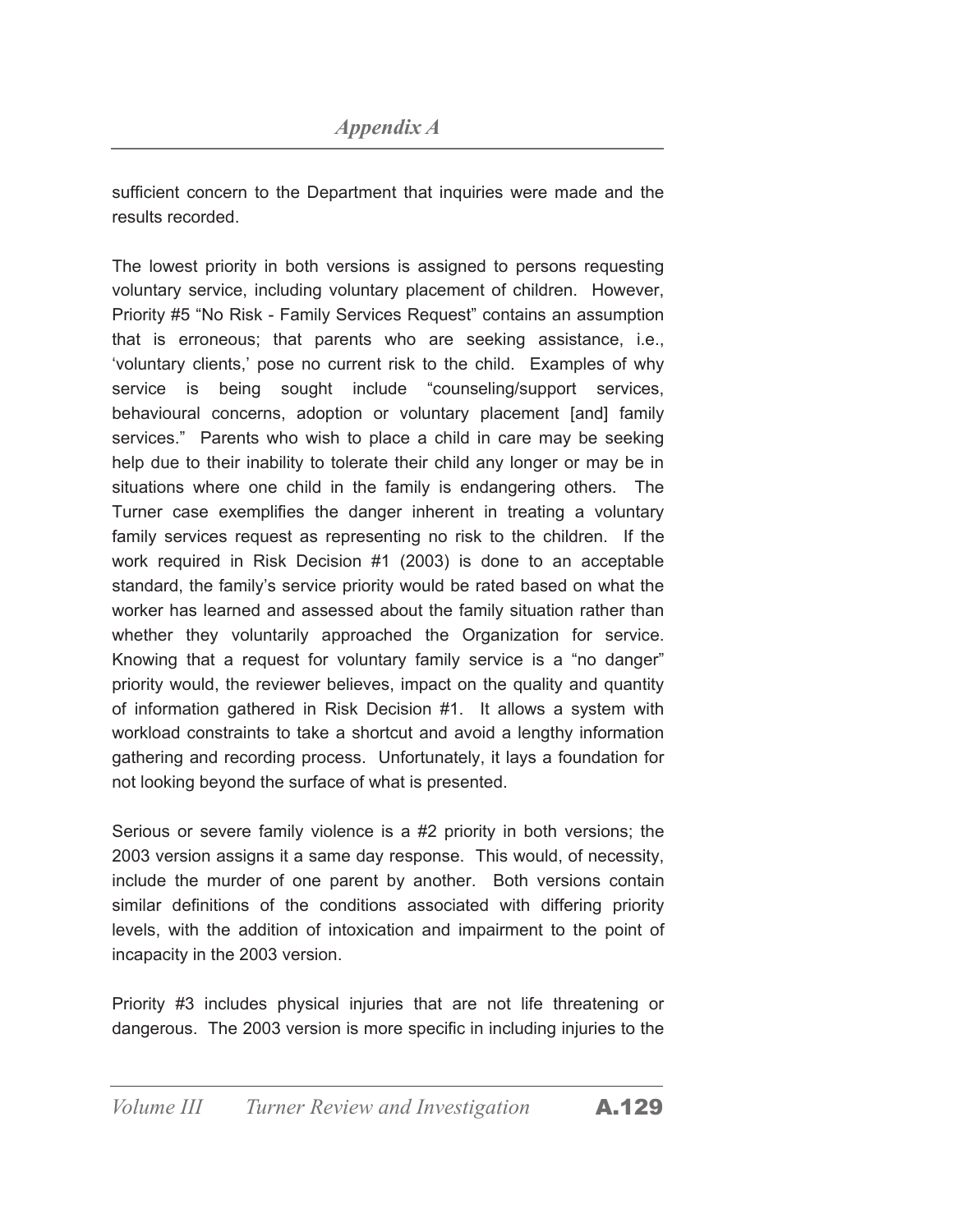sufficient concern to the Department that inquiries were made and the results recorded.

The lowest priority in both versions is assigned to persons requesting voluntary service, including voluntary placement of children. However, Priority #5 "No Risk - Family Services Request" contains an assumption that is erroneous; that parents who are seeking assistance, i.e., 'voluntary clients,' pose no current risk to the child. Examples of why service is being sought include "counseling/support services, behavioural concerns, adoption or voluntary placement [and] family services." Parents who wish to place a child in care may be seeking help due to their inability to tolerate their child any longer or may be in situations where one child in the family is endangering others. The Turner case exemplifies the danger inherent in treating a voluntary family services request as representing no risk to the children. If the work required in Risk Decision #1 (2003) is done to an acceptable standard, the family's service priority would be rated based on what the worker has learned and assessed about the family situation rather than whether they voluntarily approached the Organization for service. Knowing that a request for voluntary family service is a "no danger" priority would, the reviewer believes, impact on the quality and quantity of information gathered in Risk Decision #1. It allows a system with workload constraints to take a shortcut and avoid a lengthy information gathering and recording process. Unfortunately, it lays a foundation for not looking beyond the surface of what is presented.

Serious or severe family violence is a #2 priority in both versions; the 2003 version assigns it a same day response. This would, of necessity, include the murder of one parent by another. Both versions contain similar definitions of the conditions associated with differing priority levels, with the addition of intoxication and impairment to the point of incapacity in the 2003 version.

Priority #3 includes physical injuries that are not life threatening or dangerous. The 2003 version is more specific in including injuries to the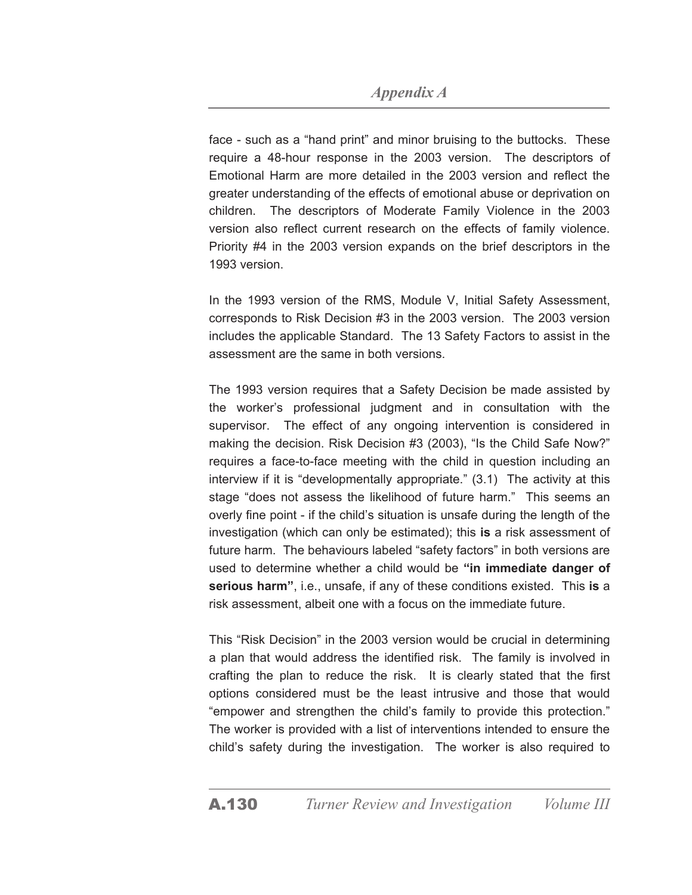face - such as a “hand print” and minor bruising to the buttocks. These require a 48-hour response in the 2003 version. The descriptors of Emotional Harm are more detailed in the 2003 version and reflect the greater understanding of the effects of emotional abuse or deprivation on children. The descriptors of Moderate Family Violence in the 2003 version also reflect current research on the effects of family violence. Priority #4 in the 2003 version expands on the brief descriptors in the 1993 version.

In the 1993 version of the RMS, Module V, Initial Safety Assessment, corresponds to Risk Decision #3 in the 2003 version. The 2003 version includes the applicable Standard. The 13 Safety Factors to assist in the assessment are the same in both versions.

The 1993 version requires that a Safety Decision be made assisted by the worker’s professional judgment and in consultation with the supervisor. The effect of any ongoing intervention is considered in making the decision. Risk Decision #3 (2003), “Is the Child Safe Now?” requires a face-to-face meeting with the child in question including an interview if it is “developmentally appropriate.” (3.1) The activity at this stage “does not assess the likelihood of future harm.” This seems an overly fine point - if the child’s situation is unsafe during the length of the investigation (which can only be estimated); this **is** a risk assessment of future harm. The behaviours labeled “safety factors” in both versions are used to determine whether a child would be **“in immediate danger of serious harm”**, i.e., unsafe, if any of these conditions existed. This **is** a risk assessment, albeit one with a focus on the immediate future.

This “Risk Decision” in the 2003 version would be crucial in determining a plan that would address the identified risk. The family is involved in crafting the plan to reduce the risk. It is clearly stated that the first options considered must be the least intrusive and those that would “empower and strengthen the child’s family to provide this protection.” The worker is provided with a list of interventions intended to ensure the child’s safety during the investigation. The worker is also required to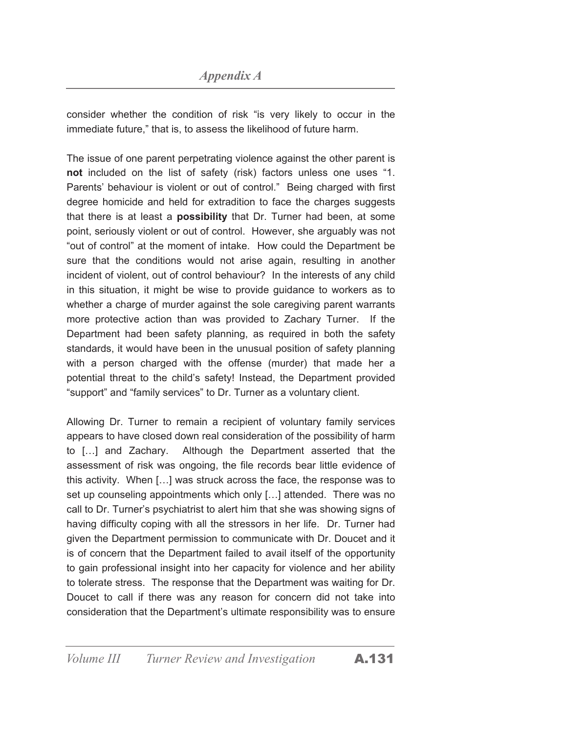consider whether the condition of risk "is very likely to occur in the immediate future," that is, to assess the likelihood of future harm.

The issue of one parent perpetrating violence against the other parent is **not** included on the list of safety (risk) factors unless one uses "1. Parents' behaviour is violent or out of control." Being charged with first degree homicide and held for extradition to face the charges suggests that there is at least a **possibility** that Dr. Turner had been, at some point, seriously violent or out of control. However, she arguably was not "out of control" at the moment of intake. How could the Department be sure that the conditions would not arise again, resulting in another incident of violent, out of control behaviour? In the interests of any child in this situation, it might be wise to provide guidance to workers as to whether a charge of murder against the sole caregiving parent warrants more protective action than was provided to Zachary Turner. If the Department had been safety planning, as required in both the safety standards, it would have been in the unusual position of safety planning with a person charged with the offense (murder) that made her a potential threat to the child's safety! Instead, the Department provided "support" and "family services" to Dr. Turner as a voluntary client.

Allowing Dr. Turner to remain a recipient of voluntary family services appears to have closed down real consideration of the possibility of harm to […] and Zachary. Although the Department asserted that the assessment of risk was ongoing, the file records bear little evidence of this activity. When […] was struck across the face, the response was to set up counseling appointments which only […] attended. There was no call to Dr. Turner's psychiatrist to alert him that she was showing signs of having difficulty coping with all the stressors in her life. Dr. Turner had given the Department permission to communicate with Dr. Doucet and it is of concern that the Department failed to avail itself of the opportunity to gain professional insight into her capacity for violence and her ability to tolerate stress. The response that the Department was waiting for Dr. Doucet to call if there was any reason for concern did not take into consideration that the Department's ultimate responsibility was to ensure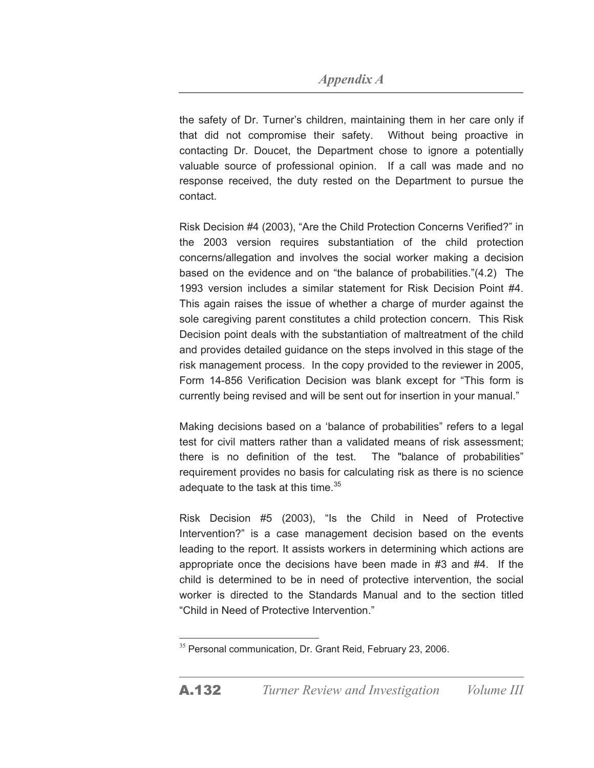the safety of Dr. Turner's children, maintaining them in her care only if that did not compromise their safety. Without being proactive in contacting Dr. Doucet, the Department chose to ignore a potentially valuable source of professional opinion. If a call was made and no response received, the duty rested on the Department to pursue the contact.

Risk Decision #4 (2003), "Are the Child Protection Concerns Verified?" in the 2003 version requires substantiation of the child protection concerns/allegation and involves the social worker making a decision based on the evidence and on "the balance of probabilities."(4.2) The 1993 version includes a similar statement for Risk Decision Point #4. This again raises the issue of whether a charge of murder against the sole caregiving parent constitutes a child protection concern. This Risk Decision point deals with the substantiation of maltreatment of the child and provides detailed guidance on the steps involved in this stage of the risk management process. In the copy provided to the reviewer in 2005, Form 14-856 Verification Decision was blank except for "This form is currently being revised and will be sent out for insertion in your manual."

Making decisions based on a 'balance of probabilities" refers to a legal test for civil matters rather than a validated means of risk assessment; there is no definition of the test. The "balance of probabilities" requirement provides no basis for calculating risk as there is no science adequate to the task at this time.[35]

Risk Decision #5 (2003), "Is the Child in Need of Protective Intervention?" is a case management decision based on the events leading to the report. It assists workers in determining which actions are appropriate once the decisions have been made in #3 and #4. If the child is determined to be in need of protective intervention, the social worker is directed to the Standards Manual and to the section titled "Child in Need of Protective Intervention."

---

[35] Personal communication, Dr. Grant Reid, February 23, 2006.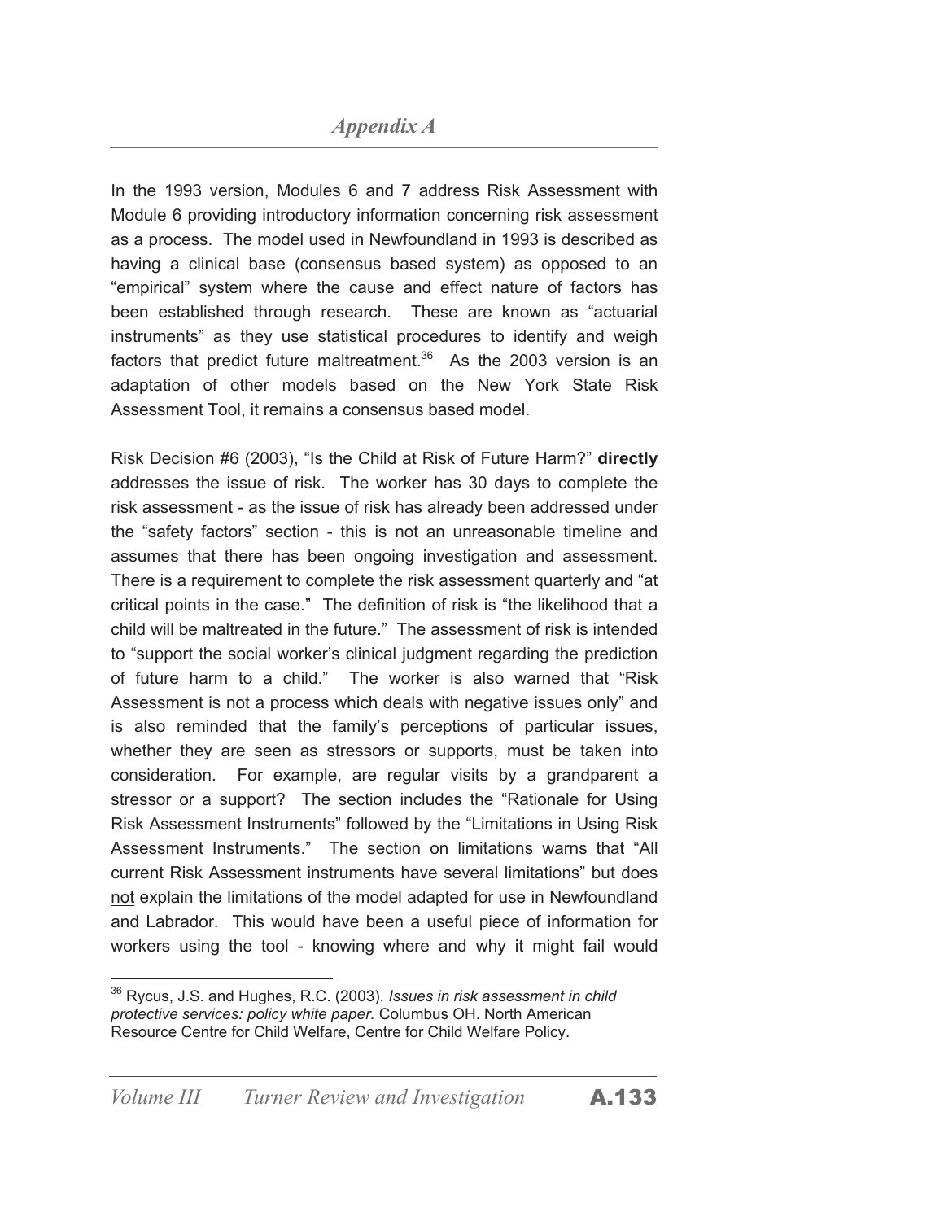In the 1993 version, Modules 6 and 7 address Risk Assessment with Module 6 providing introductory information concerning risk assessment as a process. The model used in Newfoundland in 1993 is described as having a clinical base (consensus based system) as opposed to an "empirical" system where the cause and effect nature of factors has been established through research. These are known as "actuarial instruments" as they use statistical procedures to identify and weigh factors that predict future maltreatment.[36] As the 2003 version is an adaptation of other models based on the New York State Risk Assessment Tool, it remains a consensus based model.

Risk Decision #6 (2003), "Is the Child at Risk of Future Harm?" **directly** addresses the issue of risk. The worker has 30 days to complete the risk assessment - as the issue of risk has already been addressed under the "safety factors" section - this is not an unreasonable timeline and assumes that there has been ongoing investigation and assessment. There is a requirement to complete the risk assessment quarterly and "at critical points in the case." The definition of risk is "the likelihood that a child will be maltreated in the future." The assessment of risk is intended to "support the social worker's clinical judgment regarding the prediction of future harm to a child." The worker is also warned that "Risk Assessment is not a process which deals with negative issues only" and is also reminded that the family's perceptions of particular issues, whether they are seen as stressors or supports, must be taken into consideration. For example, are regular visits by a grandparent a stressor or a support? The section includes the "Rationale for Using Risk Assessment Instruments" followed by the "Limitations in Using Risk Assessment Instruments." The section on limitations warns that "All current Risk Assessment instruments have several limitations" but does <u>not</u> explain the limitations of the model adapted for use in Newfoundland and Labrador. This would have been a useful piece of information for workers using the tool - knowing where and why it might fail would

---

[36] Rycus, J.S. and Hughes, R.C. (2003). *Issues in risk assessment in child protective services: policy white paper.* Columbus OH. North American Resource Centre for Child Welfare, Centre for Child Welfare Policy.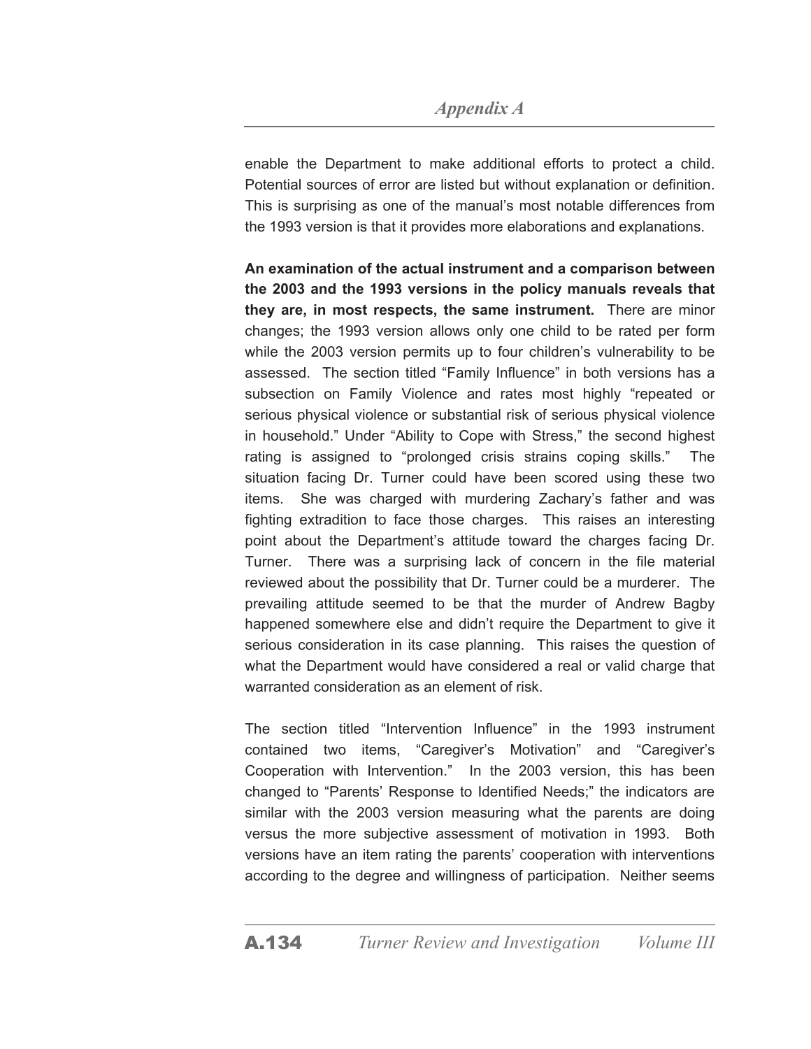enable the Department to make additional efforts to protect a child. Potential sources of error are listed but without explanation or definition. This is surprising as one of the manual's most notable differences from the 1993 version is that it provides more elaborations and explanations.

**An examination of the actual instrument and a comparison between the 2003 and the 1993 versions in the policy manuals reveals that they are, in most respects, the same instrument.** There are minor changes; the 1993 version allows only one child to be rated per form while the 2003 version permits up to four children's vulnerability to be assessed. The section titled "Family Influence" in both versions has a subsection on Family Violence and rates most highly "repeated or serious physical violence or substantial risk of serious physical violence in household." Under "Ability to Cope with Stress," the second highest rating is assigned to "prolonged crisis strains coping skills." The situation facing Dr. Turner could have been scored using these two items. She was charged with murdering Zachary's father and was fighting extradition to face those charges. This raises an interesting point about the Department's attitude toward the charges facing Dr. Turner. There was a surprising lack of concern in the file material reviewed about the possibility that Dr. Turner could be a murderer. The prevailing attitude seemed to be that the murder of Andrew Bagby happened somewhere else and didn't require the Department to give it serious consideration in its case planning. This raises the question of what the Department would have considered a real or valid charge that warranted consideration as an element of risk.

The section titled "Intervention Influence" in the 1993 instrument contained two items, "Caregiver's Motivation" and "Caregiver's Cooperation with Intervention." In the 2003 version, this has been changed to "Parents' Response to Identified Needs;" the indicators are similar with the 2003 version measuring what the parents are doing versus the more subjective assessment of motivation in 1993. Both versions have an item rating the parents' cooperation with interventions according to the degree and willingness of participation. Neither seems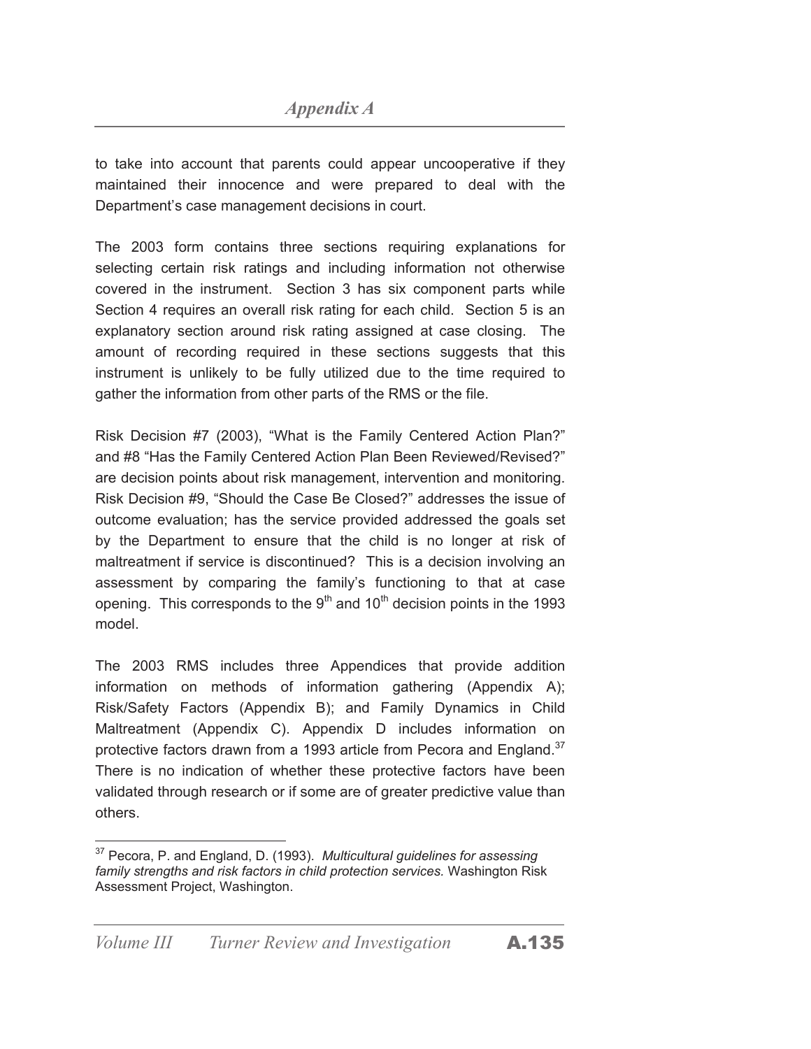to take into account that parents could appear uncooperative if they maintained their innocence and were prepared to deal with the Department's case management decisions in court.

The 2003 form contains three sections requiring explanations for selecting certain risk ratings and including information not otherwise covered in the instrument. Section 3 has six component parts while Section 4 requires an overall risk rating for each child. Section 5 is an explanatory section around risk rating assigned at case closing. The amount of recording required in these sections suggests that this instrument is unlikely to be fully utilized due to the time required to gather the information from other parts of the RMS or the file.

Risk Decision #7 (2003), "What is the Family Centered Action Plan?" and #8 "Has the Family Centered Action Plan Been Reviewed/Revised?" are decision points about risk management, intervention and monitoring. Risk Decision #9, "Should the Case Be Closed?" addresses the issue of outcome evaluation; has the service provided addressed the goals set by the Department to ensure that the child is no longer at risk of maltreatment if service is discontinued? This is a decision involving an assessment by comparing the family's functioning to that at case opening. This corresponds to the 9th and 10th decision points in the 1993 model.

The 2003 RMS includes three Appendices that provide addition information on methods of information gathering (Appendix A); Risk/Safety Factors (Appendix B); and Family Dynamics in Child Maltreatment (Appendix C). Appendix D includes information on protective factors drawn from a 1993 article from Pecora and England.[37] There is no indication of whether these protective factors have been validated through research or if some are of greater predictive value than others.

[37] Pecora, P. and England, D. (1993). *Multicultural guidelines for assessing family strengths and risk factors in child protection services.* Washington Risk Assessment Project, Washington.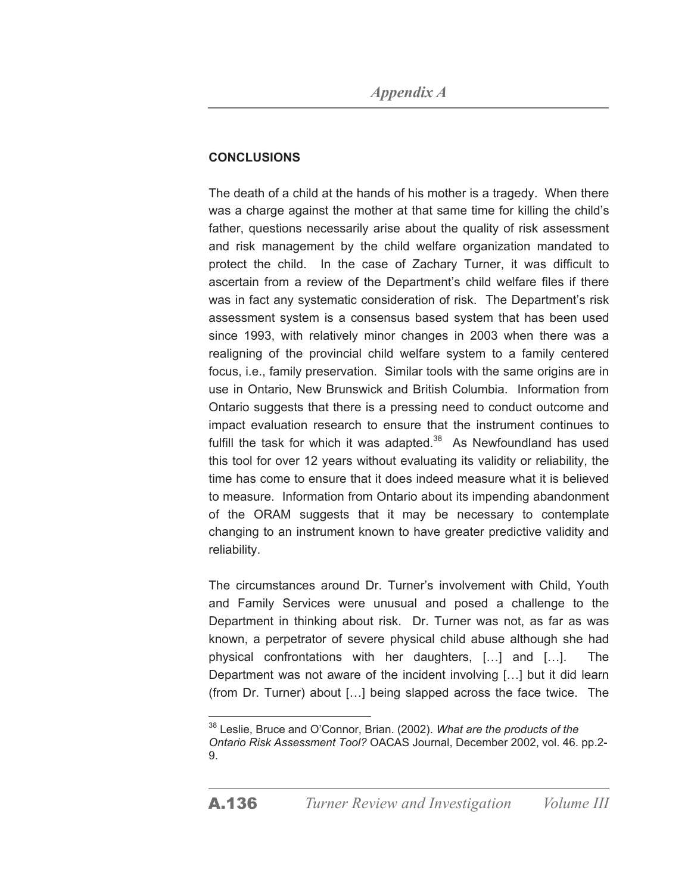## CONCLUSIONS

The death of a child at the hands of his mother is a tragedy. When there was a charge against the mother at that same time for killing the child's father, questions necessarily arise about the quality of risk assessment and risk management by the child welfare organization mandated to protect the child. In the case of Zachary Turner, it was difficult to ascertain from a review of the Department's child welfare files if there was in fact any systematic consideration of risk. The Department's risk assessment system is a consensus based system that has been used since 1993, with relatively minor changes in 2003 when there was a realigning of the provincial child welfare system to a family centered focus, i.e., family preservation. Similar tools with the same origins are in use in Ontario, New Brunswick and British Columbia. Information from Ontario suggests that there is a pressing need to conduct outcome and impact evaluation research to ensure that the instrument continues to fulfill the task for which it was adapted.[38] As Newfoundland has used this tool for over 12 years without evaluating its validity or reliability, the time has come to ensure that it does indeed measure what it is believed to measure. Information from Ontario about its impending abandonment of the ORAM suggests that it may be necessary to contemplate changing to an instrument known to have greater predictive validity and reliability.

The circumstances around Dr. Turner's involvement with Child, Youth and Family Services were unusual and posed a challenge to the Department in thinking about risk. Dr. Turner was not, as far as was known, a perpetrator of severe physical child abuse although she had physical confrontations with her daughters, […] and […]. The Department was not aware of the incident involving […] but it did learn (from Dr. Turner) about […] being slapped across the face twice. The

[38] Leslie, Bruce and O'Connor, Brian. (2002). *What are the products of the Ontario Risk Assessment Tool?* OACAS Journal, December 2002, vol. 46. pp.2-9.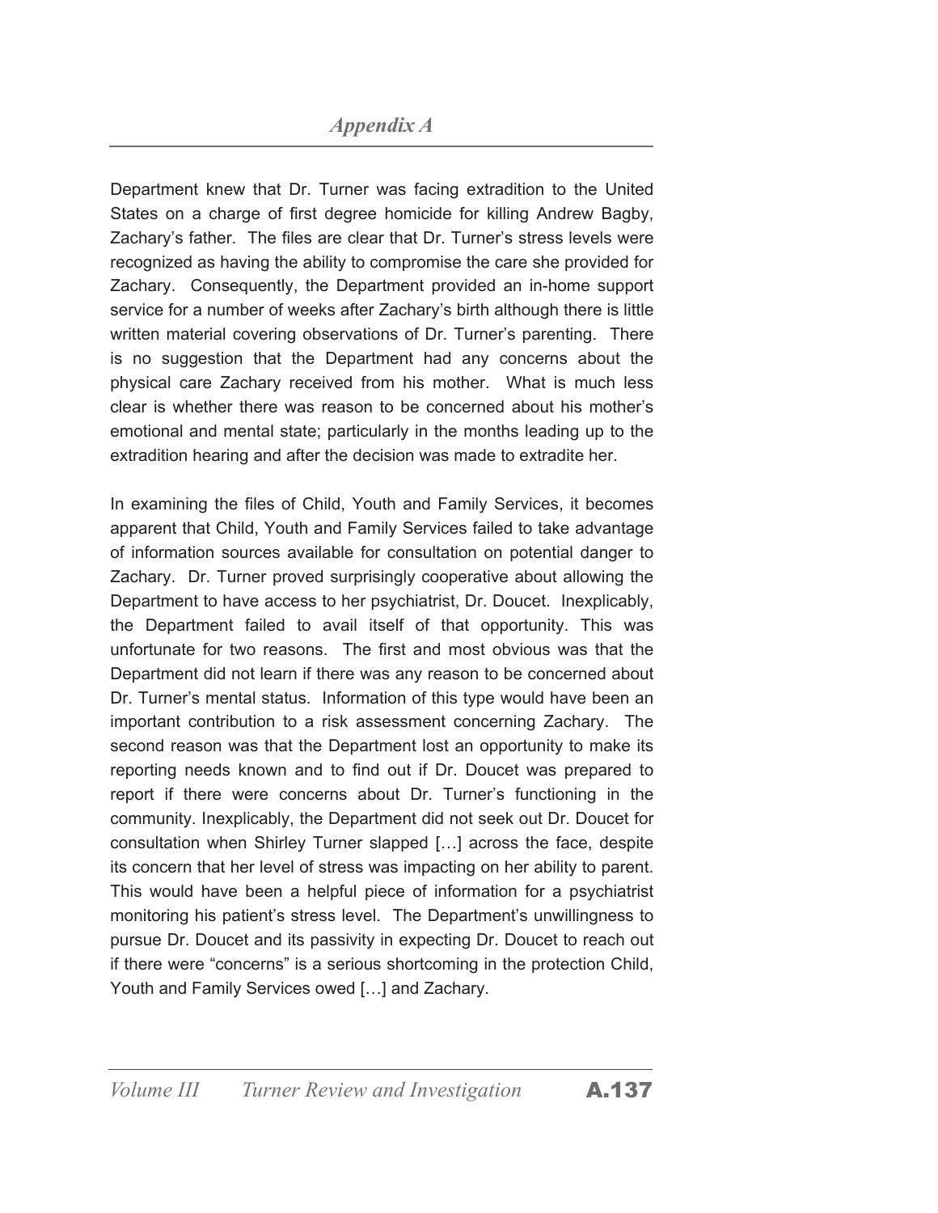Department knew that Dr. Turner was facing extradition to the United States on a charge of first degree homicide for killing Andrew Bagby, Zachary's father. The files are clear that Dr. Turner's stress levels were recognized as having the ability to compromise the care she provided for Zachary. Consequently, the Department provided an in-home support service for a number of weeks after Zachary's birth although there is little written material covering observations of Dr. Turner's parenting. There is no suggestion that the Department had any concerns about the physical care Zachary received from his mother. What is much less clear is whether there was reason to be concerned about his mother's emotional and mental state; particularly in the months leading up to the extradition hearing and after the decision was made to extradite her.

In examining the files of Child, Youth and Family Services, it becomes apparent that Child, Youth and Family Services failed to take advantage of information sources available for consultation on potential danger to Zachary. Dr. Turner proved surprisingly cooperative about allowing the Department to have access to her psychiatrist, Dr. Doucet. Inexplicably, the Department failed to avail itself of that opportunity. This was unfortunate for two reasons. The first and most obvious was that the Department did not learn if there was any reason to be concerned about Dr. Turner's mental status. Information of this type would have been an important contribution to a risk assessment concerning Zachary. The second reason was that the Department lost an opportunity to make its reporting needs known and to find out if Dr. Doucet was prepared to report if there were concerns about Dr. Turner's functioning in the community. Inexplicably, the Department did not seek out Dr. Doucet for consultation when Shirley Turner slapped […] across the face, despite its concern that her level of stress was impacting on her ability to parent. This would have been a helpful piece of information for a psychiatrist monitoring his patient's stress level. The Department's unwillingness to pursue Dr. Doucet and its passivity in expecting Dr. Doucet to reach out if there were "concerns" is a serious shortcoming in the protection Child, Youth and Family Services owed […] and Zachary.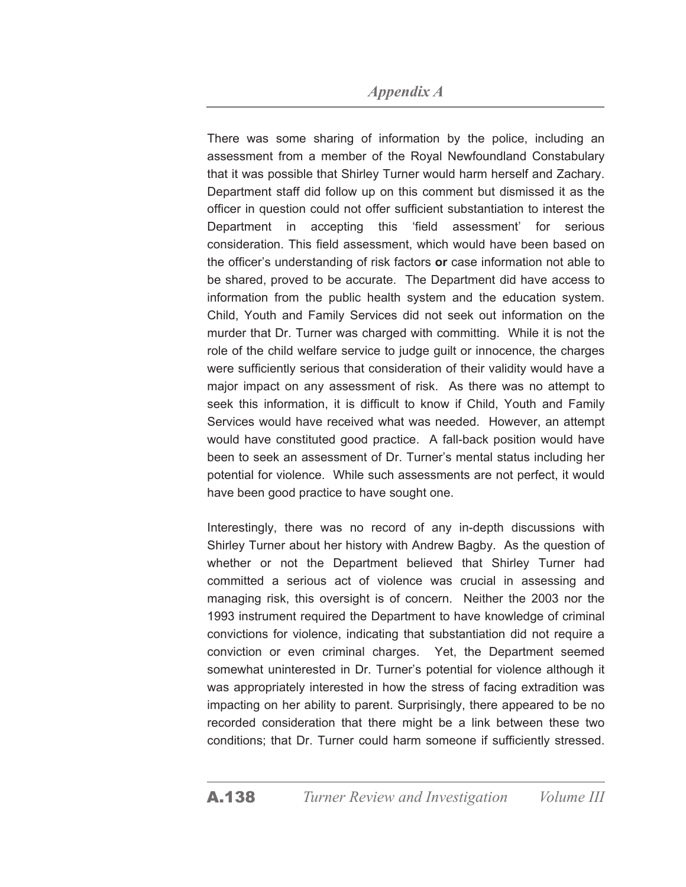There was some sharing of information by the police, including an assessment from a member of the Royal Newfoundland Constabulary that it was possible that Shirley Turner would harm herself and Zachary. Department staff did follow up on this comment but dismissed it as the officer in question could not offer sufficient substantiation to interest the Department in accepting this 'field assessment' for serious consideration. This field assessment, which would have been based on the officer's understanding of risk factors **or** case information not able to be shared, proved to be accurate. The Department did have access to information from the public health system and the education system. Child, Youth and Family Services did not seek out information on the murder that Dr. Turner was charged with committing. While it is not the role of the child welfare service to judge guilt or innocence, the charges were sufficiently serious that consideration of their validity would have a major impact on any assessment of risk. As there was no attempt to seek this information, it is difficult to know if Child, Youth and Family Services would have received what was needed. However, an attempt would have constituted good practice. A fall-back position would have been to seek an assessment of Dr. Turner's mental status including her potential for violence. While such assessments are not perfect, it would have been good practice to have sought one.

Interestingly, there was no record of any in-depth discussions with Shirley Turner about her history with Andrew Bagby. As the question of whether or not the Department believed that Shirley Turner had committed a serious act of violence was crucial in assessing and managing risk, this oversight is of concern. Neither the 2003 nor the 1993 instrument required the Department to have knowledge of criminal convictions for violence, indicating that substantiation did not require a conviction or even criminal charges. Yet, the Department seemed somewhat uninterested in Dr. Turner's potential for violence although it was appropriately interested in how the stress of facing extradition was impacting on her ability to parent. Surprisingly, there appeared to be no recorded consideration that there might be a link between these two conditions; that Dr. Turner could harm someone if sufficiently stressed.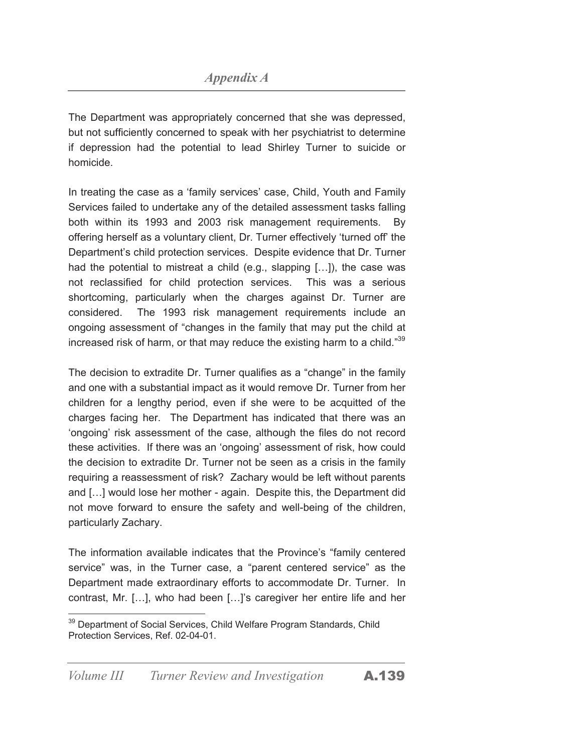The Department was appropriately concerned that she was depressed, but not sufficiently concerned to speak with her psychiatrist to determine if depression had the potential to lead Shirley Turner to suicide or homicide.

In treating the case as a 'family services' case, Child, Youth and Family Services failed to undertake any of the detailed assessment tasks falling both within its 1993 and 2003 risk management requirements. By offering herself as a voluntary client, Dr. Turner effectively 'turned off' the Department's child protection services. Despite evidence that Dr. Turner had the potential to mistreat a child (e.g., slapping […]), the case was not reclassified for child protection services. This was a serious shortcoming, particularly when the charges against Dr. Turner are considered. The 1993 risk management requirements include an ongoing assessment of "changes in the family that may put the child at increased risk of harm, or that may reduce the existing harm to a child."[39]

The decision to extradite Dr. Turner qualifies as a "change" in the family and one with a substantial impact as it would remove Dr. Turner from her children for a lengthy period, even if she were to be acquitted of the charges facing her. The Department has indicated that there was an 'ongoing' risk assessment of the case, although the files do not record these activities. If there was an 'ongoing' assessment of risk, how could the decision to extradite Dr. Turner not be seen as a crisis in the family requiring a reassessment of risk? Zachary would be left without parents and […] would lose her mother - again. Despite this, the Department did not move forward to ensure the safety and well-being of the children, particularly Zachary.

The information available indicates that the Province's "family centered service" was, in the Turner case, a "parent centered service" as the Department made extraordinary efforts to accommodate Dr. Turner. In contrast, Mr. […], who had been […]'s caregiver her entire life and her

[39] Department of Social Services, Child Welfare Program Standards, Child Protection Services, Ref. 02-04-01.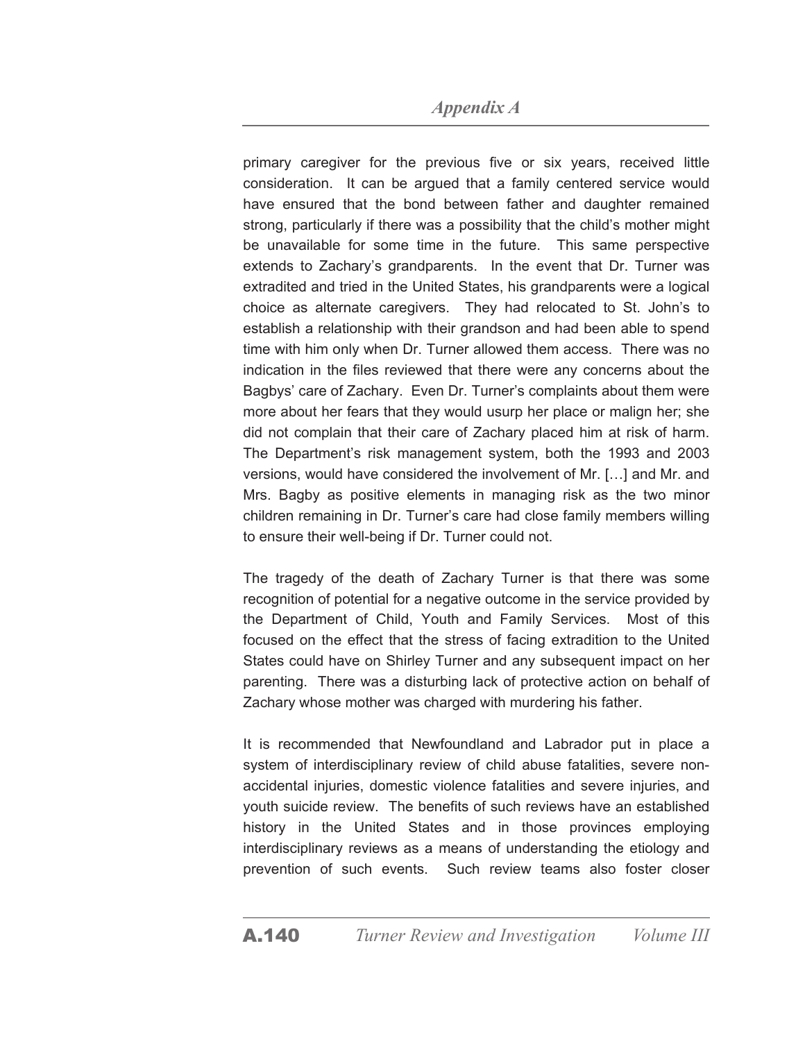primary caregiver for the previous five or six years, received little consideration. It can be argued that a family centered service would have ensured that the bond between father and daughter remained strong, particularly if there was a possibility that the child's mother might be unavailable for some time in the future. This same perspective extends to Zachary's grandparents. In the event that Dr. Turner was extradited and tried in the United States, his grandparents were a logical choice as alternate caregivers. They had relocated to St. John's to establish a relationship with their grandson and had been able to spend time with him only when Dr. Turner allowed them access. There was no indication in the files reviewed that there were any concerns about the Bagbys' care of Zachary. Even Dr. Turner's complaints about them were more about her fears that they would usurp her place or malign her; she did not complain that their care of Zachary placed him at risk of harm. The Department's risk management system, both the 1993 and 2003 versions, would have considered the involvement of Mr. […] and Mr. and Mrs. Bagby as positive elements in managing risk as the two minor children remaining in Dr. Turner's care had close family members willing to ensure their well-being if Dr. Turner could not.

The tragedy of the death of Zachary Turner is that there was some recognition of potential for a negative outcome in the service provided by the Department of Child, Youth and Family Services. Most of this focused on the effect that the stress of facing extradition to the United States could have on Shirley Turner and any subsequent impact on her parenting. There was a disturbing lack of protective action on behalf of Zachary whose mother was charged with murdering his father.

It is recommended that Newfoundland and Labrador put in place a system of interdisciplinary review of child abuse fatalities, severe non-accidental injuries, domestic violence fatalities and severe injuries, and youth suicide review. The benefits of such reviews have an established history in the United States and in those provinces employing interdisciplinary reviews as a means of understanding the etiology and prevention of such events. Such review teams also foster closer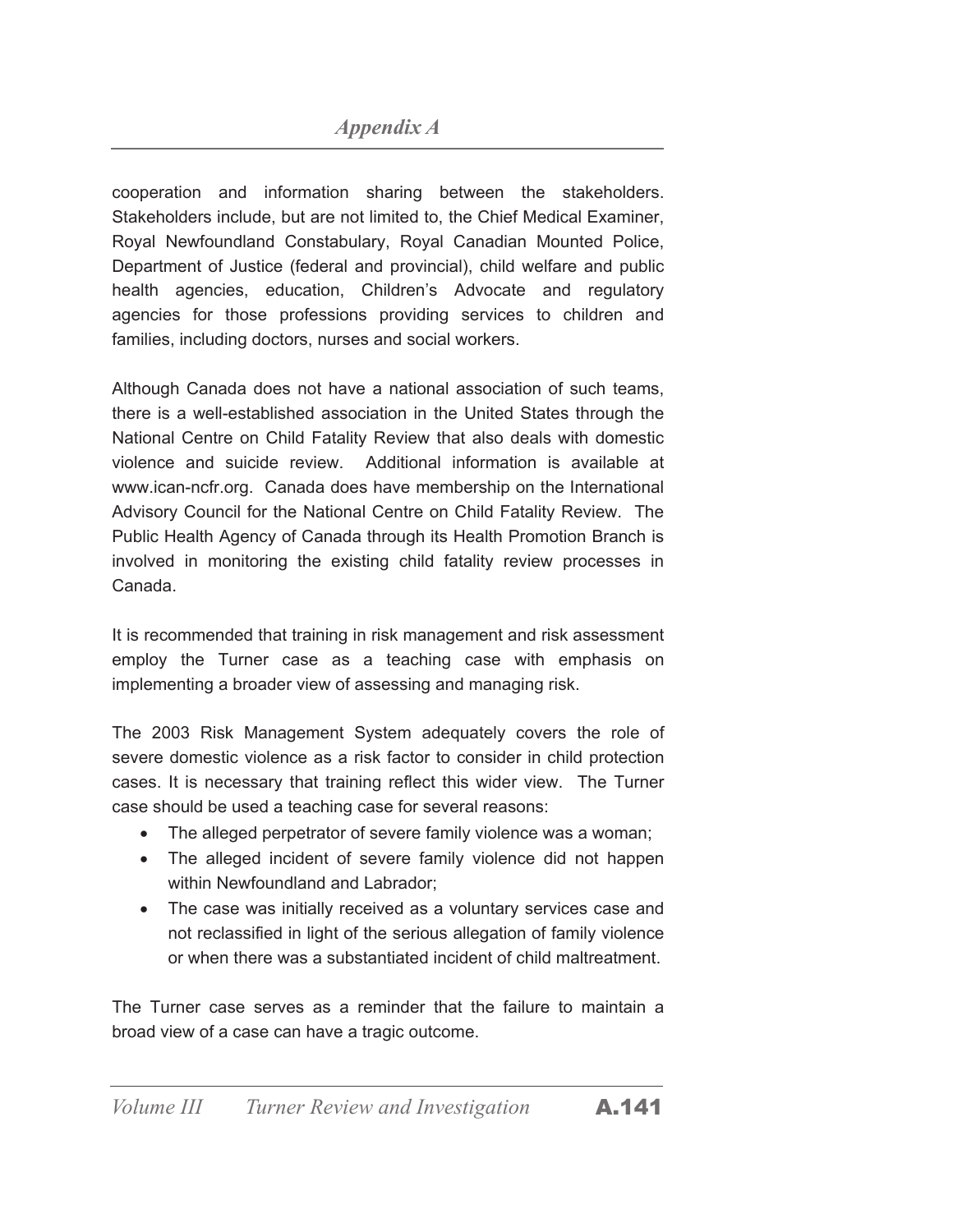cooperation and information sharing between the stakeholders. Stakeholders include, but are not limited to, the Chief Medical Examiner, Royal Newfoundland Constabulary, Royal Canadian Mounted Police, Department of Justice (federal and provincial), child welfare and public health agencies, education, Children's Advocate and regulatory agencies for those professions providing services to children and families, including doctors, nurses and social workers.

Although Canada does not have a national association of such teams, there is a well-established association in the United States through the National Centre on Child Fatality Review that also deals with domestic violence and suicide review. Additional information is available at www.ican-ncfr.org. Canada does have membership on the International Advisory Council for the National Centre on Child Fatality Review. The Public Health Agency of Canada through its Health Promotion Branch is involved in monitoring the existing child fatality review processes in Canada.

It is recommended that training in risk management and risk assessment employ the Turner case as a teaching case with emphasis on implementing a broader view of assessing and managing risk.

The 2003 Risk Management System adequately covers the role of severe domestic violence as a risk factor to consider in child protection cases. It is necessary that training reflect this wider view. The Turner case should be used a teaching case for several reasons:

- The alleged perpetrator of severe family violence was a woman;
- The alleged incident of severe family violence did not happen within Newfoundland and Labrador;
- The case was initially received as a voluntary services case and not reclassified in light of the serious allegation of family violence or when there was a substantiated incident of child maltreatment.

The Turner case serves as a reminder that the failure to maintain a broad view of a case can have a tragic outcome.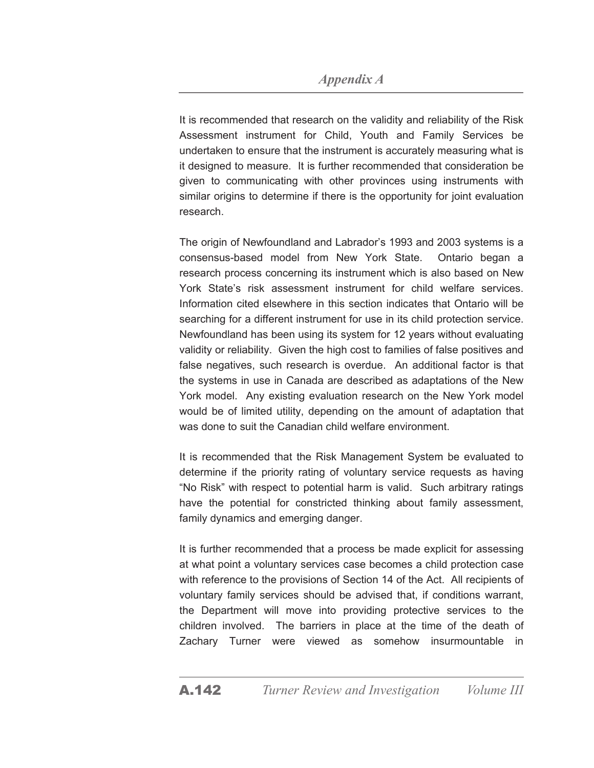It is recommended that research on the validity and reliability of the Risk Assessment instrument for Child, Youth and Family Services be undertaken to ensure that the instrument is accurately measuring what is it designed to measure. It is further recommended that consideration be given to communicating with other provinces using instruments with similar origins to determine if there is the opportunity for joint evaluation research.

The origin of Newfoundland and Labrador's 1993 and 2003 systems is a consensus-based model from New York State. Ontario began a research process concerning its instrument which is also based on New York State's risk assessment instrument for child welfare services. Information cited elsewhere in this section indicates that Ontario will be searching for a different instrument for use in its child protection service. Newfoundland has been using its system for 12 years without evaluating validity or reliability. Given the high cost to families of false positives and false negatives, such research is overdue. An additional factor is that the systems in use in Canada are described as adaptations of the New York model. Any existing evaluation research on the New York model would be of limited utility, depending on the amount of adaptation that was done to suit the Canadian child welfare environment.

It is recommended that the Risk Management System be evaluated to determine if the priority rating of voluntary service requests as having "No Risk" with respect to potential harm is valid. Such arbitrary ratings have the potential for constricted thinking about family assessment, family dynamics and emerging danger.

It is further recommended that a process be made explicit for assessing at what point a voluntary services case becomes a child protection case with reference to the provisions of Section 14 of the Act. All recipients of voluntary family services should be advised that, if conditions warrant, the Department will move into providing protective services to the children involved. The barriers in place at the time of the death of Zachary Turner were viewed as somehow insurmountable in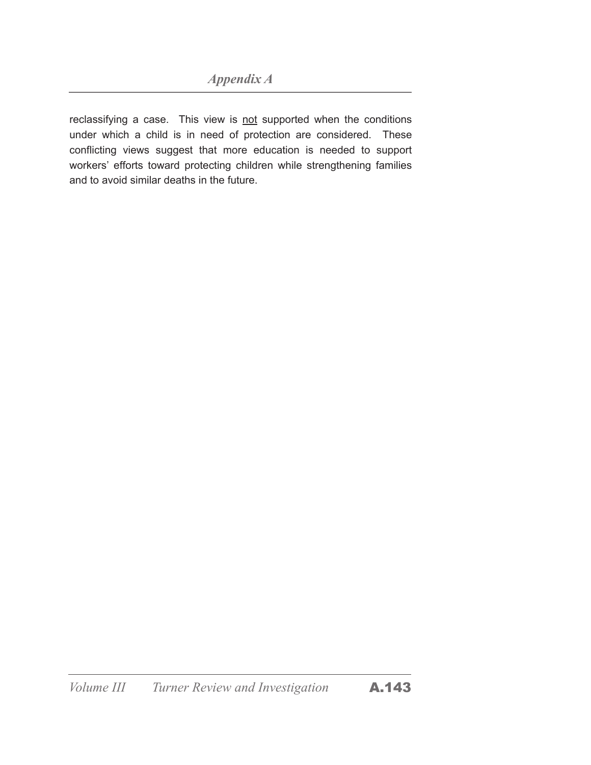reclassifying a case. This view is <u>not</u> supported when the conditions under which a child is in need of protection are considered. These conflicting views suggest that more education is needed to support workers' efforts toward protecting children while strengthening families and to avoid similar deaths in the future.